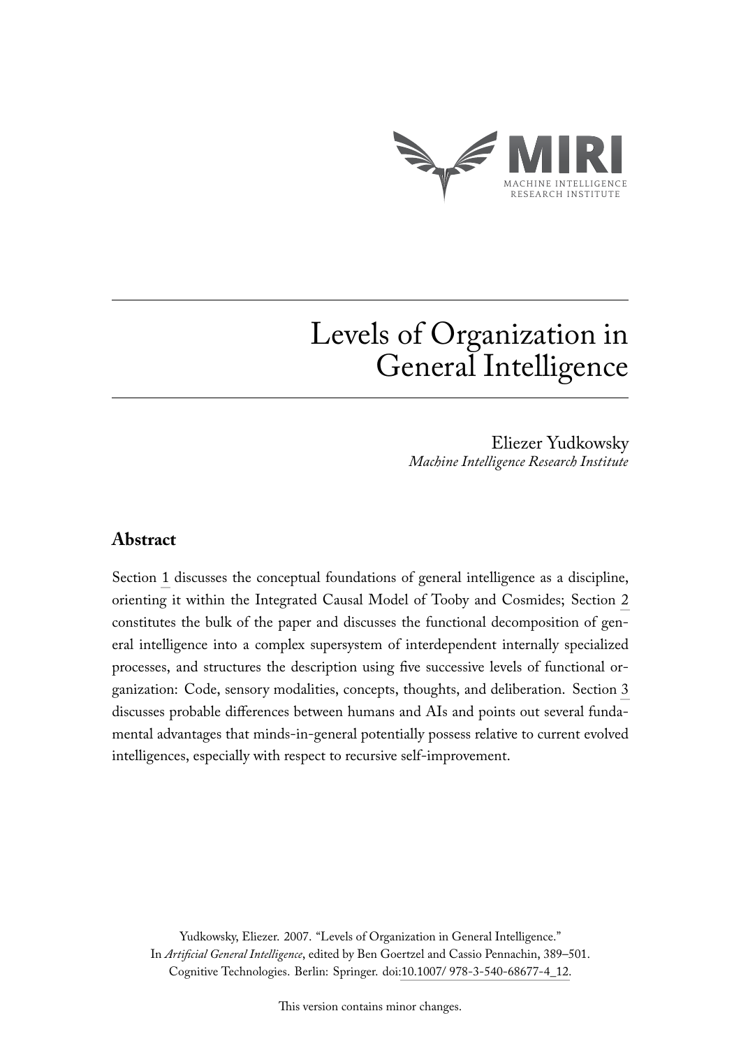MIRI

MACHINE INTELLIGENCE RESEARCH INSTITUTE

# Levels of Organization in General Intelligence

Eliezer Yudkowsky
*Machine Intelligence Research Institute*

## Abstract

Section 1 discusses the conceptual foundations of general intelligence as a discipline, orienting it within the Integrated Causal Model of Tooby and Cosmides; Section 2 constitutes the bulk of the paper and discusses the functional decomposition of general intelligence into a complex supersystem of interdependent internally specialized processes, and structures the description using five successive levels of functional organization: Code, sensory modalities, concepts, thoughts, and deliberation. Section 3 discusses probable differences between humans and AIs and points out several fundamental advantages that minds-in-general potentially possess relative to current evolved intelligences, especially with respect to recursive self-improvement.

Yudkowsky, Eliezer. 2007. "Levels of Organization in General Intelligence." In *Artificial General Intelligence*, edited by Ben Goertzel and Cassio Pennachin, 389–501. Cognitive Technologies. Berlin: Springer. doi:10.1007/978-3-540-68677-4_12.

This version contains minor changes.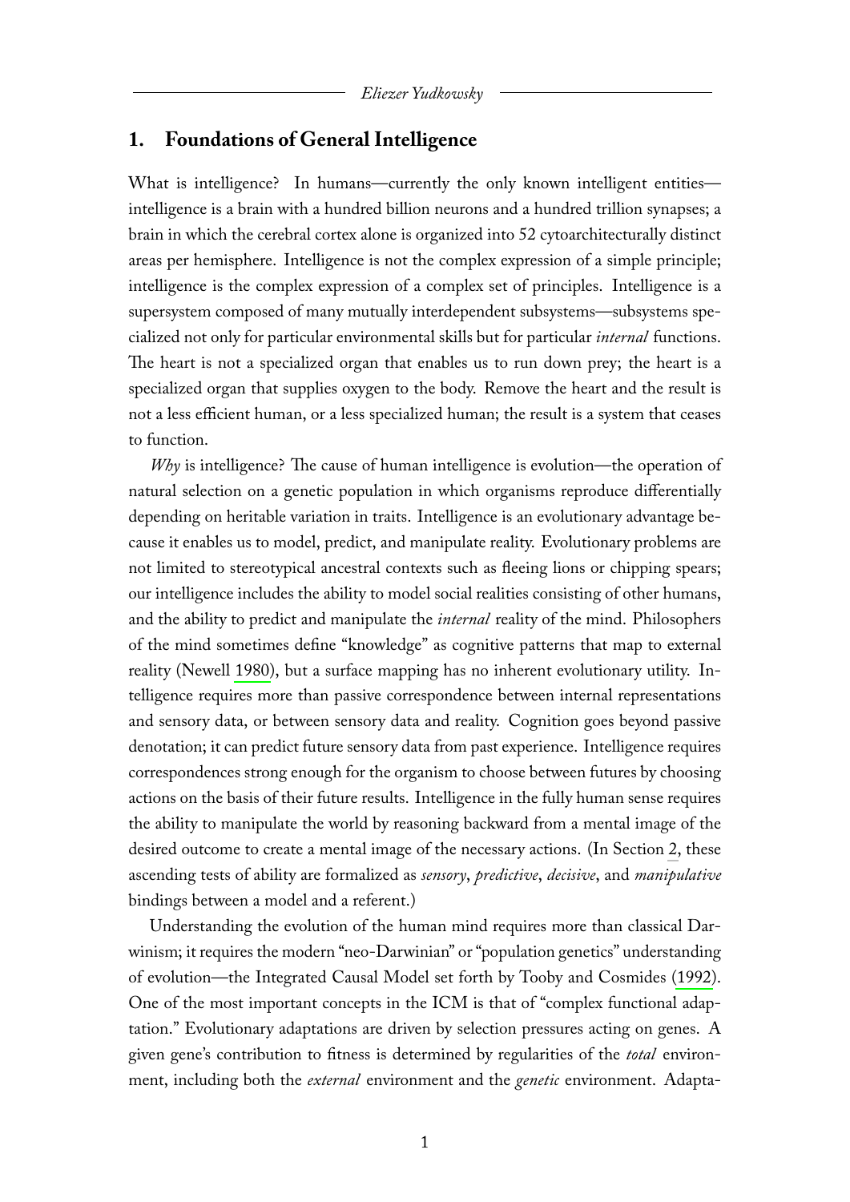## 1. Foundations of General Intelligence

What is intelligence? In humans—currently the only known intelligent entities—intelligence is a brain with a hundred billion neurons and a hundred trillion synapses; a brain in which the cerebral cortex alone is organized into 52 cytoarchitecturally distinct areas per hemisphere. Intelligence is not the complex expression of a simple principle; intelligence is the complex expression of a complex set of principles. Intelligence is a supersystem composed of many mutually interdependent subsystems—subsystems specialized not only for particular environmental skills but for particular *internal* functions. The heart is not a specialized organ that enables us to run down prey; the heart is a specialized organ that supplies oxygen to the body. Remove the heart and the result is not a less efficient human, or a less specialized human; the result is a system that ceases to function.

*Why* is intelligence? The cause of human intelligence is evolution—the operation of natural selection on a genetic population in which organisms reproduce differentially depending on heritable variation in traits. Intelligence is an evolutionary advantage because it enables us to model, predict, and manipulate reality. Evolutionary problems are not limited to stereotypical ancestral contexts such as fleeing lions or chipping spears; our intelligence includes the ability to model social realities consisting of other humans, and the ability to predict and manipulate the *internal* reality of the mind. Philosophers of the mind sometimes define "knowledge" as cognitive patterns that map to external reality (Newell 1980), but a surface mapping has no inherent evolutionary utility. Intelligence requires more than passive correspondence between internal representations and sensory data, or between sensory data and reality. Cognition goes beyond passive denotation; it can predict future sensory data from past experience. Intelligence requires correspondences strong enough for the organism to choose between futures by choosing actions on the basis of their future results. Intelligence in the fully human sense requires the ability to manipulate the world by reasoning backward from a mental image of the desired outcome to create a mental image of the necessary actions. (In Section 2, these ascending tests of ability are formalized as *sensory*, *predictive*, *decisive*, and *manipulative* bindings between a model and a referent.)

Understanding the evolution of the human mind requires more than classical Darwinism; it requires the modern "neo-Darwinian" or "population genetics" understanding of evolution—the Integrated Causal Model set forth by Tooby and Cosmides (1992). One of the most important concepts in the ICM is that of "complex functional adaptation." Evolutionary adaptations are driven by selection pressures acting on genes. A given gene's contribution to fitness is determined by regularities of the *total* environment, including both the *external* environment and the *genetic* environment. Adapta-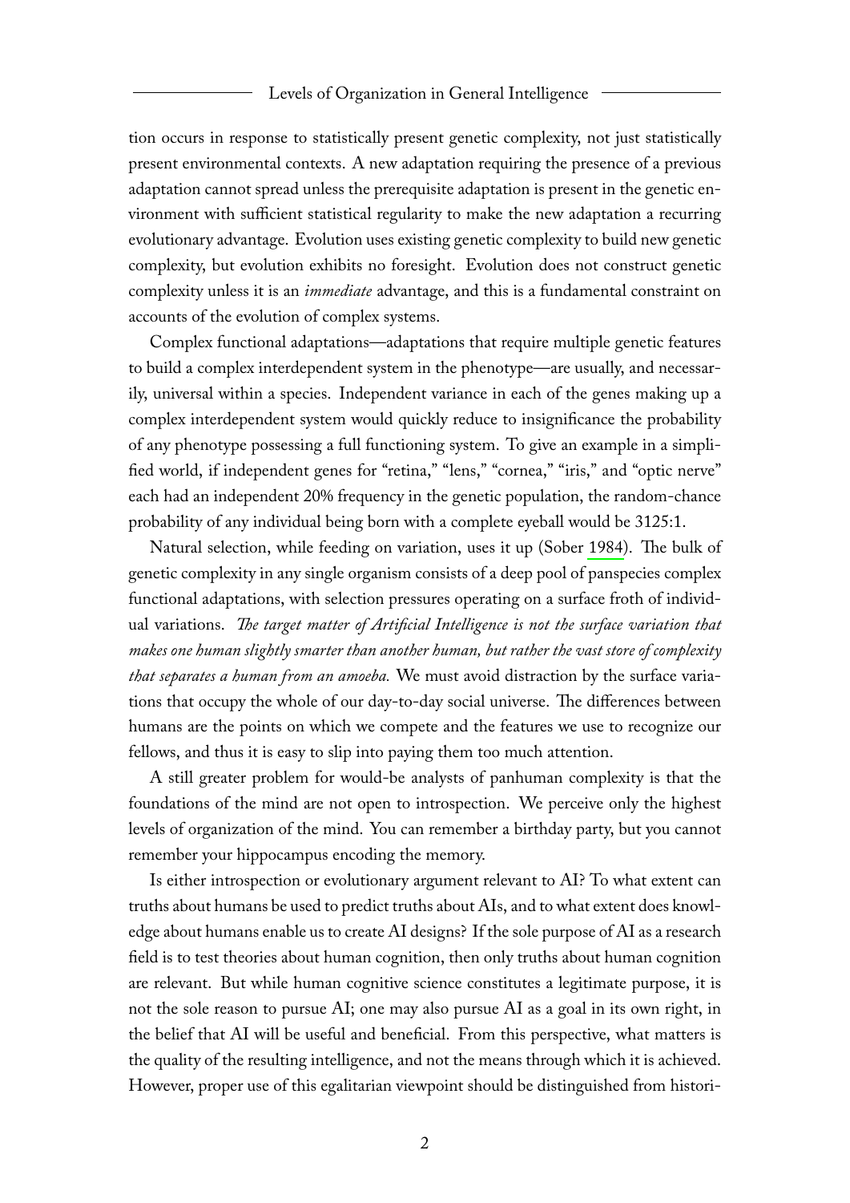tion occurs in response to statistically present genetic complexity, not just statistically present environmental contexts. A new adaptation requiring the presence of a previous adaptation cannot spread unless the prerequisite adaptation is present in the genetic environment with sufficient statistical regularity to make the new adaptation a recurring evolutionary advantage. Evolution uses existing genetic complexity to build new genetic complexity, but evolution exhibits no foresight. Evolution does not construct genetic complexity unless it is an *immediate* advantage, and this is a fundamental constraint on accounts of the evolution of complex systems.

Complex functional adaptations—adaptations that require multiple genetic features to build a complex interdependent system in the phenotype—are usually, and necessarily, universal within a species. Independent variance in each of the genes making up a complex interdependent system would quickly reduce to insignificance the probability of any phenotype possessing a full functioning system. To give an example in a simplified world, if independent genes for "retina," "lens," "cornea," "iris," and "optic nerve" each had an independent 20% frequency in the genetic population, the random-chance probability of any individual being born with a complete eyeball would be 3125:1.

Natural selection, while feeding on variation, uses it up (Sober 1984). The bulk of genetic complexity in any single organism consists of a deep pool of panspecies complex functional adaptations, with selection pressures operating on a surface froth of individual variations. *The target matter of Artificial Intelligence is not the surface variation that makes one human slightly smarter than another human, but rather the vast store of complexity that separates a human from an amoeba.* We must avoid distraction by the surface variations that occupy the whole of our day-to-day social universe. The differences between humans are the points on which we compete and the features we use to recognize our fellows, and thus it is easy to slip into paying them too much attention.

A still greater problem for would-be analysts of panhuman complexity is that the foundations of the mind are not open to introspection. We perceive only the highest levels of organization of the mind. You can remember a birthday party, but you cannot remember your hippocampus encoding the memory.

Is either introspection or evolutionary argument relevant to AI? To what extent can truths about humans be used to predict truths about AIs, and to what extent does knowledge about humans enable us to create AI designs? If the sole purpose of AI as a research field is to test theories about human cognition, then only truths about human cognition are relevant. But while human cognitive science constitutes a legitimate purpose, it is not the sole reason to pursue AI; one may also pursue AI as a goal in its own right, in the belief that AI will be useful and beneficial. From this perspective, what matters is the quality of the resulting intelligence, and not the means through which it is achieved. However, proper use of this egalitarian viewpoint should be distinguished from histori-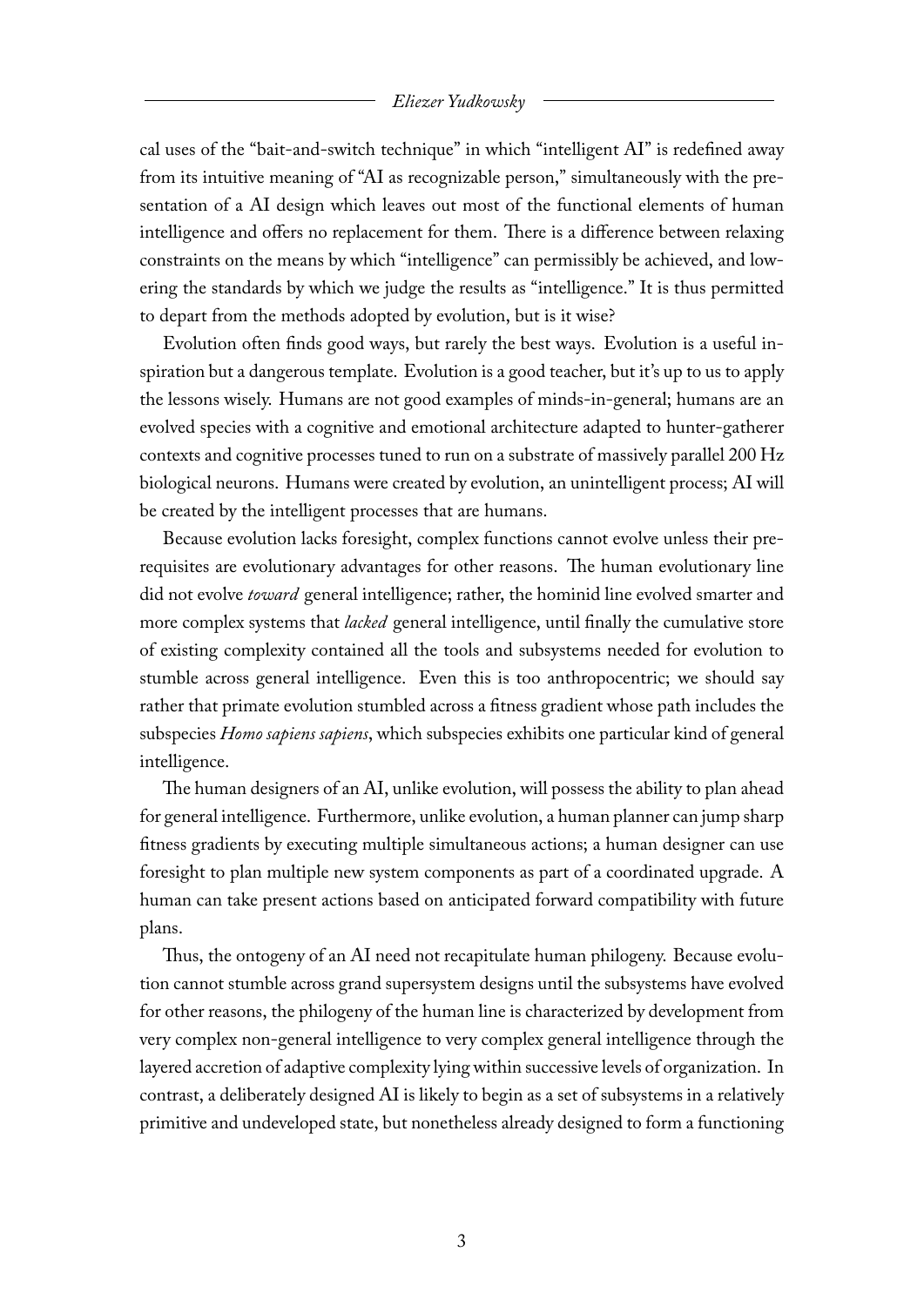cal uses of the "bait-and-switch technique" in which "intelligent AI" is redefined away from its intuitive meaning of "AI as recognizable person," simultaneously with the presentation of a AI design which leaves out most of the functional elements of human intelligence and offers no replacement for them. There is a difference between relaxing constraints on the means by which "intelligence" can permissibly be achieved, and lowering the standards by which we judge the results as "intelligence." It is thus permitted to depart from the methods adopted by evolution, but is it wise?

Evolution often finds good ways, but rarely the best ways. Evolution is a useful inspiration but a dangerous template. Evolution is a good teacher, but it's up to us to apply the lessons wisely. Humans are not good examples of minds-in-general; humans are an evolved species with a cognitive and emotional architecture adapted to hunter-gatherer contexts and cognitive processes tuned to run on a substrate of massively parallel 200 Hz biological neurons. Humans were created by evolution, an unintelligent process; AI will be created by the intelligent processes that are humans.

Because evolution lacks foresight, complex functions cannot evolve unless their prerequisites are evolutionary advantages for other reasons. The human evolutionary line did not evolve *toward* general intelligence; rather, the hominid line evolved smarter and more complex systems that *lacked* general intelligence, until finally the cumulative store of existing complexity contained all the tools and subsystems needed for evolution to stumble across general intelligence. Even this is too anthropocentric; we should say rather that primate evolution stumbled across a fitness gradient whose path includes the subspecies *Homo sapiens sapiens*, which subspecies exhibits one particular kind of general intelligence.

The human designers of an AI, unlike evolution, will possess the ability to plan ahead for general intelligence. Furthermore, unlike evolution, a human planner can jump sharp fitness gradients by executing multiple simultaneous actions; a human designer can use foresight to plan multiple new system components as part of a coordinated upgrade. A human can take present actions based on anticipated forward compatibility with future plans.

Thus, the ontogeny of an AI need not recapitulate human philogeny. Because evolution cannot stumble across grand supersystem designs until the subsystems have evolved for other reasons, the philogeny of the human line is characterized by development from very complex non-general intelligence to very complex general intelligence through the layered accretion of adaptive complexity lying within successive levels of organization. In contrast, a deliberately designed AI is likely to begin as a set of subsystems in a relatively primitive and undeveloped state, but nonetheless already designed to form a functioning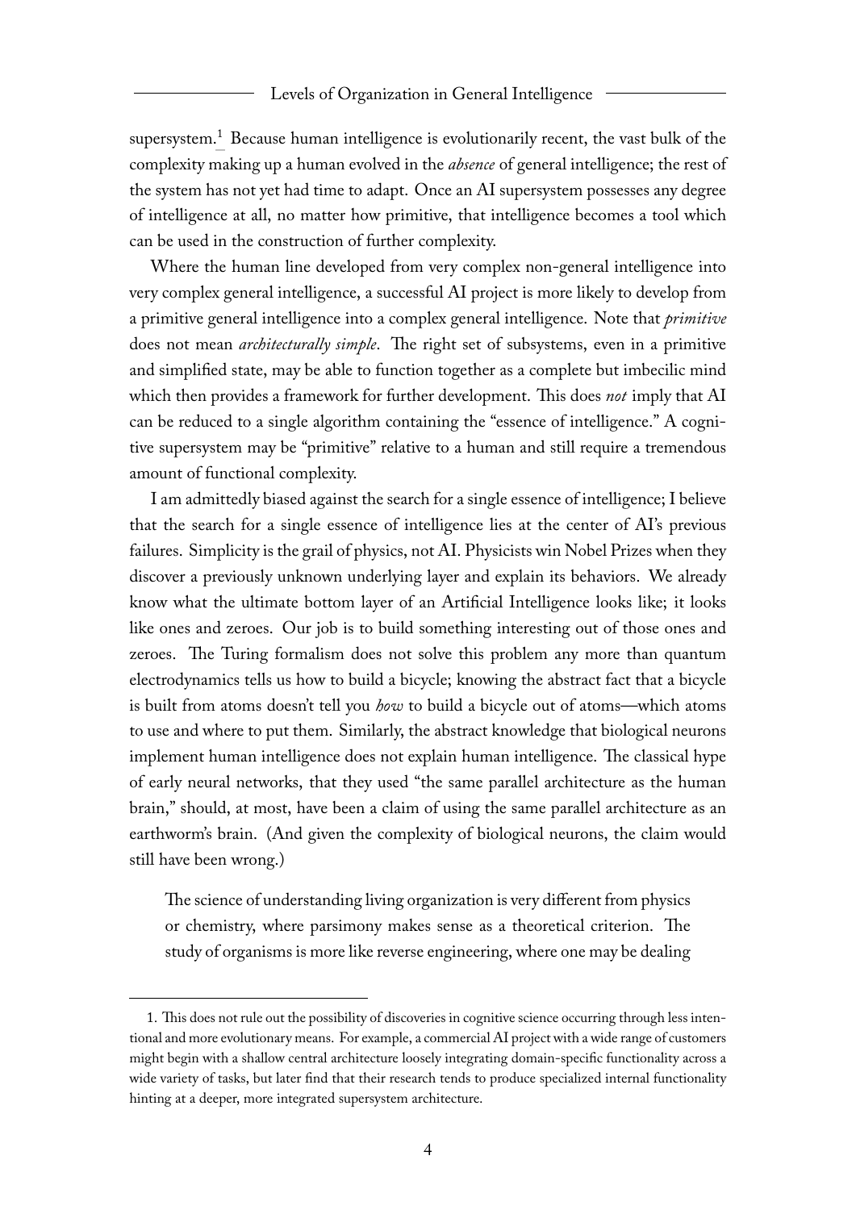supersystem.[1] Because human intelligence is evolutionarily recent, the vast bulk of the complexity making up a human evolved in the *absence* of general intelligence; the rest of the system has not yet had time to adapt. Once an AI supersystem possesses any degree of intelligence at all, no matter how primitive, that intelligence becomes a tool which can be used in the construction of further complexity.

Where the human line developed from very complex non-general intelligence into very complex general intelligence, a successful AI project is more likely to develop from a primitive general intelligence into a complex general intelligence. Note that *primitive* does not mean *architecturally simple*. The right set of subsystems, even in a primitive and simplified state, may be able to function together as a complete but imbecilic mind which then provides a framework for further development. This does *not* imply that AI can be reduced to a single algorithm containing the "essence of intelligence." A cognitive supersystem may be "primitive" relative to a human and still require a tremendous amount of functional complexity.

I am admittedly biased against the search for a single essence of intelligence; I believe that the search for a single essence of intelligence lies at the center of AI's previous failures. Simplicity is the grail of physics, not AI. Physicists win Nobel Prizes when they discover a previously unknown underlying layer and explain its behaviors. We already know what the ultimate bottom layer of an Artificial Intelligence looks like; it looks like ones and zeroes. Our job is to build something interesting out of those ones and zeroes. The Turing formalism does not solve this problem any more than quantum electrodynamics tells us how to build a bicycle; knowing the abstract fact that a bicycle is built from atoms doesn't tell you *how* to build a bicycle out of atoms—which atoms to use and where to put them. Similarly, the abstract knowledge that biological neurons implement human intelligence does not explain human intelligence. The classical hype of early neural networks, that they used "the same parallel architecture as the human brain," should, at most, have been a claim of using the same parallel architecture as an earthworm's brain. (And given the complexity of biological neurons, the claim would still have been wrong.)

> The science of understanding living organization is very different from physics or chemistry, where parsimony makes sense as a theoretical criterion. The study of organisms is more like reverse engineering, where one may be dealing

1. This does not rule out the possibility of discoveries in cognitive science occurring through less intentional and more evolutionary means. For example, a commercial AI project with a wide range of customers might begin with a shallow central architecture loosely integrating domain-specific functionality across a wide variety of tasks, but later find that their research tends to produce specialized internal functionality hinting at a deeper, more integrated supersystem architecture.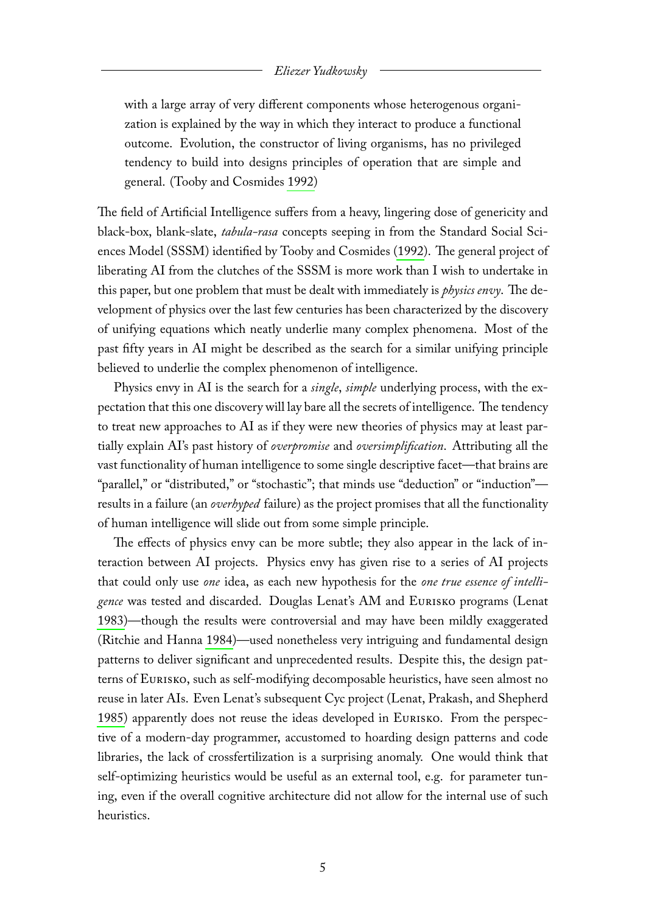> with a large array of very different components whose heterogenous organization is explained by the way in which they interact to produce a functional outcome. Evolution, the constructor of living organisms, has no privileged tendency to build into designs principles of operation that are simple and general. (Tooby and Cosmides 1992)

The field of Artificial Intelligence suffers from a heavy, lingering dose of genericity and black-box, blank-slate, *tabula-rasa* concepts seeping in from the Standard Social Sciences Model (SSSM) identified by Tooby and Cosmides (1992). The general project of liberating AI from the clutches of the SSSM is more work than I wish to undertake in this paper, but one problem that must be dealt with immediately is *physics envy*. The development of physics over the last few centuries has been characterized by the discovery of unifying equations which neatly underlie many complex phenomena. Most of the past fifty years in AI might be described as the search for a similar unifying principle believed to underlie the complex phenomenon of intelligence.

Physics envy in AI is the search for a *single*, *simple* underlying process, with the expectation that this one discovery will lay bare all the secrets of intelligence. The tendency to treat new approaches to AI as if they were new theories of physics may at least partially explain AI's past history of *overpromise* and *oversimplification*. Attributing all the vast functionality of human intelligence to some single descriptive facet—that brains are "parallel," or "distributed," or "stochastic"; that minds use "deduction" or "induction"—results in a failure (an *overhyped* failure) as the project promises that all the functionality of human intelligence will slide out from some simple principle.

The effects of physics envy can be more subtle; they also appear in the lack of interaction between AI projects. Physics envy has given rise to a series of AI projects that could only use *one* idea, as each new hypothesis for the *one true essence of intelligence* was tested and discarded. Douglas Lenat's AM and Eurisko programs (Lenat 1983)—though the results were controversial and may have been mildly exaggerated (Ritchie and Hanna 1984)—used nonetheless very intriguing and fundamental design patterns to deliver significant and unprecedented results. Despite this, the design patterns of Eurisko, such as self-modifying decomposable heuristics, have seen almost no reuse in later AIs. Even Lenat's subsequent Cyc project (Lenat, Prakash, and Shepherd 1985) apparently does not reuse the ideas developed in Eurisko. From the perspective of a modern-day programmer, accustomed to hoarding design patterns and code libraries, the lack of crossfertilization is a surprising anomaly. One would think that self-optimizing heuristics would be useful as an external tool, e.g. for parameter tuning, even if the overall cognitive architecture did not allow for the internal use of such heuristics.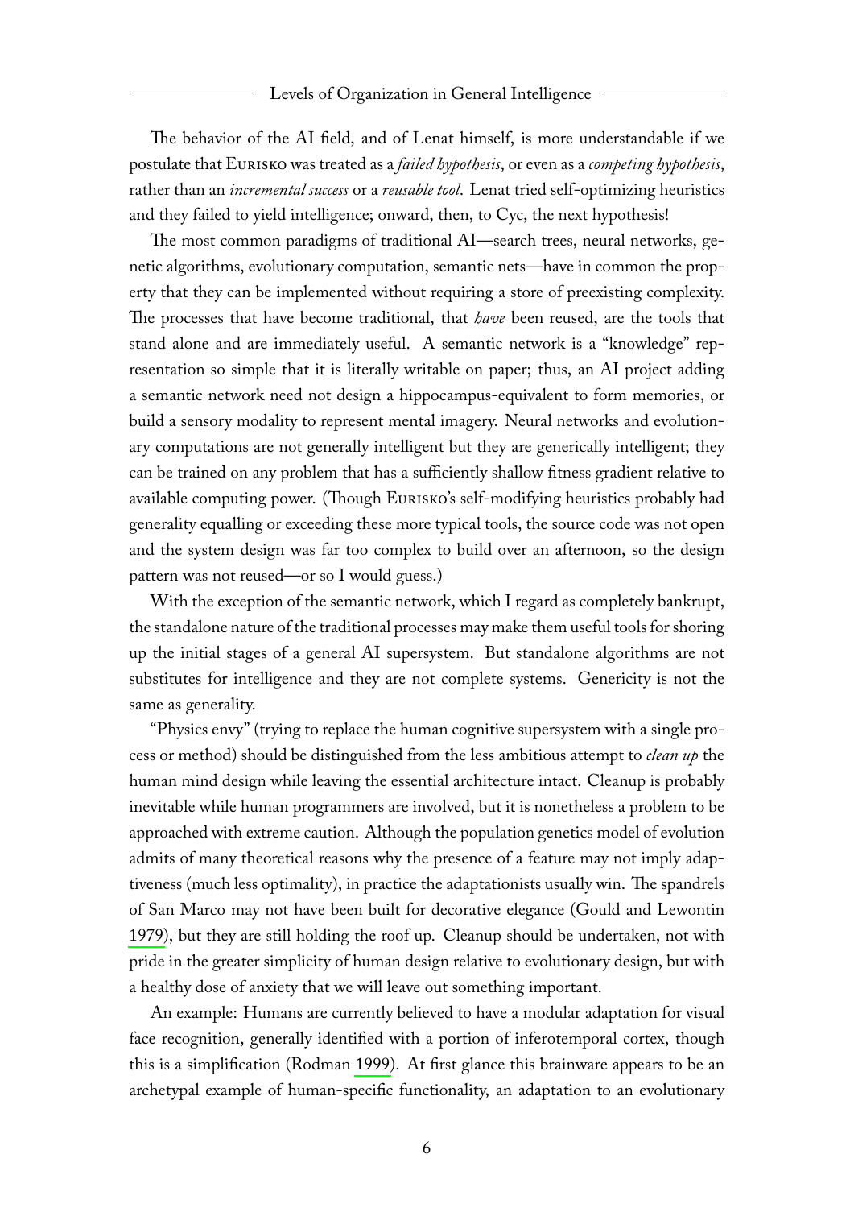The behavior of the AI field, and of Lenat himself, is more understandable if we postulate that Eurisko was treated as a *failed hypothesis*, or even as a *competing hypothesis*, rather than an *incremental success* or a *reusable tool*. Lenat tried self-optimizing heuristics and they failed to yield intelligence; onward, then, to Cyc, the next hypothesis!

The most common paradigms of traditional AI—search trees, neural networks, genetic algorithms, evolutionary computation, semantic nets—have in common the property that they can be implemented without requiring a store of preexisting complexity. The processes that have become traditional, that *have* been reused, are the tools that stand alone and are immediately useful. A semantic network is a "knowledge" representation so simple that it is literally writable on paper; thus, an AI project adding a semantic network need not design a hippocampus-equivalent to form memories, or build a sensory modality to represent mental imagery. Neural networks and evolutionary computations are not generally intelligent but they are generically intelligent; they can be trained on any problem that has a sufficiently shallow fitness gradient relative to available computing power. (Though Eurisko's self-modifying heuristics probably had generality equalling or exceeding these more typical tools, the source code was not open and the system design was far too complex to build over an afternoon, so the design pattern was not reused—or so I would guess.)

With the exception of the semantic network, which I regard as completely bankrupt, the standalone nature of the traditional processes may make them useful tools for shoring up the initial stages of a general AI supersystem. But standalone algorithms are not substitutes for intelligence and they are not complete systems. Genericity is not the same as generality.

"Physics envy" (trying to replace the human cognitive supersystem with a single process or method) should be distinguished from the less ambitious attempt to *clean up* the human mind design while leaving the essential architecture intact. Cleanup is probably inevitable while human programmers are involved, but it is nonetheless a problem to be approached with extreme caution. Although the population genetics model of evolution admits of many theoretical reasons why the presence of a feature may not imply adaptiveness (much less optimality), in practice the adaptationists usually win. The spandrels of San Marco may not have been built for decorative elegance (Gould and Lewontin 1979), but they are still holding the roof up. Cleanup should be undertaken, not with pride in the greater simplicity of human design relative to evolutionary design, but with a healthy dose of anxiety that we will leave out something important.

An example: Humans are currently believed to have a modular adaptation for visual face recognition, generally identified with a portion of inferotemporal cortex, though this is a simplification (Rodman 1999). At first glance this brainware appears to be an archetypal example of human-specific functionality, an adaptation to an evolutionary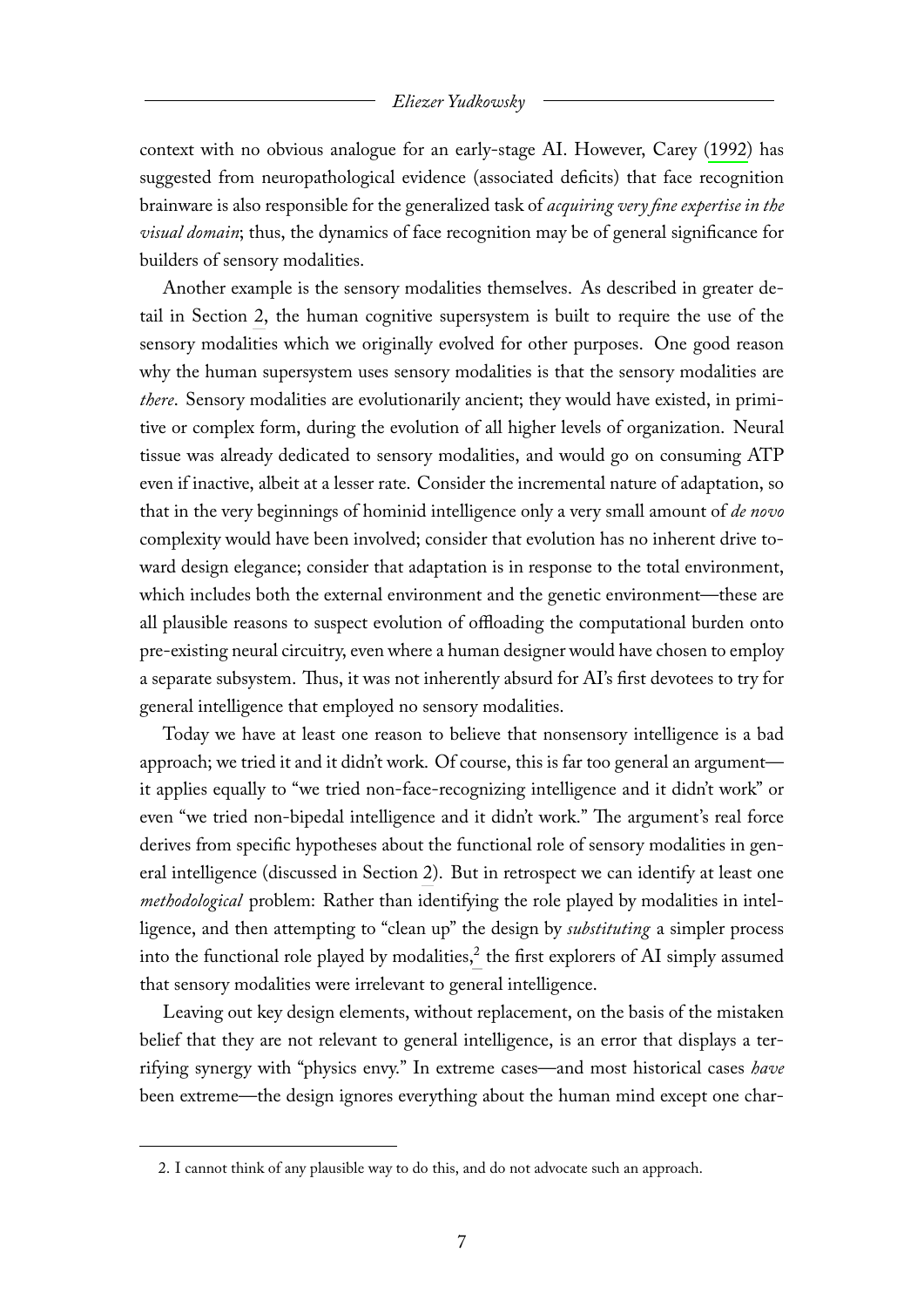context with no obvious analogue for an early-stage AI. However, Carey (1992) has suggested from neuropathological evidence (associated deficits) that face recognition brainware is also responsible for the generalized task of *acquiring very fine expertise in the visual domain*; thus, the dynamics of face recognition may be of general significance for builders of sensory modalities.

Another example is the sensory modalities themselves. As described in greater detail in Section 2, the human cognitive supersystem is built to require the use of the sensory modalities which we originally evolved for other purposes. One good reason why the human supersystem uses sensory modalities is that the sensory modalities are *there*. Sensory modalities are evolutionarily ancient; they would have existed, in primitive or complex form, during the evolution of all higher levels of organization. Neural tissue was already dedicated to sensory modalities, and would go on consuming ATP even if inactive, albeit at a lesser rate. Consider the incremental nature of adaptation, so that in the very beginnings of hominid intelligence only a very small amount of *de novo* complexity would have been involved; consider that evolution has no inherent drive toward design elegance; consider that adaptation is in response to the total environment, which includes both the external environment and the genetic environment—these are all plausible reasons to suspect evolution of offloading the computational burden onto pre-existing neural circuitry, even where a human designer would have chosen to employ a separate subsystem. Thus, it was not inherently absurd for AI's first devotees to try for general intelligence that employed no sensory modalities.

Today we have at least one reason to believe that nonsensory intelligence is a bad approach; we tried it and it didn't work. Of course, this is far too general an argument—it applies equally to "we tried non-face-recognizing intelligence and it didn't work" or even "we tried non-bipedal intelligence and it didn't work." The argument's real force derives from specific hypotheses about the functional role of sensory modalities in general intelligence (discussed in Section 2). But in retrospect we can identify at least one *methodological* problem: Rather than identifying the role played by modalities in intelligence, and then attempting to "clean up" the design by *substituting* a simpler process into the functional role played by modalities,[2] the first explorers of AI simply assumed that sensory modalities were irrelevant to general intelligence.

Leaving out key design elements, without replacement, on the basis of the mistaken belief that they are not relevant to general intelligence, is an error that displays a terrifying synergy with "physics envy." In extreme cases—and most historical cases *have* been extreme—the design ignores everything about the human mind except one char-

2. I cannot think of any plausible way to do this, and do not advocate such an approach.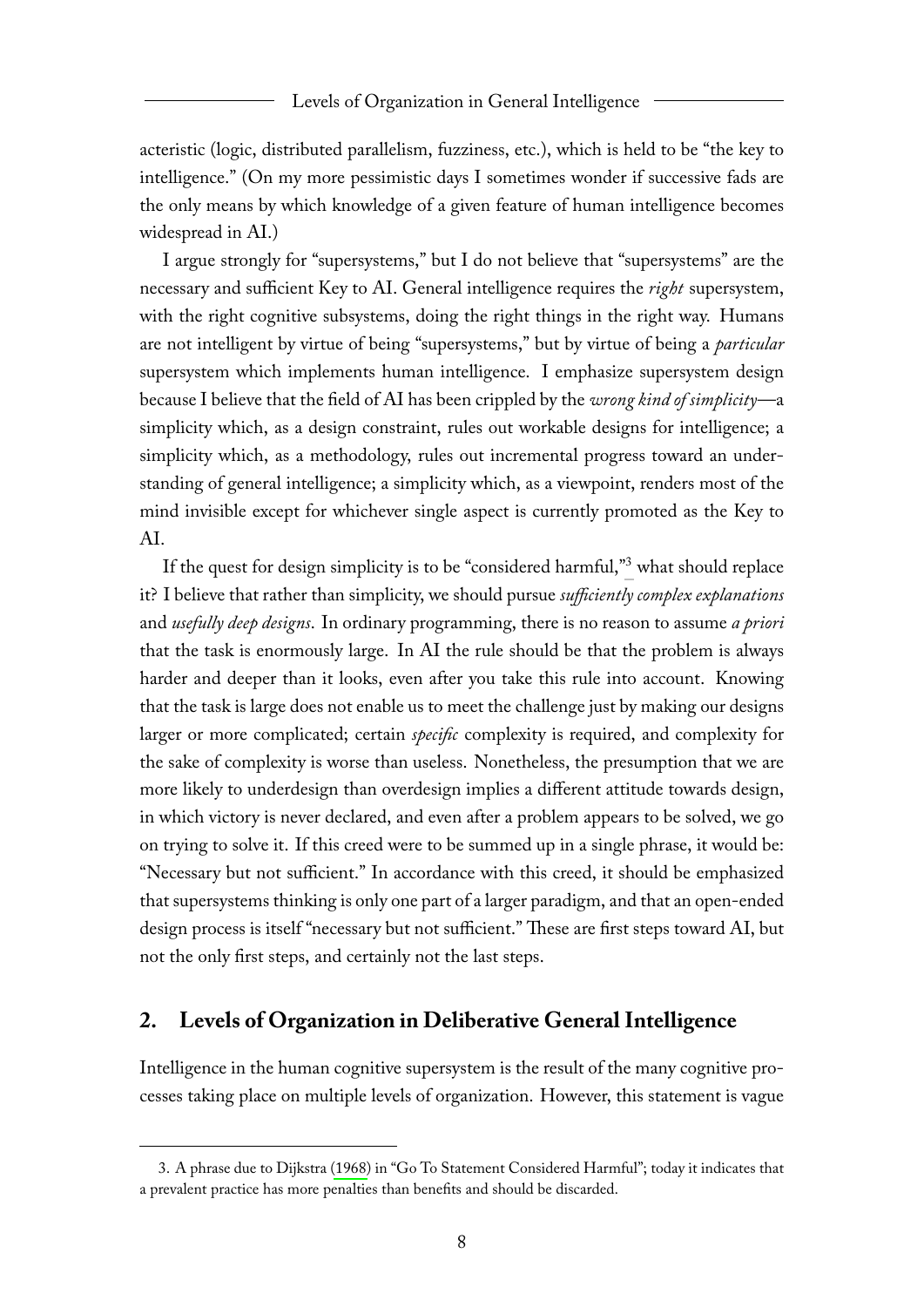acteristic (logic, distributed parallelism, fuzziness, etc.), which is held to be "the key to intelligence." (On my more pessimistic days I sometimes wonder if successive fads are the only means by which knowledge of a given feature of human intelligence becomes widespread in AI.)

I argue strongly for "supersystems," but I do not believe that "supersystems" are the necessary and sufficient Key to AI. General intelligence requires the *right* supersystem, with the right cognitive subsystems, doing the right things in the right way. Humans are not intelligent by virtue of being "supersystems," but by virtue of being a *particular* supersystem which implements human intelligence. I emphasize supersystem design because I believe that the field of AI has been crippled by the *wrong kind of simplicity*—a simplicity which, as a design constraint, rules out workable designs for intelligence; a simplicity which, as a methodology, rules out incremental progress toward an understanding of general intelligence; a simplicity which, as a viewpoint, renders most of the mind invisible except for whichever single aspect is currently promoted as the Key to AI.

If the quest for design simplicity is to be "considered harmful,"[3] what should replace it? I believe that rather than simplicity, we should pursue *sufficiently complex explanations* and *usefully deep designs*. In ordinary programming, there is no reason to assume *a priori* that the task is enormously large. In AI the rule should be that the problem is always harder and deeper than it looks, even after you take this rule into account. Knowing that the task is large does not enable us to meet the challenge just by making our designs larger or more complicated; certain *specific* complexity is required, and complexity for the sake of complexity is worse than useless. Nonetheless, the presumption that we are more likely to underdesign than overdesign implies a different attitude towards design, in which victory is never declared, and even after a problem appears to be solved, we go on trying to solve it. If this creed were to be summed up in a single phrase, it would be: "Necessary but not sufficient." In accordance with this creed, it should be emphasized that supersystems thinking is only one part of a larger paradigm, and that an open-ended design process is itself "necessary but not sufficient." These are first steps toward AI, but not the only first steps, and certainly not the last steps.

## 2. Levels of Organization in Deliberative General Intelligence

Intelligence in the human cognitive supersystem is the result of the many cognitive processes taking place on multiple levels of organization. However, this statement is vague

3. A phrase due to Dijkstra (1968) in "Go To Statement Considered Harmful"; today it indicates that a prevalent practice has more penalties than benefits and should be discarded.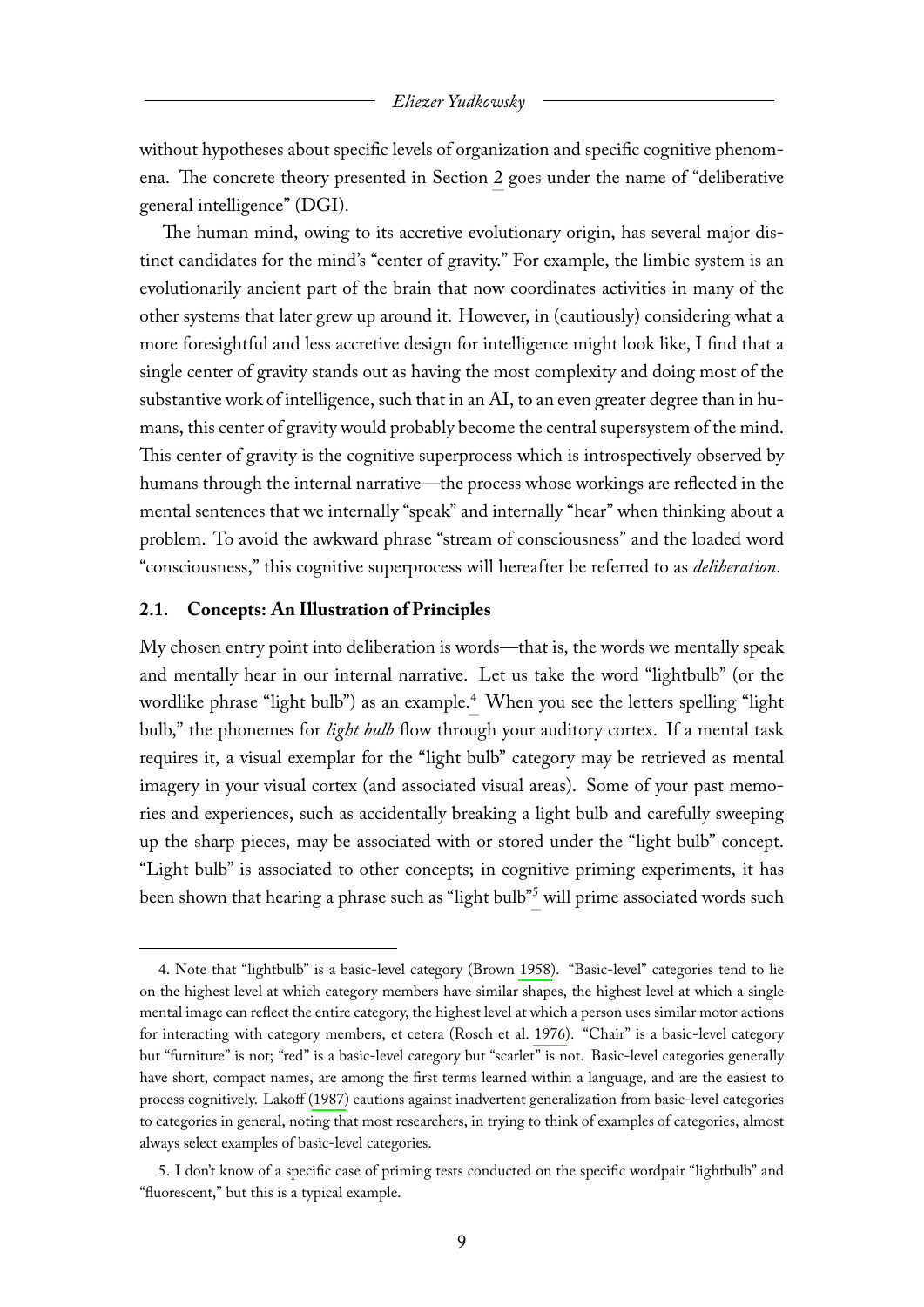without hypotheses about specific levels of organization and specific cognitive phenomena. The concrete theory presented in Section 2 goes under the name of "deliberative general intelligence" (DGI).

The human mind, owing to its accretive evolutionary origin, has several major distinct candidates for the mind's "center of gravity." For example, the limbic system is an evolutionarily ancient part of the brain that now coordinates activities in many of the other systems that later grew up around it. However, in (cautiously) considering what a more foresightful and less accretive design for intelligence might look like, I find that a single center of gravity stands out as having the most complexity and doing most of the substantive work of intelligence, such that in an AI, to an even greater degree than in humans, this center of gravity would probably become the central supersystem of the mind. This center of gravity is the cognitive superprocess which is introspectively observed by humans through the internal narrative—the process whose workings are reflected in the mental sentences that we internally "speak" and internally "hear" when thinking about a problem. To avoid the awkward phrase "stream of consciousness" and the loaded word "consciousness," this cognitive superprocess will hereafter be referred to as *deliberation*.

### 2.1. Concepts: An Illustration of Principles

My chosen entry point into deliberation is words—that is, the words we mentally speak and mentally hear in our internal narrative. Let us take the word "lightbulb" (or the wordlike phrase "light bulb") as an example.[4] When you see the letters spelling "light bulb," the phonemes for *light bulb* flow through your auditory cortex. If a mental task requires it, a visual exemplar for the "light bulb" category may be retrieved as mental imagery in your visual cortex (and associated visual areas). Some of your past memories and experiences, such as accidentally breaking a light bulb and carefully sweeping up the sharp pieces, may be associated with or stored under the "light bulb" concept. "Light bulb" is associated to other concepts; in cognitive priming experiments, it has been shown that hearing a phrase such as "light bulb"[5] will prime associated words such

---

4. Note that "lightbulb" is a basic-level category (Brown 1958). "Basic-level" categories tend to lie on the highest level at which category members have similar shapes, the highest level at which a single mental image can reflect the entire category, the highest level at which a person uses similar motor actions for interacting with category members, et cetera (Rosch et al. 1976). "Chair" is a basic-level category but "furniture" is not; "red" is a basic-level category but "scarlet" is not. Basic-level categories generally have short, compact names, are among the first terms learned within a language, and are the easiest to process cognitively. Lakoff (1987) cautions against inadvertent generalization from basic-level categories to categories in general, noting that most researchers, in trying to think of examples of categories, almost always select examples of basic-level categories.

5. I don't know of a specific case of priming tests conducted on the specific wordpair "lightbulb" and "fluorescent," but this is a typical example.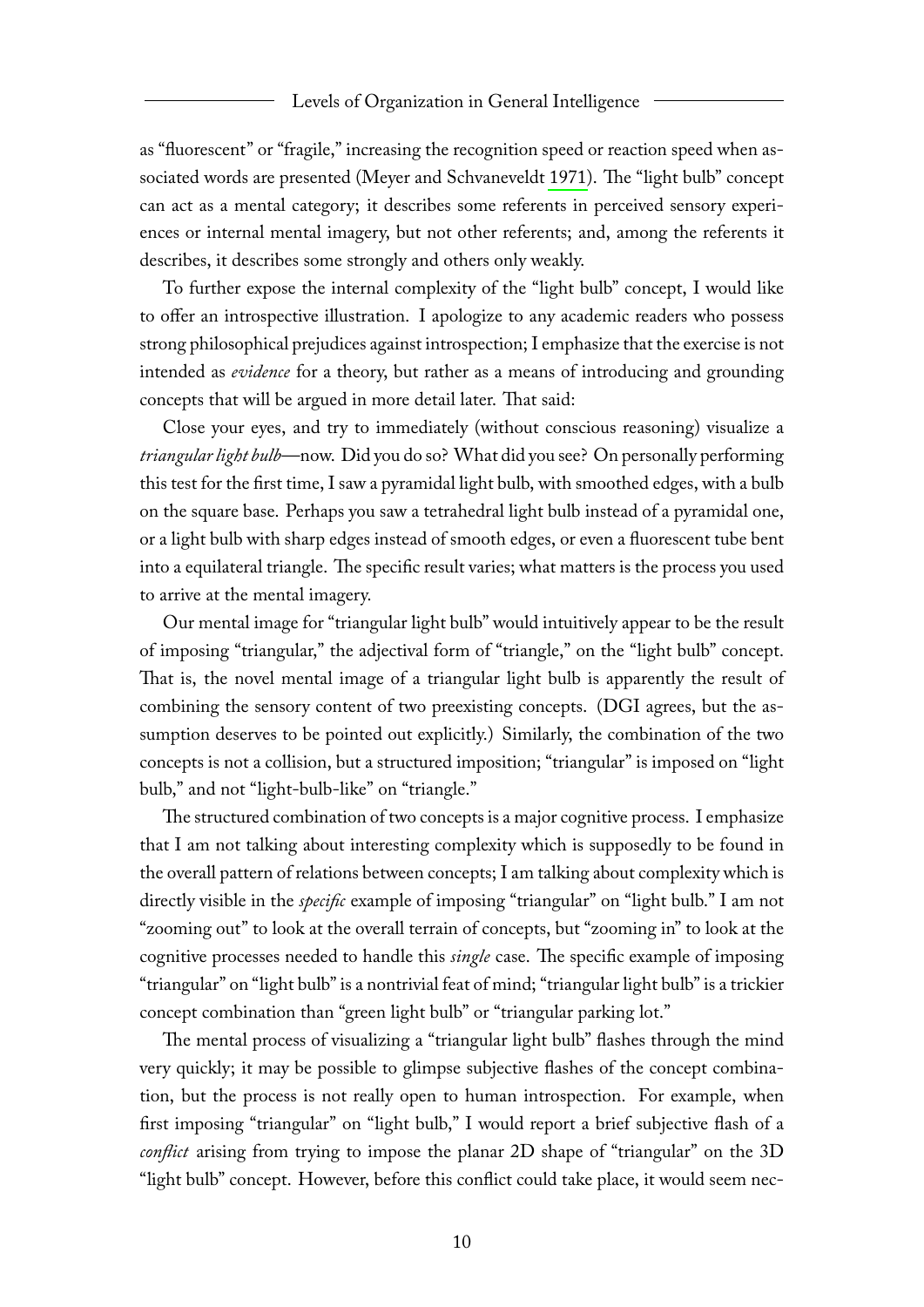as "fluorescent" or "fragile," increasing the recognition speed or reaction speed when associated words are presented (Meyer and Schvaneveldt 1971). The "light bulb" concept can act as a mental category; it describes some referents in perceived sensory experiences or internal mental imagery, but not other referents; and, among the referents it describes, it describes some strongly and others only weakly.

To further expose the internal complexity of the "light bulb" concept, I would like to offer an introspective illustration. I apologize to any academic readers who possess strong philosophical prejudices against introspection; I emphasize that the exercise is not intended as *evidence* for a theory, but rather as a means of introducing and grounding concepts that will be argued in more detail later. That said:

Close your eyes, and try to immediately (without conscious reasoning) visualize a *triangular light bulb*—now. Did you do so? What did you see? On personally performing this test for the first time, I saw a pyramidal light bulb, with smoothed edges, with a bulb on the square base. Perhaps you saw a tetrahedral light bulb instead of a pyramidal one, or a light bulb with sharp edges instead of smooth edges, or even a fluorescent tube bent into a equilateral triangle. The specific result varies; what matters is the process you used to arrive at the mental imagery.

Our mental image for "triangular light bulb" would intuitively appear to be the result of imposing "triangular," the adjectival form of "triangle," on the "light bulb" concept. That is, the novel mental image of a triangular light bulb is apparently the result of combining the sensory content of two preexisting concepts. (DGI agrees, but the assumption deserves to be pointed out explicitly.) Similarly, the combination of the two concepts is not a collision, but a structured imposition; "triangular" is imposed on "light bulb," and not "light-bulb-like" on "triangle."

The structured combination of two concepts is a major cognitive process. I emphasize that I am not talking about interesting complexity which is supposedly to be found in the overall pattern of relations between concepts; I am talking about complexity which is directly visible in the *specific* example of imposing "triangular" on "light bulb." I am not "zooming out" to look at the overall terrain of concepts, but "zooming in" to look at the cognitive processes needed to handle this *single* case. The specific example of imposing "triangular" on "light bulb" is a nontrivial feat of mind; "triangular light bulb" is a trickier concept combination than "green light bulb" or "triangular parking lot."

The mental process of visualizing a "triangular light bulb" flashes through the mind very quickly; it may be possible to glimpse subjective flashes of the concept combination, but the process is not really open to human introspection. For example, when first imposing "triangular" on "light bulb," I would report a brief subjective flash of a *conflict* arising from trying to impose the planar 2D shape of "triangular" on the 3D "light bulb" concept. However, before this conflict could take place, it would seem nec-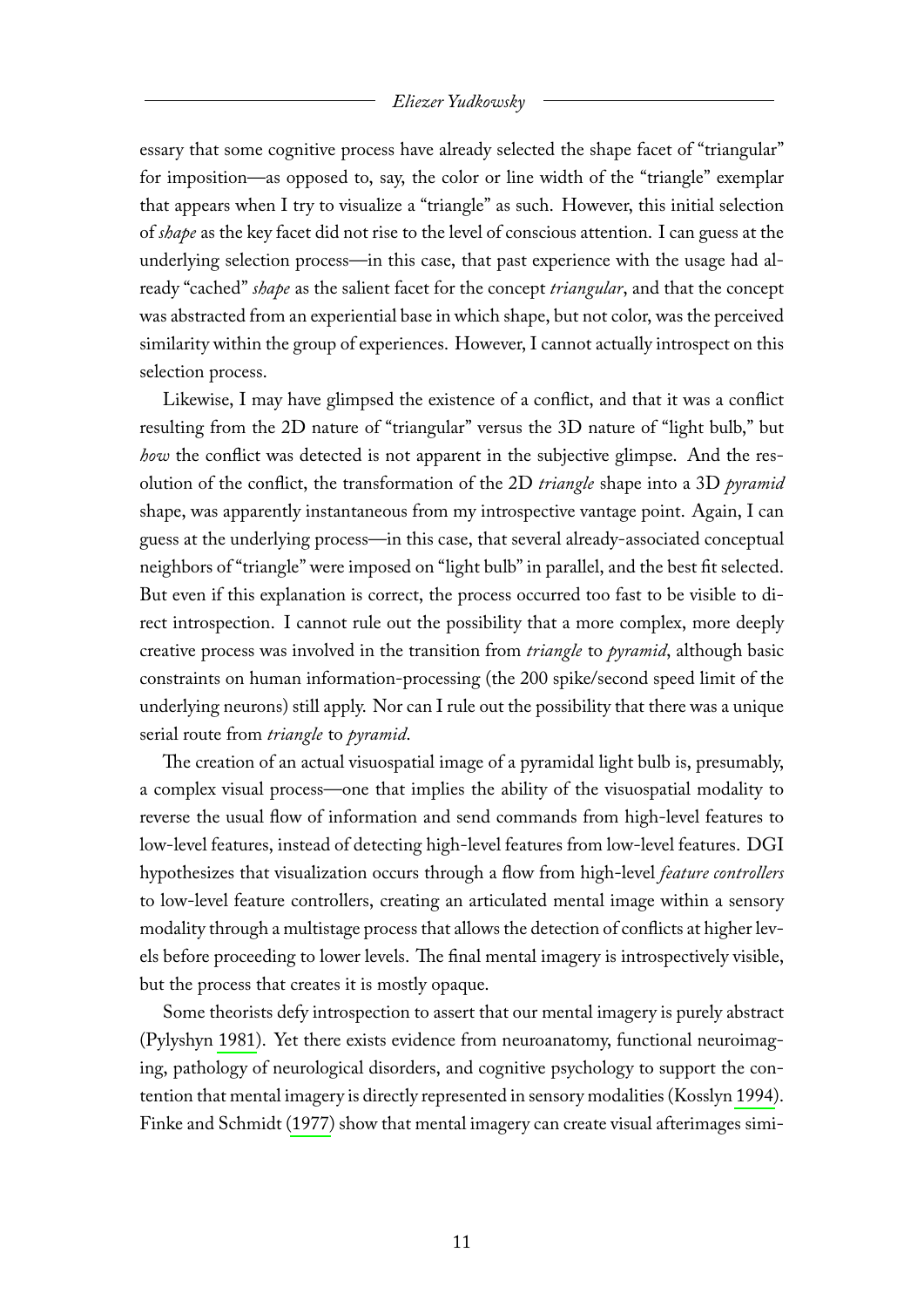essary that some cognitive process have already selected the shape facet of "triangular" for imposition—as opposed to, say, the color or line width of the "triangle" exemplar that appears when I try to visualize a "triangle" as such. However, this initial selection of *shape* as the key facet did not rise to the level of conscious attention. I can guess at the underlying selection process—in this case, that past experience with the usage had already "cached" *shape* as the salient facet for the concept *triangular*, and that the concept was abstracted from an experiential base in which shape, but not color, was the perceived similarity within the group of experiences. However, I cannot actually introspect on this selection process.

Likewise, I may have glimpsed the existence of a conflict, and that it was a conflict resulting from the 2D nature of "triangular" versus the 3D nature of "light bulb," but *how* the conflict was detected is not apparent in the subjective glimpse. And the resolution of the conflict, the transformation of the 2D *triangle* shape into a 3D *pyramid* shape, was apparently instantaneous from my introspective vantage point. Again, I can guess at the underlying process—in this case, that several already-associated conceptual neighbors of "triangle" were imposed on "light bulb" in parallel, and the best fit selected. But even if this explanation is correct, the process occurred too fast to be visible to direct introspection. I cannot rule out the possibility that a more complex, more deeply creative process was involved in the transition from *triangle* to *pyramid*, although basic constraints on human information-processing (the 200 spike/second speed limit of the underlying neurons) still apply. Nor can I rule out the possibility that there was a unique serial route from *triangle* to *pyramid*.

The creation of an actual visuospatial image of a pyramidal light bulb is, presumably, a complex visual process—one that implies the ability of the visuospatial modality to reverse the usual flow of information and send commands from high-level features to low-level features, instead of detecting high-level features from low-level features. DGI hypothesizes that visualization occurs through a flow from high-level *feature controllers* to low-level feature controllers, creating an articulated mental image within a sensory modality through a multistage process that allows the detection of conflicts at higher levels before proceeding to lower levels. The final mental imagery is introspectively visible, but the process that creates it is mostly opaque.

Some theorists defy introspection to assert that our mental imagery is purely abstract (Pylyshyn 1981). Yet there exists evidence from neuroanatomy, functional neuroimaging, pathology of neurological disorders, and cognitive psychology to support the contention that mental imagery is directly represented in sensory modalities (Kosslyn 1994). Finke and Schmidt (1977) show that mental imagery can create visual afterimages simi-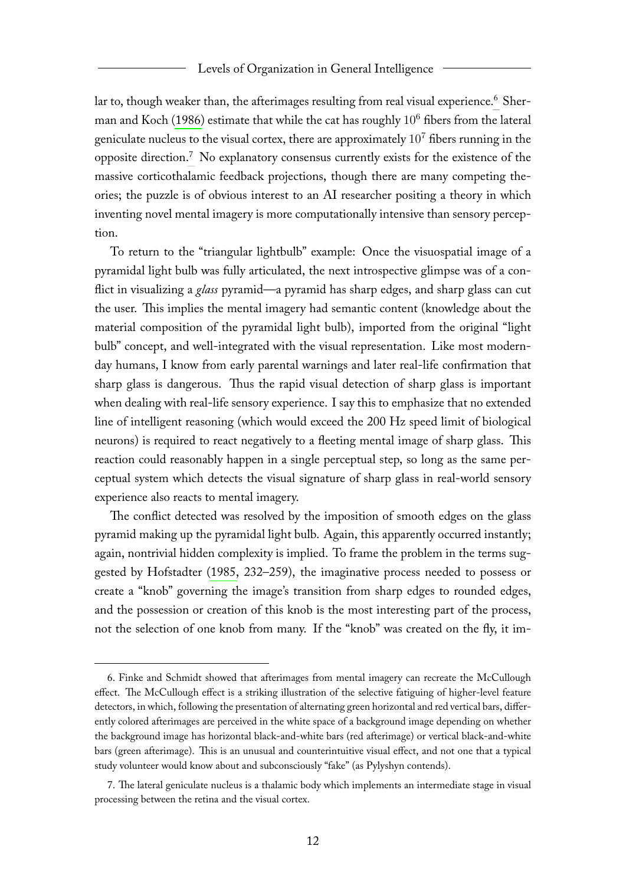lar to, though weaker than, the afterimages resulting from real visual experience.[6] Sherman and Koch (1986) estimate that while the cat has roughly $10^6$ fibers from the lateral geniculate nucleus to the visual cortex, there are approximately $10^7$ fibers running in the opposite direction.[7] No explanatory consensus currently exists for the existence of the massive corticothalamic feedback projections, though there are many competing theories; the puzzle is of obvious interest to an AI researcher positing a theory in which inventing novel mental imagery is more computationally intensive than sensory perception.

To return to the "triangular lightbulb" example: Once the visuospatial image of a pyramidal light bulb was fully articulated, the next introspective glimpse was of a conflict in visualizing a *glass* pyramid—a pyramid has sharp edges, and sharp glass can cut the user. This implies the mental imagery had semantic content (knowledge about the material composition of the pyramidal light bulb), imported from the original "light bulb" concept, and well-integrated with the visual representation. Like most modern-day humans, I know from early parental warnings and later real-life confirmation that sharp glass is dangerous. Thus the rapid visual detection of sharp glass is important when dealing with real-life sensory experience. I say this to emphasize that no extended line of intelligent reasoning (which would exceed the 200 Hz speed limit of biological neurons) is required to react negatively to a fleeting mental image of sharp glass. This reaction could reasonably happen in a single perceptual step, so long as the same perceptual system which detects the visual signature of sharp glass in real-world sensory experience also reacts to mental imagery.

The conflict detected was resolved by the imposition of smooth edges on the glass pyramid making up the pyramidal light bulb. Again, this apparently occurred instantly; again, nontrivial hidden complexity is implied. To frame the problem in the terms suggested by Hofstadter (1985, 232–259), the imaginative process needed to possess or create a "knob" governing the image's transition from sharp edges to rounded edges, and the possession or creation of this knob is the most interesting part of the process, not the selection of one knob from many. If the "knob" was created on the fly, it im-

6. Finke and Schmidt showed that afterimages from mental imagery can recreate the McCullough effect. The McCullough effect is a striking illustration of the selective fatiguing of higher-level feature detectors, in which, following the presentation of alternating green horizontal and red vertical bars, differently colored afterimages are perceived in the white space of a background image depending on whether the background image has horizontal black-and-white bars (red afterimage) or vertical black-and-white bars (green afterimage). This is an unusual and counterintuitive visual effect, and not one that a typical study volunteer would know about and subconsciously "fake" (as Pylyshyn contends).

7. The lateral geniculate nucleus is a thalamic body which implements an intermediate stage in visual processing between the retina and the visual cortex.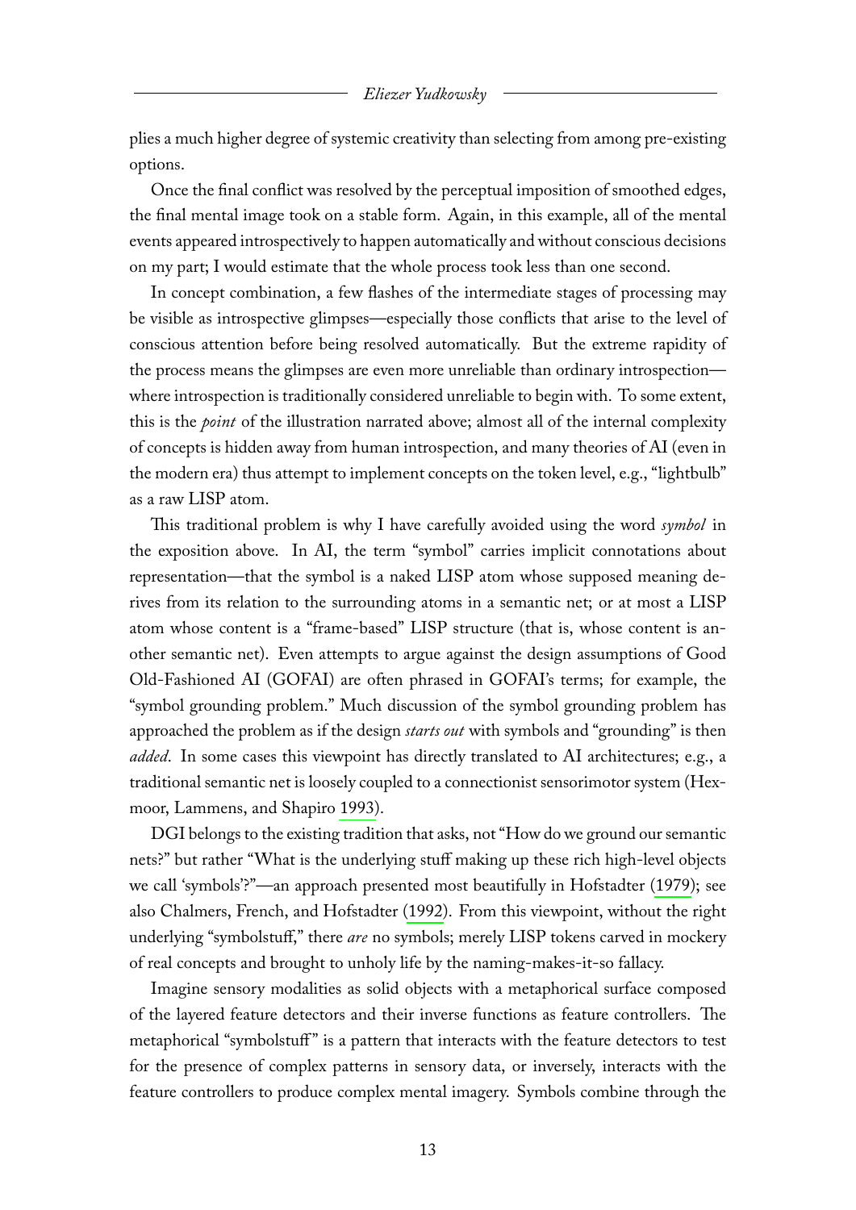plies a much higher degree of systemic creativity than selecting from among pre-existing options.

Once the final conflict was resolved by the perceptual imposition of smoothed edges, the final mental image took on a stable form. Again, in this example, all of the mental events appeared introspectively to happen automatically and without conscious decisions on my part; I would estimate that the whole process took less than one second.

In concept combination, a few flashes of the intermediate stages of processing may be visible as introspective glimpses—especially those conflicts that arise to the level of conscious attention before being resolved automatically. But the extreme rapidity of the process means the glimpses are even more unreliable than ordinary introspection—where introspection is traditionally considered unreliable to begin with. To some extent, this is the *point* of the illustration narrated above; almost all of the internal complexity of concepts is hidden away from human introspection, and many theories of AI (even in the modern era) thus attempt to implement concepts on the token level, e.g., "lightbulb" as a raw LISP atom.

This traditional problem is why I have carefully avoided using the word *symbol* in the exposition above. In AI, the term "symbol" carries implicit connotations about representation—that the symbol is a naked LISP atom whose supposed meaning derives from its relation to the surrounding atoms in a semantic net; or at most a LISP atom whose content is a "frame-based" LISP structure (that is, whose content is another semantic net). Even attempts to argue against the design assumptions of Good Old-Fashioned AI (GOFAI) are often phrased in GOFAI's terms; for example, the "symbol grounding problem." Much discussion of the symbol grounding problem has approached the problem as if the design *starts out* with symbols and "grounding" is then *added*. In some cases this viewpoint has directly translated to AI architectures; e.g., a traditional semantic net is loosely coupled to a connectionist sensorimotor system (Hexmoor, Lammens, and Shapiro 1993).

DGI belongs to the existing tradition that asks, not "How do we ground our semantic nets?" but rather "What is the underlying stuff making up these rich high-level objects we call 'symbols'?"—an approach presented most beautifully in Hofstadter (1979); see also Chalmers, French, and Hofstadter (1992). From this viewpoint, without the right underlying "symbolstuff," there *are* no symbols; merely LISP tokens carved in mockery of real concepts and brought to unholy life by the naming-makes-it-so fallacy.

Imagine sensory modalities as solid objects with a metaphorical surface composed of the layered feature detectors and their inverse functions as feature controllers. The metaphorical "symbolstuff" is a pattern that interacts with the feature detectors to test for the presence of complex patterns in sensory data, or inversely, interacts with the feature controllers to produce complex mental imagery. Symbols combine through the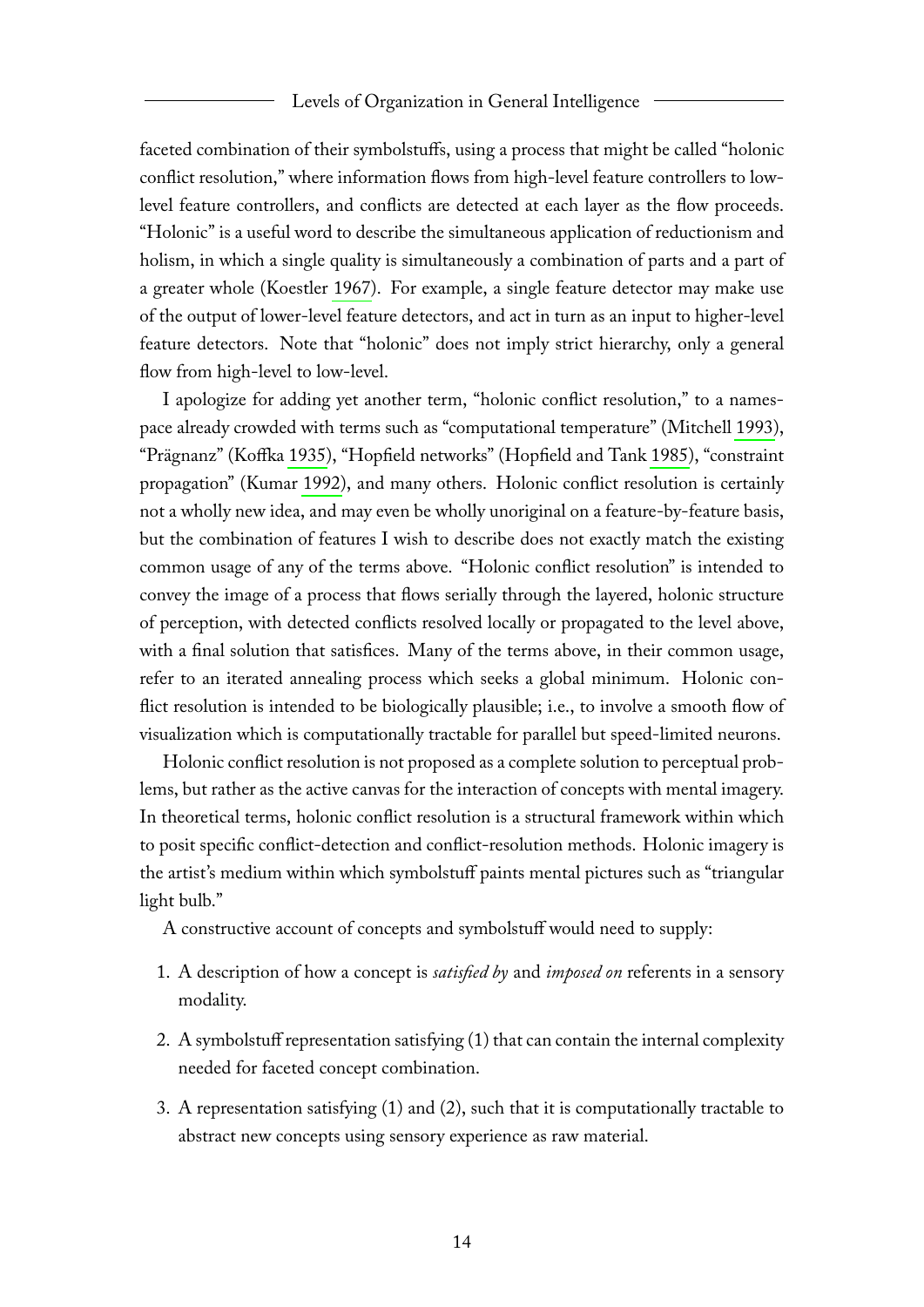faceted combination of their symbolstuffs, using a process that might be called "holonic conflict resolution," where information flows from high-level feature controllers to low-level feature controllers, and conflicts are detected at each layer as the flow proceeds. "Holonic" is a useful word to describe the simultaneous application of reductionism and holism, in which a single quality is simultaneously a combination of parts and a part of a greater whole (Koestler 1967). For example, a single feature detector may make use of the output of lower-level feature detectors, and act in turn as an input to higher-level feature detectors. Note that "holonic" does not imply strict hierarchy, only a general flow from high-level to low-level.

I apologize for adding yet another term, "holonic conflict resolution," to a namespace already crowded with terms such as "computational temperature" (Mitchell 1993), "Prägnanz" (Koffka 1935), "Hopfield networks" (Hopfield and Tank 1985), "constraint propagation" (Kumar 1992), and many others. Holonic conflict resolution is certainly not a wholly new idea, and may even be wholly unoriginal on a feature-by-feature basis, but the combination of features I wish to describe does not exactly match the existing common usage of any of the terms above. "Holonic conflict resolution" is intended to convey the image of a process that flows serially through the layered, holonic structure of perception, with detected conflicts resolved locally or propagated to the level above, with a final solution that satisfices. Many of the terms above, in their common usage, refer to an iterated annealing process which seeks a global minimum. Holonic conflict resolution is intended to be biologically plausible; i.e., to involve a smooth flow of visualization which is computationally tractable for parallel but speed-limited neurons.

Holonic conflict resolution is not proposed as a complete solution to perceptual problems, but rather as the active canvas for the interaction of concepts with mental imagery. In theoretical terms, holonic conflict resolution is a structural framework within which to posit specific conflict-detection and conflict-resolution methods. Holonic imagery is the artist's medium within which symbolstuff paints mental pictures such as "triangular light bulb."

A constructive account of concepts and symbolstuff would need to supply:

1. A description of how a concept is *satisfied by* and *imposed on* referents in a sensory modality.
2. A symbolstuff representation satisfying (1) that can contain the internal complexity needed for faceted concept combination.
3. A representation satisfying (1) and (2), such that it is computationally tractable to abstract new concepts using sensory experience as raw material.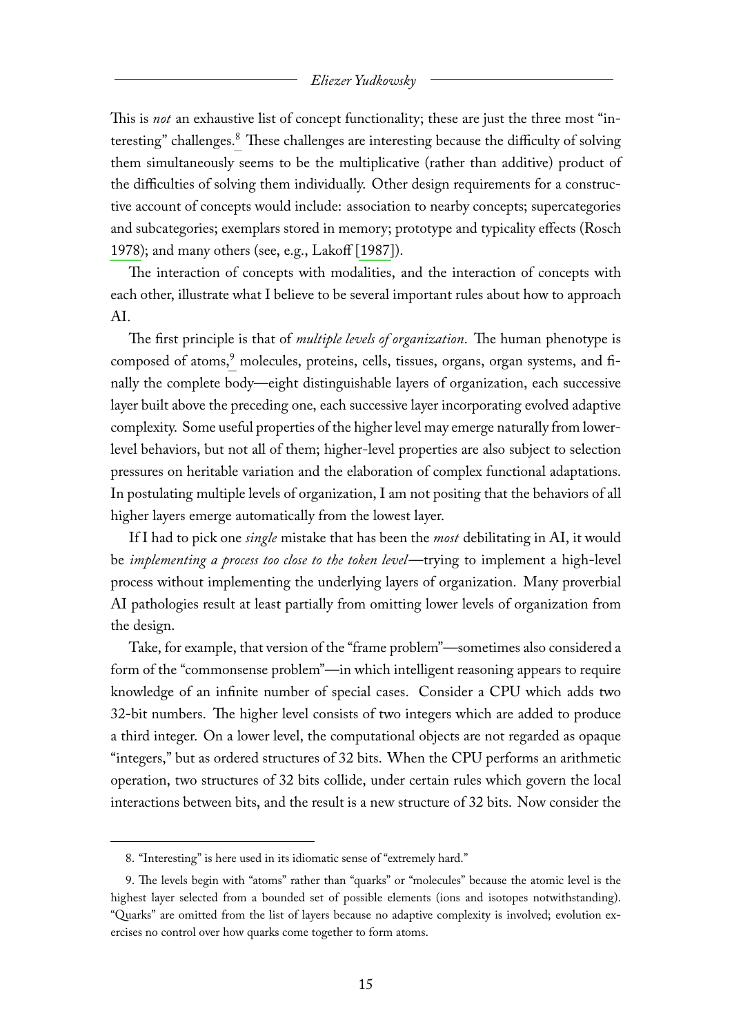This is *not* an exhaustive list of concept functionality; these are just the three most "interesting" challenges.[8] These challenges are interesting because the difficulty of solving them simultaneously seems to be the multiplicative (rather than additive) product of the difficulties of solving them individually. Other design requirements for a constructive account of concepts would include: association to nearby concepts; supercategories and subcategories; exemplars stored in memory; prototype and typicality effects (Rosch 1978); and many others (see, e.g., Lakoff [1987]).

The interaction of concepts with modalities, and the interaction of concepts with each other, illustrate what I believe to be several important rules about how to approach AI.

The first principle is that of *multiple levels of organization*. The human phenotype is composed of atoms,[9] molecules, proteins, cells, tissues, organs, organ systems, and finally the complete body—eight distinguishable layers of organization, each successive layer built above the preceding one, each successive layer incorporating evolved adaptive complexity. Some useful properties of the higher level may emerge naturally from lower-level behaviors, but not all of them; higher-level properties are also subject to selection pressures on heritable variation and the elaboration of complex functional adaptations. In postulating multiple levels of organization, I am not positing that the behaviors of all higher layers emerge automatically from the lowest layer.

If I had to pick one *single* mistake that has been the *most* debilitating in AI, it would be *implementing a process too close to the token level*—trying to implement a high-level process without implementing the underlying layers of organization. Many proverbial AI pathologies result at least partially from omitting lower levels of organization from the design.

Take, for example, that version of the "frame problem"—sometimes also considered a form of the "commonsense problem"—in which intelligent reasoning appears to require knowledge of an infinite number of special cases. Consider a CPU which adds two 32-bit numbers. The higher level consists of two integers which are added to produce a third integer. On a lower level, the computational objects are not regarded as opaque "integers," but as ordered structures of 32 bits. When the CPU performs an arithmetic operation, two structures of 32 bits collide, under certain rules which govern the local interactions between bits, and the result is a new structure of 32 bits. Now consider the

8. "Interesting" is here used in its idiomatic sense of "extremely hard."

9. The levels begin with "atoms" rather than "quarks" or "molecules" because the atomic level is the highest layer selected from a bounded set of possible elements (ions and isotopes notwithstanding). "Quarks" are omitted from the list of layers because no adaptive complexity is involved; evolution exercises no control over how quarks come together to form atoms.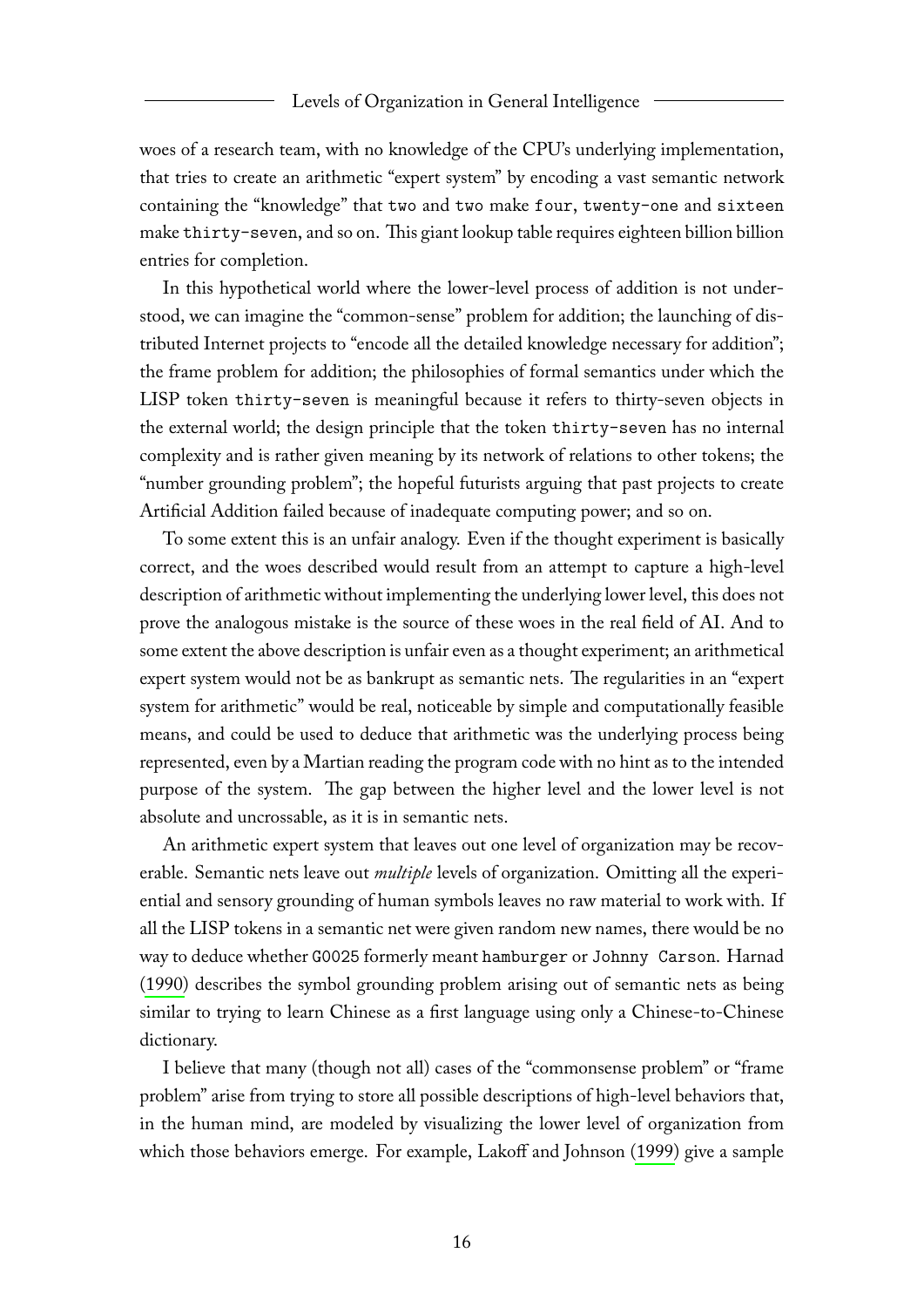woes of a research team, with no knowledge of the CPU's underlying implementation, that tries to create an arithmetic "expert system" by encoding a vast semantic network containing the "knowledge" that `two` and `two` make `four`, `twenty-one` and `sixteen` make `thirty-seven`, and so on. This giant lookup table requires eighteen billion billion entries for completion.

In this hypothetical world where the lower-level process of addition is not understood, we can imagine the "common-sense" problem for addition; the launching of distributed Internet projects to "encode all the detailed knowledge necessary for addition"; the frame problem for addition; the philosophies of formal semantics under which the LISP token `thirty-seven` is meaningful because it refers to thirty-seven objects in the external world; the design principle that the token `thirty-seven` has no internal complexity and is rather given meaning by its network of relations to other tokens; the "number grounding problem"; the hopeful futurists arguing that past projects to create Artificial Addition failed because of inadequate computing power; and so on.

To some extent this is an unfair analogy. Even if the thought experiment is basically correct, and the woes described would result from an attempt to capture a high-level description of arithmetic without implementing the underlying lower level, this does not prove the analogous mistake is the source of these woes in the real field of AI. And to some extent the above description is unfair even as a thought experiment; an arithmetical expert system would not be as bankrupt as semantic nets. The regularities in an "expert system for arithmetic" would be real, noticeable by simple and computationally feasible means, and could be used to deduce that arithmetic was the underlying process being represented, even by a Martian reading the program code with no hint as to the intended purpose of the system. The gap between the higher level and the lower level is not absolute and uncrossable, as it is in semantic nets.

An arithmetic expert system that leaves out one level of organization may be recoverable. Semantic nets leave out *multiple* levels of organization. Omitting all the experiential and sensory grounding of human symbols leaves no raw material to work with. If all the LISP tokens in a semantic net were given random new names, there would be no way to deduce whether `G0025` formerly meant `hamburger` or `Johnny Carson`. Harnad (1990) describes the symbol grounding problem arising out of semantic nets as being similar to trying to learn Chinese as a first language using only a Chinese-to-Chinese dictionary.

I believe that many (though not all) cases of the "commonsense problem" or "frame problem" arise from trying to store all possible descriptions of high-level behaviors that, in the human mind, are modeled by visualizing the lower level of organization from which those behaviors emerge. For example, Lakoff and Johnson (1999) give a sample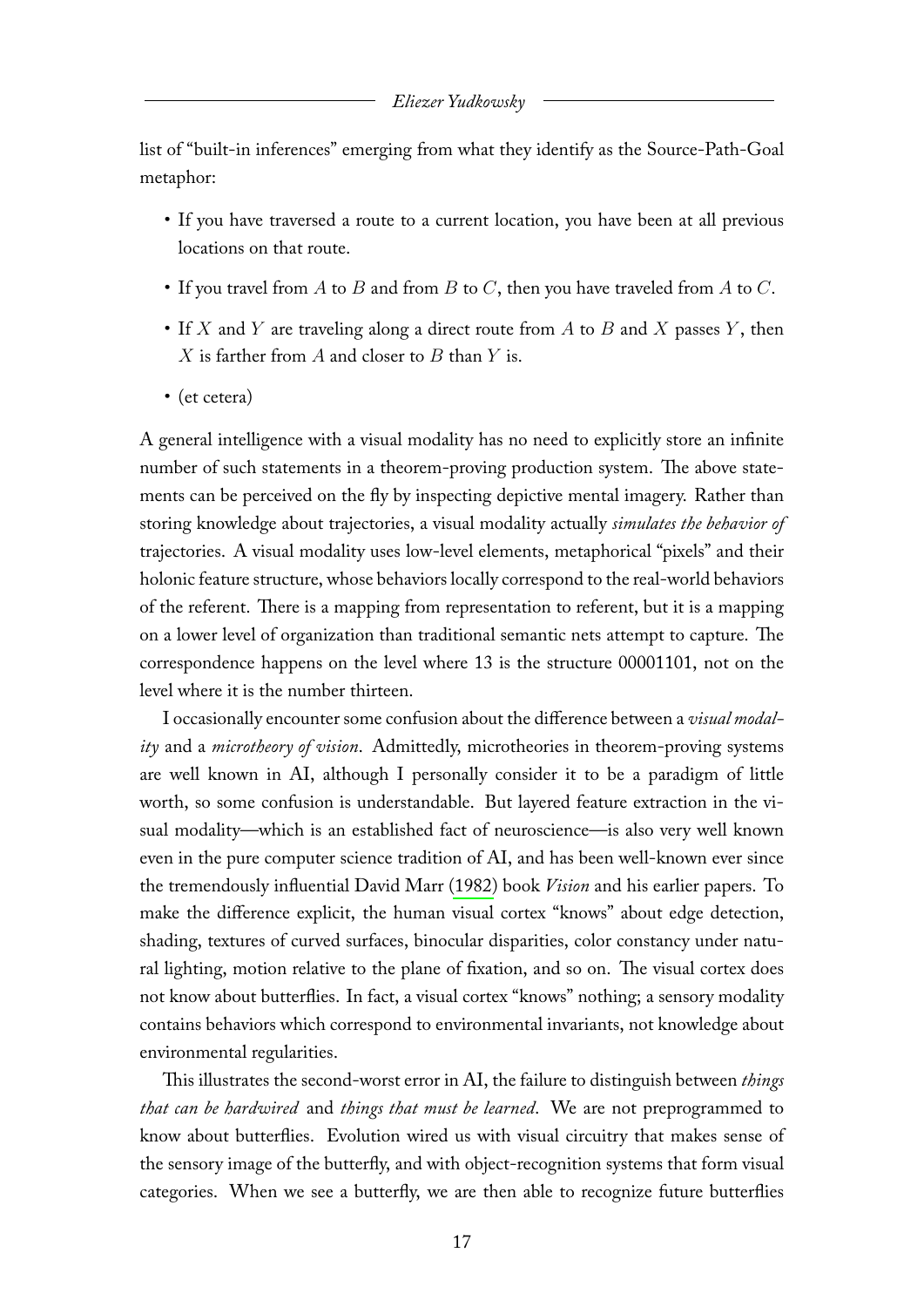list of "built-in inferences" emerging from what they identify as the Source-Path-Goal metaphor:

- If you have traversed a route to a current location, you have been at all previous locations on that route.
- If you travel from $A$ to $B$ and from $B$ to $C$, then you have traveled from $A$ to $C$.
- If $X$ and $Y$ are traveling along a direct route from $A$ to $B$ and $X$ passes $Y$, then $X$ is farther from $A$ and closer to $B$ than $Y$ is.
- (et cetera)

A general intelligence with a visual modality has no need to explicitly store an infinite number of such statements in a theorem-proving production system. The above statements can be perceived on the fly by inspecting depictive mental imagery. Rather than storing knowledge about trajectories, a visual modality actually *simulates the behavior of* trajectories. A visual modality uses low-level elements, metaphorical "pixels" and their holonic feature structure, whose behaviors locally correspond to the real-world behaviors of the referent. There is a mapping from representation to referent, but it is a mapping on a lower level of organization than traditional semantic nets attempt to capture. The correspondence happens on the level where 13 is the structure 00001101, not on the level where it is the number thirteen.

I occasionally encounter some confusion about the difference between a *visual modality* and a *microtheory of vision*. Admittedly, microtheories in theorem-proving systems are well known in AI, although I personally consider it to be a paradigm of little worth, so some confusion is understandable. But layered feature extraction in the visual modality—which is an established fact of neuroscience—is also very well known even in the pure computer science tradition of AI, and has been well-known ever since the tremendously influential David Marr (1982) book *Vision* and his earlier papers. To make the difference explicit, the human visual cortex "knows" about edge detection, shading, textures of curved surfaces, binocular disparities, color constancy under natural lighting, motion relative to the plane of fixation, and so on. The visual cortex does not know about butterflies. In fact, a visual cortex "knows" nothing; a sensory modality contains behaviors which correspond to environmental invariants, not knowledge about environmental regularities.

This illustrates the second-worst error in AI, the failure to distinguish between *things that can be hardwired* and *things that must be learned*. We are not preprogrammed to know about butterflies. Evolution wired us with visual circuitry that makes sense of the sensory image of the butterfly, and with object-recognition systems that form visual categories. When we see a butterfly, we are then able to recognize future butterflies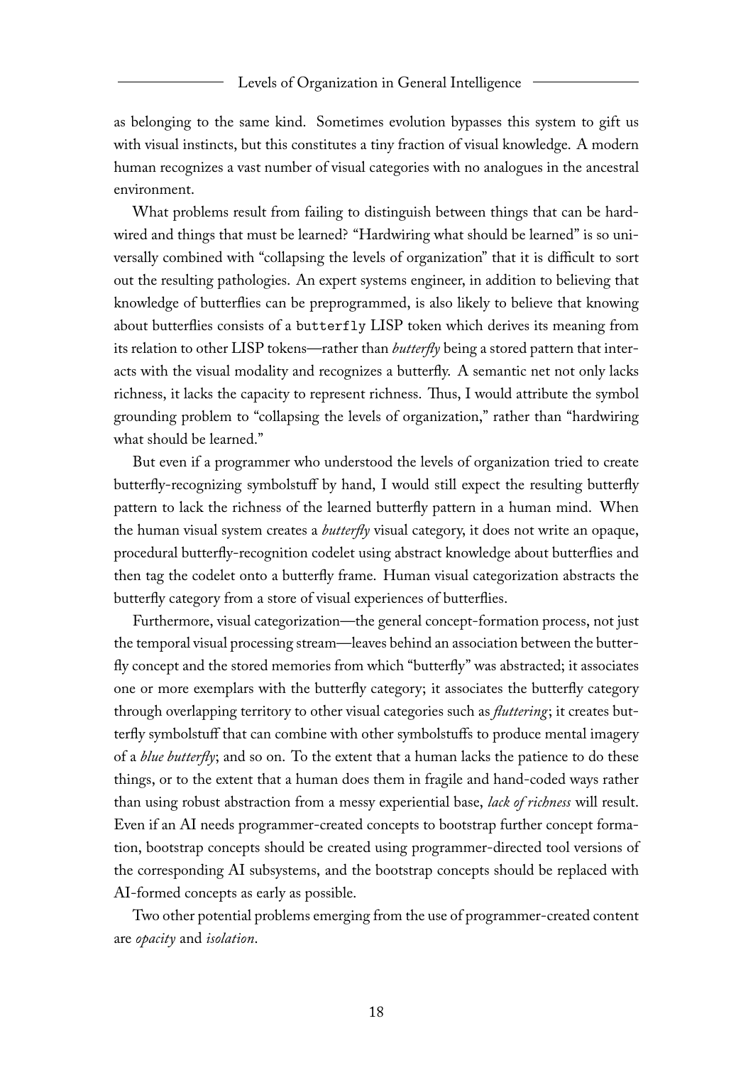as belonging to the same kind. Sometimes evolution bypasses this system to gift us with visual instincts, but this constitutes a tiny fraction of visual knowledge. A modern human recognizes a vast number of visual categories with no analogues in the ancestral environment.

What problems result from failing to distinguish between things that can be hardwired and things that must be learned? "Hardwiring what should be learned" is so universally combined with "collapsing the levels of organization" that it is difficult to sort out the resulting pathologies. An expert systems engineer, in addition to believing that knowledge of butterflies can be preprogrammed, is also likely to believe that knowing about butterflies consists of a `butterfly` LISP token which derives its meaning from its relation to other LISP tokens—rather than *butterfly* being a stored pattern that interacts with the visual modality and recognizes a butterfly. A semantic net not only lacks richness, it lacks the capacity to represent richness. Thus, I would attribute the symbol grounding problem to "collapsing the levels of organization," rather than "hardwiring what should be learned."

But even if a programmer who understood the levels of organization tried to create butterfly-recognizing symbolstuff by hand, I would still expect the resulting butterfly pattern to lack the richness of the learned butterfly pattern in a human mind. When the human visual system creates a *butterfly* visual category, it does not write an opaque, procedural butterfly-recognition codelet using abstract knowledge about butterflies and then tag the codelet onto a butterfly frame. Human visual categorization abstracts the butterfly category from a store of visual experiences of butterflies.

Furthermore, visual categorization—the general concept-formation process, not just the temporal visual processing stream—leaves behind an association between the butterfly concept and the stored memories from which "butterfly" was abstracted; it associates one or more exemplars with the butterfly category; it associates the butterfly category through overlapping territory to other visual categories such as *fluttering*; it creates butterfly symbolstuff that can combine with other symbolstuffs to produce mental imagery of a *blue butterfly*; and so on. To the extent that a human lacks the patience to do these things, or to the extent that a human does them in fragile and hand-coded ways rather than using robust abstraction from a messy experiential base, *lack of richness* will result. Even if an AI needs programmer-created concepts to bootstrap further concept formation, bootstrap concepts should be created using programmer-directed tool versions of the corresponding AI subsystems, and the bootstrap concepts should be replaced with AI-formed concepts as early as possible.

Two other potential problems emerging from the use of programmer-created content are *opacity* and *isolation*.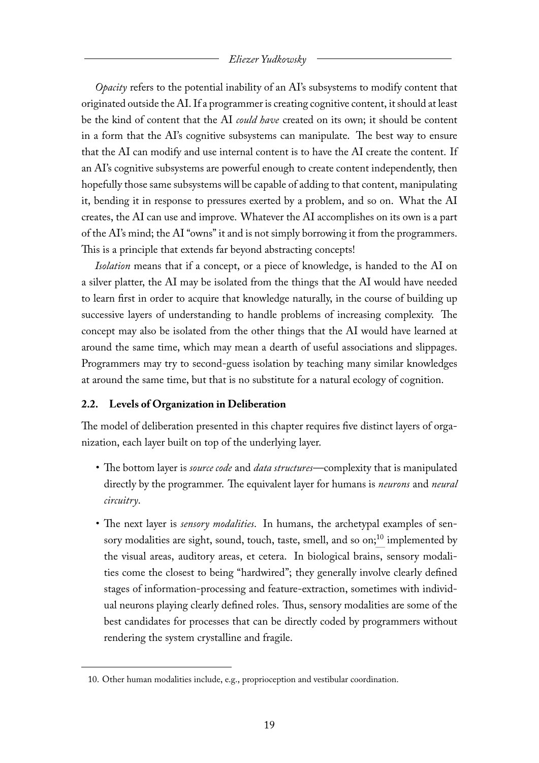*Opacity* refers to the potential inability of an AI's subsystems to modify content that originated outside the AI. If a programmer is creating cognitive content, it should at least be the kind of content that the AI *could have* created on its own; it should be content in a form that the AI's cognitive subsystems can manipulate. The best way to ensure that the AI can modify and use internal content is to have the AI create the content. If an AI's cognitive subsystems are powerful enough to create content independently, then hopefully those same subsystems will be capable of adding to that content, manipulating it, bending it in response to pressures exerted by a problem, and so on. What the AI creates, the AI can use and improve. Whatever the AI accomplishes on its own is a part of the AI's mind; the AI "owns" it and is not simply borrowing it from the programmers. This is a principle that extends far beyond abstracting concepts!

*Isolation* means that if a concept, or a piece of knowledge, is handed to the AI on a silver platter, the AI may be isolated from the things that the AI would have needed to learn first in order to acquire that knowledge naturally, in the course of building up successive layers of understanding to handle problems of increasing complexity. The concept may also be isolated from the other things that the AI would have learned at around the same time, which may mean a dearth of useful associations and slippages. Programmers may try to second-guess isolation by teaching many similar knowledges at around the same time, but that is no substitute for a natural ecology of cognition.

### 2.2. Levels of Organization in Deliberation

The model of deliberation presented in this chapter requires five distinct layers of organization, each layer built on top of the underlying layer.

- The bottom layer is *source code* and *data structures*—complexity that is manipulated directly by the programmer. The equivalent layer for humans is *neurons* and *neural circuitry*.
- The next layer is *sensory modalities*. In humans, the archetypal examples of sensory modalities are sight, sound, touch, taste, smell, and so on;[10] implemented by the visual areas, auditory areas, et cetera. In biological brains, sensory modalities come the closest to being "hardwired"; they generally involve clearly defined stages of information-processing and feature-extraction, sometimes with individual neurons playing clearly defined roles. Thus, sensory modalities are some of the best candidates for processes that can be directly coded by programmers without rendering the system crystalline and fragile.

---

10. Other human modalities include, e.g., proprioception and vestibular coordination.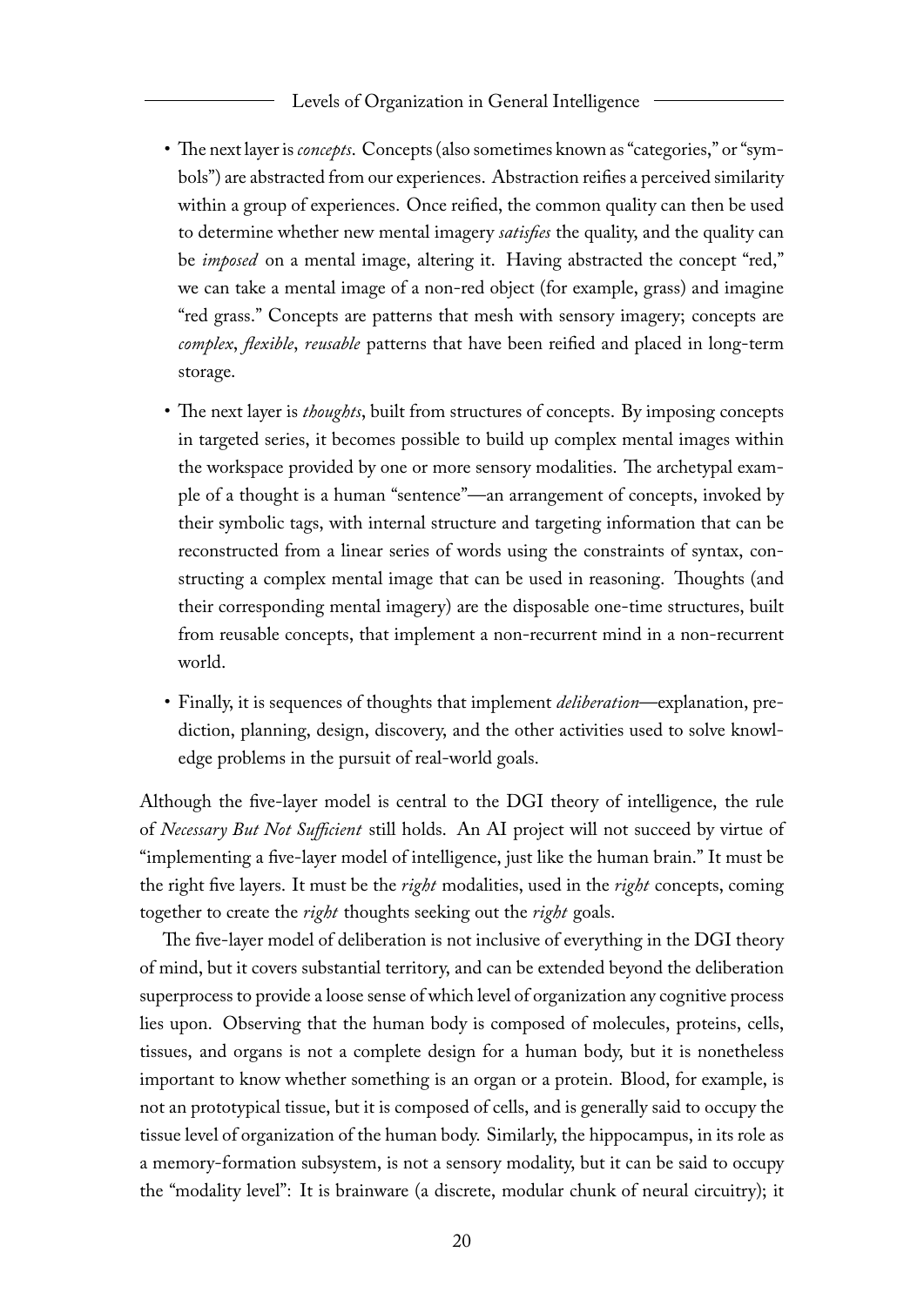- The next layer is *concepts*. Concepts (also sometimes known as "categories," or "symbols") are abstracted from our experiences. Abstraction reifies a perceived similarity within a group of experiences. Once reified, the common quality can then be used to determine whether new mental imagery *satisfies* the quality, and the quality can be *imposed* on a mental image, altering it. Having abstracted the concept "red," we can take a mental image of a non-red object (for example, grass) and imagine "red grass." Concepts are patterns that mesh with sensory imagery; concepts are *complex*, *flexible*, *reusable* patterns that have been reified and placed in long-term storage.

- The next layer is *thoughts*, built from structures of concepts. By imposing concepts in targeted series, it becomes possible to build up complex mental images within the workspace provided by one or more sensory modalities. The archetypal example of a thought is a human "sentence"—an arrangement of concepts, invoked by their symbolic tags, with internal structure and targeting information that can be reconstructed from a linear series of words using the constraints of syntax, constructing a complex mental image that can be used in reasoning. Thoughts (and their corresponding mental imagery) are the disposable one-time structures, built from reusable concepts, that implement a non-recurrent mind in a non-recurrent world.

- Finally, it is sequences of thoughts that implement *deliberation*—explanation, prediction, planning, design, discovery, and the other activities used to solve knowledge problems in the pursuit of real-world goals.

Although the five-layer model is central to the DGI theory of intelligence, the rule of *Necessary But Not Sufficient* still holds. An AI project will not succeed by virtue of "implementing a five-layer model of intelligence, just like the human brain." It must be the right five layers. It must be the *right* modalities, used in the *right* concepts, coming together to create the *right* thoughts seeking out the *right* goals.

The five-layer model of deliberation is not inclusive of everything in the DGI theory of mind, but it covers substantial territory, and can be extended beyond the deliberation superprocess to provide a loose sense of which level of organization any cognitive process lies upon. Observing that the human body is composed of molecules, proteins, cells, tissues, and organs is not a complete design for a human body, but it is nonetheless important to know whether something is an organ or a protein. Blood, for example, is not an prototypical tissue, but it is composed of cells, and is generally said to occupy the tissue level of organization of the human body. Similarly, the hippocampus, in its role as a memory-formation subsystem, is not a sensory modality, but it can be said to occupy the "modality level": It is brainware (a discrete, modular chunk of neural circuitry); it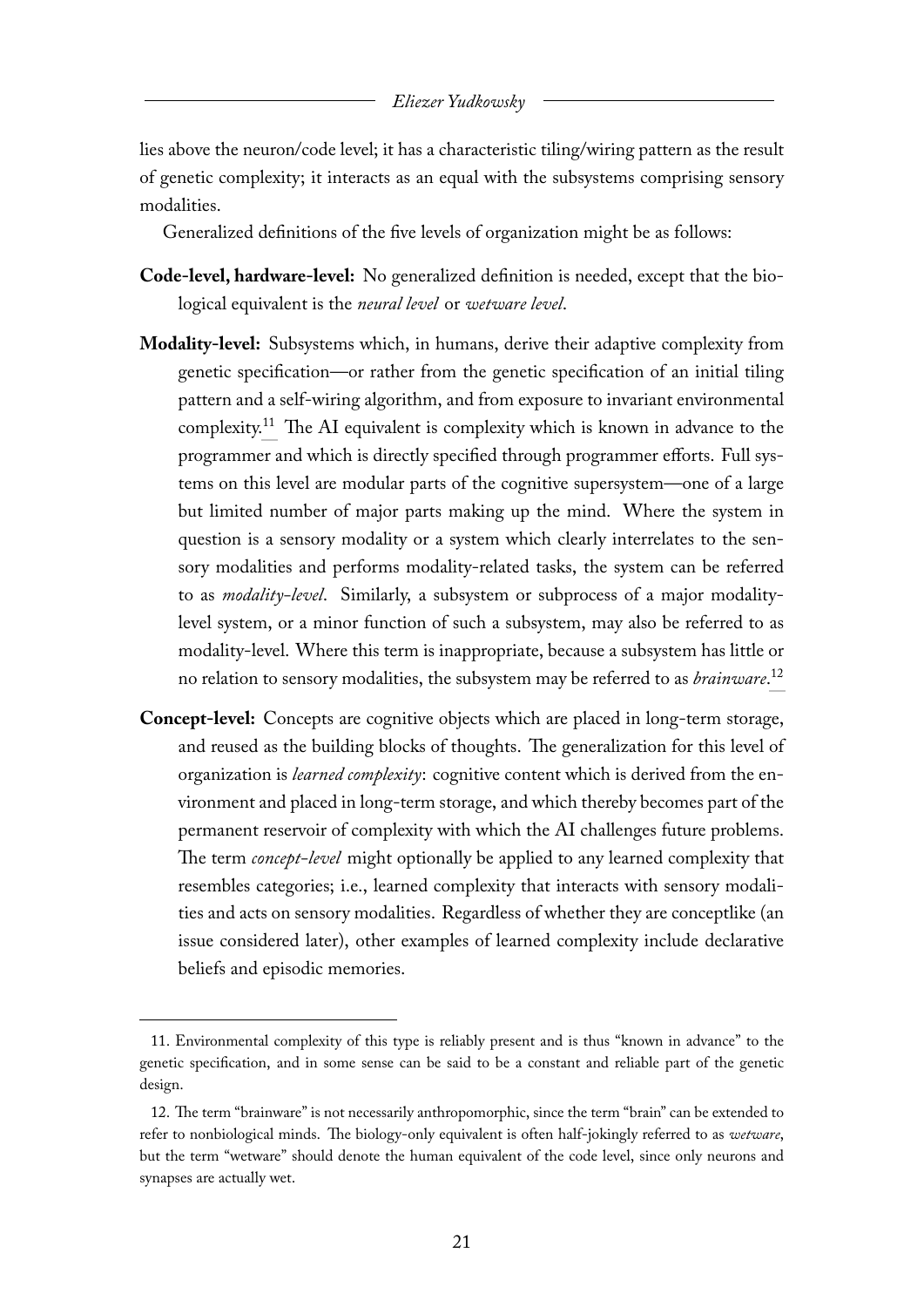lies above the neuron/code level; it has a characteristic tiling/wiring pattern as the result of genetic complexity; it interacts as an equal with the subsystems comprising sensory modalities.

Generalized definitions of the five levels of organization might be as follows:

**Code-level, hardware-level:** No generalized definition is needed, except that the biological equivalent is the *neural level* or *wetware level*.

**Modality-level:** Subsystems which, in humans, derive their adaptive complexity from genetic specification—or rather from the genetic specification of an initial tiling pattern and a self-wiring algorithm, and from exposure to invariant environmental complexity.[11] The AI equivalent is complexity which is known in advance to the programmer and which is directly specified through programmer efforts. Full systems on this level are modular parts of the cognitive supersystem—one of a large but limited number of major parts making up the mind. Where the system in question is a sensory modality or a system which clearly interrelates to the sensory modalities and performs modality-related tasks, the system can be referred to as *modality-level*. Similarly, a subsystem or subprocess of a major modality-level system, or a minor function of such a subsystem, may also be referred to as modality-level. Where this term is inappropriate, because a subsystem has little or no relation to sensory modalities, the subsystem may be referred to as *brainware*.[12]

**Concept-level:** Concepts are cognitive objects which are placed in long-term storage, and reused as the building blocks of thoughts. The generalization for this level of organization is *learned complexity*: cognitive content which is derived from the environment and placed in long-term storage, and which thereby becomes part of the permanent reservoir of complexity with which the AI challenges future problems. The term *concept-level* might optionally be applied to any learned complexity that resembles categories; i.e., learned complexity that interacts with sensory modalities and acts on sensory modalities. Regardless of whether they are conceptlike (an issue considered later), other examples of learned complexity include declarative beliefs and episodic memories.

---

11. Environmental complexity of this type is reliably present and is thus "known in advance" to the genetic specification, and in some sense can be said to be a constant and reliable part of the genetic design.

12. The term "brainware" is not necessarily anthropomorphic, since the term "brain" can be extended to refer to nonbiological minds. The biology-only equivalent is often half-jokingly referred to as *wetware*, but the term "wetware" should denote the human equivalent of the code level, since only neurons and synapses are actually wet.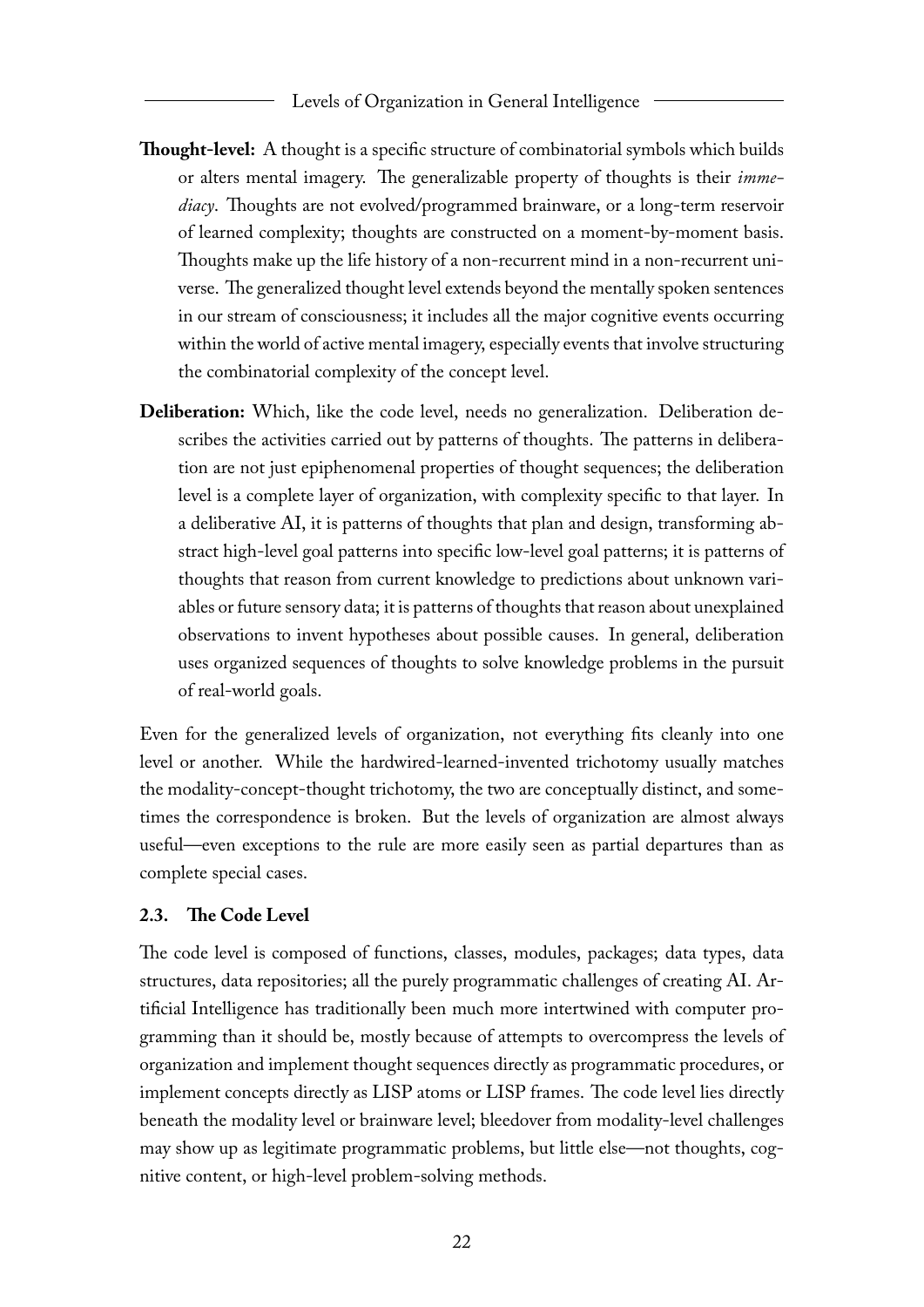**Thought-level:** A thought is a specific structure of combinatorial symbols which builds or alters mental imagery. The generalizable property of thoughts is their *immediacy*. Thoughts are not evolved/programmed brainware, or a long-term reservoir of learned complexity; thoughts are constructed on a moment-by-moment basis. Thoughts make up the life history of a non-recurrent mind in a non-recurrent universe. The generalized thought level extends beyond the mentally spoken sentences in our stream of consciousness; it includes all the major cognitive events occurring within the world of active mental imagery, especially events that involve structuring the combinatorial complexity of the concept level.

**Deliberation:** Which, like the code level, needs no generalization. Deliberation describes the activities carried out by patterns of thoughts. The patterns in deliberation are not just epiphenomenal properties of thought sequences; the deliberation level is a complete layer of organization, with complexity specific to that layer. In a deliberative AI, it is patterns of thoughts that plan and design, transforming abstract high-level goal patterns into specific low-level goal patterns; it is patterns of thoughts that reason from current knowledge to predictions about unknown variables or future sensory data; it is patterns of thoughts that reason about unexplained observations to invent hypotheses about possible causes. In general, deliberation uses organized sequences of thoughts to solve knowledge problems in the pursuit of real-world goals.

Even for the generalized levels of organization, not everything fits cleanly into one level or another. While the hardwired-learned-invented trichotomy usually matches the modality-concept-thought trichotomy, the two are conceptually distinct, and sometimes the correspondence is broken. But the levels of organization are almost always useful—even exceptions to the rule are more easily seen as partial departures than as complete special cases.

### 2.3. The Code Level

The code level is composed of functions, classes, modules, packages; data types, data structures, data repositories; all the purely programmatic challenges of creating AI. Artificial Intelligence has traditionally been much more intertwined with computer programming than it should be, mostly because of attempts to overcompress the levels of organization and implement thought sequences directly as programmatic procedures, or implement concepts directly as LISP atoms or LISP frames. The code level lies directly beneath the modality level or brainware level; bleedover from modality-level challenges may show up as legitimate programmatic problems, but little else—not thoughts, cognitive content, or high-level problem-solving methods.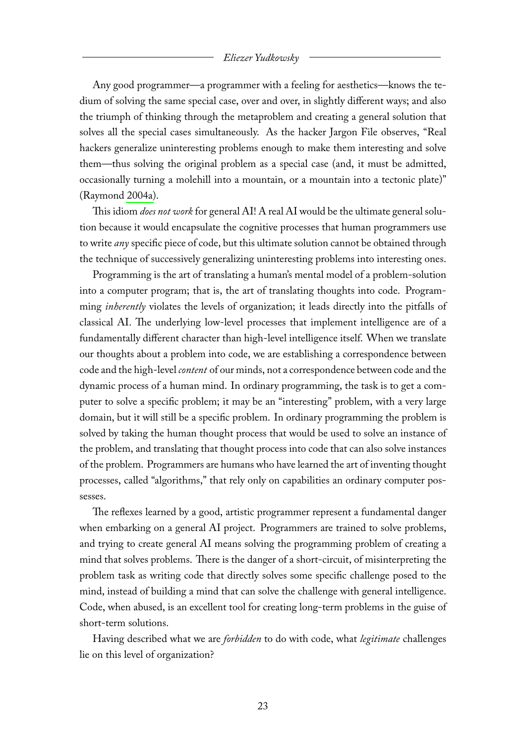Any good programmer—a programmer with a feeling for aesthetics—knows the tedium of solving the same special case, over and over, in slightly different ways; and also the triumph of thinking through the metaproblem and creating a general solution that solves all the special cases simultaneously. As the hacker Jargon File observes, "Real hackers generalize uninteresting problems enough to make them interesting and solve them—thus solving the original problem as a special case (and, it must be admitted, occasionally turning a molehill into a mountain, or a mountain into a tectonic plate)" (Raymond 2004a).

This idiom *does not work* for general AI! A real AI would be the ultimate general solution because it would encapsulate the cognitive processes that human programmers use to write *any* specific piece of code, but this ultimate solution cannot be obtained through the technique of successively generalizing uninteresting problems into interesting ones.

Programming is the art of translating a human's mental model of a problem-solution into a computer program; that is, the art of translating thoughts into code. Programming *inherently* violates the levels of organization; it leads directly into the pitfalls of classical AI. The underlying low-level processes that implement intelligence are of a fundamentally different character than high-level intelligence itself. When we translate our thoughts about a problem into code, we are establishing a correspondence between code and the high-level *content* of our minds, not a correspondence between code and the dynamic process of a human mind. In ordinary programming, the task is to get a computer to solve a specific problem; it may be an "interesting" problem, with a very large domain, but it will still be a specific problem. In ordinary programming the problem is solved by taking the human thought process that would be used to solve an instance of the problem, and translating that thought process into code that can also solve instances of the problem. Programmers are humans who have learned the art of inventing thought processes, called "algorithms," that rely only on capabilities an ordinary computer possesses.

The reflexes learned by a good, artistic programmer represent a fundamental danger when embarking on a general AI project. Programmers are trained to solve problems, and trying to create general AI means solving the programming problem of creating a mind that solves problems. There is the danger of a short-circuit, of misinterpreting the problem task as writing code that directly solves some specific challenge posed to the mind, instead of building a mind that can solve the challenge with general intelligence. Code, when abused, is an excellent tool for creating long-term problems in the guise of short-term solutions.

Having described what we are *forbidden* to do with code, what *legitimate* challenges lie on this level of organization?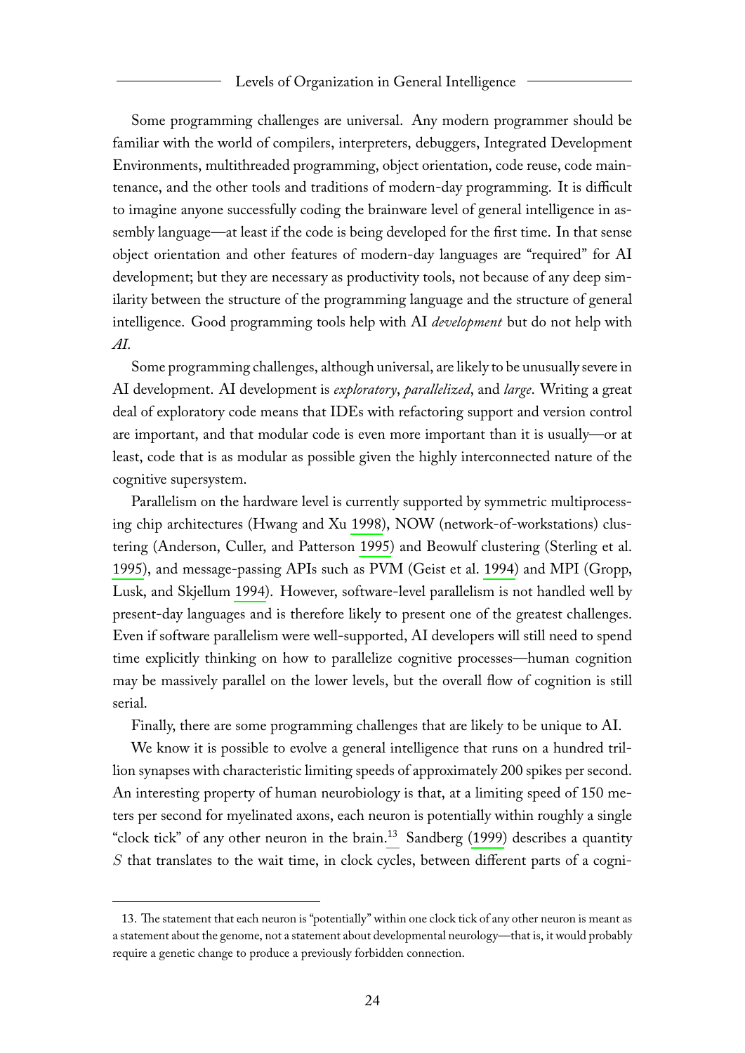Some programming challenges are universal. Any modern programmer should be familiar with the world of compilers, interpreters, debuggers, Integrated Development Environments, multithreaded programming, object orientation, code reuse, code maintenance, and the other tools and traditions of modern-day programming. It is difficult to imagine anyone successfully coding the brainware level of general intelligence in assembly language—at least if the code is being developed for the first time. In that sense object orientation and other features of modern-day languages are "required" for AI development; but they are necessary as productivity tools, not because of any deep similarity between the structure of the programming language and the structure of general intelligence. Good programming tools help with AI *development* but do not help with *AI*.

Some programming challenges, although universal, are likely to be unusually severe in AI development. AI development is *exploratory*, *parallelized*, and *large*. Writing a great deal of exploratory code means that IDEs with refactoring support and version control are important, and that modular code is even more important than it is usually—or at least, code that is as modular as possible given the highly interconnected nature of the cognitive supersystem.

Parallelism on the hardware level is currently supported by symmetric multiprocessing chip architectures (Hwang and Xu 1998), NOW (network-of-workstations) clustering (Anderson, Culler, and Patterson 1995) and Beowulf clustering (Sterling et al. 1995), and message-passing APIs such as PVM (Geist et al. 1994) and MPI (Gropp, Lusk, and Skjellum 1994). However, software-level parallelism is not handled well by present-day languages and is therefore likely to present one of the greatest challenges. Even if software parallelism were well-supported, AI developers will still need to spend time explicitly thinking on how to parallelize cognitive processes—human cognition may be massively parallel on the lower levels, but the overall flow of cognition is still serial.

Finally, there are some programming challenges that are likely to be unique to AI.

We know it is possible to evolve a general intelligence that runs on a hundred trillion synapses with characteristic limiting speeds of approximately 200 spikes per second. An interesting property of human neurobiology is that, at a limiting speed of 150 meters per second for myelinated axons, each neuron is potentially within roughly a single "clock tick" of any other neuron in the brain.[13] Sandberg (1999) describes a quantity $S$ that translates to the wait time, in clock cycles, between different parts of a cogni-

13. The statement that each neuron is "potentially" within one clock tick of any other neuron is meant as a statement about the genome, not a statement about developmental neurology—that is, it would probably require a genetic change to produce a previously forbidden connection.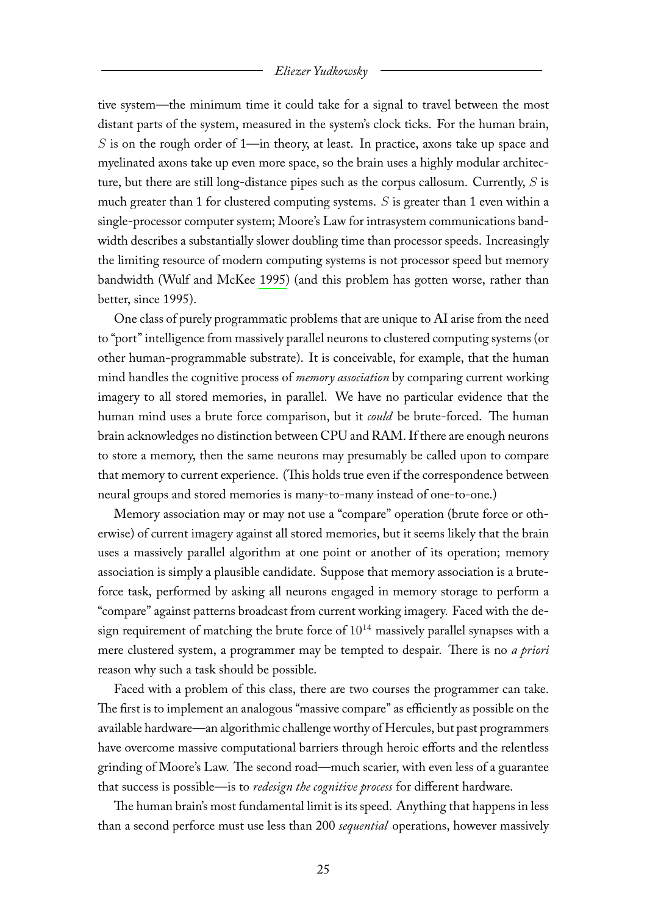tive system—the minimum time it could take for a signal to travel between the most distant parts of the system, measured in the system's clock ticks. For the human brain, $S$ is on the rough order of 1—in theory, at least. In practice, axons take up space and myelinated axons take up even more space, so the brain uses a highly modular architecture, but there are still long-distance pipes such as the corpus callosum. Currently, $S$ is much greater than 1 for clustered computing systems. $S$ is greater than 1 even within a single-processor computer system; Moore's Law for intrasystem communications bandwidth describes a substantially slower doubling time than processor speeds. Increasingly the limiting resource of modern computing systems is not processor speed but memory bandwidth (Wulf and McKee 1995) (and this problem has gotten worse, rather than better, since 1995).

One class of purely programmatic problems that are unique to AI arise from the need to "port" intelligence from massively parallel neurons to clustered computing systems (or other human-programmable substrate). It is conceivable, for example, that the human mind handles the cognitive process of *memory association* by comparing current working imagery to all stored memories, in parallel. We have no particular evidence that the human mind uses a brute force comparison, but it *could* be brute-forced. The human brain acknowledges no distinction between CPU and RAM. If there are enough neurons to store a memory, then the same neurons may presumably be called upon to compare that memory to current experience. (This holds true even if the correspondence between neural groups and stored memories is many-to-many instead of one-to-one.)

Memory association may or may not use a "compare" operation (brute force or otherwise) of current imagery against all stored memories, but it seems likely that the brain uses a massively parallel algorithm at one point or another of its operation; memory association is simply a plausible candidate. Suppose that memory association is a brute-force task, performed by asking all neurons engaged in memory storage to perform a "compare" against patterns broadcast from current working imagery. Faced with the design requirement of matching the brute force of $10^{14}$ massively parallel synapses with a mere clustered system, a programmer may be tempted to despair. There is no *a priori* reason why such a task should be possible.

Faced with a problem of this class, there are two courses the programmer can take. The first is to implement an analogous "massive compare" as efficiently as possible on the available hardware—an algorithmic challenge worthy of Hercules, but past programmers have overcome massive computational barriers through heroic efforts and the relentless grinding of Moore's Law. The second road—much scarier, with even less of a guarantee that success is possible—is to *redesign the cognitive process* for different hardware.

The human brain's most fundamental limit is its speed. Anything that happens in less than a second perforce must use less than 200 *sequential* operations, however massively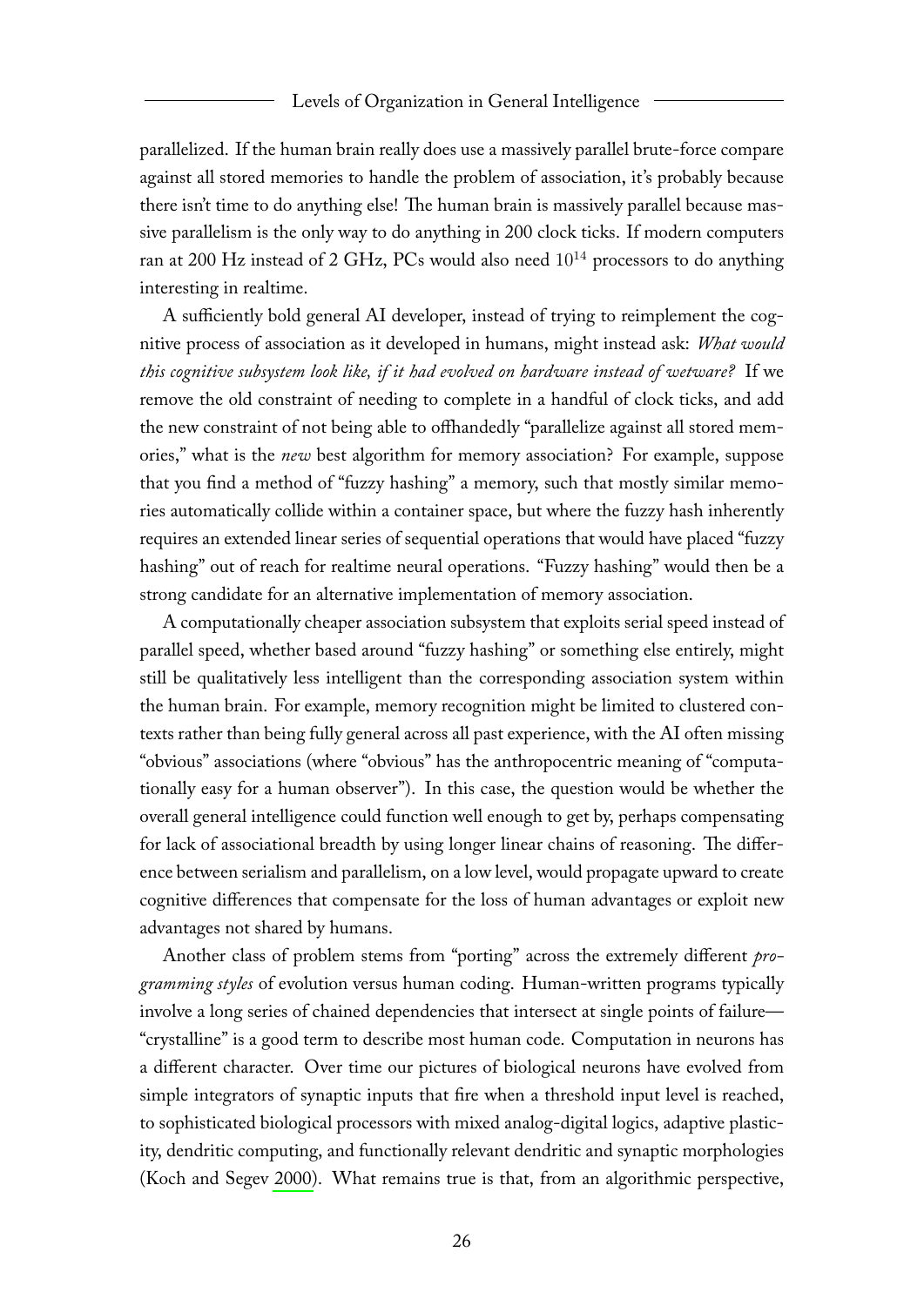parallelized. If the human brain really does use a massively parallel brute-force compare against all stored memories to handle the problem of association, it's probably because there isn't time to do anything else! The human brain is massively parallel because massive parallelism is the only way to do anything in 200 clock ticks. If modern computers ran at 200 Hz instead of 2 GHz, PCs would also need $10^{14}$ processors to do anything interesting in realtime.

A sufficiently bold general AI developer, instead of trying to reimplement the cognitive process of association as it developed in humans, might instead ask: *What would this cognitive subsystem look like, if it had evolved on hardware instead of wetware?* If we remove the old constraint of needing to complete in a handful of clock ticks, and add the new constraint of not being able to offhandedly "parallelize against all stored memories," what is the *new* best algorithm for memory association? For example, suppose that you find a method of "fuzzy hashing" a memory, such that mostly similar memories automatically collide within a container space, but where the fuzzy hash inherently requires an extended linear series of sequential operations that would have placed "fuzzy hashing" out of reach for realtime neural operations. "Fuzzy hashing" would then be a strong candidate for an alternative implementation of memory association.

A computationally cheaper association subsystem that exploits serial speed instead of parallel speed, whether based around "fuzzy hashing" or something else entirely, might still be qualitatively less intelligent than the corresponding association system within the human brain. For example, memory recognition might be limited to clustered contexts rather than being fully general across all past experience, with the AI often missing "obvious" associations (where "obvious" has the anthropocentric meaning of "computationally easy for a human observer"). In this case, the question would be whether the overall general intelligence could function well enough to get by, perhaps compensating for lack of associational breadth by using longer linear chains of reasoning. The difference between serialism and parallelism, on a low level, would propagate upward to create cognitive differences that compensate for the loss of human advantages or exploit new advantages not shared by humans.

Another class of problem stems from "porting" across the extremely different *programming styles* of evolution versus human coding. Human-written programs typically involve a long series of chained dependencies that intersect at single points of failure—"crystalline" is a good term to describe most human code. Computation in neurons has a different character. Over time our pictures of biological neurons have evolved from simple integrators of synaptic inputs that fire when a threshold input level is reached, to sophisticated biological processors with mixed analog-digital logics, adaptive plasticity, dendritic computing, and functionally relevant dendritic and synaptic morphologies (Koch and Segev 2000). What remains true is that, from an algorithmic perspective,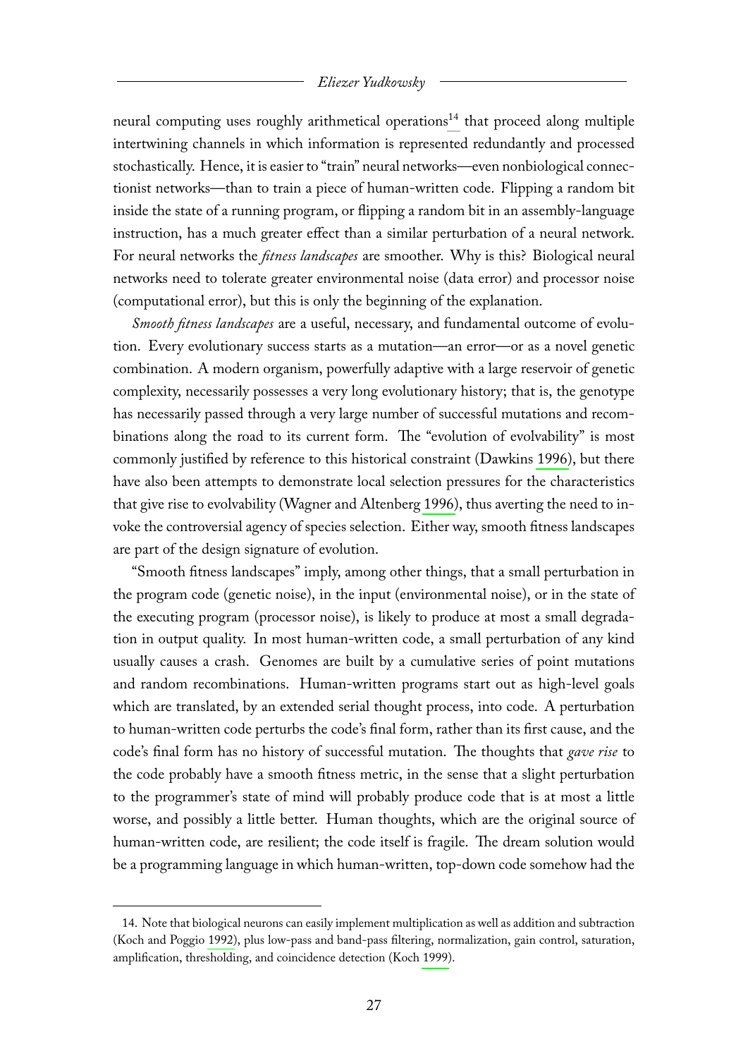neural computing uses roughly arithmetical operations[14] that proceed along multiple intertwining channels in which information is represented redundantly and processed stochastically. Hence, it is easier to "train" neural networks—even nonbiological connectionist networks—than to train a piece of human-written code. Flipping a random bit inside the state of a running program, or flipping a random bit in an assembly-language instruction, has a much greater effect than a similar perturbation of a neural network. For neural networks the *fitness landscapes* are smoother. Why is this? Biological neural networks need to tolerate greater environmental noise (data error) and processor noise (computational error), but this is only the beginning of the explanation.

*Smooth fitness landscapes* are a useful, necessary, and fundamental outcome of evolution. Every evolutionary success starts as a mutation—an error—or as a novel genetic combination. A modern organism, powerfully adaptive with a large reservoir of genetic complexity, necessarily possesses a very long evolutionary history; that is, the genotype has necessarily passed through a very large number of successful mutations and recombinations along the road to its current form. The "evolution of evolvability" is most commonly justified by reference to this historical constraint (Dawkins 1996), but there have also been attempts to demonstrate local selection pressures for the characteristics that give rise to evolvability (Wagner and Altenberg 1996), thus averting the need to invoke the controversial agency of species selection. Either way, smooth fitness landscapes are part of the design signature of evolution.

"Smooth fitness landscapes" imply, among other things, that a small perturbation in the program code (genetic noise), in the input (environmental noise), or in the state of the executing program (processor noise), is likely to produce at most a small degradation in output quality. In most human-written code, a small perturbation of any kind usually causes a crash. Genomes are built by a cumulative series of point mutations and random recombinations. Human-written programs start out as high-level goals which are translated, by an extended serial thought process, into code. A perturbation to human-written code perturbs the code's final form, rather than its first cause, and the code's final form has no history of successful mutation. The thoughts that *gave rise* to the code probably have a smooth fitness metric, in the sense that a slight perturbation to the programmer's state of mind will probably produce code that is at most a little worse, and possibly a little better. Human thoughts, which are the original source of human-written code, are resilient; the code itself is fragile. The dream solution would be a programming language in which human-written, top-down code somehow had the

---

14. Note that biological neurons can easily implement multiplication as well as addition and subtraction (Koch and Poggio 1992), plus low-pass and band-pass filtering, normalization, gain control, saturation, amplification, thresholding, and coincidence detection (Koch 1999).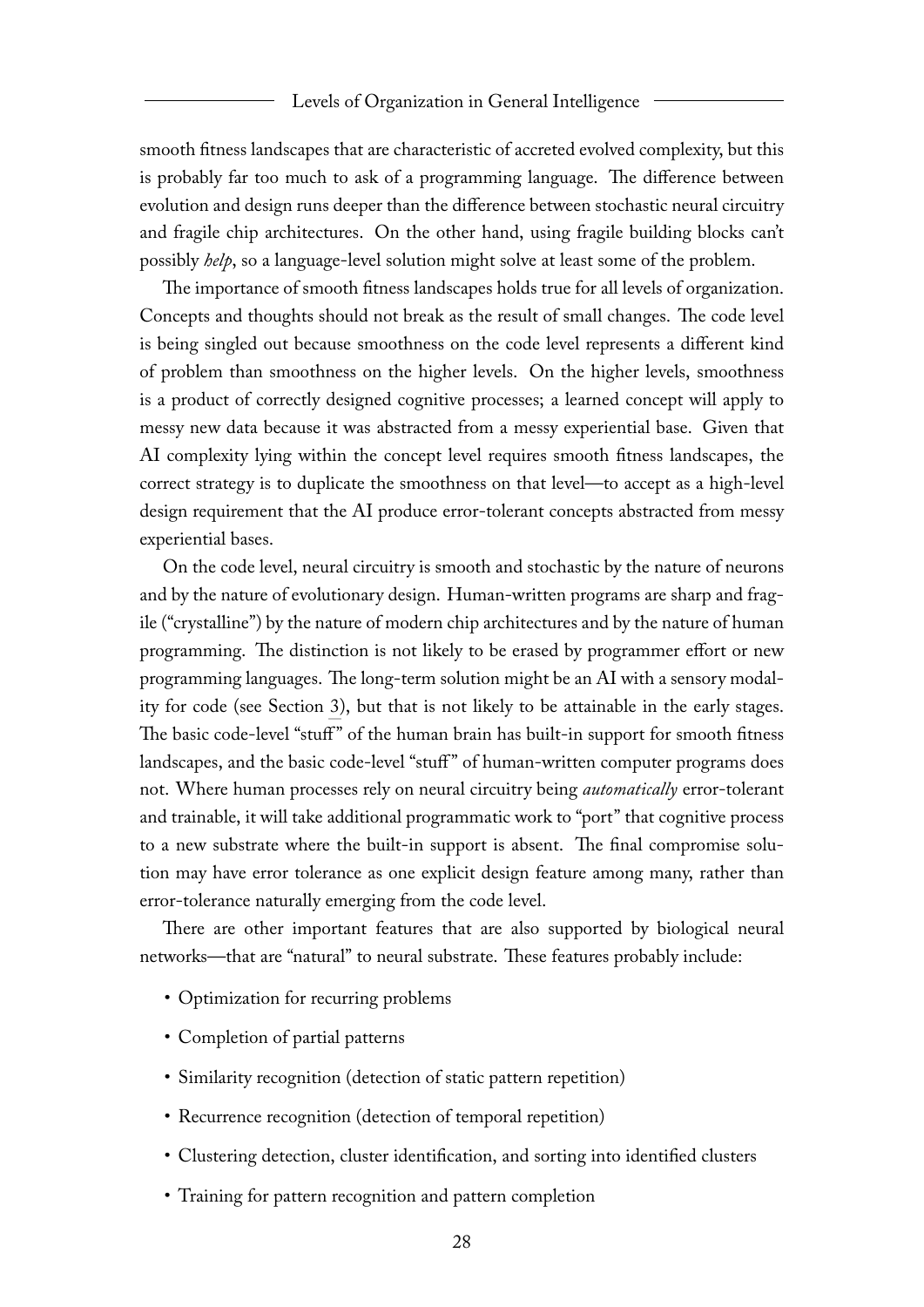smooth fitness landscapes that are characteristic of accreted evolved complexity, but this is probably far too much to ask of a programming language. The difference between evolution and design runs deeper than the difference between stochastic neural circuitry and fragile chip architectures. On the other hand, using fragile building blocks can't possibly *help*, so a language-level solution might solve at least some of the problem.

The importance of smooth fitness landscapes holds true for all levels of organization. Concepts and thoughts should not break as the result of small changes. The code level is being singled out because smoothness on the code level represents a different kind of problem than smoothness on the higher levels. On the higher levels, smoothness is a product of correctly designed cognitive processes; a learned concept will apply to messy new data because it was abstracted from a messy experiential base. Given that AI complexity lying within the concept level requires smooth fitness landscapes, the correct strategy is to duplicate the smoothness on that level—to accept as a high-level design requirement that the AI produce error-tolerant concepts abstracted from messy experiential bases.

On the code level, neural circuitry is smooth and stochastic by the nature of neurons and by the nature of evolutionary design. Human-written programs are sharp and fragile ("crystalline") by the nature of modern chip architectures and by the nature of human programming. The distinction is not likely to be erased by programmer effort or new programming languages. The long-term solution might be an AI with a sensory modality for code (see Section 3), but that is not likely to be attainable in the early stages. The basic code-level "stuff" of the human brain has built-in support for smooth fitness landscapes, and the basic code-level "stuff" of human-written computer programs does not. Where human processes rely on neural circuitry being *automatically* error-tolerant and trainable, it will take additional programmatic work to "port" that cognitive process to a new substrate where the built-in support is absent. The final compromise solution may have error tolerance as one explicit design feature among many, rather than error-tolerance naturally emerging from the code level.

There are other important features that are also supported by biological neural networks—that are "natural" to neural substrate. These features probably include:

- Optimization for recurring problems
- Completion of partial patterns
- Similarity recognition (detection of static pattern repetition)
- Recurrence recognition (detection of temporal repetition)
- Clustering detection, cluster identification, and sorting into identified clusters
- Training for pattern recognition and pattern completion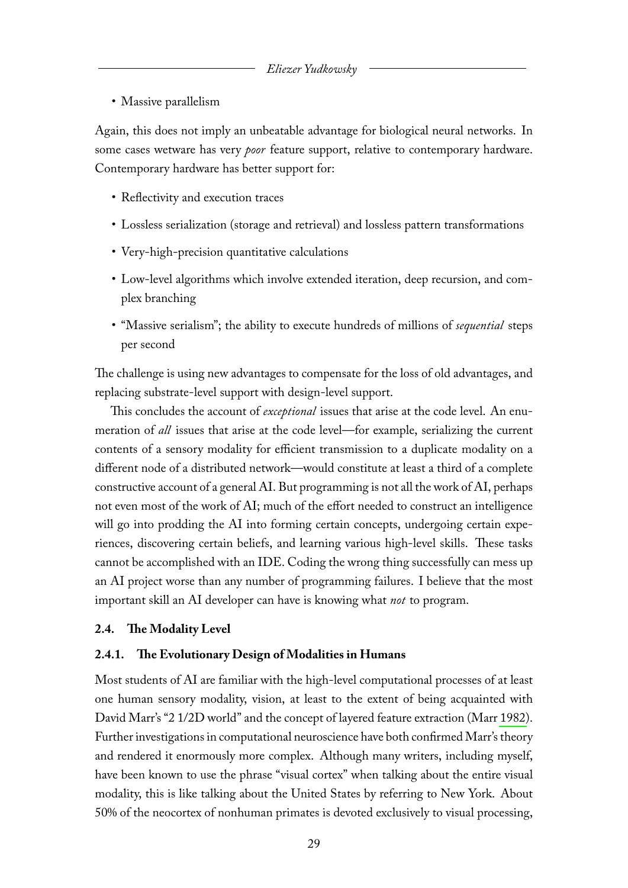- Massive parallelism

Again, this does not imply an unbeatable advantage for biological neural networks. In some cases wetware has very *poor* feature support, relative to contemporary hardware. Contemporary hardware has better support for:

- Reflectivity and execution traces
- Lossless serialization (storage and retrieval) and lossless pattern transformations
- Very-high-precision quantitative calculations
- Low-level algorithms which involve extended iteration, deep recursion, and complex branching
- "Massive serialism"; the ability to execute hundreds of millions of *sequential* steps per second

The challenge is using new advantages to compensate for the loss of old advantages, and replacing substrate-level support with design-level support.

This concludes the account of *exceptional* issues that arise at the code level. An enumeration of *all* issues that arise at the code level—for example, serializing the current contents of a sensory modality for efficient transmission to a duplicate modality on a different node of a distributed network—would constitute at least a third of a complete constructive account of a general AI. But programming is not all the work of AI, perhaps not even most of the work of AI; much of the effort needed to construct an intelligence will go into prodding the AI into forming certain concepts, undergoing certain experiences, discovering certain beliefs, and learning various high-level skills. These tasks cannot be accomplished with an IDE. Coding the wrong thing successfully can mess up an AI project worse than any number of programming failures. I believe that the most important skill an AI developer can have is knowing what *not* to program.

## 2.4. The Modality Level

### 2.4.1. The Evolutionary Design of Modalities in Humans

Most students of AI are familiar with the high-level computational processes of at least one human sensory modality, vision, at least to the extent of being acquainted with David Marr's "2 1/2D world" and the concept of layered feature extraction (Marr 1982). Further investigations in computational neuroscience have both confirmed Marr's theory and rendered it enormously more complex. Although many writers, including myself, have been known to use the phrase "visual cortex" when talking about the entire visual modality, this is like talking about the United States by referring to New York. About 50% of the neocortex of nonhuman primates is devoted exclusively to visual processing,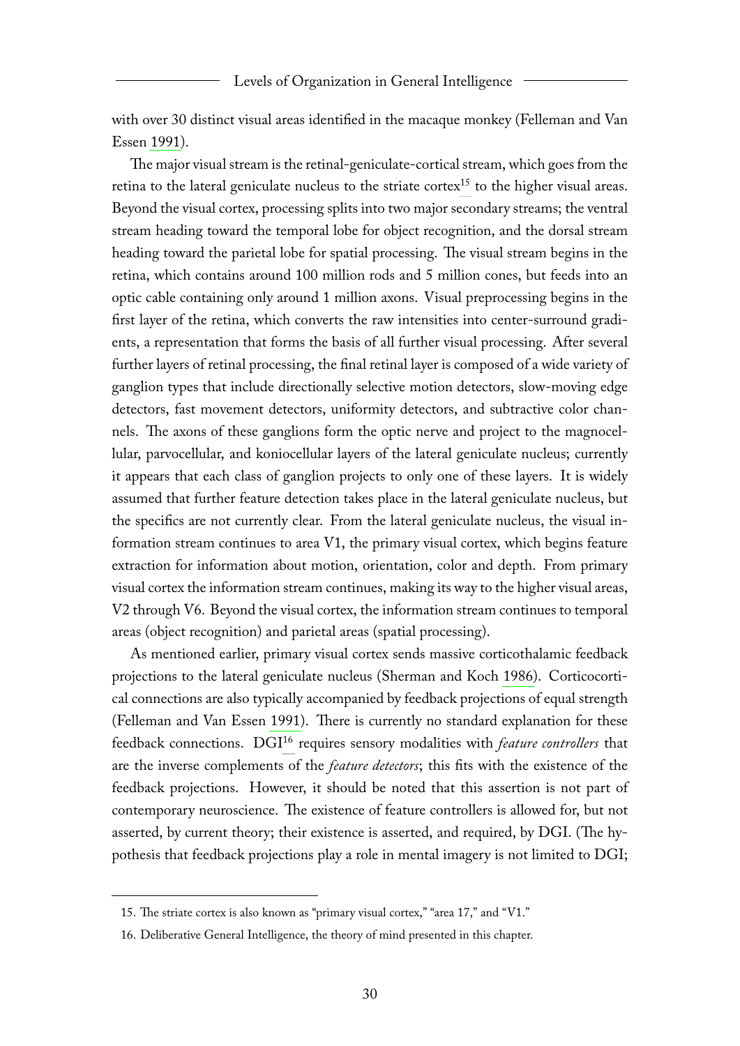with over 30 distinct visual areas identified in the macaque monkey (Felleman and Van Essen 1991).

The major visual stream is the retinal-geniculate-cortical stream, which goes from the retina to the lateral geniculate nucleus to the striate cortex[15] to the higher visual areas. Beyond the visual cortex, processing splits into two major secondary streams; the ventral stream heading toward the temporal lobe for object recognition, and the dorsal stream heading toward the parietal lobe for spatial processing. The visual stream begins in the retina, which contains around 100 million rods and 5 million cones, but feeds into an optic cable containing only around 1 million axons. Visual preprocessing begins in the first layer of the retina, which converts the raw intensities into center-surround gradients, a representation that forms the basis of all further visual processing. After several further layers of retinal processing, the final retinal layer is composed of a wide variety of ganglion types that include directionally selective motion detectors, slow-moving edge detectors, fast movement detectors, uniformity detectors, and subtractive color channels. The axons of these ganglions form the optic nerve and project to the magnocellular, parvocellular, and koniocellular layers of the lateral geniculate nucleus; currently it appears that each class of ganglion projects to only one of these layers. It is widely assumed that further feature detection takes place in the lateral geniculate nucleus, but the specifics are not currently clear. From the lateral geniculate nucleus, the visual information stream continues to area V1, the primary visual cortex, which begins feature extraction for information about motion, orientation, color and depth. From primary visual cortex the information stream continues, making its way to the higher visual areas, V2 through V6. Beyond the visual cortex, the information stream continues to temporal areas (object recognition) and parietal areas (spatial processing).

As mentioned earlier, primary visual cortex sends massive corticothalamic feedback projections to the lateral geniculate nucleus (Sherman and Koch 1986). Corticocortical connections are also typically accompanied by feedback projections of equal strength (Felleman and Van Essen 1991). There is currently no standard explanation for these feedback connections. DGI[16] requires sensory modalities with *feature controllers* that are the inverse complements of the *feature detectors*; this fits with the existence of the feedback projections. However, it should be noted that this assertion is not part of contemporary neuroscience. The existence of feature controllers is allowed for, but not asserted, by current theory; their existence is asserted, and required, by DGI. (The hypothesis that feedback projections play a role in mental imagery is not limited to DGI;

15. The striate cortex is also known as "primary visual cortex," "area 17," and "V1."

16. Deliberative General Intelligence, the theory of mind presented in this chapter.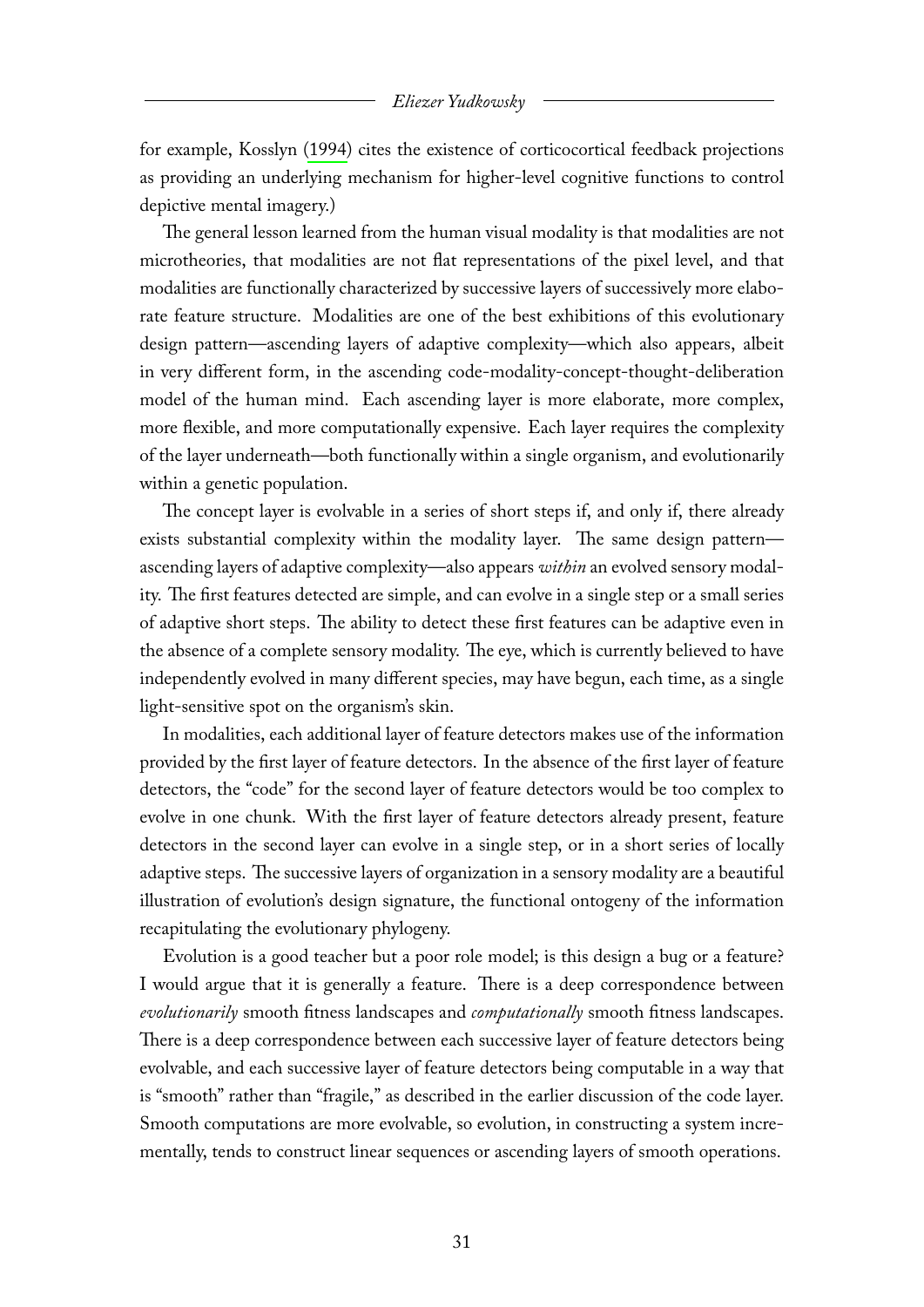for example, Kosslyn (1994) cites the existence of corticocortical feedback projections as providing an underlying mechanism for higher-level cognitive functions to control depictive mental imagery.)

The general lesson learned from the human visual modality is that modalities are not microtheories, that modalities are not flat representations of the pixel level, and that modalities are functionally characterized by successive layers of successively more elaborate feature structure. Modalities are one of the best exhibitions of this evolutionary design pattern—ascending layers of adaptive complexity—which also appears, albeit in very different form, in the ascending code-modality-concept-thought-deliberation model of the human mind. Each ascending layer is more elaborate, more complex, more flexible, and more computationally expensive. Each layer requires the complexity of the layer underneath—both functionally within a single organism, and evolutionarily within a genetic population.

The concept layer is evolvable in a series of short steps if, and only if, there already exists substantial complexity within the modality layer. The same design pattern—ascending layers of adaptive complexity—also appears *within* an evolved sensory modality. The first features detected are simple, and can evolve in a single step or a small series of adaptive short steps. The ability to detect these first features can be adaptive even in the absence of a complete sensory modality. The eye, which is currently believed to have independently evolved in many different species, may have begun, each time, as a single light-sensitive spot on the organism's skin.

In modalities, each additional layer of feature detectors makes use of the information provided by the first layer of feature detectors. In the absence of the first layer of feature detectors, the "code" for the second layer of feature detectors would be too complex to evolve in one chunk. With the first layer of feature detectors already present, feature detectors in the second layer can evolve in a single step, or in a short series of locally adaptive steps. The successive layers of organization in a sensory modality are a beautiful illustration of evolution's design signature, the functional ontogeny of the information recapitulating the evolutionary phylogeny.

Evolution is a good teacher but a poor role model; is this design a bug or a feature? I would argue that it is generally a feature. There is a deep correspondence between *evolutionarily* smooth fitness landscapes and *computationally* smooth fitness landscapes. There is a deep correspondence between each successive layer of feature detectors being evolvable, and each successive layer of feature detectors being computable in a way that is "smooth" rather than "fragile," as described in the earlier discussion of the code layer. Smooth computations are more evolvable, so evolution, in constructing a system incrementally, tends to construct linear sequences or ascending layers of smooth operations.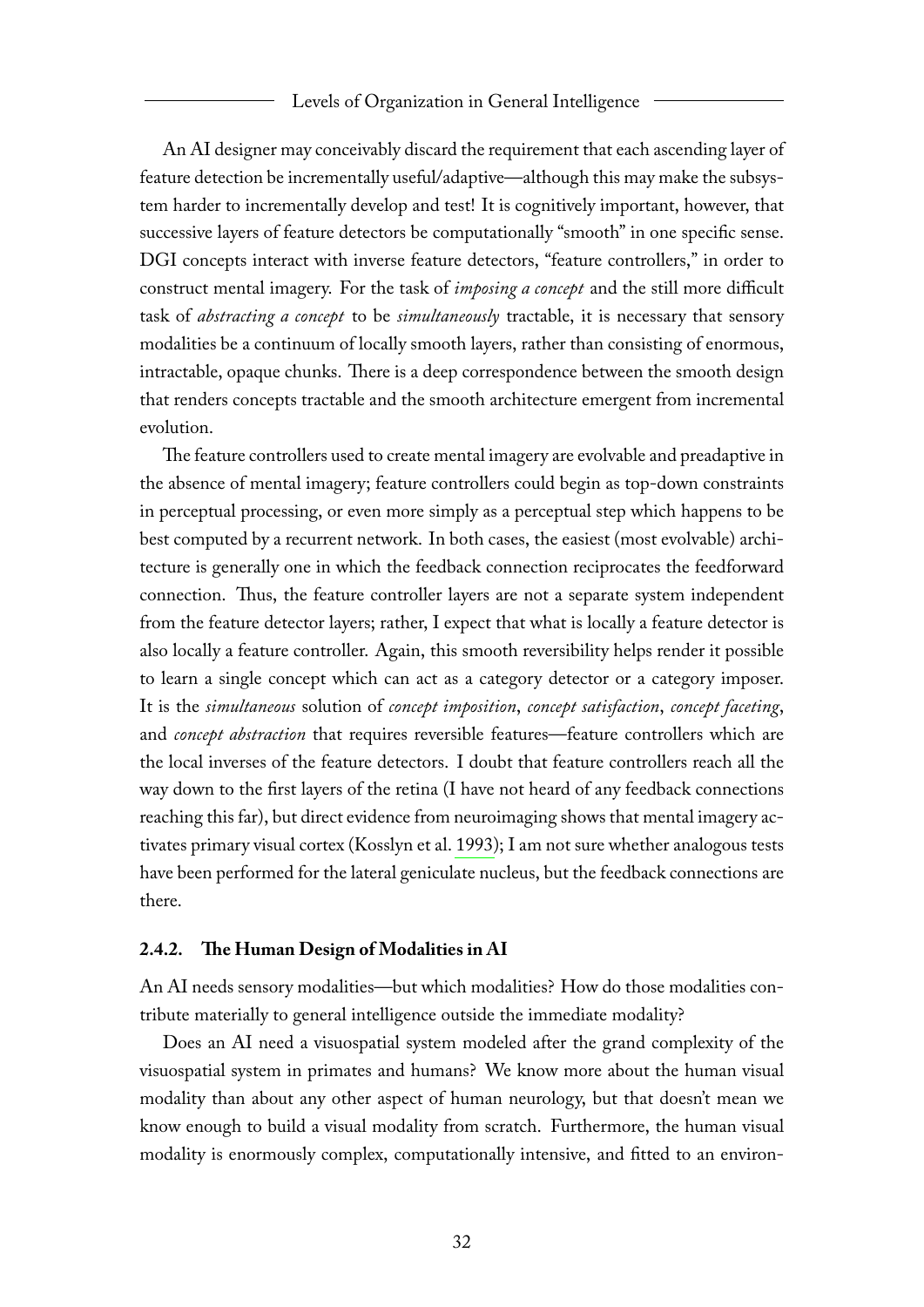An AI designer may conceivably discard the requirement that each ascending layer of feature detection be incrementally useful/adaptive—although this may make the subsystem harder to incrementally develop and test! It is cognitively important, however, that successive layers of feature detectors be computationally "smooth" in one specific sense. DGI concepts interact with inverse feature detectors, "feature controllers," in order to construct mental imagery. For the task of *imposing a concept* and the still more difficult task of *abstracting a concept* to be *simultaneously* tractable, it is necessary that sensory modalities be a continuum of locally smooth layers, rather than consisting of enormous, intractable, opaque chunks. There is a deep correspondence between the smooth design that renders concepts tractable and the smooth architecture emergent from incremental evolution.

The feature controllers used to create mental imagery are evolvable and preadaptive in the absence of mental imagery; feature controllers could begin as top-down constraints in perceptual processing, or even more simply as a perceptual step which happens to be best computed by a recurrent network. In both cases, the easiest (most evolvable) architecture is generally one in which the feedback connection reciprocates the feedforward connection. Thus, the feature controller layers are not a separate system independent from the feature detector layers; rather, I expect that what is locally a feature detector is also locally a feature controller. Again, this smooth reversibility helps render it possible to learn a single concept which can act as a category detector or a category imposer. It is the *simultaneous* solution of *concept imposition*, *concept satisfaction*, *concept faceting*, and *concept abstraction* that requires reversible features—feature controllers which are the local inverses of the feature detectors. I doubt that feature controllers reach all the way down to the first layers of the retina (I have not heard of any feedback connections reaching this far), but direct evidence from neuroimaging shows that mental imagery activates primary visual cortex (Kosslyn et al. 1993); I am not sure whether analogous tests have been performed for the lateral geniculate nucleus, but the feedback connections are there.

### 2.4.2. The Human Design of Modalities in AI

An AI needs sensory modalities—but which modalities? How do those modalities contribute materially to general intelligence outside the immediate modality?

Does an AI need a visuospatial system modeled after the grand complexity of the visuospatial system in primates and humans? We know more about the human visual modality than about any other aspect of human neurology, but that doesn't mean we know enough to build a visual modality from scratch. Furthermore, the human visual modality is enormously complex, computationally intensive, and fitted to an environ-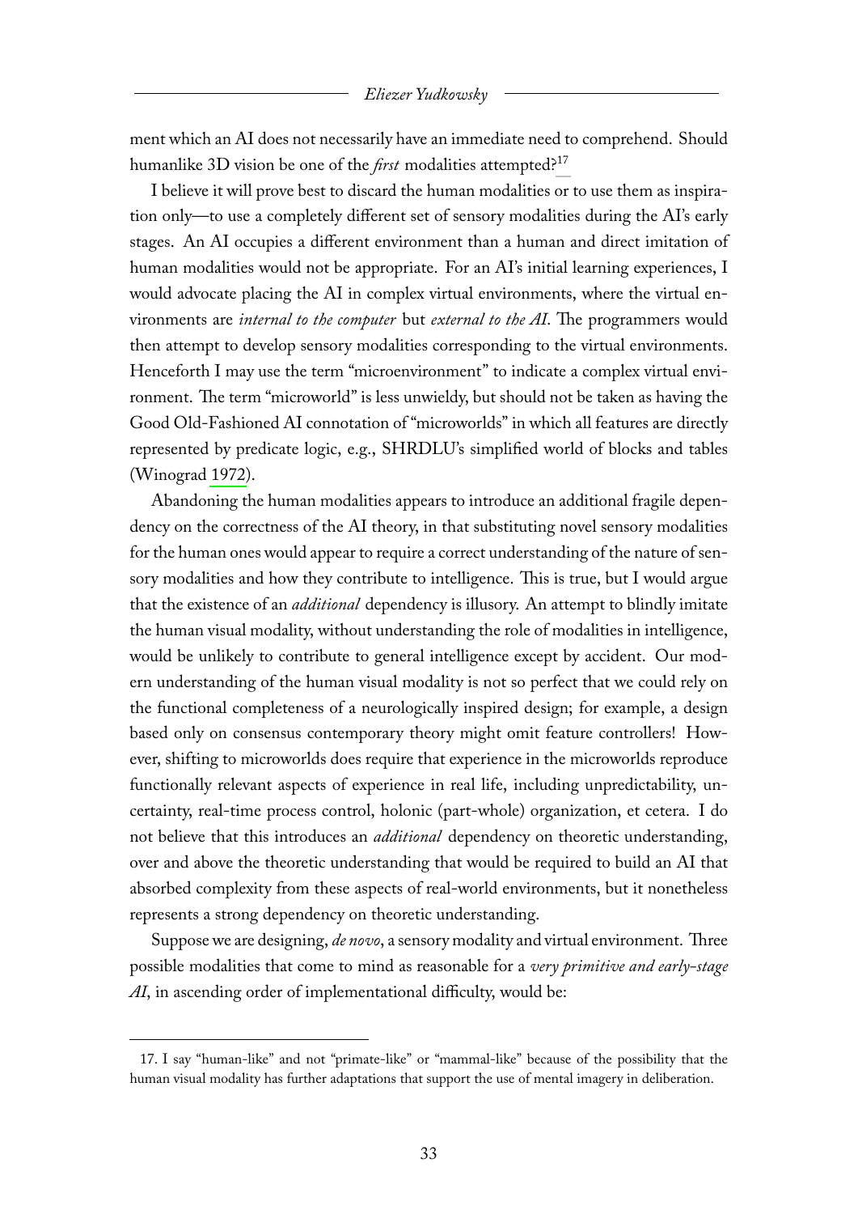ment which an AI does not necessarily have an immediate need to comprehend. Should humanlike 3D vision be one of the *first* modalities attempted?[17]

I believe it will prove best to discard the human modalities or to use them as inspiration only—to use a completely different set of sensory modalities during the AI's early stages. An AI occupies a different environment than a human and direct imitation of human modalities would not be appropriate. For an AI's initial learning experiences, I would advocate placing the AI in complex virtual environments, where the virtual environments are *internal to the computer* but *external to the AI*. The programmers would then attempt to develop sensory modalities corresponding to the virtual environments. Henceforth I may use the term "microenvironment" to indicate a complex virtual environment. The term "microworld" is less unwieldy, but should not be taken as having the Good Old-Fashioned AI connotation of "microworlds" in which all features are directly represented by predicate logic, e.g., SHRDLU's simplified world of blocks and tables (Winograd 1972).

Abandoning the human modalities appears to introduce an additional fragile dependency on the correctness of the AI theory, in that substituting novel sensory modalities for the human ones would appear to require a correct understanding of the nature of sensory modalities and how they contribute to intelligence. This is true, but I would argue that the existence of an *additional* dependency is illusory. An attempt to blindly imitate the human visual modality, without understanding the role of modalities in intelligence, would be unlikely to contribute to general intelligence except by accident. Our modern understanding of the human visual modality is not so perfect that we could rely on the functional completeness of a neurologically inspired design; for example, a design based only on consensus contemporary theory might omit feature controllers! However, shifting to microworlds does require that experience in the microworlds reproduce functionally relevant aspects of experience in real life, including unpredictability, uncertainty, real-time process control, holonic (part-whole) organization, et cetera. I do not believe that this introduces an *additional* dependency on theoretic understanding, over and above the theoretic understanding that would be required to build an AI that absorbed complexity from these aspects of real-world environments, but it nonetheless represents a strong dependency on theoretic understanding.

Suppose we are designing, *de novo*, a sensory modality and virtual environment. Three possible modalities that come to mind as reasonable for a *very primitive and early-stage AI*, in ascending order of implementational difficulty, would be:

---

17. I say "human-like" and not "primate-like" or "mammal-like" because of the possibility that the human visual modality has further adaptations that support the use of mental imagery in deliberation.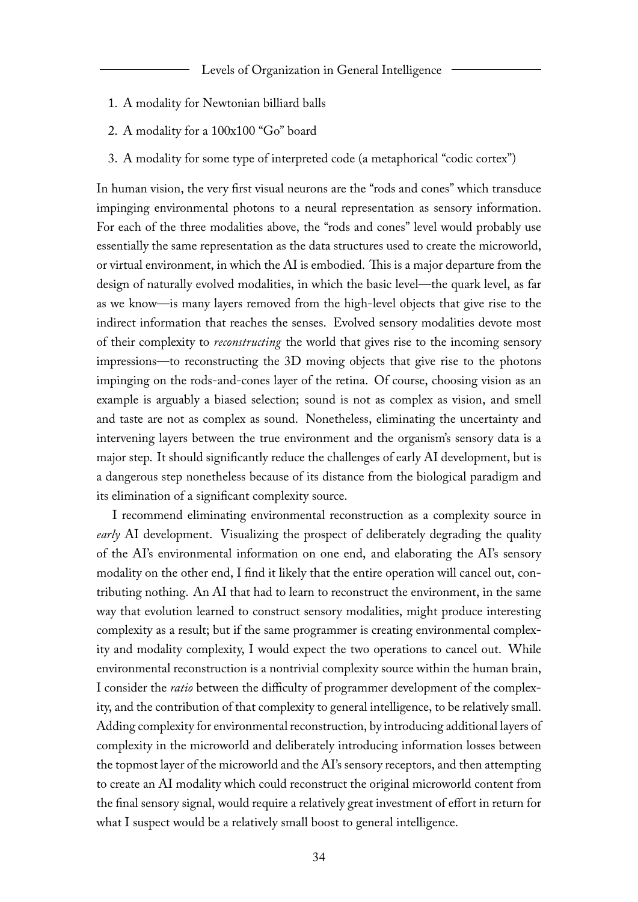1. A modality for Newtonian billiard balls
2. A modality for a 100x100 "Go" board
3. A modality for some type of interpreted code (a metaphorical "codic cortex")

In human vision, the very first visual neurons are the "rods and cones" which transduce impinging environmental photons to a neural representation as sensory information. For each of the three modalities above, the "rods and cones" level would probably use essentially the same representation as the data structures used to create the microworld, or virtual environment, in which the AI is embodied. This is a major departure from the design of naturally evolved modalities, in which the basic level—the quark level, as far as we know—is many layers removed from the high-level objects that give rise to the indirect information that reaches the senses. Evolved sensory modalities devote most of their complexity to *reconstructing* the world that gives rise to the incoming sensory impressions—to reconstructing the 3D moving objects that give rise to the photons impinging on the rods-and-cones layer of the retina. Of course, choosing vision as an example is arguably a biased selection; sound is not as complex as vision, and smell and taste are not as complex as sound. Nonetheless, eliminating the uncertainty and intervening layers between the true environment and the organism's sensory data is a major step. It should significantly reduce the challenges of early AI development, but is a dangerous step nonetheless because of its distance from the biological paradigm and its elimination of a significant complexity source.

I recommend eliminating environmental reconstruction as a complexity source in *early* AI development. Visualizing the prospect of deliberately degrading the quality of the AI's environmental information on one end, and elaborating the AI's sensory modality on the other end, I find it likely that the entire operation will cancel out, contributing nothing. An AI that had to learn to reconstruct the environment, in the same way that evolution learned to construct sensory modalities, might produce interesting complexity as a result; but if the same programmer is creating environmental complexity and modality complexity, I would expect the two operations to cancel out. While environmental reconstruction is a nontrivial complexity source within the human brain, I consider the *ratio* between the difficulty of programmer development of the complexity, and the contribution of that complexity to general intelligence, to be relatively small. Adding complexity for environmental reconstruction, by introducing additional layers of complexity in the microworld and deliberately introducing information losses between the topmost layer of the microworld and the AI's sensory receptors, and then attempting to create an AI modality which could reconstruct the original microworld content from the final sensory signal, would require a relatively great investment of effort in return for what I suspect would be a relatively small boost to general intelligence.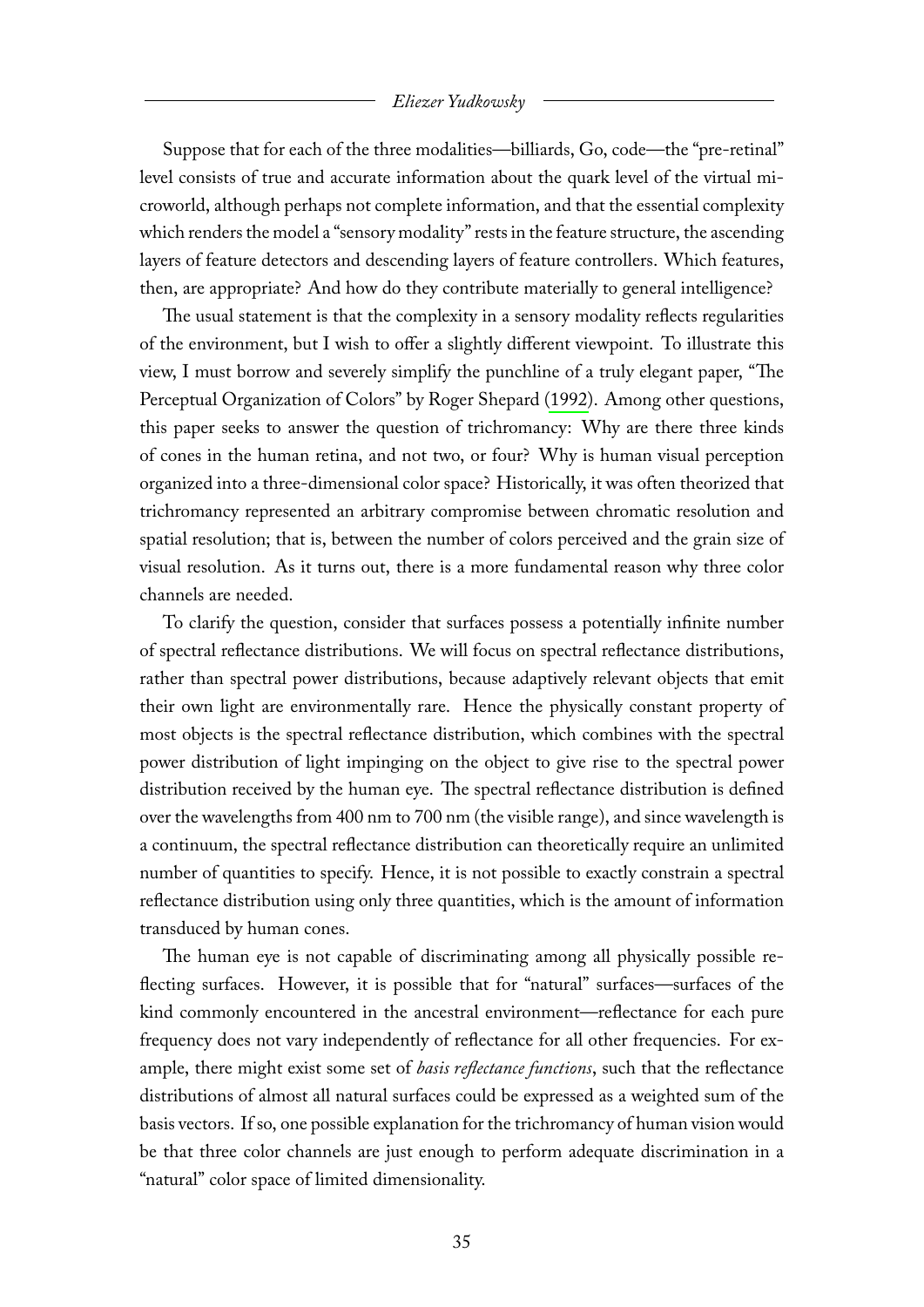Suppose that for each of the three modalities—billiards, Go, code—the "pre-retinal" level consists of true and accurate information about the quark level of the virtual microworld, although perhaps not complete information, and that the essential complexity which renders the model a "sensory modality" rests in the feature structure, the ascending layers of feature detectors and descending layers of feature controllers. Which features, then, are appropriate? And how do they contribute materially to general intelligence?

The usual statement is that the complexity in a sensory modality reflects regularities of the environment, but I wish to offer a slightly different viewpoint. To illustrate this view, I must borrow and severely simplify the punchline of a truly elegant paper, "The Perceptual Organization of Colors" by Roger Shepard (1992). Among other questions, this paper seeks to answer the question of trichromancy: Why are there three kinds of cones in the human retina, and not two, or four? Why is human visual perception organized into a three-dimensional color space? Historically, it was often theorized that trichromancy represented an arbitrary compromise between chromatic resolution and spatial resolution; that is, between the number of colors perceived and the grain size of visual resolution. As it turns out, there is a more fundamental reason why three color channels are needed.

To clarify the question, consider that surfaces possess a potentially infinite number of spectral reflectance distributions. We will focus on spectral reflectance distributions, rather than spectral power distributions, because adaptively relevant objects that emit their own light are environmentally rare. Hence the physically constant property of most objects is the spectral reflectance distribution, which combines with the spectral power distribution of light impinging on the object to give rise to the spectral power distribution received by the human eye. The spectral reflectance distribution is defined over the wavelengths from 400 nm to 700 nm (the visible range), and since wavelength is a continuum, the spectral reflectance distribution can theoretically require an unlimited number of quantities to specify. Hence, it is not possible to exactly constrain a spectral reflectance distribution using only three quantities, which is the amount of information transduced by human cones.

The human eye is not capable of discriminating among all physically possible reflecting surfaces. However, it is possible that for "natural" surfaces—surfaces of the kind commonly encountered in the ancestral environment—reflectance for each pure frequency does not vary independently of reflectance for all other frequencies. For example, there might exist some set of *basis reflectance functions*, such that the reflectance distributions of almost all natural surfaces could be expressed as a weighted sum of the basis vectors. If so, one possible explanation for the trichromancy of human vision would be that three color channels are just enough to perform adequate discrimination in a "natural" color space of limited dimensionality.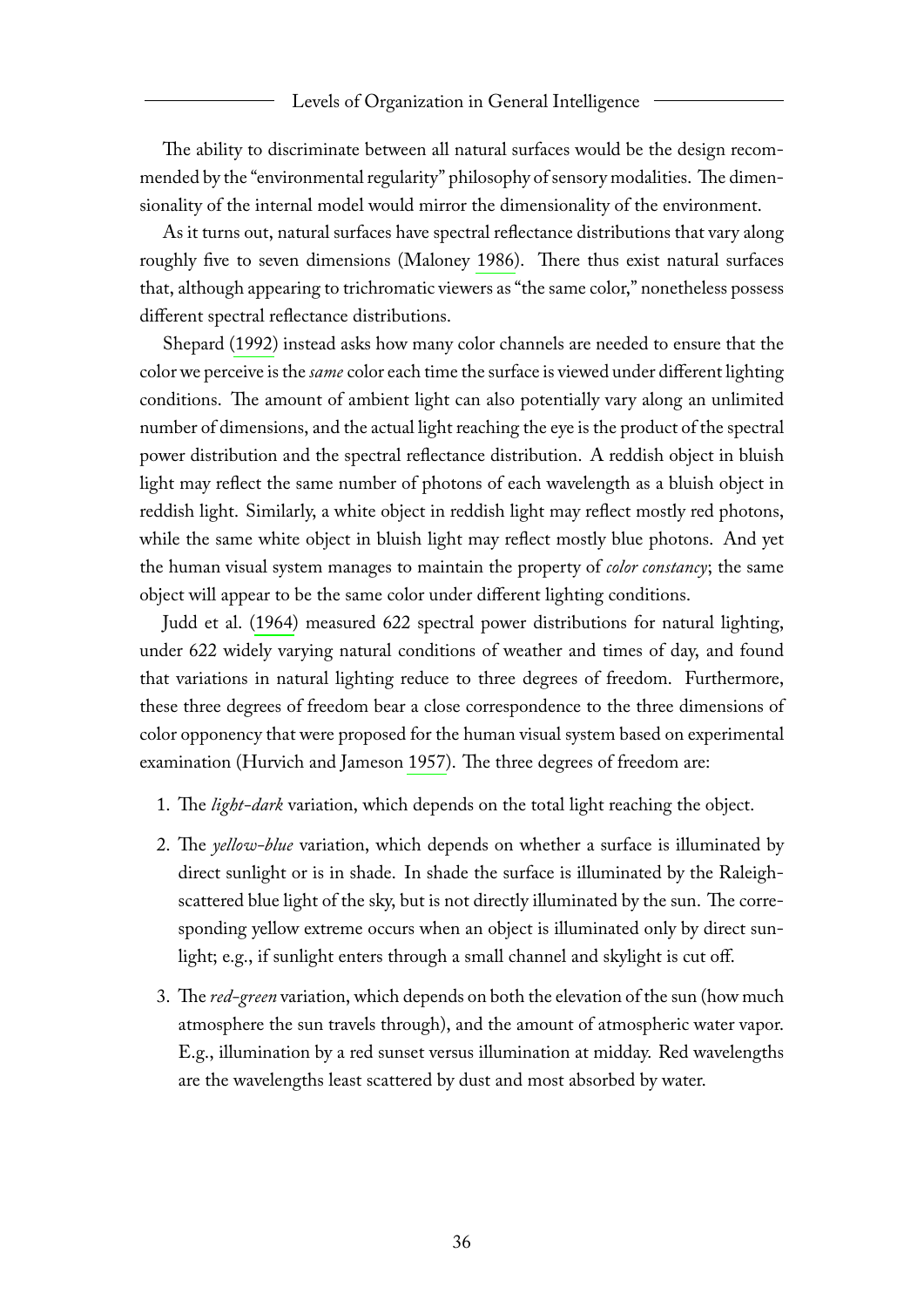The ability to discriminate between all natural surfaces would be the design recommended by the "environmental regularity" philosophy of sensory modalities. The dimensionality of the internal model would mirror the dimensionality of the environment.

As it turns out, natural surfaces have spectral reflectance distributions that vary along roughly five to seven dimensions (Maloney 1986). There thus exist natural surfaces that, although appearing to trichromatic viewers as "the same color," nonetheless possess different spectral reflectance distributions.

Shepard (1992) instead asks how many color channels are needed to ensure that the color we perceive is the *same* color each time the surface is viewed under different lighting conditions. The amount of ambient light can also potentially vary along an unlimited number of dimensions, and the actual light reaching the eye is the product of the spectral power distribution and the spectral reflectance distribution. A reddish object in bluish light may reflect the same number of photons of each wavelength as a bluish object in reddish light. Similarly, a white object in reddish light may reflect mostly red photons, while the same white object in bluish light may reflect mostly blue photons. And yet the human visual system manages to maintain the property of *color constancy*; the same object will appear to be the same color under different lighting conditions.

Judd et al. (1964) measured 622 spectral power distributions for natural lighting, under 622 widely varying natural conditions of weather and times of day, and found that variations in natural lighting reduce to three degrees of freedom. Furthermore, these three degrees of freedom bear a close correspondence to the three dimensions of color opponency that were proposed for the human visual system based on experimental examination (Hurvich and Jameson 1957). The three degrees of freedom are:

1. The *light-dark* variation, which depends on the total light reaching the object.
2. The *yellow-blue* variation, which depends on whether a surface is illuminated by direct sunlight or is in shade. In shade the surface is illuminated by the Raleigh-scattered blue light of the sky, but is not directly illuminated by the sun. The corresponding yellow extreme occurs when an object is illuminated only by direct sunlight; e.g., if sunlight enters through a small channel and skylight is cut off.
3. The *red-green* variation, which depends on both the elevation of the sun (how much atmosphere the sun travels through), and the amount of atmospheric water vapor. E.g., illumination by a red sunset versus illumination at midday. Red wavelengths are the wavelengths least scattered by dust and most absorbed by water.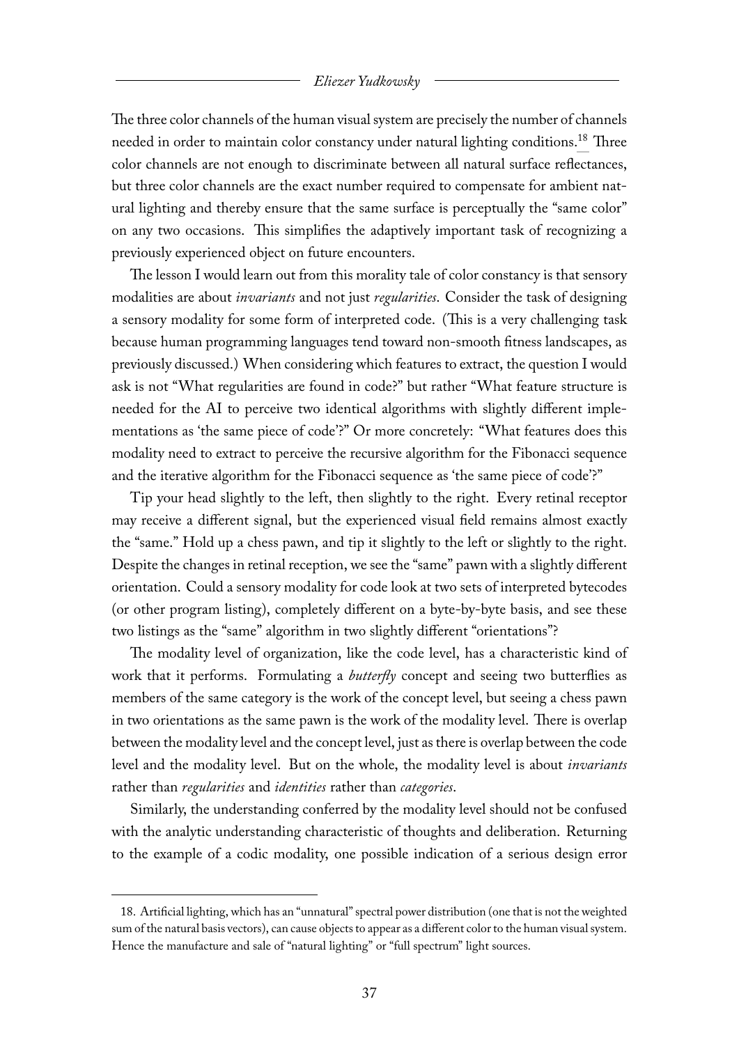The three color channels of the human visual system are precisely the number of channels needed in order to maintain color constancy under natural lighting conditions.[18] Three color channels are not enough to discriminate between all natural surface reflectances, but three color channels are the exact number required to compensate for ambient natural lighting and thereby ensure that the same surface is perceptually the "same color" on any two occasions. This simplifies the adaptively important task of recognizing a previously experienced object on future encounters.

The lesson I would learn out from this morality tale of color constancy is that sensory modalities are about *invariants* and not just *regularities*. Consider the task of designing a sensory modality for some form of interpreted code. (This is a very challenging task because human programming languages tend toward non-smooth fitness landscapes, as previously discussed.) When considering which features to extract, the question I would ask is not "What regularities are found in code?" but rather "What feature structure is needed for the AI to perceive two identical algorithms with slightly different implementations as 'the same piece of code'?" Or more concretely: "What features does this modality need to extract to perceive the recursive algorithm for the Fibonacci sequence and the iterative algorithm for the Fibonacci sequence as 'the same piece of code'?"

Tip your head slightly to the left, then slightly to the right. Every retinal receptor may receive a different signal, but the experienced visual field remains almost exactly the "same." Hold up a chess pawn, and tip it slightly to the left or slightly to the right. Despite the changes in retinal reception, we see the "same" pawn with a slightly different orientation. Could a sensory modality for code look at two sets of interpreted bytecodes (or other program listing), completely different on a byte-by-byte basis, and see these two listings as the "same" algorithm in two slightly different "orientations"?

The modality level of organization, like the code level, has a characteristic kind of work that it performs. Formulating a *butterfly* concept and seeing two butterflies as members of the same category is the work of the concept level, but seeing a chess pawn in two orientations as the same pawn is the work of the modality level. There is overlap between the modality level and the concept level, just as there is overlap between the code level and the modality level. But on the whole, the modality level is about *invariants* rather than *regularities* and *identities* rather than *categories*.

Similarly, the understanding conferred by the modality level should not be confused with the analytic understanding characteristic of thoughts and deliberation. Returning to the example of a codic modality, one possible indication of a serious design error

---

18. Artificial lighting, which has an "unnatural" spectral power distribution (one that is not the weighted sum of the natural basis vectors), can cause objects to appear as a different color to the human visual system. Hence the manufacture and sale of "natural lighting" or "full spectrum" light sources.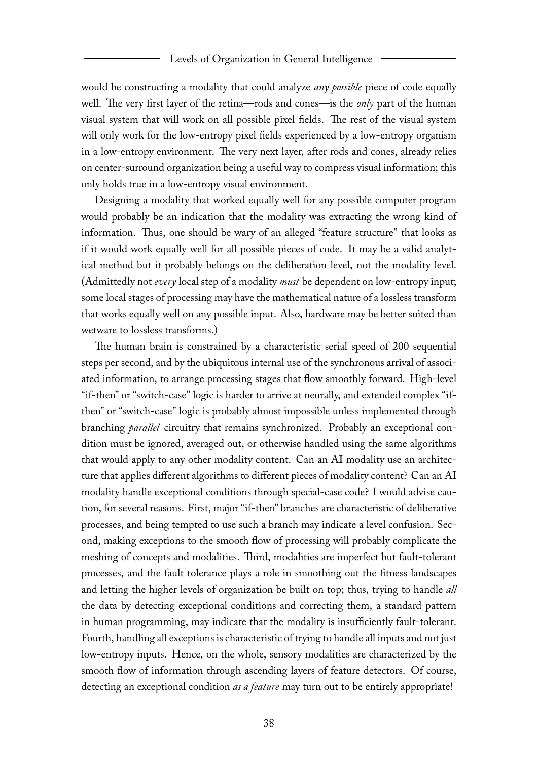would be constructing a modality that could analyze *any possible* piece of code equally well. The very first layer of the retina—rods and cones—is the *only* part of the human visual system that will work on all possible pixel fields. The rest of the visual system will only work for the low-entropy pixel fields experienced by a low-entropy organism in a low-entropy environment. The very next layer, after rods and cones, already relies on center-surround organization being a useful way to compress visual information; this only holds true in a low-entropy visual environment.

Designing a modality that worked equally well for any possible computer program would probably be an indication that the modality was extracting the wrong kind of information. Thus, one should be wary of an alleged "feature structure" that looks as if it would work equally well for all possible pieces of code. It may be a valid analytical method but it probably belongs on the deliberation level, not the modality level. (Admittedly not *every* local step of a modality *must* be dependent on low-entropy input; some local stages of processing may have the mathematical nature of a lossless transform that works equally well on any possible input. Also, hardware may be better suited than wetware to lossless transforms.)

The human brain is constrained by a characteristic serial speed of 200 sequential steps per second, and by the ubiquitous internal use of the synchronous arrival of associated information, to arrange processing stages that flow smoothly forward. High-level "if-then" or "switch-case" logic is harder to arrive at neurally, and extended complex "if-then" or "switch-case" logic is probably almost impossible unless implemented through branching *parallel* circuitry that remains synchronized. Probably an exceptional condition must be ignored, averaged out, or otherwise handled using the same algorithms that would apply to any other modality content. Can an AI modality use an architecture that applies different algorithms to different pieces of modality content? Can an AI modality handle exceptional conditions through special-case code? I would advise caution, for several reasons. First, major "if-then" branches are characteristic of deliberative processes, and being tempted to use such a branch may indicate a level confusion. Second, making exceptions to the smooth flow of processing will probably complicate the meshing of concepts and modalities. Third, modalities are imperfect but fault-tolerant processes, and the fault tolerance plays a role in smoothing out the fitness landscapes and letting the higher levels of organization be built on top; thus, trying to handle *all* the data by detecting exceptional conditions and correcting them, a standard pattern in human programming, may indicate that the modality is insufficiently fault-tolerant. Fourth, handling all exceptions is characteristic of trying to handle all inputs and not just low-entropy inputs. Hence, on the whole, sensory modalities are characterized by the smooth flow of information through ascending layers of feature detectors. Of course, detecting an exceptional condition *as a feature* may turn out to be entirely appropriate!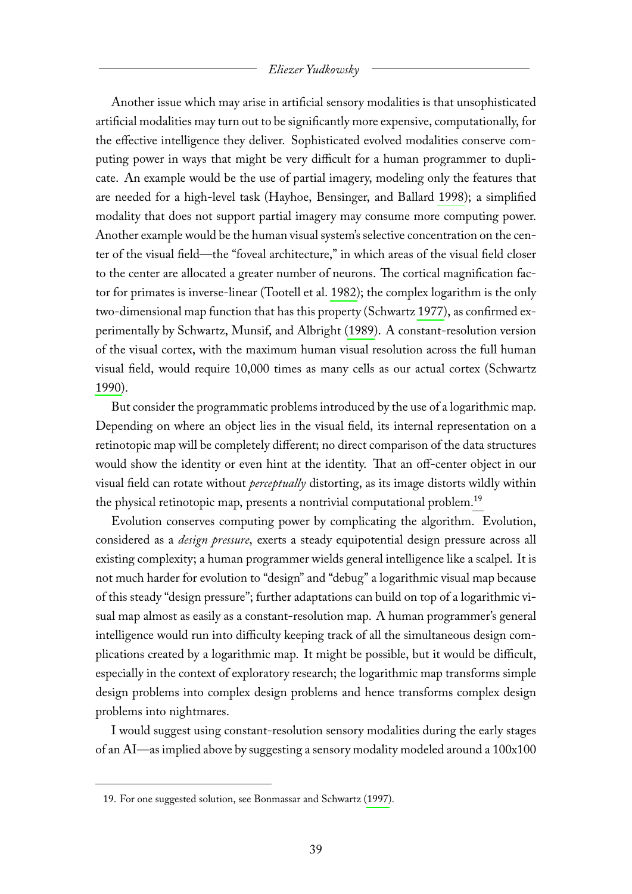Another issue which may arise in artificial sensory modalities is that unsophisticated artificial modalities may turn out to be significantly more expensive, computationally, for the effective intelligence they deliver. Sophisticated evolved modalities conserve computing power in ways that might be very difficult for a human programmer to duplicate. An example would be the use of partial imagery, modeling only the features that are needed for a high-level task (Hayhoe, Bensinger, and Ballard 1998); a simplified modality that does not support partial imagery may consume more computing power. Another example would be the human visual system's selective concentration on the center of the visual field—the "foveal architecture," in which areas of the visual field closer to the center are allocated a greater number of neurons. The cortical magnification factor for primates is inverse-linear (Tootell et al. 1982); the complex logarithm is the only two-dimensional map function that has this property (Schwartz 1977), as confirmed experimentally by Schwartz, Munsif, and Albright (1989). A constant-resolution version of the visual cortex, with the maximum human visual resolution across the full human visual field, would require 10,000 times as many cells as our actual cortex (Schwartz 1990).

But consider the programmatic problems introduced by the use of a logarithmic map. Depending on where an object lies in the visual field, its internal representation on a retinotopic map will be completely different; no direct comparison of the data structures would show the identity or even hint at the identity. That an off-center object in our visual field can rotate without *perceptually* distorting, as its image distorts wildly within the physical retinotopic map, presents a nontrivial computational problem.[19]

Evolution conserves computing power by complicating the algorithm. Evolution, considered as a *design pressure*, exerts a steady equipotential design pressure across all existing complexity; a human programmer wields general intelligence like a scalpel. It is not much harder for evolution to "design" and "debug" a logarithmic visual map because of this steady "design pressure"; further adaptations can build on top of a logarithmic visual map almost as easily as a constant-resolution map. A human programmer's general intelligence would run into difficulty keeping track of all the simultaneous design complications created by a logarithmic map. It might be possible, but it would be difficult, especially in the context of exploratory research; the logarithmic map transforms simple design problems into complex design problems and hence transforms complex design problems into nightmares.

I would suggest using constant-resolution sensory modalities during the early stages of an AI—as implied above by suggesting a sensory modality modeled around a 100x100

19. For one suggested solution, see Bonmassar and Schwartz (1997).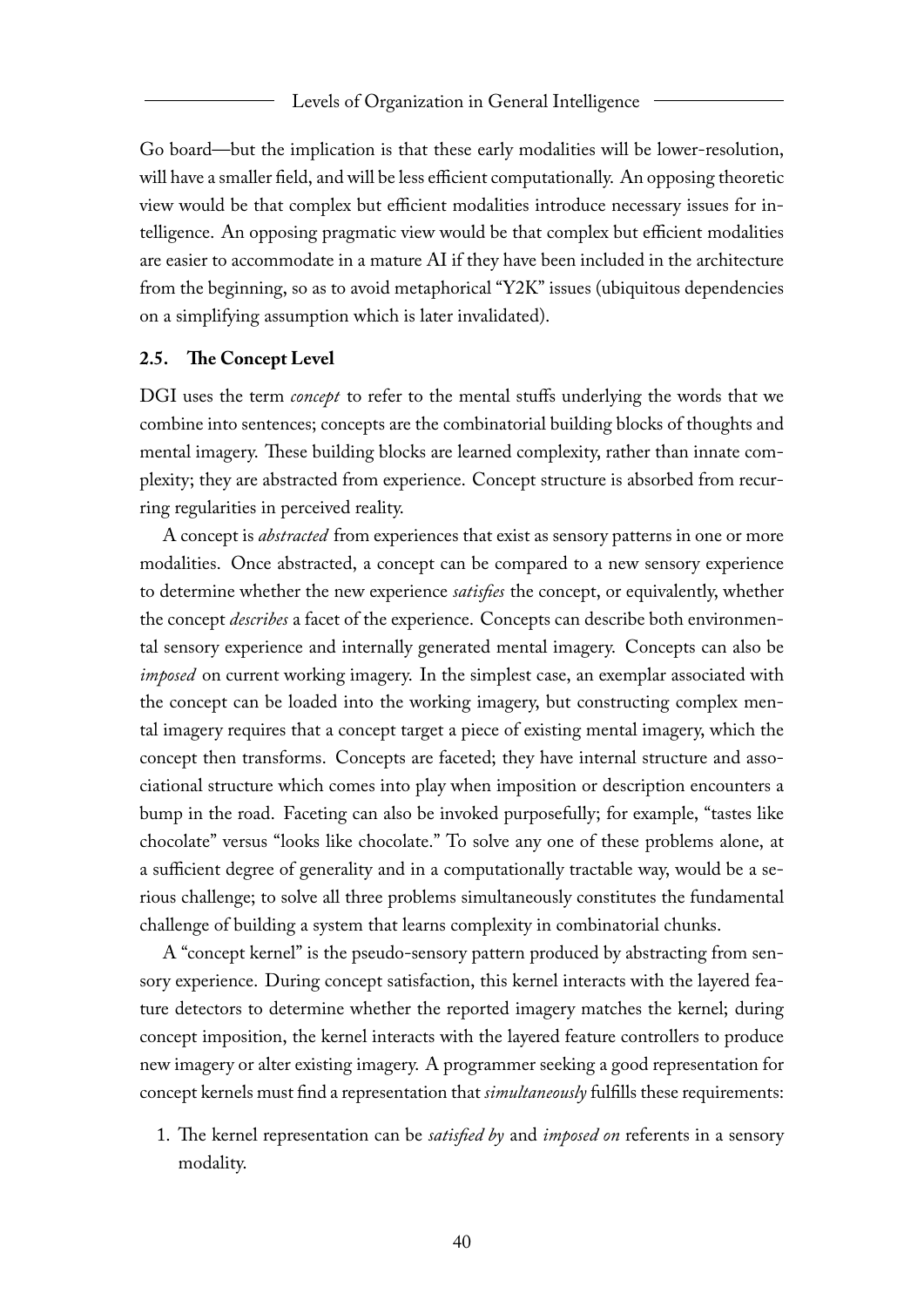Go board—but the implication is that these early modalities will be lower-resolution, will have a smaller field, and will be less efficient computationally. An opposing theoretic view would be that complex but efficient modalities introduce necessary issues for intelligence. An opposing pragmatic view would be that complex but efficient modalities are easier to accommodate in a mature AI if they have been included in the architecture from the beginning, so as to avoid metaphorical "Y2K" issues (ubiquitous dependencies on a simplifying assumption which is later invalidated).

### 2.5. The Concept Level

DGI uses the term *concept* to refer to the mental stuffs underlying the words that we combine into sentences; concepts are the combinatorial building blocks of thoughts and mental imagery. These building blocks are learned complexity, rather than innate complexity; they are abstracted from experience. Concept structure is absorbed from recurring regularities in perceived reality.

A concept is *abstracted* from experiences that exist as sensory patterns in one or more modalities. Once abstracted, a concept can be compared to a new sensory experience to determine whether the new experience *satisfies* the concept, or equivalently, whether the concept *describes* a facet of the experience. Concepts can describe both environmental sensory experience and internally generated mental imagery. Concepts can also be *imposed* on current working imagery. In the simplest case, an exemplar associated with the concept can be loaded into the working imagery, but constructing complex mental imagery requires that a concept target a piece of existing mental imagery, which the concept then transforms. Concepts are faceted; they have internal structure and associational structure which comes into play when imposition or description encounters a bump in the road. Faceting can also be invoked purposefully; for example, "tastes like chocolate" versus "looks like chocolate." To solve any one of these problems alone, at a sufficient degree of generality and in a computationally tractable way, would be a serious challenge; to solve all three problems simultaneously constitutes the fundamental challenge of building a system that learns complexity in combinatorial chunks.

A "concept kernel" is the pseudo-sensory pattern produced by abstracting from sensory experience. During concept satisfaction, this kernel interacts with the layered feature detectors to determine whether the reported imagery matches the kernel; during concept imposition, the kernel interacts with the layered feature controllers to produce new imagery or alter existing imagery. A programmer seeking a good representation for concept kernels must find a representation that *simultaneously* fulfills these requirements:

1. The kernel representation can be *satisfied by* and *imposed on* referents in a sensory modality.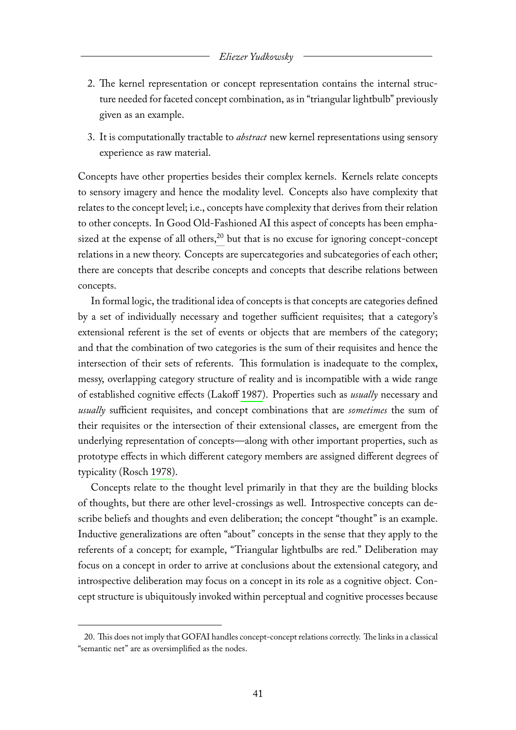2. The kernel representation or concept representation contains the internal structure needed for faceted concept combination, as in "triangular lightbulb" previously given as an example.

3. It is computationally tractable to *abstract* new kernel representations using sensory experience as raw material.

Concepts have other properties besides their complex kernels. Kernels relate concepts to sensory imagery and hence the modality level. Concepts also have complexity that relates to the concept level; i.e., concepts have complexity that derives from their relation to other concepts. In Good Old-Fashioned AI this aspect of concepts has been emphasized at the expense of all others,[20] but that is no excuse for ignoring concept-concept relations in a new theory. Concepts are supercategories and subcategories of each other; there are concepts that describe concepts and concepts that describe relations between concepts.

In formal logic, the traditional idea of concepts is that concepts are categories defined by a set of individually necessary and together sufficient requisites; that a category's extensional referent is the set of events or objects that are members of the category; and that the combination of two categories is the sum of their requisites and hence the intersection of their sets of referents. This formulation is inadequate to the complex, messy, overlapping category structure of reality and is incompatible with a wide range of established cognitive effects (Lakoff 1987). Properties such as *usually* necessary and *usually* sufficient requisites, and concept combinations that are *sometimes* the sum of their requisites or the intersection of their extensional classes, are emergent from the underlying representation of concepts—along with other important properties, such as prototype effects in which different category members are assigned different degrees of typicality (Rosch 1978).

Concepts relate to the thought level primarily in that they are the building blocks of thoughts, but there are other level-crossings as well. Introspective concepts can describe beliefs and thoughts and even deliberation; the concept "thought" is an example. Inductive generalizations are often "about" concepts in the sense that they apply to the referents of a concept; for example, "Triangular lightbulbs are red." Deliberation may focus on a concept in order to arrive at conclusions about the extensional category, and introspective deliberation may focus on a concept in its role as a cognitive object. Concept structure is ubiquitously invoked within perceptual and cognitive processes because

20. This does not imply that GOFAI handles concept-concept relations correctly. The links in a classical "semantic net" are as oversimplified as the nodes.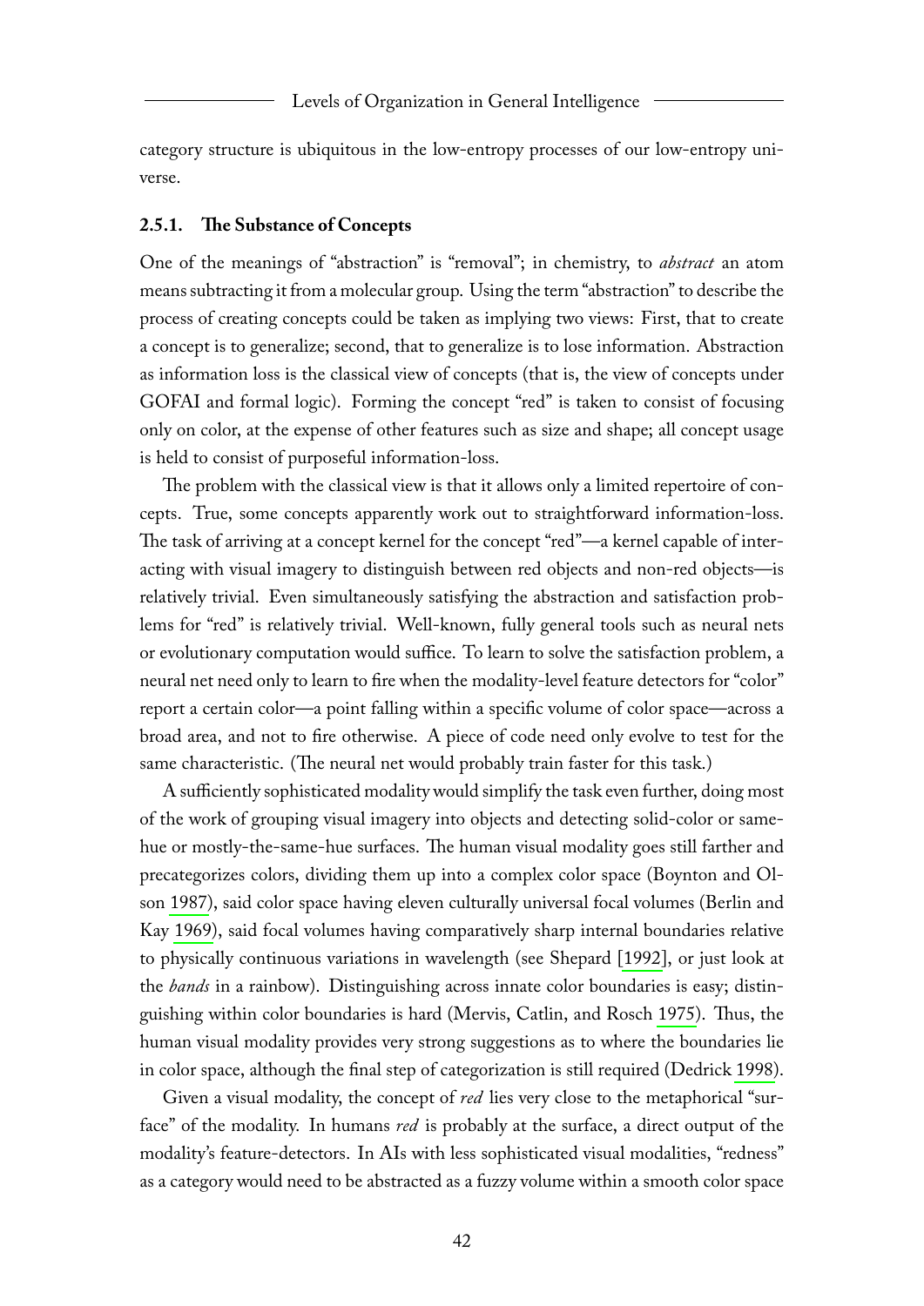category structure is ubiquitous in the low-entropy processes of our low-entropy universe.

### 2.5.1. The Substance of Concepts

One of the meanings of "abstraction" is "removal"; in chemistry, to *abstract* an atom means subtracting it from a molecular group. Using the term "abstraction" to describe the process of creating concepts could be taken as implying two views: First, that to create a concept is to generalize; second, that to generalize is to lose information. Abstraction as information loss is the classical view of concepts (that is, the view of concepts under GOFAI and formal logic). Forming the concept "red" is taken to consist of focusing only on color, at the expense of other features such as size and shape; all concept usage is held to consist of purposeful information-loss.

The problem with the classical view is that it allows only a limited repertoire of concepts. True, some concepts apparently work out to straightforward information-loss. The task of arriving at a concept kernel for the concept "red"—a kernel capable of interacting with visual imagery to distinguish between red objects and non-red objects—is relatively trivial. Even simultaneously satisfying the abstraction and satisfaction problems for "red" is relatively trivial. Well-known, fully general tools such as neural nets or evolutionary computation would suffice. To learn to solve the satisfaction problem, a neural net need only to learn to fire when the modality-level feature detectors for "color" report a certain color—a point falling within a specific volume of color space—across a broad area, and not to fire otherwise. A piece of code need only evolve to test for the same characteristic. (The neural net would probably train faster for this task.)

A sufficiently sophisticated modality would simplify the task even further, doing most of the work of grouping visual imagery into objects and detecting solid-color or same-hue or mostly-the-same-hue surfaces. The human visual modality goes still farther and precategorizes colors, dividing them up into a complex color space (Boynton and Olson 1987), said color space having eleven culturally universal focal volumes (Berlin and Kay 1969), said focal volumes having comparatively sharp internal boundaries relative to physically continuous variations in wavelength (see Shepard [1992], or just look at the *bands* in a rainbow). Distinguishing across innate color boundaries is easy; distinguishing within color boundaries is hard (Mervis, Catlin, and Rosch 1975). Thus, the human visual modality provides very strong suggestions as to where the boundaries lie in color space, although the final step of categorization is still required (Dedrick 1998).

Given a visual modality, the concept of *red* lies very close to the metaphorical "surface" of the modality. In humans *red* is probably at the surface, a direct output of the modality's feature-detectors. In AIs with less sophisticated visual modalities, "redness" as a category would need to be abstracted as a fuzzy volume within a smooth color space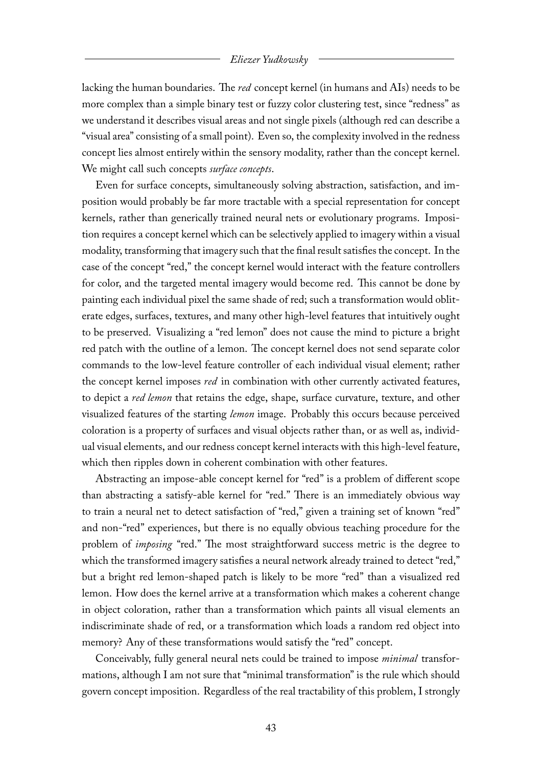lacking the human boundaries. The *red* concept kernel (in humans and AIs) needs to be more complex than a simple binary test or fuzzy color clustering test, since "redness" as we understand it describes visual areas and not single pixels (although red can describe a "visual area" consisting of a small point). Even so, the complexity involved in the redness concept lies almost entirely within the sensory modality, rather than the concept kernel. We might call such concepts *surface concepts*.

Even for surface concepts, simultaneously solving abstraction, satisfaction, and imposition would probably be far more tractable with a special representation for concept kernels, rather than generically trained neural nets or evolutionary programs. Imposition requires a concept kernel which can be selectively applied to imagery within a visual modality, transforming that imagery such that the final result satisfies the concept. In the case of the concept "red," the concept kernel would interact with the feature controllers for color, and the targeted mental imagery would become red. This cannot be done by painting each individual pixel the same shade of red; such a transformation would obliterate edges, surfaces, textures, and many other high-level features that intuitively ought to be preserved. Visualizing a "red lemon" does not cause the mind to picture a bright red patch with the outline of a lemon. The concept kernel does not send separate color commands to the low-level feature controller of each individual visual element; rather the concept kernel imposes *red* in combination with other currently activated features, to depict a *red lemon* that retains the edge, shape, surface curvature, texture, and other visualized features of the starting *lemon* image. Probably this occurs because perceived coloration is a property of surfaces and visual objects rather than, or as well as, individual visual elements, and our redness concept kernel interacts with this high-level feature, which then ripples down in coherent combination with other features.

Abstracting an impose-able concept kernel for "red" is a problem of different scope than abstracting a satisfy-able kernel for "red." There is an immediately obvious way to train a neural net to detect satisfaction of "red," given a training set of known "red" and non-"red" experiences, but there is no equally obvious teaching procedure for the problem of *imposing* "red." The most straightforward success metric is the degree to which the transformed imagery satisfies a neural network already trained to detect "red," but a bright red lemon-shaped patch is likely to be more "red" than a visualized red lemon. How does the kernel arrive at a transformation which makes a coherent change in object coloration, rather than a transformation which paints all visual elements an indiscriminate shade of red, or a transformation which loads a random red object into memory? Any of these transformations would satisfy the "red" concept.

Conceivably, fully general neural nets could be trained to impose *minimal* transformations, although I am not sure that "minimal transformation" is the rule which should govern concept imposition. Regardless of the real tractability of this problem, I strongly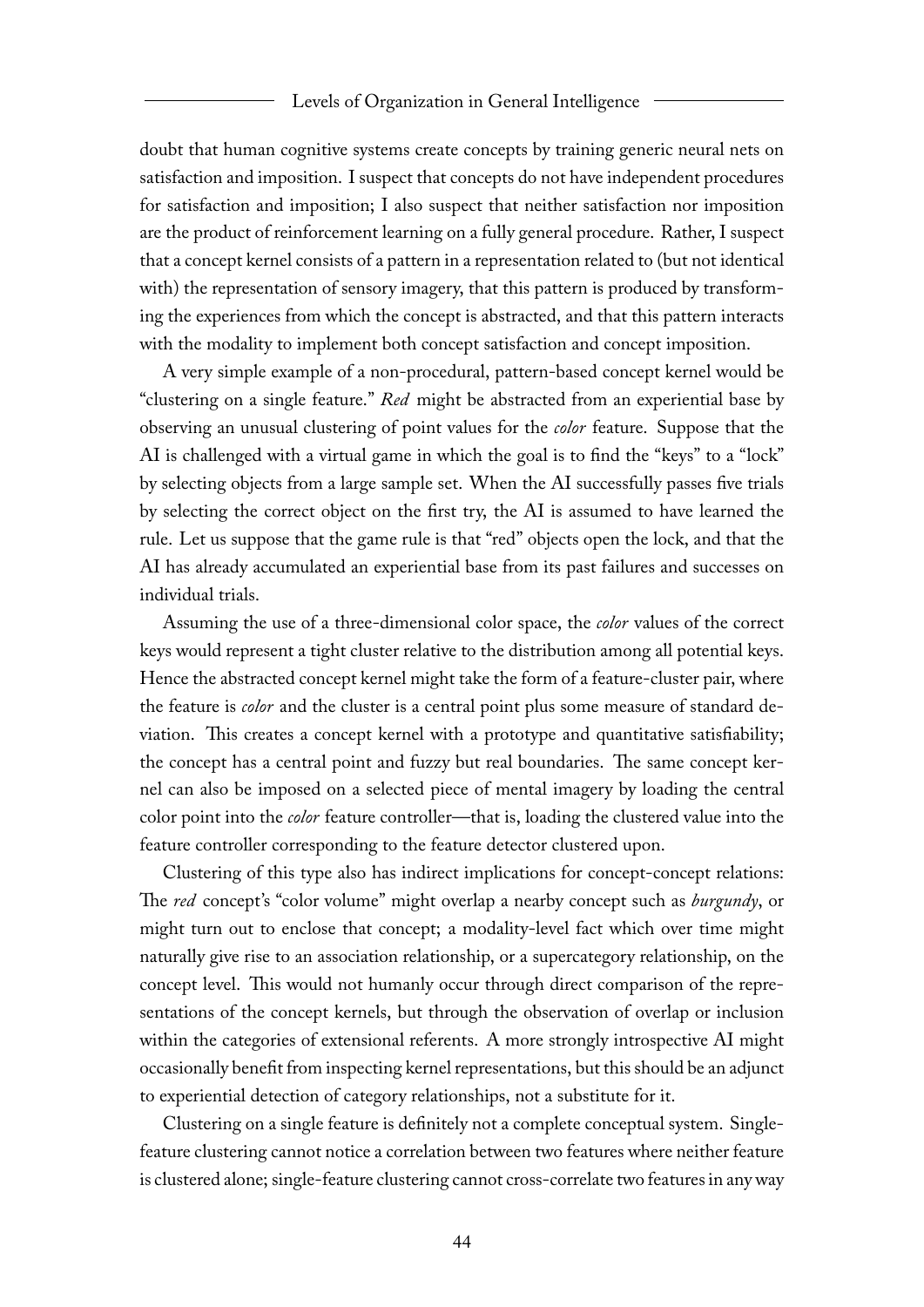doubt that human cognitive systems create concepts by training generic neural nets on satisfaction and imposition. I suspect that concepts do not have independent procedures for satisfaction and imposition; I also suspect that neither satisfaction nor imposition are the product of reinforcement learning on a fully general procedure. Rather, I suspect that a concept kernel consists of a pattern in a representation related to (but not identical with) the representation of sensory imagery, that this pattern is produced by transforming the experiences from which the concept is abstracted, and that this pattern interacts with the modality to implement both concept satisfaction and concept imposition.

A very simple example of a non-procedural, pattern-based concept kernel would be "clustering on a single feature." *Red* might be abstracted from an experiential base by observing an unusual clustering of point values for the *color* feature. Suppose that the AI is challenged with a virtual game in which the goal is to find the "keys" to a "lock" by selecting objects from a large sample set. When the AI successfully passes five trials by selecting the correct object on the first try, the AI is assumed to have learned the rule. Let us suppose that the game rule is that "red" objects open the lock, and that the AI has already accumulated an experiential base from its past failures and successes on individual trials.

Assuming the use of a three-dimensional color space, the *color* values of the correct keys would represent a tight cluster relative to the distribution among all potential keys. Hence the abstracted concept kernel might take the form of a feature-cluster pair, where the feature is *color* and the cluster is a central point plus some measure of standard deviation. This creates a concept kernel with a prototype and quantitative satisfiability; the concept has a central point and fuzzy but real boundaries. The same concept kernel can also be imposed on a selected piece of mental imagery by loading the central color point into the *color* feature controller—that is, loading the clustered value into the feature controller corresponding to the feature detector clustered upon.

Clustering of this type also has indirect implications for concept-concept relations: The *red* concept's "color volume" might overlap a nearby concept such as *burgundy*, or might turn out to enclose that concept; a modality-level fact which over time might naturally give rise to an association relationship, or a supercategory relationship, on the concept level. This would not humanly occur through direct comparison of the representations of the concept kernels, but through the observation of overlap or inclusion within the categories of extensional referents. A more strongly introspective AI might occasionally benefit from inspecting kernel representations, but this should be an adjunct to experiential detection of category relationships, not a substitute for it.

Clustering on a single feature is definitely not a complete conceptual system. Single-feature clustering cannot notice a correlation between two features where neither feature is clustered alone; single-feature clustering cannot cross-correlate two features in any way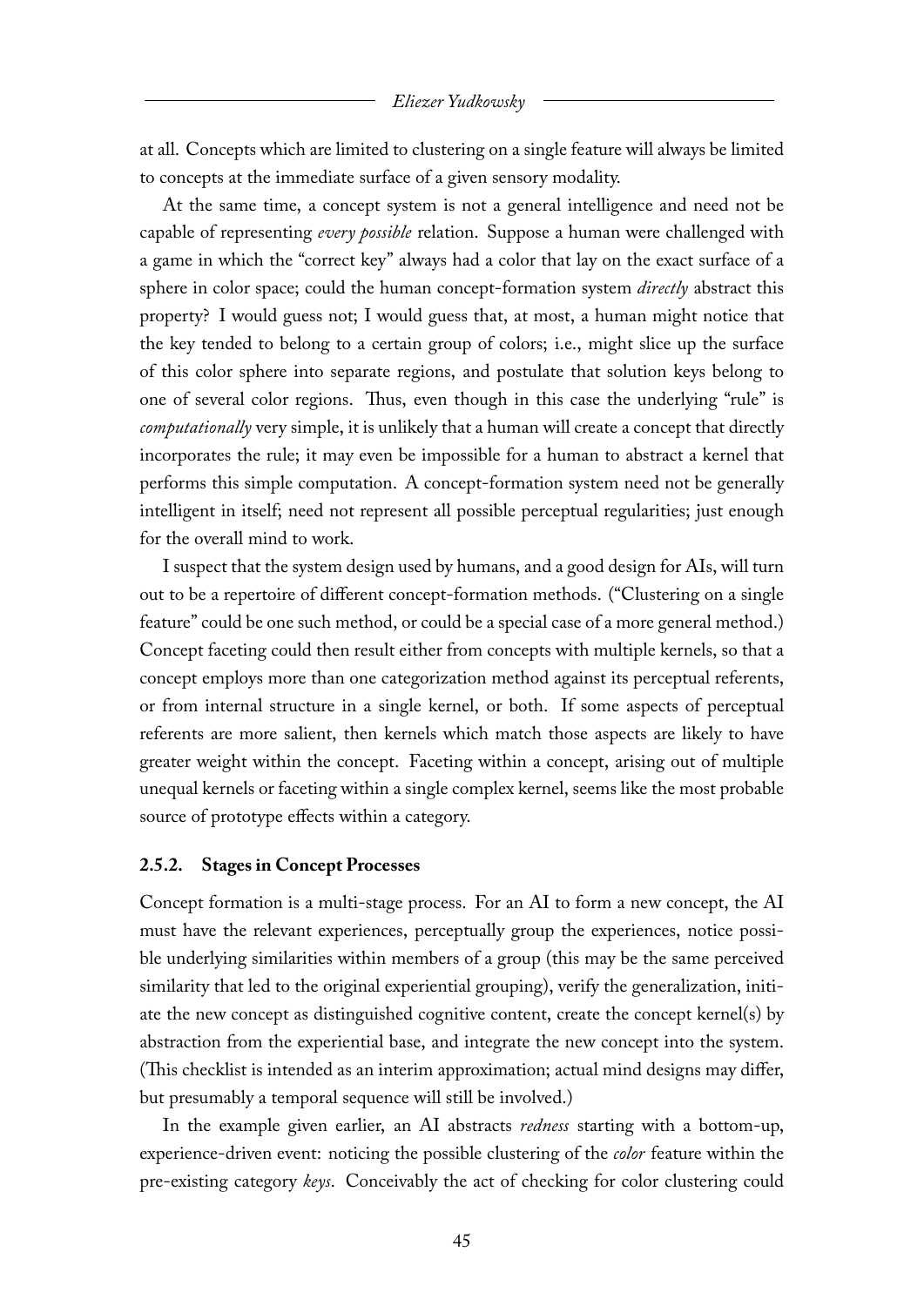at all. Concepts which are limited to clustering on a single feature will always be limited to concepts at the immediate surface of a given sensory modality.

At the same time, a concept system is not a general intelligence and need not be capable of representing *every possible* relation. Suppose a human were challenged with a game in which the "correct key" always had a color that lay on the exact surface of a sphere in color space; could the human concept-formation system *directly* abstract this property? I would guess not; I would guess that, at most, a human might notice that the key tended to belong to a certain group of colors; i.e., might slice up the surface of this color sphere into separate regions, and postulate that solution keys belong to one of several color regions. Thus, even though in this case the underlying "rule" is *computationally* very simple, it is unlikely that a human will create a concept that directly incorporates the rule; it may even be impossible for a human to abstract a kernel that performs this simple computation. A concept-formation system need not be generally intelligent in itself; need not represent all possible perceptual regularities; just enough for the overall mind to work.

I suspect that the system design used by humans, and a good design for AIs, will turn out to be a repertoire of different concept-formation methods. ("Clustering on a single feature" could be one such method, or could be a special case of a more general method.) Concept faceting could then result either from concepts with multiple kernels, so that a concept employs more than one categorization method against its perceptual referents, or from internal structure in a single kernel, or both. If some aspects of perceptual referents are more salient, then kernels which match those aspects are likely to have greater weight within the concept. Faceting within a concept, arising out of multiple unequal kernels or faceting within a single complex kernel, seems like the most probable source of prototype effects within a category.

### 2.5.2. Stages in Concept Processes

Concept formation is a multi-stage process. For an AI to form a new concept, the AI must have the relevant experiences, perceptually group the experiences, notice possible underlying similarities within members of a group (this may be the same perceived similarity that led to the original experiential grouping), verify the generalization, initiate the new concept as distinguished cognitive content, create the concept kernel(s) by abstraction from the experiential base, and integrate the new concept into the system. (This checklist is intended as an interim approximation; actual mind designs may differ, but presumably a temporal sequence will still be involved.)

In the example given earlier, an AI abstracts *redness* starting with a bottom-up, experience-driven event: noticing the possible clustering of the *color* feature within the pre-existing category *keys*. Conceivably the act of checking for color clustering could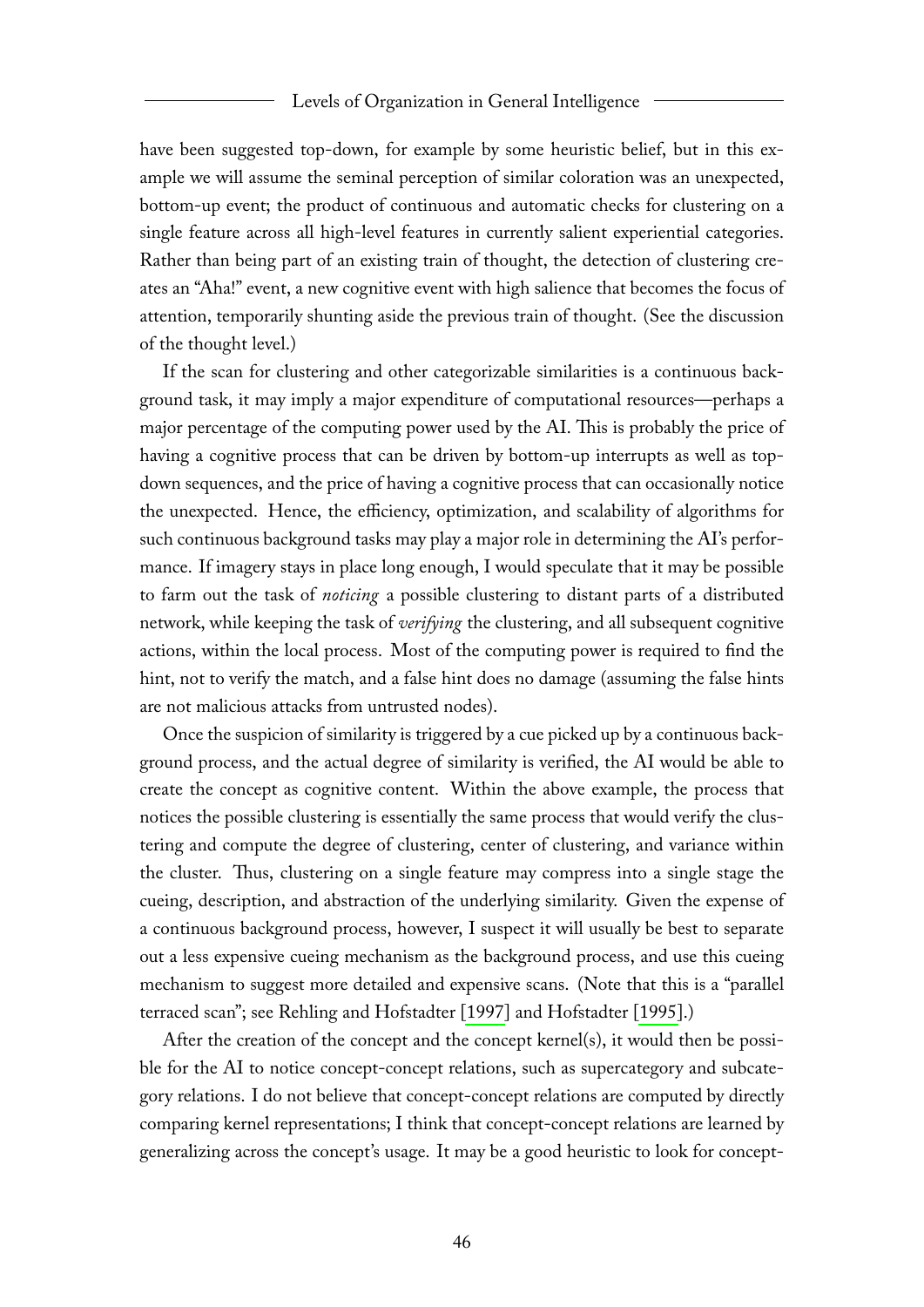have been suggested top-down, for example by some heuristic belief, but in this example we will assume the seminal perception of similar coloration was an unexpected, bottom-up event; the product of continuous and automatic checks for clustering on a single feature across all high-level features in currently salient experiential categories. Rather than being part of an existing train of thought, the detection of clustering creates an "Aha!" event, a new cognitive event with high salience that becomes the focus of attention, temporarily shunting aside the previous train of thought. (See the discussion of the thought level.)

If the scan for clustering and other categorizable similarities is a continuous background task, it may imply a major expenditure of computational resources—perhaps a major percentage of the computing power used by the AI. This is probably the price of having a cognitive process that can be driven by bottom-up interrupts as well as top-down sequences, and the price of having a cognitive process that can occasionally notice the unexpected. Hence, the efficiency, optimization, and scalability of algorithms for such continuous background tasks may play a major role in determining the AI's performance. If imagery stays in place long enough, I would speculate that it may be possible to farm out the task of *noticing* a possible clustering to distant parts of a distributed network, while keeping the task of *verifying* the clustering, and all subsequent cognitive actions, within the local process. Most of the computing power is required to find the hint, not to verify the match, and a false hint does no damage (assuming the false hints are not malicious attacks from untrusted nodes).

Once the suspicion of similarity is triggered by a cue picked up by a continuous background process, and the actual degree of similarity is verified, the AI would be able to create the concept as cognitive content. Within the above example, the process that notices the possible clustering is essentially the same process that would verify the clustering and compute the degree of clustering, center of clustering, and variance within the cluster. Thus, clustering on a single feature may compress into a single stage the cueing, description, and abstraction of the underlying similarity. Given the expense of a continuous background process, however, I suspect it will usually be best to separate out a less expensive cueing mechanism as the background process, and use this cueing mechanism to suggest more detailed and expensive scans. (Note that this is a "parallel terraced scan"; see Rehling and Hofstadter [1997] and Hofstadter [1995].)

After the creation of the concept and the concept kernel(s), it would then be possible for the AI to notice concept-concept relations, such as supercategory and subcategory relations. I do not believe that concept-concept relations are computed by directly comparing kernel representations; I think that concept-concept relations are learned by generalizing across the concept's usage. It may be a good heuristic to look for concept-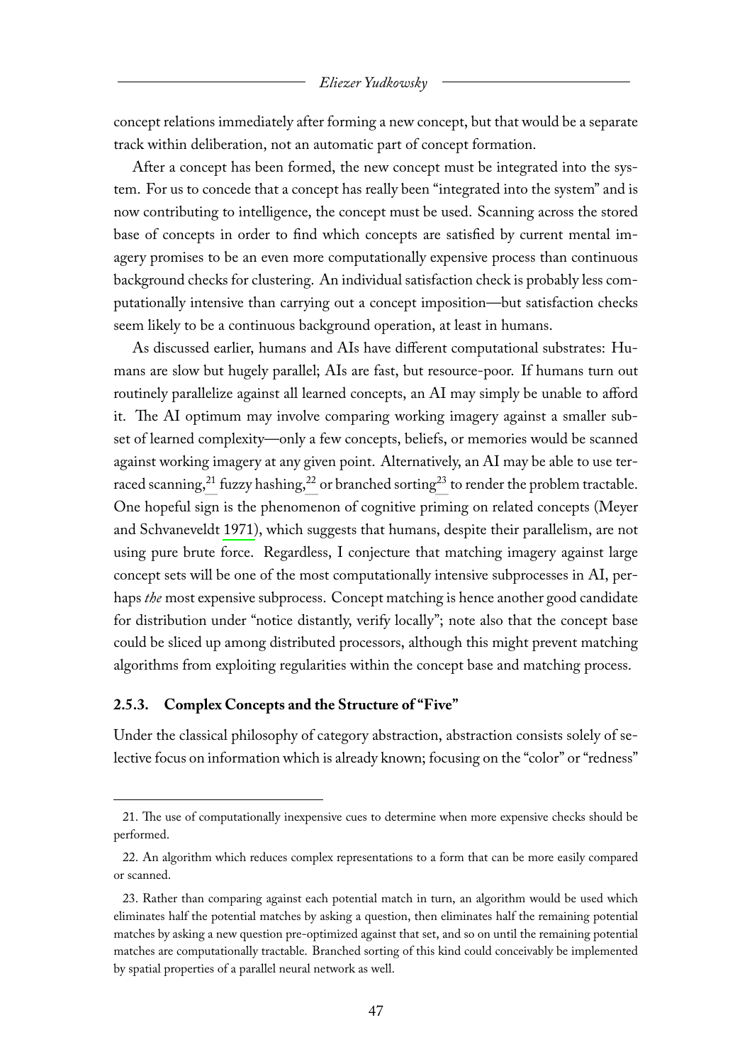concept relations immediately after forming a new concept, but that would be a separate track within deliberation, not an automatic part of concept formation.

After a concept has been formed, the new concept must be integrated into the system. For us to concede that a concept has really been "integrated into the system" and is now contributing to intelligence, the concept must be used. Scanning across the stored base of concepts in order to find which concepts are satisfied by current mental imagery promises to be an even more computationally expensive process than continuous background checks for clustering. An individual satisfaction check is probably less computationally intensive than carrying out a concept imposition—but satisfaction checks seem likely to be a continuous background operation, at least in humans.

As discussed earlier, humans and AIs have different computational substrates: Humans are slow but hugely parallel; AIs are fast, but resource-poor. If humans turn out routinely parallelize against all learned concepts, an AI may simply be unable to afford it. The AI optimum may involve comparing working imagery against a smaller subset of learned complexity—only a few concepts, beliefs, or memories would be scanned against working imagery at any given point. Alternatively, an AI may be able to use terraced scanning,[21] fuzzy hashing,[22] or branched sorting[23] to render the problem tractable. One hopeful sign is the phenomenon of cognitive priming on related concepts (Meyer and Schvaneveldt 1971), which suggests that humans, despite their parallelism, are not using pure brute force. Regardless, I conjecture that matching imagery against large concept sets will be one of the most computationally intensive subprocesses in AI, perhaps *the* most expensive subprocess. Concept matching is hence another good candidate for distribution under "notice distantly, verify locally"; note also that the concept base could be sliced up among distributed processors, although this might prevent matching algorithms from exploiting regularities within the concept base and matching process.

### 2.5.3. Complex Concepts and the Structure of "Five"

Under the classical philosophy of category abstraction, abstraction consists solely of selective focus on information which is already known; focusing on the "color" or "redness"

---

21. The use of computationally inexpensive cues to determine when more expensive checks should be performed.

22. An algorithm which reduces complex representations to a form that can be more easily compared or scanned.

23. Rather than comparing against each potential match in turn, an algorithm would be used which eliminates half the potential matches by asking a question, then eliminates half the remaining potential matches by asking a new question pre-optimized against that set, and so on until the remaining potential matches are computationally tractable. Branched sorting of this kind could conceivably be implemented by spatial properties of a parallel neural network as well.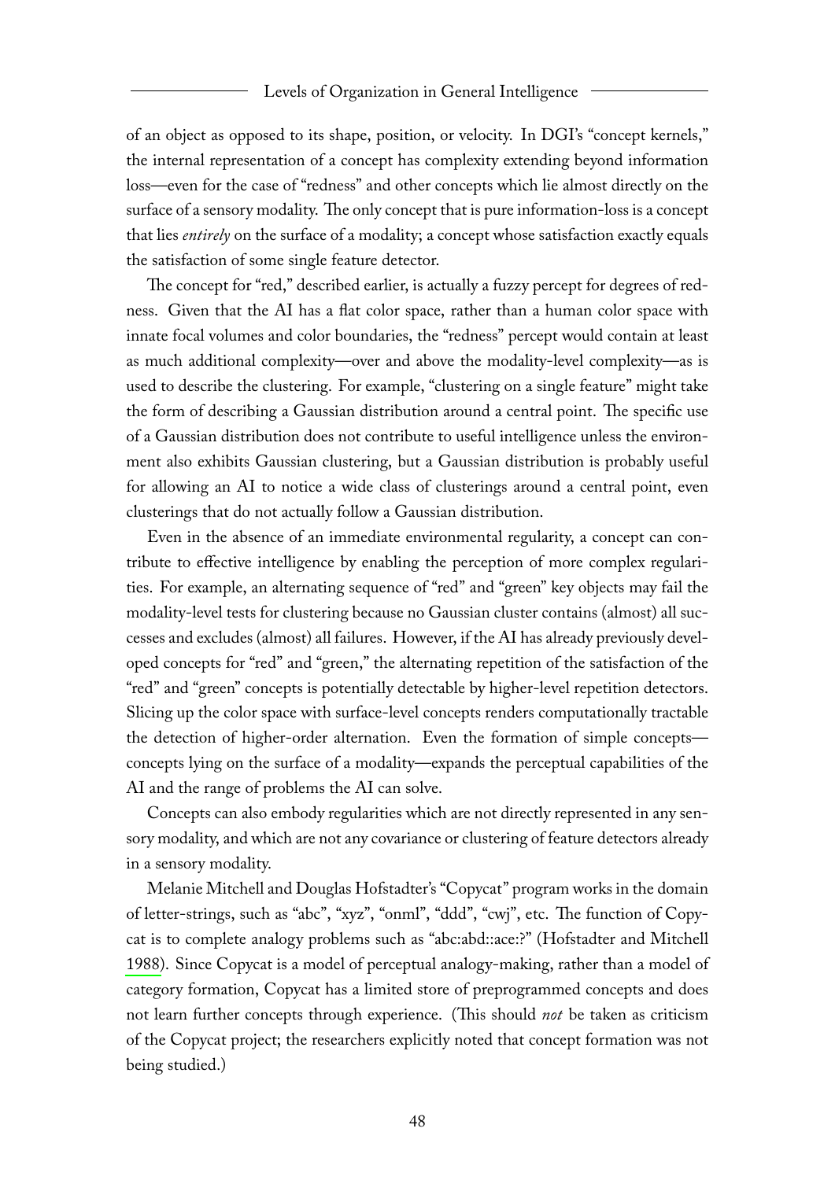of an object as opposed to its shape, position, or velocity. In DGI's "concept kernels," the internal representation of a concept has complexity extending beyond information loss—even for the case of "redness" and other concepts which lie almost directly on the surface of a sensory modality. The only concept that is pure information-loss is a concept that lies *entirely* on the surface of a modality; a concept whose satisfaction exactly equals the satisfaction of some single feature detector.

The concept for "red," described earlier, is actually a fuzzy percept for degrees of redness. Given that the AI has a flat color space, rather than a human color space with innate focal volumes and color boundaries, the "redness" percept would contain at least as much additional complexity—over and above the modality-level complexity—as is used to describe the clustering. For example, "clustering on a single feature" might take the form of describing a Gaussian distribution around a central point. The specific use of a Gaussian distribution does not contribute to useful intelligence unless the environment also exhibits Gaussian clustering, but a Gaussian distribution is probably useful for allowing an AI to notice a wide class of clusterings around a central point, even clusterings that do not actually follow a Gaussian distribution.

Even in the absence of an immediate environmental regularity, a concept can contribute to effective intelligence by enabling the perception of more complex regularities. For example, an alternating sequence of "red" and "green" key objects may fail the modality-level tests for clustering because no Gaussian cluster contains (almost) all successes and excludes (almost) all failures. However, if the AI has already previously developed concepts for "red" and "green," the alternating repetition of the satisfaction of the "red" and "green" concepts is potentially detectable by higher-level repetition detectors. Slicing up the color space with surface-level concepts renders computationally tractable the detection of higher-order alternation. Even the formation of simple concepts—concepts lying on the surface of a modality—expands the perceptual capabilities of the AI and the range of problems the AI can solve.

Concepts can also embody regularities which are not directly represented in any sensory modality, and which are not any covariance or clustering of feature detectors already in a sensory modality.

Melanie Mitchell and Douglas Hofstadter's "Copycat" program works in the domain of letter-strings, such as "abc", "xyz", "onml", "ddd", "cwj", etc. The function of Copycat is to complete analogy problems such as "abc:abd::ace:?" (Hofstadter and Mitchell 1988). Since Copycat is a model of perceptual analogy-making, rather than a model of category formation, Copycat has a limited store of preprogrammed concepts and does not learn further concepts through experience. (This should *not* be taken as criticism of the Copycat project; the researchers explicitly noted that concept formation was not being studied.)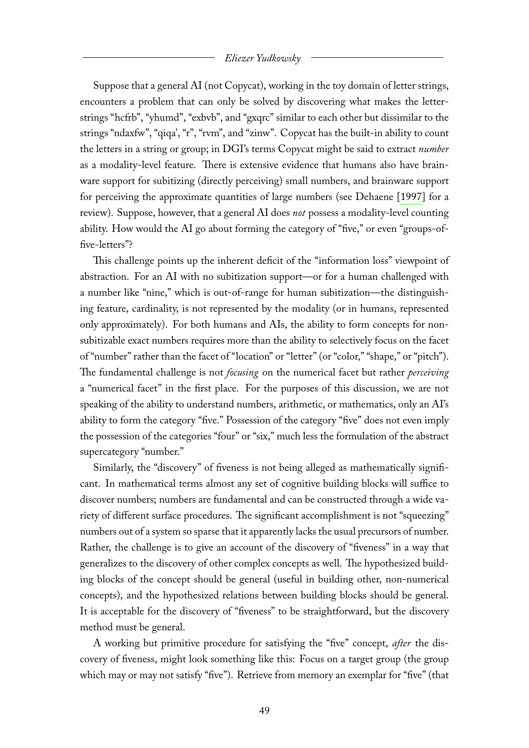Suppose that a general AI (not Copycat), working in the toy domain of letter strings, encounters a problem that can only be solved by discovering what makes the letter-strings "hcfrb", "yhumd", "exbvb", and "gxqrc" similar to each other but dissimilar to the strings "ndaxfw", "qiqa', "r", "rvm", and "zinw". Copycat has the built-in ability to count the letters in a string or group; in DGI's terms Copycat might be said to extract *number* as a modality-level feature. There is extensive evidence that humans also have brainware support for subitizing (directly perceiving) small numbers, and brainware support for perceiving the approximate quantities of large numbers (see Dehaene [1997] for a review). Suppose, however, that a general AI does *not* possess a modality-level counting ability. How would the AI go about forming the category of "five," or even "groups-of-five-letters"?

This challenge points up the inherent deficit of the "information loss" viewpoint of abstraction. For an AI with no subitization support—or for a human challenged with a number like "nine," which is out-of-range for human subitization—the distinguishing feature, cardinality, is not represented by the modality (or in humans, represented only approximately). For both humans and AIs, the ability to form concepts for non-subitizable exact numbers requires more than the ability to selectively focus on the facet of "number" rather than the facet of "location" or "letter" (or "color," "shape," or "pitch"). The fundamental challenge is not *focusing* on the numerical facet but rather *perceiving* a "numerical facet" in the first place. For the purposes of this discussion, we are not speaking of the ability to understand numbers, arithmetic, or mathematics, only an AI's ability to form the category "five." Possession of the category "five" does not even imply the possession of the categories "four" or "six," much less the formulation of the abstract supercategory "number."

Similarly, the "discovery" of fiveness is not being alleged as mathematically significant. In mathematical terms almost any set of cognitive building blocks will suffice to discover numbers; numbers are fundamental and can be constructed through a wide variety of different surface procedures. The significant accomplishment is not "squeezing" numbers out of a system so sparse that it apparently lacks the usual precursors of number. Rather, the challenge is to give an account of the discovery of "fiveness" in a way that generalizes to the discovery of other complex concepts as well. The hypothesized building blocks of the concept should be general (useful in building other, non-numerical concepts), and the hypothesized relations between building blocks should be general. It is acceptable for the discovery of "fiveness" to be straightforward, but the discovery method must be general.

A working but primitive procedure for satisfying the "five" concept, *after* the discovery of fiveness, might look something like this: Focus on a target group (the group which may or may not satisfy "five"). Retrieve from memory an exemplar for "five" (that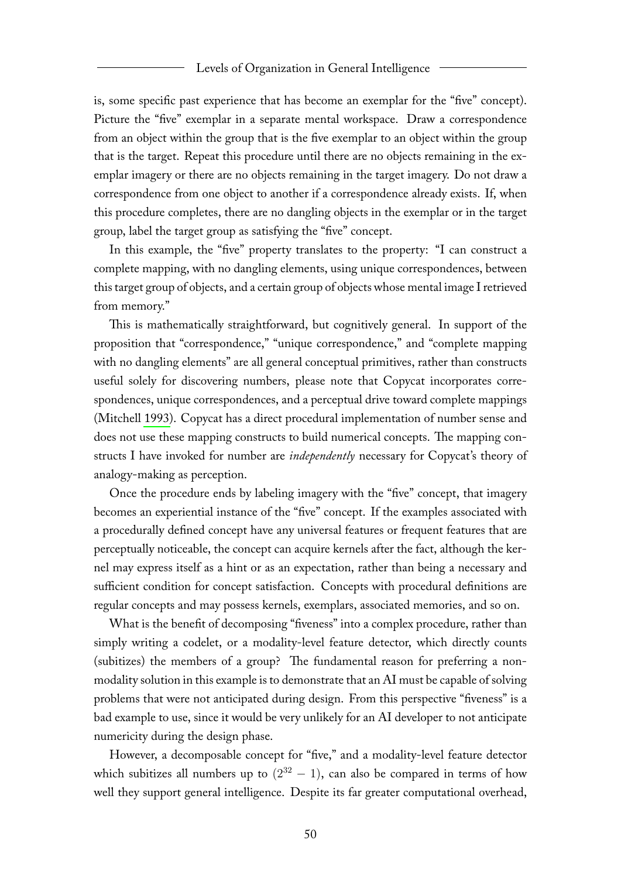is, some specific past experience that has become an exemplar for the "five" concept). Picture the "five" exemplar in a separate mental workspace. Draw a correspondence from an object within the group that is the five exemplar to an object within the group that is the target. Repeat this procedure until there are no objects remaining in the exemplar imagery or there are no objects remaining in the target imagery. Do not draw a correspondence from one object to another if a correspondence already exists. If, when this procedure completes, there are no dangling objects in the exemplar or in the target group, label the target group as satisfying the "five" concept.

In this example, the "five" property translates to the property: "I can construct a complete mapping, with no dangling elements, using unique correspondences, between this target group of objects, and a certain group of objects whose mental image I retrieved from memory."

This is mathematically straightforward, but cognitively general. In support of the proposition that "correspondence," "unique correspondence," and "complete mapping with no dangling elements" are all general conceptual primitives, rather than constructs useful solely for discovering numbers, please note that Copycat incorporates correspondences, unique correspondences, and a perceptual drive toward complete mappings (Mitchell 1993). Copycat has a direct procedural implementation of number sense and does not use these mapping constructs to build numerical concepts. The mapping constructs I have invoked for number are *independently* necessary for Copycat's theory of analogy-making as perception.

Once the procedure ends by labeling imagery with the "five" concept, that imagery becomes an experiential instance of the "five" concept. If the examples associated with a procedurally defined concept have any universal features or frequent features that are perceptually noticeable, the concept can acquire kernels after the fact, although the kernel may express itself as a hint or as an expectation, rather than being a necessary and sufficient condition for concept satisfaction. Concepts with procedural definitions are regular concepts and may possess kernels, exemplars, associated memories, and so on.

What is the benefit of decomposing "fiveness" into a complex procedure, rather than simply writing a codelet, or a modality-level feature detector, which directly counts (subitizes) the members of a group? The fundamental reason for preferring a non-modality solution in this example is to demonstrate that an AI must be capable of solving problems that were not anticipated during design. From this perspective "fiveness" is a bad example to use, since it would be very unlikely for an AI developer to not anticipate numericity during the design phase.

However, a decomposable concept for "five," and a modality-level feature detector which subitizes all numbers up to $(2^{32} - 1)$, can also be compared in terms of how well they support general intelligence. Despite its far greater computational overhead,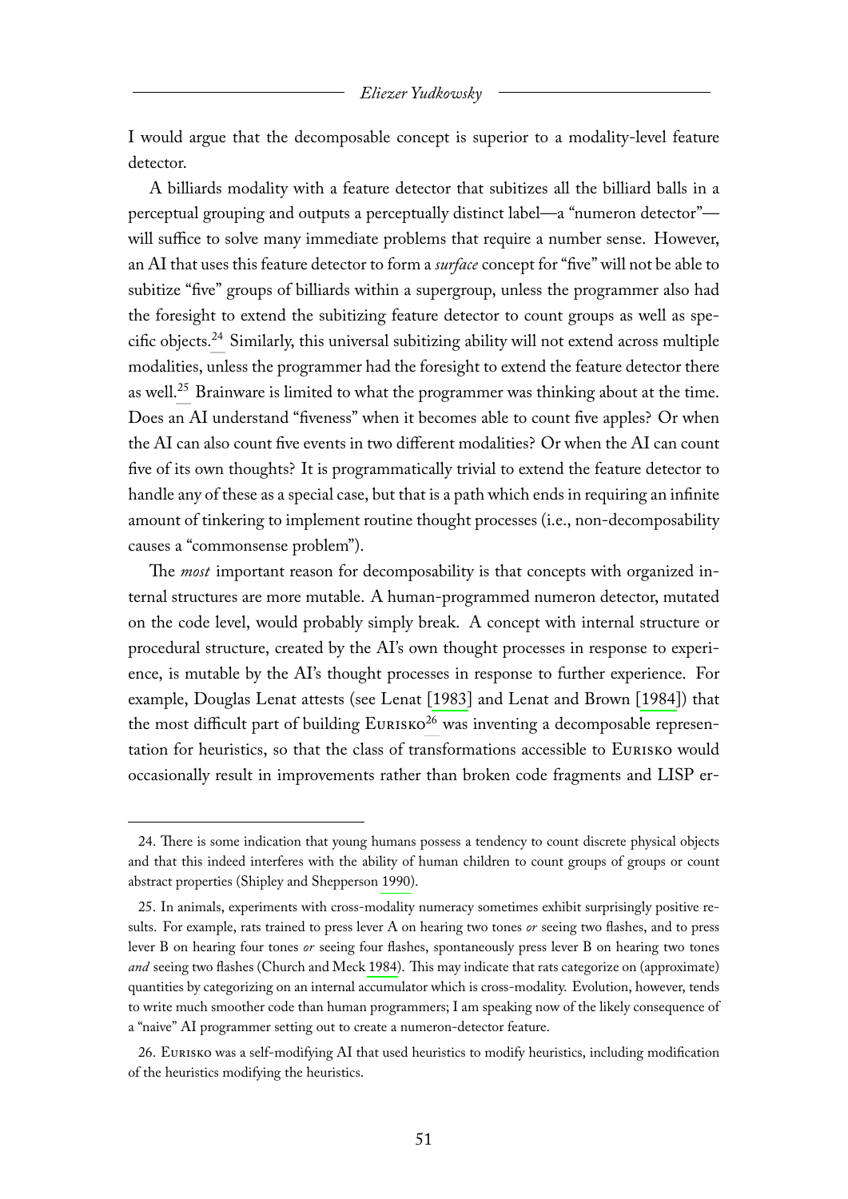I would argue that the decomposable concept is superior to a modality-level feature detector.

A billiards modality with a feature detector that subitizes all the billiard balls in a perceptual grouping and outputs a perceptually distinct label—a "numeron detector"—will suffice to solve many immediate problems that require a number sense. However, an AI that uses this feature detector to form a *surface* concept for "five" will not be able to subitize "five" groups of billiards within a supergroup, unless the programmer also had the foresight to extend the subitizing feature detector to count groups as well as specific objects.[24] Similarly, this universal subitizing ability will not extend across multiple modalities, unless the programmer had the foresight to extend the feature detector there as well.[25] Brainware is limited to what the programmer was thinking about at the time. Does an AI understand "fiveness" when it becomes able to count five apples? Or when the AI can also count five events in two different modalities? Or when the AI can count five of its own thoughts? It is programmatically trivial to extend the feature detector to handle any of these as a special case, but that is a path which ends in requiring an infinite amount of tinkering to implement routine thought processes (i.e., non-decomposability causes a "commonsense problem").

The *most* important reason for decomposability is that concepts with organized internal structures are more mutable. A human-programmed numeron detector, mutated on the code level, would probably simply break. A concept with internal structure or procedural structure, created by the AI's own thought processes in response to experience, is mutable by the AI's thought processes in response to further experience. For example, Douglas Lenat attests (see Lenat [1983] and Lenat and Brown [1984]) that the most difficult part of building Eurisko[26] was inventing a decomposable representation for heuristics, so that the class of transformations accessible to Eurisko would occasionally result in improvements rather than broken code fragments and LISP er-

---

24. There is some indication that young humans possess a tendency to count discrete physical objects and that this indeed interferes with the ability of human children to count groups of groups or count abstract properties (Shipley and Shepperson 1990).

25. In animals, experiments with cross-modality numeracy sometimes exhibit surprisingly positive results. For example, rats trained to press lever A on hearing two tones *or* seeing two flashes, and to press lever B on hearing four tones *or* seeing four flashes, spontaneously press lever B on hearing two tones *and* seeing two flashes (Church and Meck 1984). This may indicate that rats categorize on (approximate) quantities by categorizing on an internal accumulator which is cross-modality. Evolution, however, tends to write much smoother code than human programmers; I am speaking now of the likely consequence of a "naive" AI programmer setting out to create a numeron-detector feature.

26. Eurisko was a self-modifying AI that used heuristics to modify heuristics, including modification of the heuristics modifying the heuristics.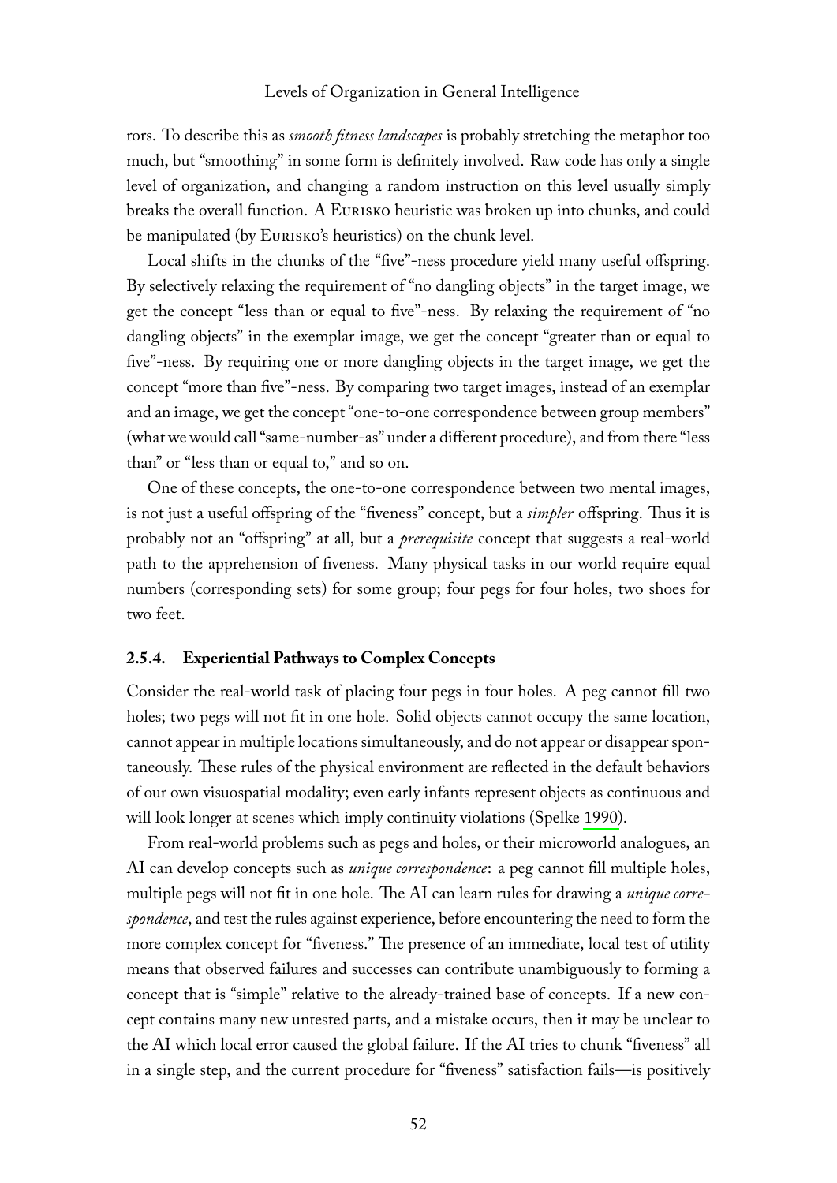rors. To describe this as *smooth fitness landscapes* is probably stretching the metaphor too much, but "smoothing" in some form is definitely involved. Raw code has only a single level of organization, and changing a random instruction on this level usually simply breaks the overall function. A Eurisko heuristic was broken up into chunks, and could be manipulated (by Eurisko's heuristics) on the chunk level.

Local shifts in the chunks of the "five"-ness procedure yield many useful offspring. By selectively relaxing the requirement of "no dangling objects" in the target image, we get the concept "less than or equal to five"-ness. By relaxing the requirement of "no dangling objects" in the exemplar image, we get the concept "greater than or equal to five"-ness. By requiring one or more dangling objects in the target image, we get the concept "more than five"-ness. By comparing two target images, instead of an exemplar and an image, we get the concept "one-to-one correspondence between group members" (what we would call "same-number-as" under a different procedure), and from there "less than" or "less than or equal to," and so on.

One of these concepts, the one-to-one correspondence between two mental images, is not just a useful offspring of the "fiveness" concept, but a *simpler* offspring. Thus it is probably not an "offspring" at all, but a *prerequisite* concept that suggests a real-world path to the apprehension of fiveness. Many physical tasks in our world require equal numbers (corresponding sets) for some group; four pegs for four holes, two shoes for two feet.

### 2.5.4. Experiential Pathways to Complex Concepts

Consider the real-world task of placing four pegs in four holes. A peg cannot fill two holes; two pegs will not fit in one hole. Solid objects cannot occupy the same location, cannot appear in multiple locations simultaneously, and do not appear or disappear spontaneously. These rules of the physical environment are reflected in the default behaviors of our own visuospatial modality; even early infants represent objects as continuous and will look longer at scenes which imply continuity violations (Spelke 1990).

From real-world problems such as pegs and holes, or their microworld analogues, an AI can develop concepts such as *unique correspondence*: a peg cannot fill multiple holes, multiple pegs will not fit in one hole. The AI can learn rules for drawing a *unique correspondence*, and test the rules against experience, before encountering the need to form the more complex concept for "fiveness." The presence of an immediate, local test of utility means that observed failures and successes can contribute unambiguously to forming a concept that is "simple" relative to the already-trained base of concepts. If a new concept contains many new untested parts, and a mistake occurs, then it may be unclear to the AI which local error caused the global failure. If the AI tries to chunk "fiveness" all in a single step, and the current procedure for "fiveness" satisfaction fails—is positively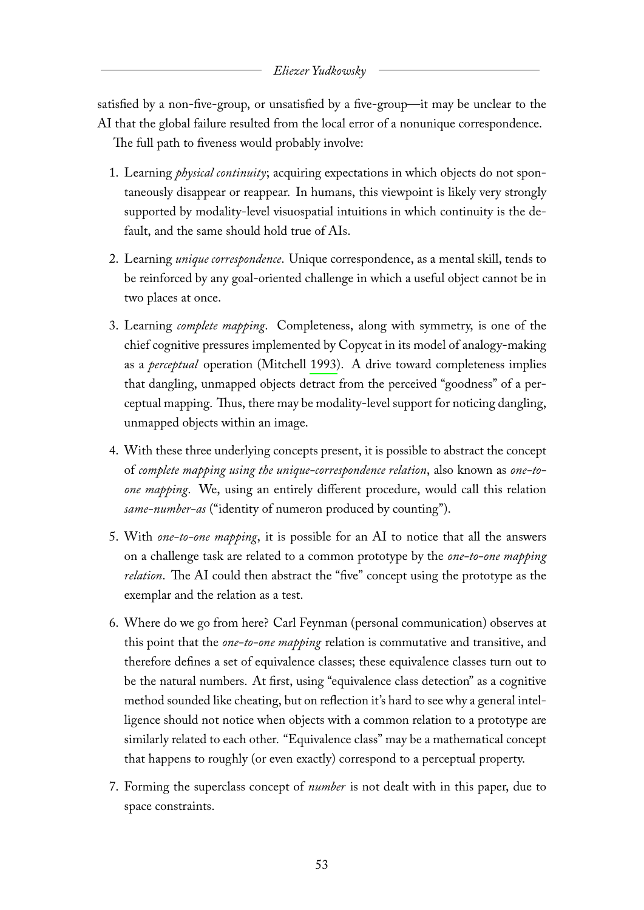satisfied by a non-five-group, or unsatisfied by a five-group—it may be unclear to the AI that the global failure resulted from the local error of a nonunique correspondence.

The full path to fiveness would probably involve:

1. Learning *physical continuity*; acquiring expectations in which objects do not spontaneously disappear or reappear. In humans, this viewpoint is likely very strongly supported by modality-level visuospatial intuitions in which continuity is the default, and the same should hold true of AIs.

2. Learning *unique correspondence*. Unique correspondence, as a mental skill, tends to be reinforced by any goal-oriented challenge in which a useful object cannot be in two places at once.

3. Learning *complete mapping*. Completeness, along with symmetry, is one of the chief cognitive pressures implemented by Copycat in its model of analogy-making as a *perceptual* operation (Mitchell 1993). A drive toward completeness implies that dangling, unmapped objects detract from the perceived "goodness" of a perceptual mapping. Thus, there may be modality-level support for noticing dangling, unmapped objects within an image.

4. With these three underlying concepts present, it is possible to abstract the concept of *complete mapping using the unique-correspondence relation*, also known as *one-to-one mapping*. We, using an entirely different procedure, would call this relation *same-number-as* ("identity of numeron produced by counting").

5. With *one-to-one mapping*, it is possible for an AI to notice that all the answers on a challenge task are related to a common prototype by the *one-to-one mapping relation*. The AI could then abstract the "five" concept using the prototype as the exemplar and the relation as a test.

6. Where do we go from here? Carl Feynman (personal communication) observes at this point that the *one-to-one mapping* relation is commutative and transitive, and therefore defines a set of equivalence classes; these equivalence classes turn out to be the natural numbers. At first, using "equivalence class detection" as a cognitive method sounded like cheating, but on reflection it's hard to see why a general intelligence should not notice when objects with a common relation to a prototype are similarly related to each other. "Equivalence class" may be a mathematical concept that happens to roughly (or even exactly) correspond to a perceptual property.

7. Forming the superclass concept of *number* is not dealt with in this paper, due to space constraints.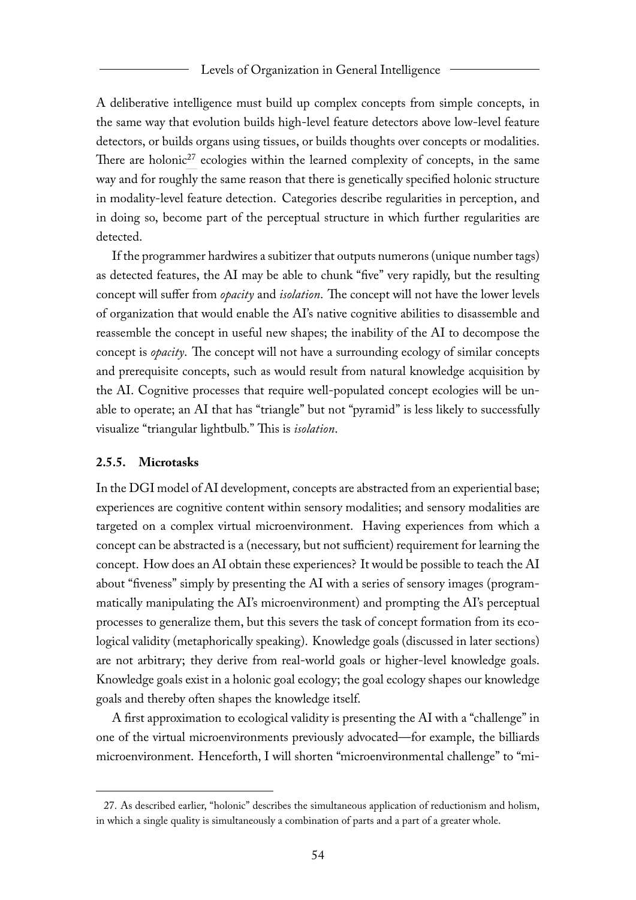A deliberative intelligence must build up complex concepts from simple concepts, in the same way that evolution builds high-level feature detectors above low-level feature detectors, or builds organs using tissues, or builds thoughts over concepts or modalities. There are holonic[27] ecologies within the learned complexity of concepts, in the same way and for roughly the same reason that there is genetically specified holonic structure in modality-level feature detection. Categories describe regularities in perception, and in doing so, become part of the perceptual structure in which further regularities are detected.

If the programmer hardwires a subitizer that outputs numerons (unique number tags) as detected features, the AI may be able to chunk "five" very rapidly, but the resulting concept will suffer from *opacity* and *isolation*. The concept will not have the lower levels of organization that would enable the AI's native cognitive abilities to disassemble and reassemble the concept in useful new shapes; the inability of the AI to decompose the concept is *opacity*. The concept will not have a surrounding ecology of similar concepts and prerequisite concepts, such as would result from natural knowledge acquisition by the AI. Cognitive processes that require well-populated concept ecologies will be unable to operate; an AI that has "triangle" but not "pyramid" is less likely to successfully visualize "triangular lightbulb." This is *isolation*.

### 2.5.5. Microtasks

In the DGI model of AI development, concepts are abstracted from an experiential base; experiences are cognitive content within sensory modalities; and sensory modalities are targeted on a complex virtual microenvironment. Having experiences from which a concept can be abstracted is a (necessary, but not sufficient) requirement for learning the concept. How does an AI obtain these experiences? It would be possible to teach the AI about "fiveness" simply by presenting the AI with a series of sensory images (programmatically manipulating the AI's microenvironment) and prompting the AI's perceptual processes to generalize them, but this severs the task of concept formation from its ecological validity (metaphorically speaking). Knowledge goals (discussed in later sections) are not arbitrary; they derive from real-world goals or higher-level knowledge goals. Knowledge goals exist in a holonic goal ecology; the goal ecology shapes our knowledge goals and thereby often shapes the knowledge itself.

A first approximation to ecological validity is presenting the AI with a "challenge" in one of the virtual microenvironments previously advocated—for example, the billiards microenvironment. Henceforth, I will shorten "microenvironmental challenge" to "mi-

27. As described earlier, "holonic" describes the simultaneous application of reductionism and holism, in which a single quality is simultaneously a combination of parts and a part of a greater whole.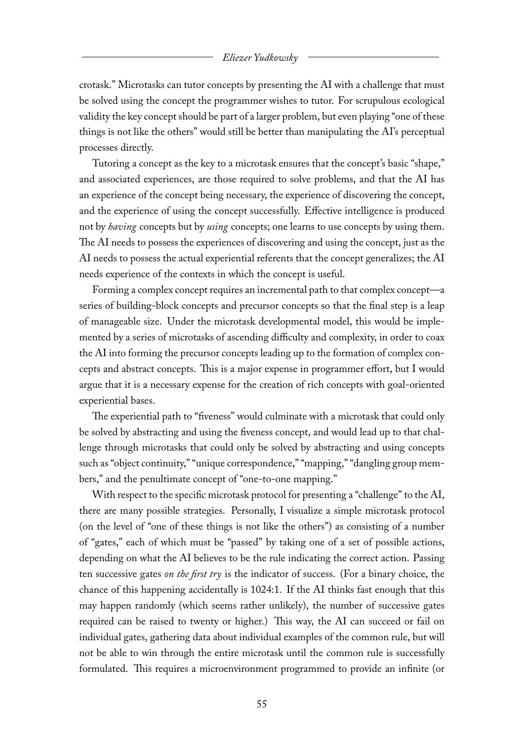crotask." Microtasks can tutor concepts by presenting the AI with a challenge that must be solved using the concept the programmer wishes to tutor. For scrupulous ecological validity the key concept should be part of a larger problem, but even playing "one of these things is not like the others" would still be better than manipulating the AI's perceptual processes directly.

Tutoring a concept as the key to a microtask ensures that the concept's basic "shape," and associated experiences, are those required to solve problems, and that the AI has an experience of the concept being necessary, the experience of discovering the concept, and the experience of using the concept successfully. Effective intelligence is produced not by *having* concepts but by *using* concepts; one learns to use concepts by using them. The AI needs to possess the experiences of discovering and using the concept, just as the AI needs to possess the actual experiential referents that the concept generalizes; the AI needs experience of the contexts in which the concept is useful.

Forming a complex concept requires an incremental path to that complex concept—a series of building-block concepts and precursor concepts so that the final step is a leap of manageable size. Under the microtask developmental model, this would be implemented by a series of microtasks of ascending difficulty and complexity, in order to coax the AI into forming the precursor concepts leading up to the formation of complex concepts and abstract concepts. This is a major expense in programmer effort, but I would argue that it is a necessary expense for the creation of rich concepts with goal-oriented experiential bases.

The experiential path to "fiveness" would culminate with a microtask that could only be solved by abstracting and using the fiveness concept, and would lead up to that challenge through microtasks that could only be solved by abstracting and using concepts such as "object continuity," "unique correspondence," "mapping," "dangling group members," and the penultimate concept of "one-to-one mapping."

With respect to the specific microtask protocol for presenting a "challenge" to the AI, there are many possible strategies. Personally, I visualize a simple microtask protocol (on the level of "one of these things is not like the others") as consisting of a number of "gates," each of which must be "passed" by taking one of a set of possible actions, depending on what the AI believes to be the rule indicating the correct action. Passing ten successive gates *on the first try* is the indicator of success. (For a binary choice, the chance of this happening accidentally is 1024:1. If the AI thinks fast enough that this may happen randomly (which seems rather unlikely), the number of successive gates required can be raised to twenty or higher.) This way, the AI can succeed or fail on individual gates, gathering data about individual examples of the common rule, but will not be able to win through the entire microtask until the common rule is successfully formulated. This requires a microenvironment programmed to provide an infinite (or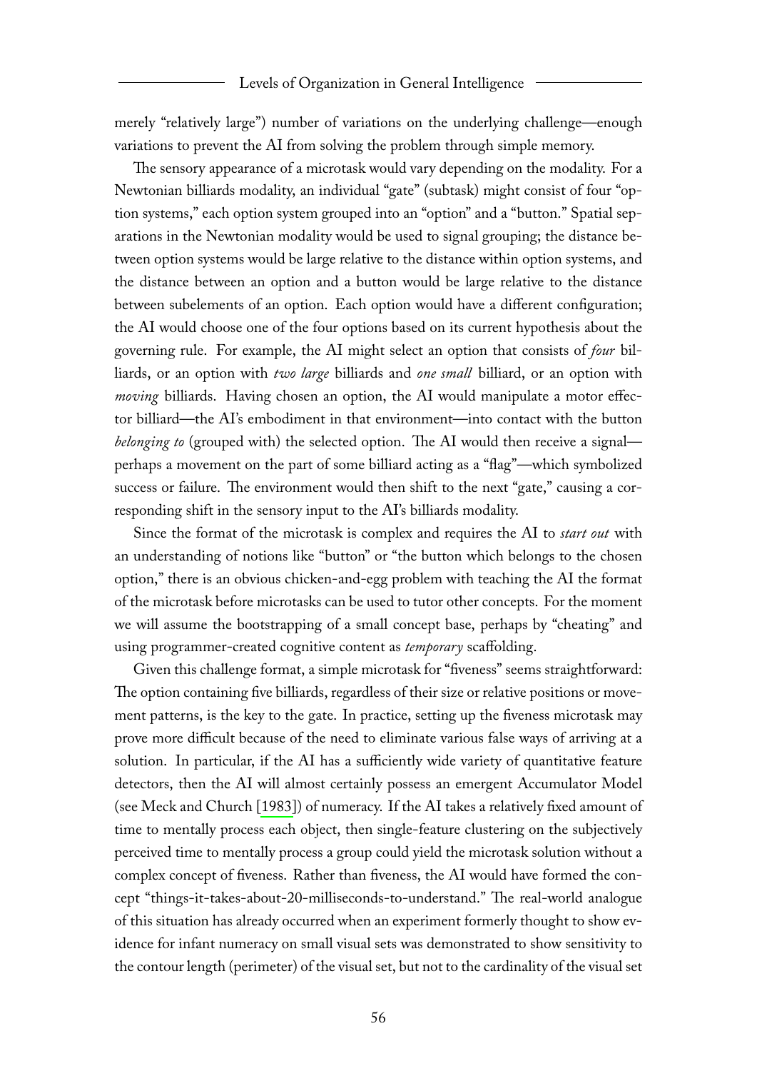merely "relatively large") number of variations on the underlying challenge—enough variations to prevent the AI from solving the problem through simple memory.

The sensory appearance of a microtask would vary depending on the modality. For a Newtonian billiards modality, an individual "gate" (subtask) might consist of four "option systems," each option system grouped into an "option" and a "button." Spatial separations in the Newtonian modality would be used to signal grouping; the distance between option systems would be large relative to the distance within option systems, and the distance between an option and a button would be large relative to the distance between subelements of an option. Each option would have a different configuration; the AI would choose one of the four options based on its current hypothesis about the governing rule. For example, the AI might select an option that consists of *four* billiards, or an option with *two large* billiards and *one small* billiard, or an option with *moving* billiards. Having chosen an option, the AI would manipulate a motor effector billiard—the AI's embodiment in that environment—into contact with the button *belonging to* (grouped with) the selected option. The AI would then receive a signal—perhaps a movement on the part of some billiard acting as a "flag"—which symbolized success or failure. The environment would then shift to the next "gate," causing a corresponding shift in the sensory input to the AI's billiards modality.

Since the format of the microtask is complex and requires the AI to *start out* with an understanding of notions like "button" or "the button which belongs to the chosen option," there is an obvious chicken-and-egg problem with teaching the AI the format of the microtask before microtasks can be used to tutor other concepts. For the moment we will assume the bootstrapping of a small concept base, perhaps by "cheating" and using programmer-created cognitive content as *temporary* scaffolding.

Given this challenge format, a simple microtask for "fiveness" seems straightforward: The option containing five billiards, regardless of their size or relative positions or movement patterns, is the key to the gate. In practice, setting up the fiveness microtask may prove more difficult because of the need to eliminate various false ways of arriving at a solution. In particular, if the AI has a sufficiently wide variety of quantitative feature detectors, then the AI will almost certainly possess an emergent Accumulator Model (see Meck and Church [1983]) of numeracy. If the AI takes a relatively fixed amount of time to mentally process each object, then single-feature clustering on the subjectively perceived time to mentally process a group could yield the microtask solution without a complex concept of fiveness. Rather than fiveness, the AI would have formed the concept "things-it-takes-about-20-milliseconds-to-understand." The real-world analogue of this situation has already occurred when an experiment formerly thought to show evidence for infant numeracy on small visual sets was demonstrated to show sensitivity to the contour length (perimeter) of the visual set, but not to the cardinality of the visual set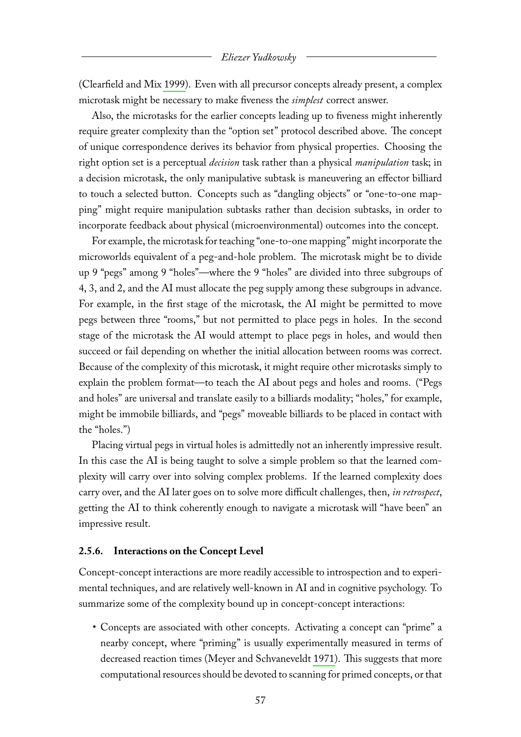(Clearfield and Mix 1999). Even with all precursor concepts already present, a complex microtask might be necessary to make fiveness the *simplest* correct answer.

Also, the microtasks for the earlier concepts leading up to fiveness might inherently require greater complexity than the "option set" protocol described above. The concept of unique correspondence derives its behavior from physical properties. Choosing the right option set is a perceptual *decision* task rather than a physical *manipulation* task; in a decision microtask, the only manipulative subtask is maneuvering an effector billiard to touch a selected button. Concepts such as "dangling objects" or "one-to-one mapping" might require manipulation subtasks rather than decision subtasks, in order to incorporate feedback about physical (microenvironmental) outcomes into the concept.

For example, the microtask for teaching "one-to-one mapping" might incorporate the microworlds equivalent of a peg-and-hole problem. The microtask might be to divide up 9 "pegs" among 9 "holes"—where the 9 "holes" are divided into three subgroups of 4, 3, and 2, and the AI must allocate the peg supply among these subgroups in advance. For example, in the first stage of the microtask, the AI might be permitted to move pegs between three "rooms," but not permitted to place pegs in holes. In the second stage of the microtask the AI would attempt to place pegs in holes, and would then succeed or fail depending on whether the initial allocation between rooms was correct. Because of the complexity of this microtask, it might require other microtasks simply to explain the problem format—to teach the AI about pegs and holes and rooms. ("Pegs and holes" are universal and translate easily to a billiards modality; "holes," for example, might be immobile billiards, and "pegs" moveable billiards to be placed in contact with the "holes.")

Placing virtual pegs in virtual holes is admittedly not an inherently impressive result. In this case the AI is being taught to solve a simple problem so that the learned complexity will carry over into solving complex problems. If the learned complexity does carry over, and the AI later goes on to solve more difficult challenges, then, *in retrospect*, getting the AI to think coherently enough to navigate a microtask will "have been" an impressive result.

### 2.5.6. Interactions on the Concept Level

Concept-concept interactions are more readily accessible to introspection and to experimental techniques, and are relatively well-known in AI and in cognitive psychology. To summarize some of the complexity bound up in concept-concept interactions:

- Concepts are associated with other concepts. Activating a concept can "prime" a nearby concept, where "priming" is usually experimentally measured in terms of decreased reaction times (Meyer and Schvaneveldt 1971). This suggests that more computational resources should be devoted to scanning for primed concepts, or that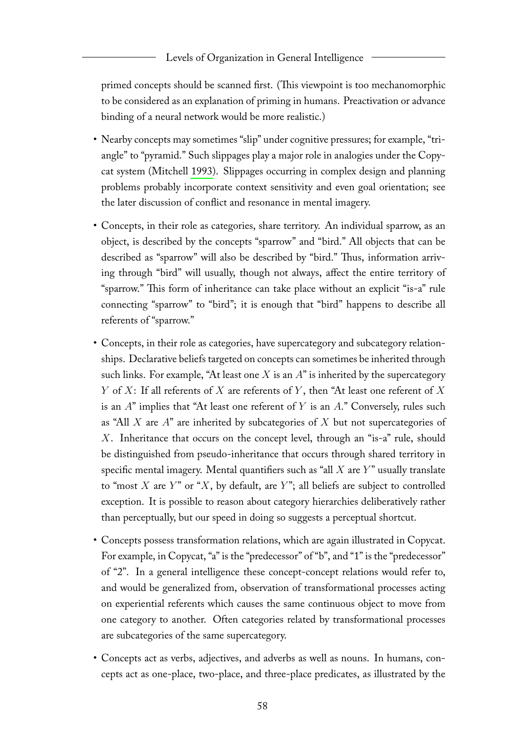primed concepts should be scanned first. (This viewpoint is too mechanomorphic to be considered as an explanation of priming in humans. Preactivation or advance binding of a neural network would be more realistic.)

- Nearby concepts may sometimes "slip" under cognitive pressures; for example, "triangle" to "pyramid." Such slippages play a major role in analogies under the Copycat system (Mitchell 1993). Slippages occurring in complex design and planning problems probably incorporate context sensitivity and even goal orientation; see the later discussion of conflict and resonance in mental imagery.

- Concepts, in their role as categories, share territory. An individual sparrow, as an object, is described by the concepts "sparrow" and "bird." All objects that can be described as "sparrow" will also be described by "bird." Thus, information arriving through "bird" will usually, though not always, affect the entire territory of "sparrow." This form of inheritance can take place without an explicit "is-a" rule connecting "sparrow" to "bird"; it is enough that "bird" happens to describe all referents of "sparrow."

- Concepts, in their role as categories, have supercategory and subcategory relationships. Declarative beliefs targeted on concepts can sometimes be inherited through such links. For example, "At least one $X$ is an $A$" is inherited by the supercategory $Y$ of $X$: If all referents of $X$ are referents of $Y$, then "At least one referent of $X$ is an $A$" implies that "At least one referent of $Y$ is an $A$." Conversely, rules such as "All $X$ are $A$" are inherited by subcategories of $X$ but not supercategories of $X$. Inheritance that occurs on the concept level, through an "is-a" rule, should be distinguished from pseudo-inheritance that occurs through shared territory in specific mental imagery. Mental quantifiers such as "all $X$ are $Y$" usually translate to "most $X$ are $Y$" or "$X$, by default, are $Y$"; all beliefs are subject to controlled exception. It is possible to reason about category hierarchies deliberatively rather than perceptually, but our speed in doing so suggests a perceptual shortcut.

- Concepts possess transformation relations, which are again illustrated in Copycat. For example, in Copycat, "a" is the "predecessor" of "b", and "1" is the "predecessor" of "2". In a general intelligence these concept-concept relations would refer to, and would be generalized from, observation of transformational processes acting on experiential referents which causes the same continuous object to move from one category to another. Often categories related by transformational processes are subcategories of the same supercategory.

- Concepts act as verbs, adjectives, and adverbs as well as nouns. In humans, concepts act as one-place, two-place, and three-place predicates, as illustrated by the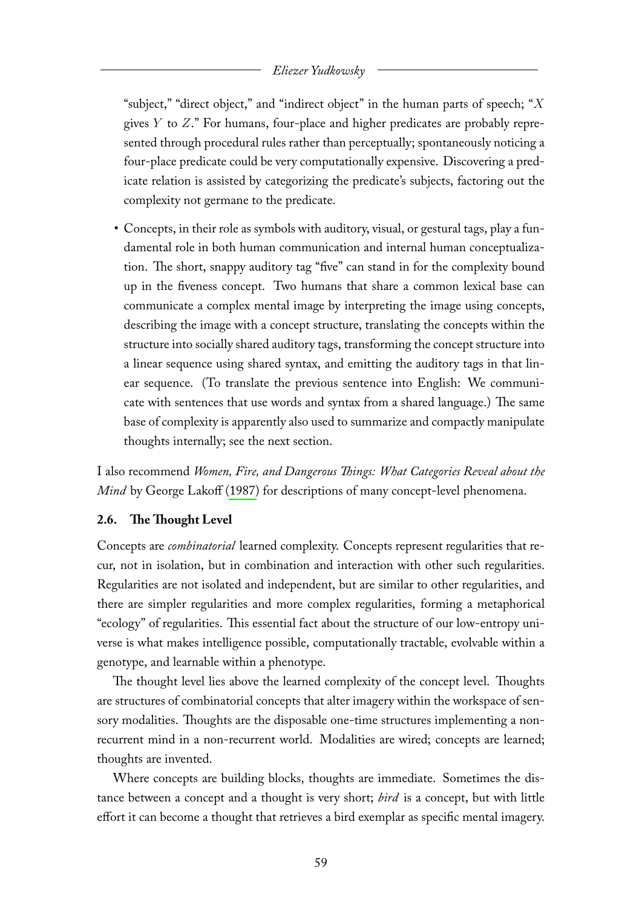"subject," "direct object," and "indirect object" in the human parts of speech; "$X$ gives $Y$ to $Z$." For humans, four-place and higher predicates are probably represented through procedural rules rather than perceptually; spontaneously noticing a four-place predicate could be very computationally expensive. Discovering a predicate relation is assisted by categorizing the predicate's subjects, factoring out the complexity not germane to the predicate.

- Concepts, in their role as symbols with auditory, visual, or gestural tags, play a fundamental role in both human communication and internal human conceptualization. The short, snappy auditory tag "five" can stand in for the complexity bound up in the fiveness concept. Two humans that share a common lexical base can communicate a complex mental image by interpreting the image using concepts, describing the image with a concept structure, translating the concepts within the structure into socially shared auditory tags, transforming the concept structure into a linear sequence using shared syntax, and emitting the auditory tags in that linear sequence. (To translate the previous sentence into English: We communicate with sentences that use words and syntax from a shared language.) The same base of complexity is apparently also used to summarize and compactly manipulate thoughts internally; see the next section.

I also recommend *Women, Fire, and Dangerous Things: What Categories Reveal about the Mind* by George Lakoff (1987) for descriptions of many concept-level phenomena.

### 2.6. The Thought Level

Concepts are *combinatorial* learned complexity. Concepts represent regularities that recur, not in isolation, but in combination and interaction with other such regularities. Regularities are not isolated and independent, but are similar to other regularities, and there are simpler regularities and more complex regularities, forming a metaphorical "ecology" of regularities. This essential fact about the structure of our low-entropy universe is what makes intelligence possible, computationally tractable, evolvable within a genotype, and learnable within a phenotype.

The thought level lies above the learned complexity of the concept level. Thoughts are structures of combinatorial concepts that alter imagery within the workspace of sensory modalities. Thoughts are the disposable one-time structures implementing a non-recurrent mind in a non-recurrent world. Modalities are wired; concepts are learned; thoughts are invented.

Where concepts are building blocks, thoughts are immediate. Sometimes the distance between a concept and a thought is very short; *bird* is a concept, but with little effort it can become a thought that retrieves a bird exemplar as specific mental imagery.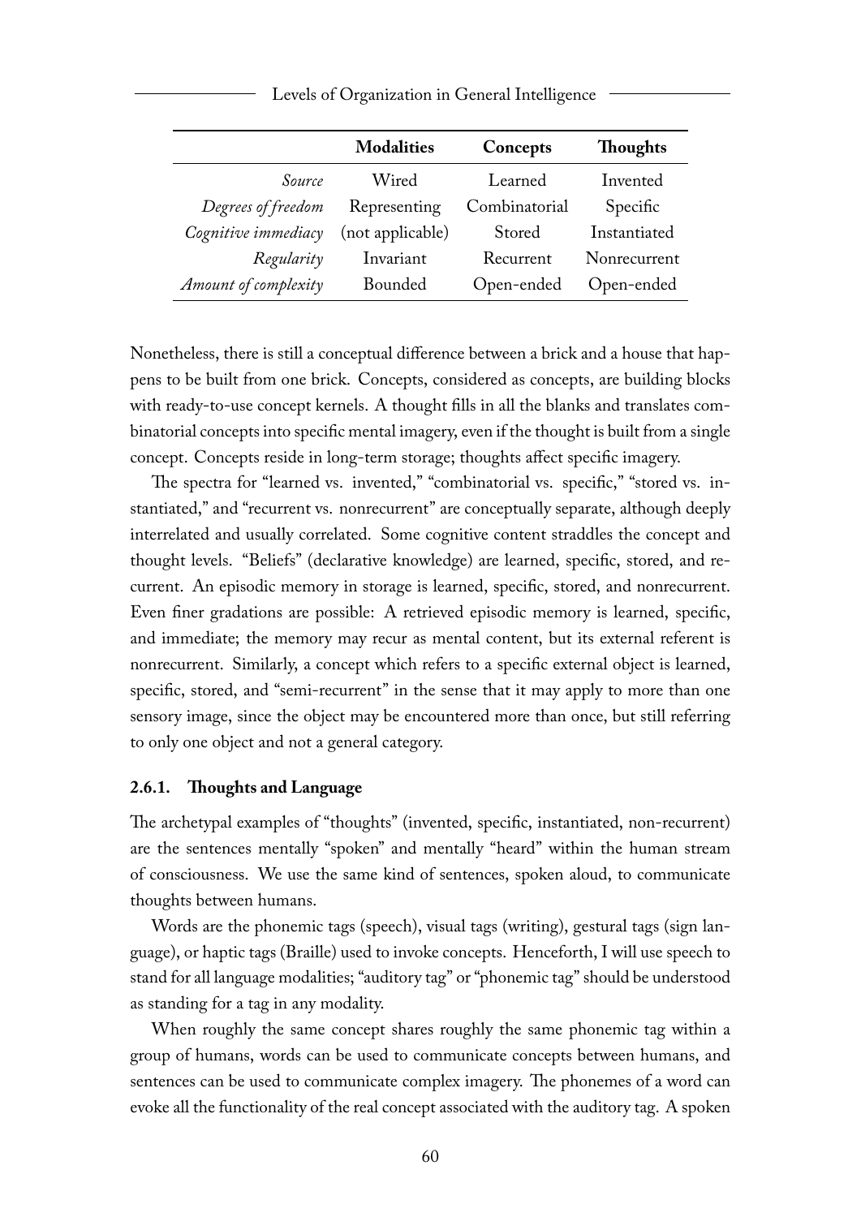| | **Modalities** | **Concepts** | **Thoughts** |
|---|---|---|---|
| *Source* | Wired | Learned | Invented |
| *Degrees of freedom* | Representing | Combinatorial | Specific |
| *Cognitive immediacy* | (not applicable) | Stored | Instantiated |
| *Regularity* | Invariant | Recurrent | Nonrecurrent |
| *Amount of complexity* | Bounded | Open-ended | Open-ended |

Nonetheless, there is still a conceptual difference between a brick and a house that happens to be built from one brick. Concepts, considered as concepts, are building blocks with ready-to-use concept kernels. A thought fills in all the blanks and translates combinatorial concepts into specific mental imagery, even if the thought is built from a single concept. Concepts reside in long-term storage; thoughts affect specific imagery.

The spectra for "learned vs. invented," "combinatorial vs. specific," "stored vs. instantiated," and "recurrent vs. nonrecurrent" are conceptually separate, although deeply interrelated and usually correlated. Some cognitive content straddles the concept and thought levels. "Beliefs" (declarative knowledge) are learned, specific, stored, and recurrent. An episodic memory in storage is learned, specific, stored, and nonrecurrent. Even finer gradations are possible: A retrieved episodic memory is learned, specific, and immediate; the memory may recur as mental content, but its external referent is nonrecurrent. Similarly, a concept which refers to a specific external object is learned, specific, stored, and "semi-recurrent" in the sense that it may apply to more than one sensory image, since the object may be encountered more than once, but still referring to only one object and not a general category.

### 2.6.1. Thoughts and Language

The archetypal examples of "thoughts" (invented, specific, instantiated, non-recurrent) are the sentences mentally "spoken" and mentally "heard" within the human stream of consciousness. We use the same kind of sentences, spoken aloud, to communicate thoughts between humans.

Words are the phonemic tags (speech), visual tags (writing), gestural tags (sign language), or haptic tags (Braille) used to invoke concepts. Henceforth, I will use speech to stand for all language modalities; "auditory tag" or "phonemic tag" should be understood as standing for a tag in any modality.

When roughly the same concept shares roughly the same phonemic tag within a group of humans, words can be used to communicate concepts between humans, and sentences can be used to communicate complex imagery. The phonemes of a word can evoke all the functionality of the real concept associated with the auditory tag. A spoken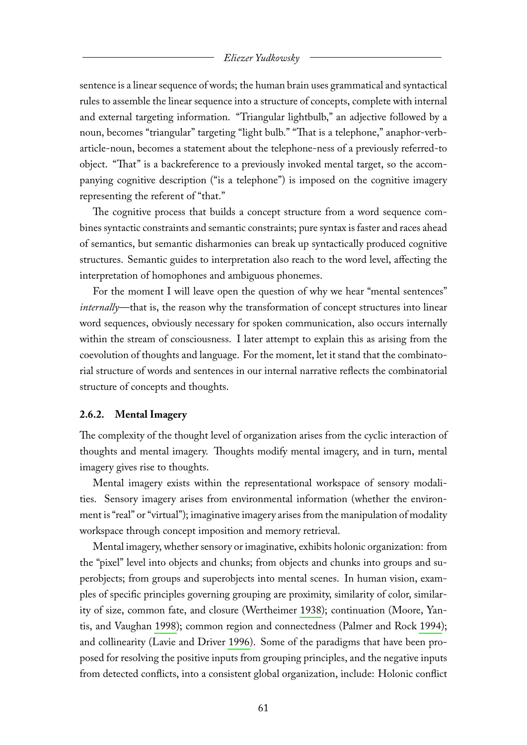sentence is a linear sequence of words; the human brain uses grammatical and syntactical rules to assemble the linear sequence into a structure of concepts, complete with internal and external targeting information. "Triangular lightbulb," an adjective followed by a noun, becomes "triangular" targeting "light bulb." "That is a telephone," anaphor-verb-article-noun, becomes a statement about the telephone-ness of a previously referred-to object. "That" is a backreference to a previously invoked mental target, so the accompanying cognitive description ("is a telephone") is imposed on the cognitive imagery representing the referent of "that."

The cognitive process that builds a concept structure from a word sequence combines syntactic constraints and semantic constraints; pure syntax is faster and races ahead of semantics, but semantic disharmonies can break up syntactically produced cognitive structures. Semantic guides to interpretation also reach to the word level, affecting the interpretation of homophones and ambiguous phonemes.

For the moment I will leave open the question of why we hear "mental sentences" *internally*—that is, the reason why the transformation of concept structures into linear word sequences, obviously necessary for spoken communication, also occurs internally within the stream of consciousness. I later attempt to explain this as arising from the coevolution of thoughts and language. For the moment, let it stand that the combinatorial structure of words and sentences in our internal narrative reflects the combinatorial structure of concepts and thoughts.

### 2.6.2. Mental Imagery

The complexity of the thought level of organization arises from the cyclic interaction of thoughts and mental imagery. Thoughts modify mental imagery, and in turn, mental imagery gives rise to thoughts.

Mental imagery exists within the representational workspace of sensory modalities. Sensory imagery arises from environmental information (whether the environment is "real" or "virtual"); imaginative imagery arises from the manipulation of modality workspace through concept imposition and memory retrieval.

Mental imagery, whether sensory or imaginative, exhibits holonic organization: from the "pixel" level into objects and chunks; from objects and chunks into groups and superobjects; from groups and superobjects into mental scenes. In human vision, examples of specific principles governing grouping are proximity, similarity of color, similarity of size, common fate, and closure (Wertheimer 1938); continuation (Moore, Yantis, and Vaughan 1998); common region and connectedness (Palmer and Rock 1994); and collinearity (Lavie and Driver 1996). Some of the paradigms that have been proposed for resolving the positive inputs from grouping principles, and the negative inputs from detected conflicts, into a consistent global organization, include: Holonic conflict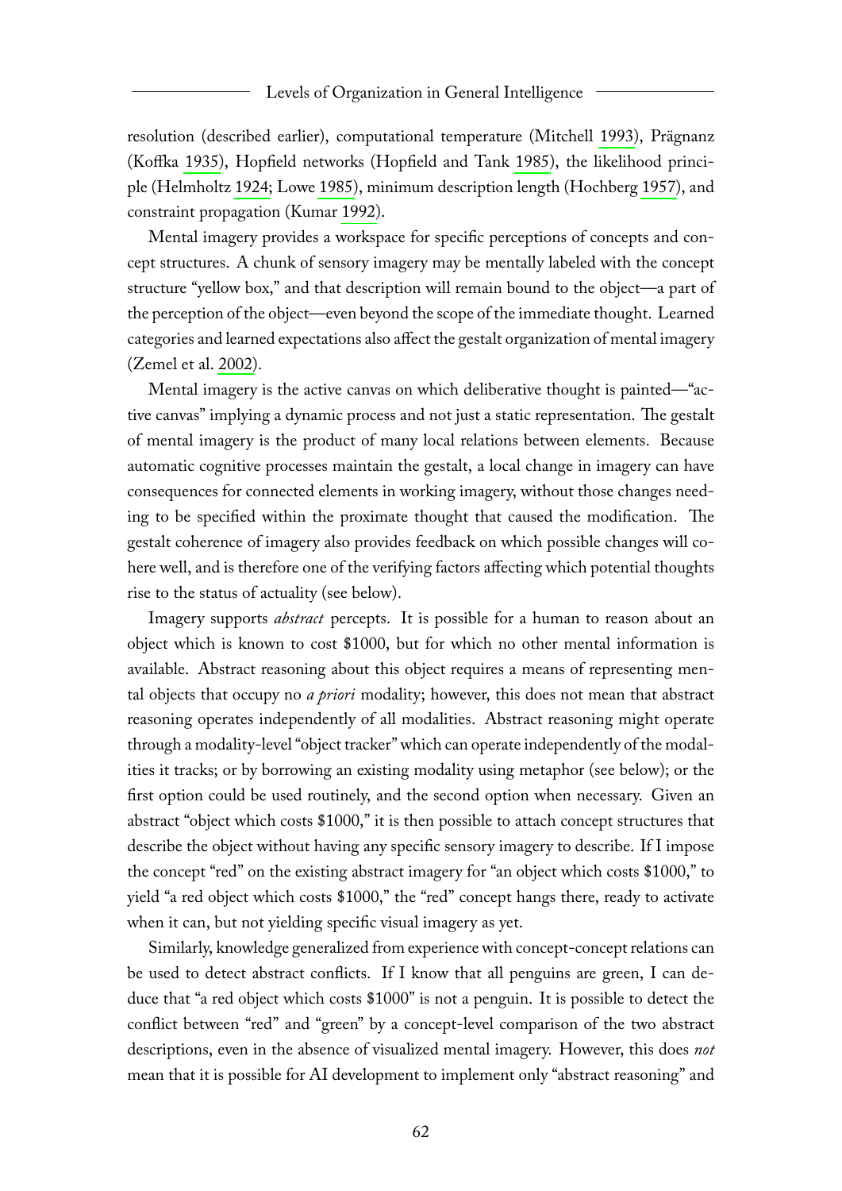resolution (described earlier), computational temperature (Mitchell 1993), Prägnanz (Koffka 1935), Hopfield networks (Hopfield and Tank 1985), the likelihood principle (Helmholtz 1924; Lowe 1985), minimum description length (Hochberg 1957), and constraint propagation (Kumar 1992).

Mental imagery provides a workspace for specific perceptions of concepts and concept structures. A chunk of sensory imagery may be mentally labeled with the concept structure "yellow box," and that description will remain bound to the object—a part of the perception of the object—even beyond the scope of the immediate thought. Learned categories and learned expectations also affect the gestalt organization of mental imagery (Zemel et al. 2002).

Mental imagery is the active canvas on which deliberative thought is painted—"active canvas" implying a dynamic process and not just a static representation. The gestalt of mental imagery is the product of many local relations between elements. Because automatic cognitive processes maintain the gestalt, a local change in imagery can have consequences for connected elements in working imagery, without those changes needing to be specified within the proximate thought that caused the modification. The gestalt coherence of imagery also provides feedback on which possible changes will cohere well, and is therefore one of the verifying factors affecting which potential thoughts rise to the status of actuality (see below).

Imagery supports *abstract* percepts. It is possible for a human to reason about an object which is known to cost $1000, but for which no other mental information is available. Abstract reasoning about this object requires a means of representing mental objects that occupy no *a priori* modality; however, this does not mean that abstract reasoning operates independently of all modalities. Abstract reasoning might operate through a modality-level "object tracker" which can operate independently of the modalities it tracks; or by borrowing an existing modality using metaphor (see below); or the first option could be used routinely, and the second option when necessary. Given an abstract "object which costs $1000," it is then possible to attach concept structures that describe the object without having any specific sensory imagery to describe. If I impose the concept "red" on the existing abstract imagery for "an object which costs $1000," to yield "a red object which costs $1000," the "red" concept hangs there, ready to activate when it can, but not yielding specific visual imagery as yet.

Similarly, knowledge generalized from experience with concept-concept relations can be used to detect abstract conflicts. If I know that all penguins are green, I can deduce that "a red object which costs $1000" is not a penguin. It is possible to detect the conflict between "red" and "green" by a concept-level comparison of the two abstract descriptions, even in the absence of visualized mental imagery. However, this does *not* mean that it is possible for AI development to implement only "abstract reasoning" and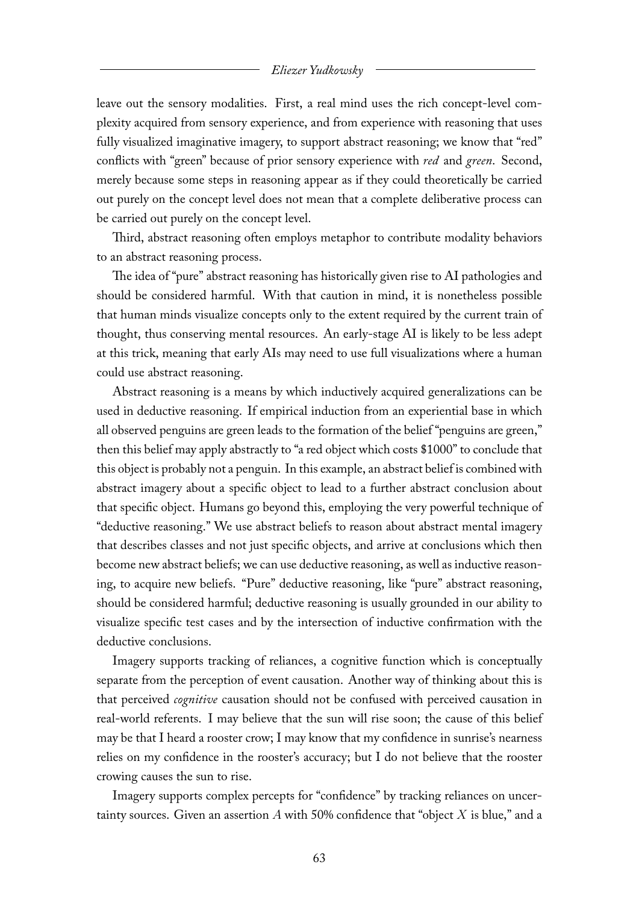leave out the sensory modalities. First, a real mind uses the rich concept-level complexity acquired from sensory experience, and from experience with reasoning that uses fully visualized imaginative imagery, to support abstract reasoning; we know that "red" conflicts with "green" because of prior sensory experience with *red* and *green*. Second, merely because some steps in reasoning appear as if they could theoretically be carried out purely on the concept level does not mean that a complete deliberative process can be carried out purely on the concept level.

Third, abstract reasoning often employs metaphor to contribute modality behaviors to an abstract reasoning process.

The idea of "pure" abstract reasoning has historically given rise to AI pathologies and should be considered harmful. With that caution in mind, it is nonetheless possible that human minds visualize concepts only to the extent required by the current train of thought, thus conserving mental resources. An early-stage AI is likely to be less adept at this trick, meaning that early AIs may need to use full visualizations where a human could use abstract reasoning.

Abstract reasoning is a means by which inductively acquired generalizations can be used in deductive reasoning. If empirical induction from an experiential base in which all observed penguins are green leads to the formation of the belief "penguins are green," then this belief may apply abstractly to "a red object which costs $1000" to conclude that this object is probably not a penguin. In this example, an abstract belief is combined with abstract imagery about a specific object to lead to a further abstract conclusion about that specific object. Humans go beyond this, employing the very powerful technique of "deductive reasoning." We use abstract beliefs to reason about abstract mental imagery that describes classes and not just specific objects, and arrive at conclusions which then become new abstract beliefs; we can use deductive reasoning, as well as inductive reasoning, to acquire new beliefs. "Pure" deductive reasoning, like "pure" abstract reasoning, should be considered harmful; deductive reasoning is usually grounded in our ability to visualize specific test cases and by the intersection of inductive confirmation with the deductive conclusions.

Imagery supports tracking of reliances, a cognitive function which is conceptually separate from the perception of event causation. Another way of thinking about this is that perceived *cognitive* causation should not be confused with perceived causation in real-world referents. I may believe that the sun will rise soon; the cause of this belief may be that I heard a rooster crow; I may know that my confidence in sunrise's nearness relies on my confidence in the rooster's accuracy; but I do not believe that the rooster crowing causes the sun to rise.

Imagery supports complex percepts for "confidence" by tracking reliances on uncertainty sources. Given an assertion $A$ with 50% confidence that "object $X$ is blue," and a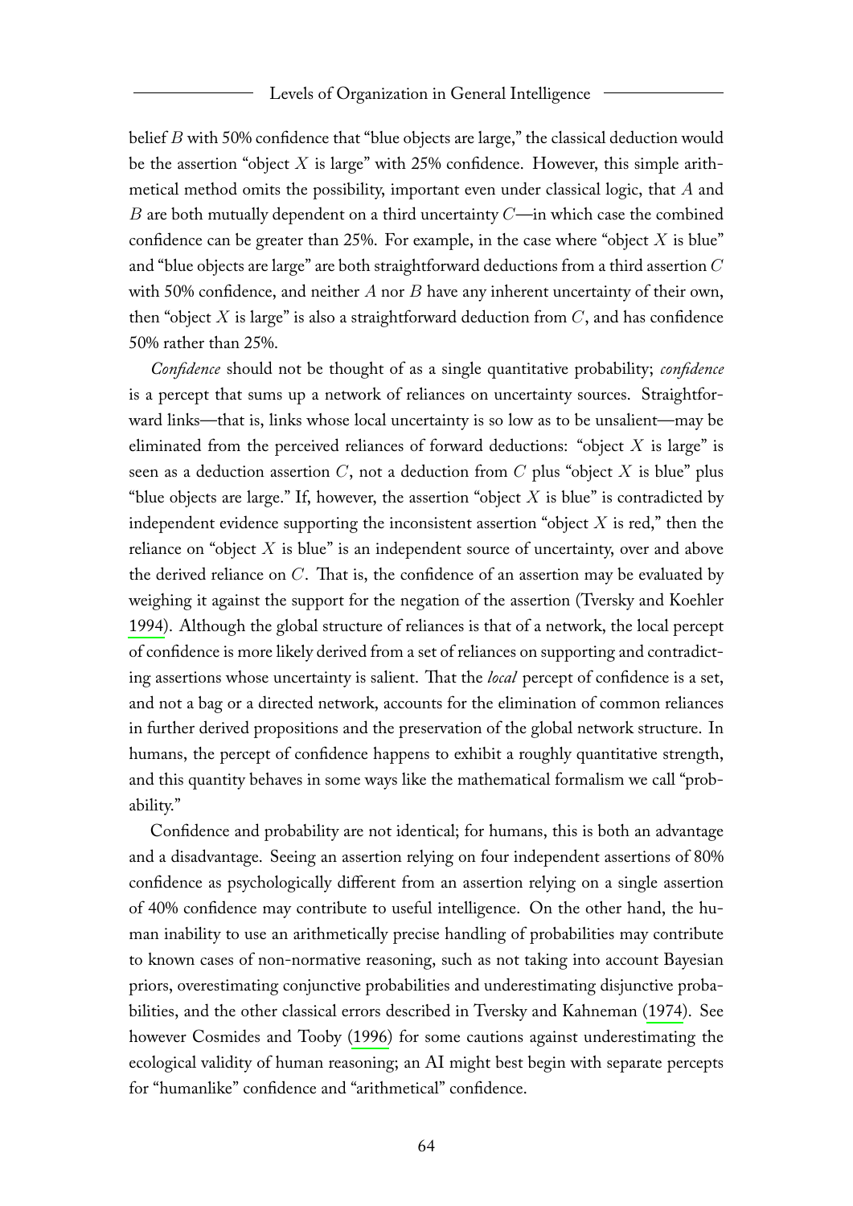belief $B$ with 50% confidence that "blue objects are large," the classical deduction would be the assertion "object $X$ is large" with 25% confidence. However, this simple arithmetical method omits the possibility, important even under classical logic, that $A$ and $B$ are both mutually dependent on a third uncertainty $C$—in which case the combined confidence can be greater than 25%. For example, in the case where "object $X$ is blue" and "blue objects are large" are both straightforward deductions from a third assertion $C$ with 50% confidence, and neither $A$ nor $B$ have any inherent uncertainty of their own, then "object $X$ is large" is also a straightforward deduction from $C$, and has confidence 50% rather than 25%.

*Confidence* should not be thought of as a single quantitative probability; *confidence* is a percept that sums up a network of reliances on uncertainty sources. Straightforward links—that is, links whose local uncertainty is so low as to be unsalient—may be eliminated from the perceived reliances of forward deductions: "object $X$ is large" is seen as a deduction assertion $C$, not a deduction from $C$ plus "object $X$ is blue" plus "blue objects are large." If, however, the assertion "object $X$ is blue" is contradicted by independent evidence supporting the inconsistent assertion "object $X$ is red," then the reliance on "object $X$ is blue" is an independent source of uncertainty, over and above the derived reliance on $C$. That is, the confidence of an assertion may be evaluated by weighing it against the support for the negation of the assertion (Tversky and Koehler 1994). Although the global structure of reliances is that of a network, the local percept of confidence is more likely derived from a set of reliances on supporting and contradicting assertions whose uncertainty is salient. That the *local* percept of confidence is a set, and not a bag or a directed network, accounts for the elimination of common reliances in further derived propositions and the preservation of the global network structure. In humans, the percept of confidence happens to exhibit a roughly quantitative strength, and this quantity behaves in some ways like the mathematical formalism we call "probability."

Confidence and probability are not identical; for humans, this is both an advantage and a disadvantage. Seeing an assertion relying on four independent assertions of 80% confidence as psychologically different from an assertion relying on a single assertion of 40% confidence may contribute to useful intelligence. On the other hand, the human inability to use an arithmetically precise handling of probabilities may contribute to known cases of non-normative reasoning, such as not taking into account Bayesian priors, overestimating conjunctive probabilities and underestimating disjunctive probabilities, and the other classical errors described in Tversky and Kahneman (1974). See however Cosmides and Tooby (1996) for some cautions against underestimating the ecological validity of human reasoning; an AI might best begin with separate percepts for "humanlike" confidence and "arithmetical" confidence.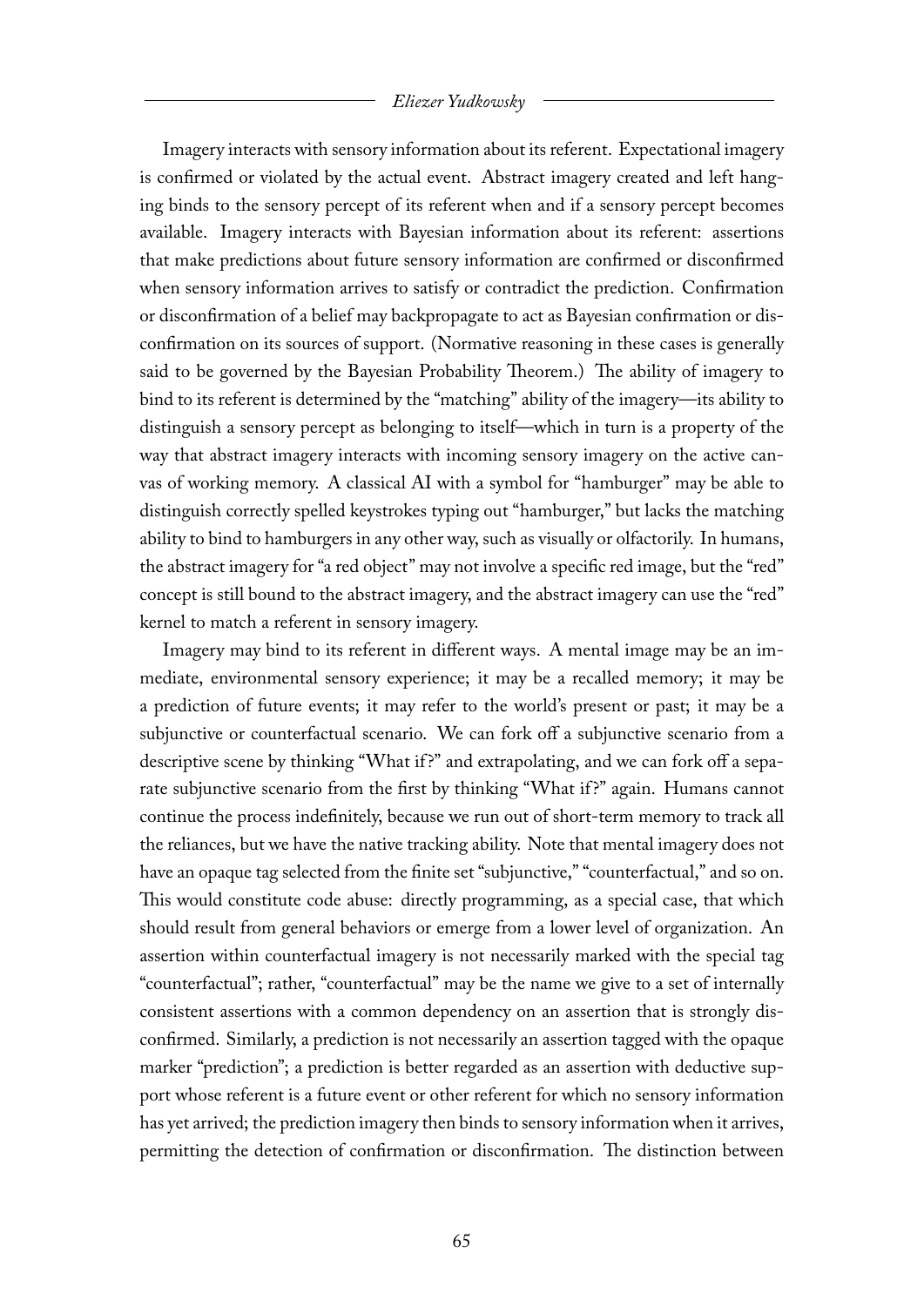Imagery interacts with sensory information about its referent. Expectational imagery is confirmed or violated by the actual event. Abstract imagery created and left hanging binds to the sensory percept of its referent when and if a sensory percept becomes available. Imagery interacts with Bayesian information about its referent: assertions that make predictions about future sensory information are confirmed or disconfirmed when sensory information arrives to satisfy or contradict the prediction. Confirmation or disconfirmation of a belief may backpropagate to act as Bayesian confirmation or disconfirmation on its sources of support. (Normative reasoning in these cases is generally said to be governed by the Bayesian Probability Theorem.) The ability of imagery to bind to its referent is determined by the "matching" ability of the imagery—its ability to distinguish a sensory percept as belonging to itself—which in turn is a property of the way that abstract imagery interacts with incoming sensory imagery on the active canvas of working memory. A classical AI with a symbol for "hamburger" may be able to distinguish correctly spelled keystrokes typing out "hamburger," but lacks the matching ability to bind to hamburgers in any other way, such as visually or olfactorily. In humans, the abstract imagery for "a red object" may not involve a specific red image, but the "red" concept is still bound to the abstract imagery, and the abstract imagery can use the "red" kernel to match a referent in sensory imagery.

Imagery may bind to its referent in different ways. A mental image may be an immediate, environmental sensory experience; it may be a recalled memory; it may be a prediction of future events; it may refer to the world's present or past; it may be a subjunctive or counterfactual scenario. We can fork off a subjunctive scenario from a descriptive scene by thinking "What if?" and extrapolating, and we can fork off a separate subjunctive scenario from the first by thinking "What if?" again. Humans cannot continue the process indefinitely, because we run out of short-term memory to track all the reliances, but we have the native tracking ability. Note that mental imagery does not have an opaque tag selected from the finite set "subjunctive," "counterfactual," and so on. This would constitute code abuse: directly programming, as a special case, that which should result from general behaviors or emerge from a lower level of organization. An assertion within counterfactual imagery is not necessarily marked with the special tag "counterfactual"; rather, "counterfactual" may be the name we give to a set of internally consistent assertions with a common dependency on an assertion that is strongly disconfirmed. Similarly, a prediction is not necessarily an assertion tagged with the opaque marker "prediction"; a prediction is better regarded as an assertion with deductive support whose referent is a future event or other referent for which no sensory information has yet arrived; the prediction imagery then binds to sensory information when it arrives, permitting the detection of confirmation or disconfirmation. The distinction between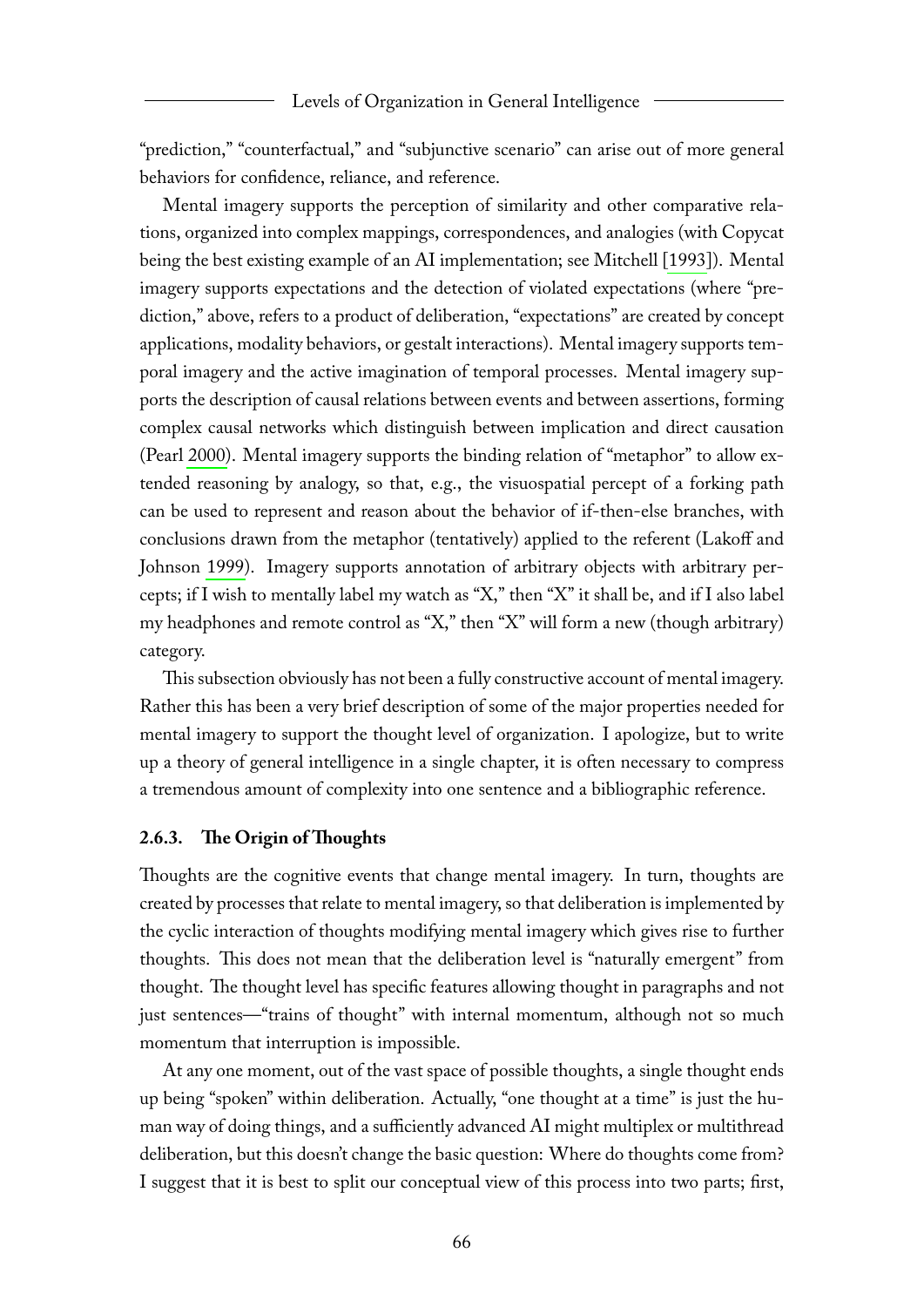"prediction," "counterfactual," and "subjunctive scenario" can arise out of more general behaviors for confidence, reliance, and reference.

Mental imagery supports the perception of similarity and other comparative relations, organized into complex mappings, correspondences, and analogies (with Copycat being the best existing example of an AI implementation; see Mitchell [1993]). Mental imagery supports expectations and the detection of violated expectations (where "prediction," above, refers to a product of deliberation, "expectations" are created by concept applications, modality behaviors, or gestalt interactions). Mental imagery supports temporal imagery and the active imagination of temporal processes. Mental imagery supports the description of causal relations between events and between assertions, forming complex causal networks which distinguish between implication and direct causation (Pearl 2000). Mental imagery supports the binding relation of "metaphor" to allow extended reasoning by analogy, so that, e.g., the visuospatial percept of a forking path can be used to represent and reason about the behavior of if-then-else branches, with conclusions drawn from the metaphor (tentatively) applied to the referent (Lakoff and Johnson 1999). Imagery supports annotation of arbitrary objects with arbitrary percepts; if I wish to mentally label my watch as "X," then "X" it shall be, and if I also label my headphones and remote control as "X," then "X" will form a new (though arbitrary) category.

This subsection obviously has not been a fully constructive account of mental imagery. Rather this has been a very brief description of some of the major properties needed for mental imagery to support the thought level of organization. I apologize, but to write up a theory of general intelligence in a single chapter, it is often necessary to compress a tremendous amount of complexity into one sentence and a bibliographic reference.

### 2.6.3. The Origin of Thoughts

Thoughts are the cognitive events that change mental imagery. In turn, thoughts are created by processes that relate to mental imagery, so that deliberation is implemented by the cyclic interaction of thoughts modifying mental imagery which gives rise to further thoughts. This does not mean that the deliberation level is "naturally emergent" from thought. The thought level has specific features allowing thought in paragraphs and not just sentences—"trains of thought" with internal momentum, although not so much momentum that interruption is impossible.

At any one moment, out of the vast space of possible thoughts, a single thought ends up being "spoken" within deliberation. Actually, "one thought at a time" is just the human way of doing things, and a sufficiently advanced AI might multiplex or multithread deliberation, but this doesn't change the basic question: Where do thoughts come from? I suggest that it is best to split our conceptual view of this process into two parts; first,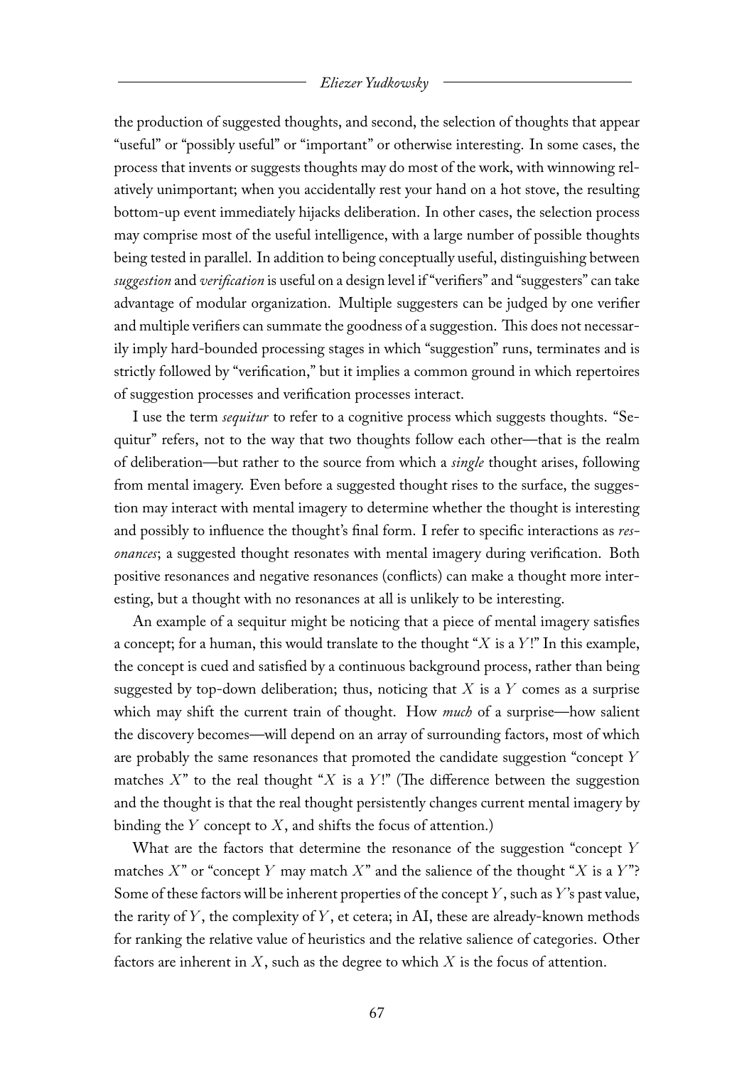the production of suggested thoughts, and second, the selection of thoughts that appear "useful" or "possibly useful" or "important" or otherwise interesting. In some cases, the process that invents or suggests thoughts may do most of the work, with winnowing relatively unimportant; when you accidentally rest your hand on a hot stove, the resulting bottom-up event immediately hijacks deliberation. In other cases, the selection process may comprise most of the useful intelligence, with a large number of possible thoughts being tested in parallel. In addition to being conceptually useful, distinguishing between *suggestion* and *verification* is useful on a design level if "verifiers" and "suggesters" can take advantage of modular organization. Multiple suggesters can be judged by one verifier and multiple verifiers can summate the goodness of a suggestion. This does not necessarily imply hard-bounded processing stages in which "suggestion" runs, terminates and is strictly followed by "verification," but it implies a common ground in which repertoires of suggestion processes and verification processes interact.

I use the term *sequitur* to refer to a cognitive process which suggests thoughts. "Sequitur" refers, not to the way that two thoughts follow each other—that is the realm of deliberation—but rather to the source from which a *single* thought arises, following from mental imagery. Even before a suggested thought rises to the surface, the suggestion may interact with mental imagery to determine whether the thought is interesting and possibly to influence the thought's final form. I refer to specific interactions as *resonances*; a suggested thought resonates with mental imagery during verification. Both positive resonances and negative resonances (conflicts) can make a thought more interesting, but a thought with no resonances at all is unlikely to be interesting.

An example of a sequitur might be noticing that a piece of mental imagery satisfies a concept; for a human, this would translate to the thought "$X$ is a $Y$!" In this example, the concept is cued and satisfied by a continuous background process, rather than being suggested by top-down deliberation; thus, noticing that $X$ is a $Y$ comes as a surprise which may shift the current train of thought. How *much* of a surprise—how salient the discovery becomes—will depend on an array of surrounding factors, most of which are probably the same resonances that promoted the candidate suggestion "concept $Y$ matches $X$" to the real thought "$X$ is a $Y$!" (The difference between the suggestion and the thought is that the real thought persistently changes current mental imagery by binding the $Y$ concept to $X$, and shifts the focus of attention.)

What are the factors that determine the resonance of the suggestion "concept $Y$ matches $X$" or "concept $Y$ may match $X$" and the salience of the thought "$X$ is a $Y$"? Some of these factors will be inherent properties of the concept $Y$, such as $Y$'s past value, the rarity of $Y$, the complexity of $Y$, et cetera; in AI, these are already-known methods for ranking the relative value of heuristics and the relative salience of categories. Other factors are inherent in $X$, such as the degree to which $X$ is the focus of attention.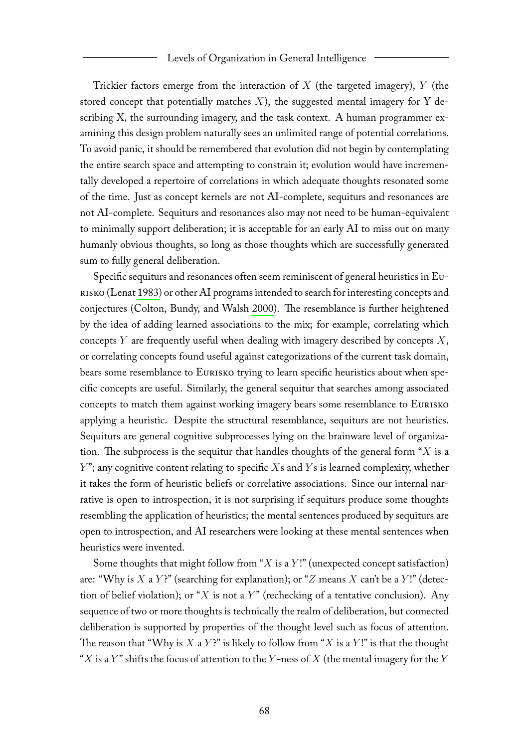Trickier factors emerge from the interaction of $X$ (the targeted imagery), $Y$ (the stored concept that potentially matches $X$), the suggested mental imagery for Y describing X, the surrounding imagery, and the task context. A human programmer examining this design problem naturally sees an unlimited range of potential correlations. To avoid panic, it should be remembered that evolution did not begin by contemplating the entire search space and attempting to constrain it; evolution would have incrementally developed a repertoire of correlations in which adequate thoughts resonated some of the time. Just as concept kernels are not AI-complete, sequiturs and resonances are not AI-complete. Sequiturs and resonances also may not need to be human-equivalent to minimally support deliberation; it is acceptable for an early AI to miss out on many humanly obvious thoughts, so long as those thoughts which are successfully generated sum to fully general deliberation.

Specific sequiturs and resonances often seem reminiscent of general heuristics in Eurisko (Lenat 1983) or other AI programs intended to search for interesting concepts and conjectures (Colton, Bundy, and Walsh 2000). The resemblance is further heightened by the idea of adding learned associations to the mix; for example, correlating which concepts $Y$ are frequently useful when dealing with imagery described by concepts $X$, or correlating concepts found useful against categorizations of the current task domain, bears some resemblance to Eurisko trying to learn specific heuristics about when specific concepts are useful. Similarly, the general sequitur that searches among associated concepts to match them against working imagery bears some resemblance to Eurisko applying a heuristic. Despite the structural resemblance, sequiturs are not heuristics. Sequiturs are general cognitive subprocesses lying on the brainware level of organization. The subprocess is the sequitur that handles thoughts of the general form "$X$ is a $Y$"; any cognitive content relating to specific $X$s and $Y$s is learned complexity, whether it takes the form of heuristic beliefs or correlative associations. Since our internal narrative is open to introspection, it is not surprising if sequiturs produce some thoughts resembling the application of heuristics; the mental sentences produced by sequiturs are open to introspection, and AI researchers were looking at these mental sentences when heuristics were invented.

Some thoughts that might follow from "$X$ is a $Y$!" (unexpected concept satisfaction) are: "Why is $X$ a $Y$?" (searching for explanation); or "$Z$ means $X$ can't be a $Y$!" (detection of belief violation); or "$X$ is not a $Y$" (rechecking of a tentative conclusion). Any sequence of two or more thoughts is technically the realm of deliberation, but connected deliberation is supported by properties of the thought level such as focus of attention. The reason that "Why is $X$ a $Y$?" is likely to follow from "$X$ is a $Y$!" is that the thought "$X$ is a $Y$" shifts the focus of attention to the $Y$-ness of $X$ (the mental imagery for the $Y$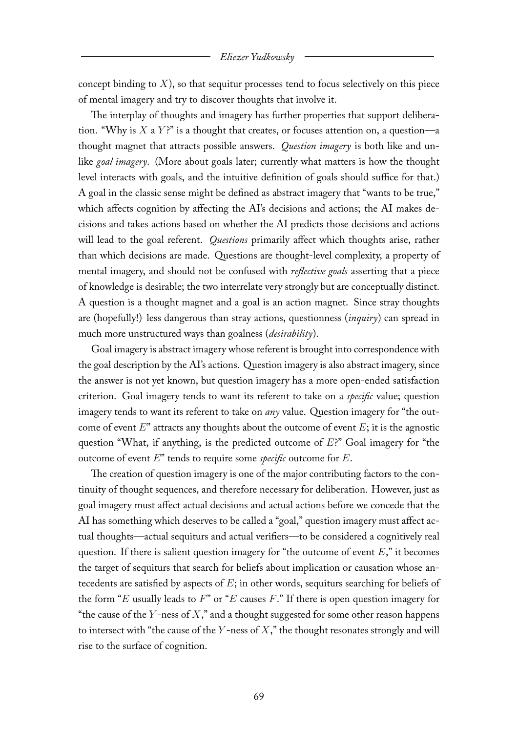concept binding to $X$), so that sequitur processes tend to focus selectively on this piece of mental imagery and try to discover thoughts that involve it.

The interplay of thoughts and imagery has further properties that support deliberation. "Why is $X$ a $Y$?" is a thought that creates, or focuses attention on, a question—a thought magnet that attracts possible answers. *Question imagery* is both like and unlike *goal imagery*. (More about goals later; currently what matters is how the thought level interacts with goals, and the intuitive definition of goals should suffice for that.) A goal in the classic sense might be defined as abstract imagery that "wants to be true," which affects cognition by affecting the AI's decisions and actions; the AI makes decisions and takes actions based on whether the AI predicts those decisions and actions will lead to the goal referent. *Questions* primarily affect which thoughts arise, rather than which decisions are made. Questions are thought-level complexity, a property of mental imagery, and should not be confused with *reflective goals* asserting that a piece of knowledge is desirable; the two interrelate very strongly but are conceptually distinct. A question is a thought magnet and a goal is an action magnet. Since stray thoughts are (hopefully!) less dangerous than stray actions, questionness (*inquiry*) can spread in much more unstructured ways than goalness (*desirability*).

Goal imagery is abstract imagery whose referent is brought into correspondence with the goal description by the AI's actions. Question imagery is also abstract imagery, since the answer is not yet known, but question imagery has a more open-ended satisfaction criterion. Goal imagery tends to want its referent to take on a *specific* value; question imagery tends to want its referent to take on *any* value. Question imagery for "the outcome of event $E$" attracts any thoughts about the outcome of event $E$; it is the agnostic question "What, if anything, is the predicted outcome of $E$?" Goal imagery for "the outcome of event $E$" tends to require some *specific* outcome for $E$.

The creation of question imagery is one of the major contributing factors to the continuity of thought sequences, and therefore necessary for deliberation. However, just as goal imagery must affect actual decisions and actual actions before we concede that the AI has something which deserves to be called a "goal," question imagery must affect actual thoughts—actual sequiturs and actual verifiers—to be considered a cognitively real question. If there is salient question imagery for "the outcome of event $E$," it becomes the target of sequiturs that search for beliefs about implication or causation whose antecedents are satisfied by aspects of $E$; in other words, sequiturs searching for beliefs of the form "$E$ usually leads to $F$" or "$E$ causes $F$." If there is open question imagery for "the cause of the $Y$-ness of $X$," and a thought suggested for some other reason happens to intersect with "the cause of the $Y$-ness of $X$," the thought resonates strongly and will rise to the surface of cognition.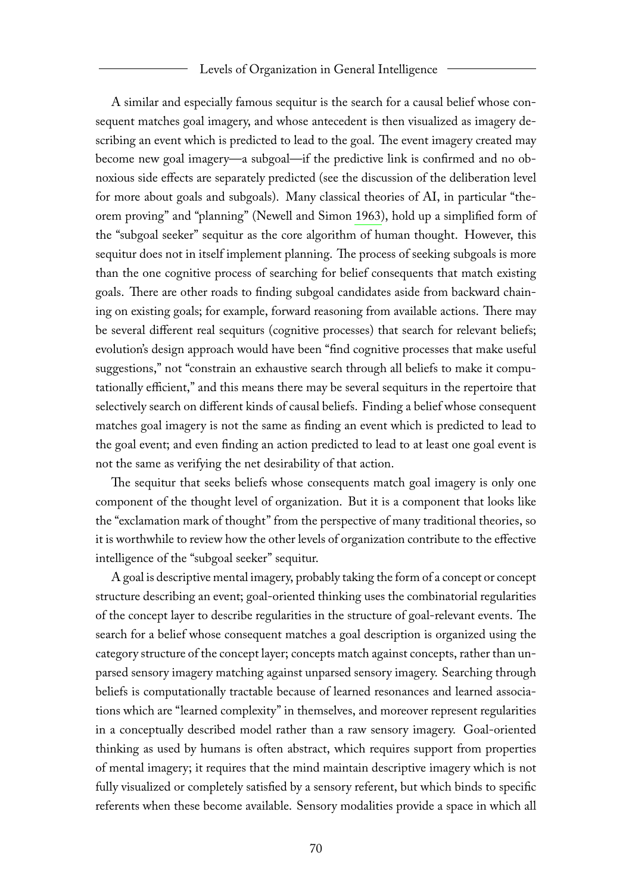A similar and especially famous sequitur is the search for a causal belief whose consequent matches goal imagery, and whose antecedent is then visualized as imagery describing an event which is predicted to lead to the goal. The event imagery created may become new goal imagery—a subgoal—if the predictive link is confirmed and no obnoxious side effects are separately predicted (see the discussion of the deliberation level for more about goals and subgoals). Many classical theories of AI, in particular "theorem proving" and "planning" (Newell and Simon 1963), hold up a simplified form of the "subgoal seeker" sequitur as the core algorithm of human thought. However, this sequitur does not in itself implement planning. The process of seeking subgoals is more than the one cognitive process of searching for belief consequents that match existing goals. There are other roads to finding subgoal candidates aside from backward chaining on existing goals; for example, forward reasoning from available actions. There may be several different real sequiturs (cognitive processes) that search for relevant beliefs; evolution's design approach would have been "find cognitive processes that make useful suggestions," not "constrain an exhaustive search through all beliefs to make it computationally efficient," and this means there may be several sequiturs in the repertoire that selectively search on different kinds of causal beliefs. Finding a belief whose consequent matches goal imagery is not the same as finding an event which is predicted to lead to the goal event; and even finding an action predicted to lead to at least one goal event is not the same as verifying the net desirability of that action.

The sequitur that seeks beliefs whose consequents match goal imagery is only one component of the thought level of organization. But it is a component that looks like the "exclamation mark of thought" from the perspective of many traditional theories, so it is worthwhile to review how the other levels of organization contribute to the effective intelligence of the "subgoal seeker" sequitur.

A goal is descriptive mental imagery, probably taking the form of a concept or concept structure describing an event; goal-oriented thinking uses the combinatorial regularities of the concept layer to describe regularities in the structure of goal-relevant events. The search for a belief whose consequent matches a goal description is organized using the category structure of the concept layer; concepts match against concepts, rather than unparsed sensory imagery matching against unparsed sensory imagery. Searching through beliefs is computationally tractable because of learned resonances and learned associations which are "learned complexity" in themselves, and moreover represent regularities in a conceptually described model rather than a raw sensory imagery. Goal-oriented thinking as used by humans is often abstract, which requires support from properties of mental imagery; it requires that the mind maintain descriptive imagery which is not fully visualized or completely satisfied by a sensory referent, but which binds to specific referents when these become available. Sensory modalities provide a space in which all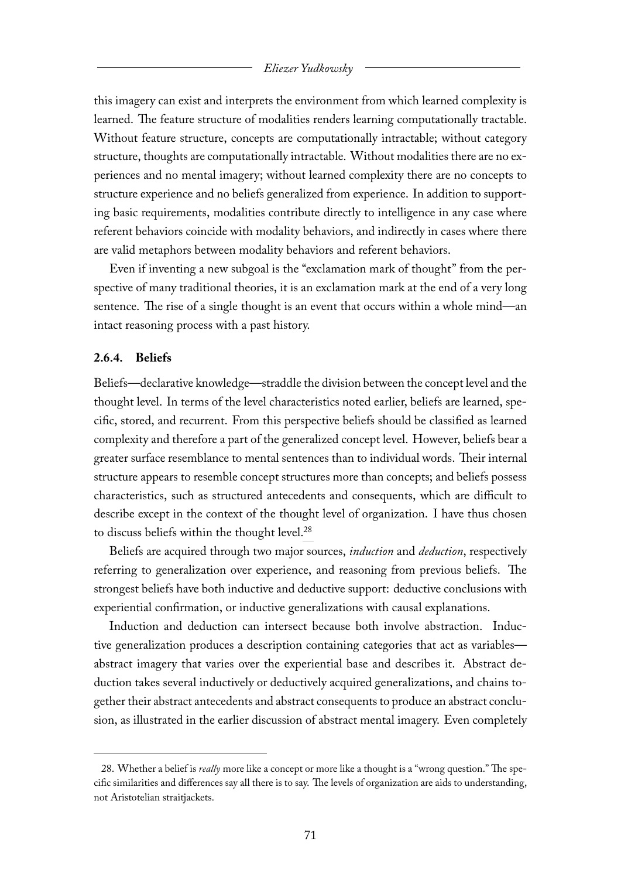this imagery can exist and interprets the environment from which learned complexity is learned. The feature structure of modalities renders learning computationally tractable. Without feature structure, concepts are computationally intractable; without category structure, thoughts are computationally intractable. Without modalities there are no experiences and no mental imagery; without learned complexity there are no concepts to structure experience and no beliefs generalized from experience. In addition to supporting basic requirements, modalities contribute directly to intelligence in any case where referent behaviors coincide with modality behaviors, and indirectly in cases where there are valid metaphors between modality behaviors and referent behaviors.

Even if inventing a new subgoal is the "exclamation mark of thought" from the perspective of many traditional theories, it is an exclamation mark at the end of a very long sentence. The rise of a single thought is an event that occurs within a whole mind—an intact reasoning process with a past history.

### 2.6.4. Beliefs

Beliefs—declarative knowledge—straddle the division between the concept level and the thought level. In terms of the level characteristics noted earlier, beliefs are learned, specific, stored, and recurrent. From this perspective beliefs should be classified as learned complexity and therefore a part of the generalized concept level. However, beliefs bear a greater surface resemblance to mental sentences than to individual words. Their internal structure appears to resemble concept structures more than concepts; and beliefs possess characteristics, such as structured antecedents and consequents, which are difficult to describe except in the context of the thought level of organization. I have thus chosen to discuss beliefs within the thought level.[28]

Beliefs are acquired through two major sources, *induction* and *deduction*, respectively referring to generalization over experience, and reasoning from previous beliefs. The strongest beliefs have both inductive and deductive support: deductive conclusions with experiential confirmation, or inductive generalizations with causal explanations.

Induction and deduction can intersect because both involve abstraction. Inductive generalization produces a description containing categories that act as variables—abstract imagery that varies over the experiential base and describes it. Abstract deduction takes several inductively or deductively acquired generalizations, and chains together their abstract antecedents and abstract consequents to produce an abstract conclusion, as illustrated in the earlier discussion of abstract mental imagery. Even completely

---

28. Whether a belief is *really* more like a concept or more like a thought is a "wrong question." The specific similarities and differences say all there is to say. The levels of organization are aids to understanding, not Aristotelian straitjackets.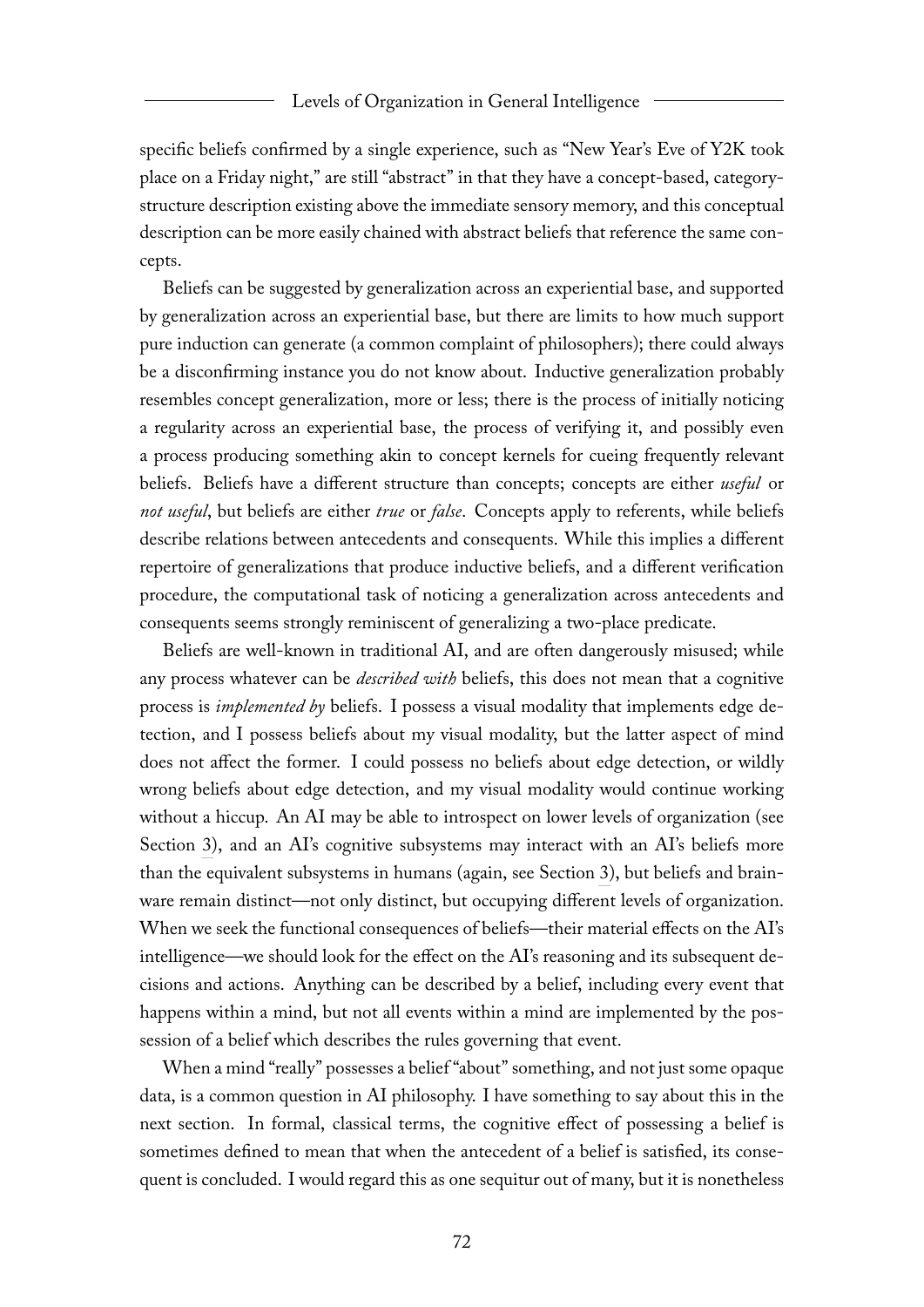specific beliefs confirmed by a single experience, such as "New Year's Eve of Y2K took place on a Friday night," are still "abstract" in that they have a concept-based, category-structure description existing above the immediate sensory memory, and this conceptual description can be more easily chained with abstract beliefs that reference the same concepts.

Beliefs can be suggested by generalization across an experiential base, and supported by generalization across an experiential base, but there are limits to how much support pure induction can generate (a common complaint of philosophers); there could always be a disconfirming instance you do not know about. Inductive generalization probably resembles concept generalization, more or less; there is the process of initially noticing a regularity across an experiential base, the process of verifying it, and possibly even a process producing something akin to concept kernels for cueing frequently relevant beliefs. Beliefs have a different structure than concepts; concepts are either *useful* or *not useful*, but beliefs are either *true* or *false*. Concepts apply to referents, while beliefs describe relations between antecedents and consequents. While this implies a different repertoire of generalizations that produce inductive beliefs, and a different verification procedure, the computational task of noticing a generalization across antecedents and consequents seems strongly reminiscent of generalizing a two-place predicate.

Beliefs are well-known in traditional AI, and are often dangerously misused; while any process whatever can be *described with* beliefs, this does not mean that a cognitive process is *implemented by* beliefs. I possess a visual modality that implements edge detection, and I possess beliefs about my visual modality, but the latter aspect of mind does not affect the former. I could possess no beliefs about edge detection, or wildly wrong beliefs about edge detection, and my visual modality would continue working without a hiccup. An AI may be able to introspect on lower levels of organization (see Section 3), and an AI's cognitive subsystems may interact with an AI's beliefs more than the equivalent subsystems in humans (again, see Section 3), but beliefs and brainware remain distinct—not only distinct, but occupying different levels of organization. When we seek the functional consequences of beliefs—their material effects on the AI's intelligence—we should look for the effect on the AI's reasoning and its subsequent decisions and actions. Anything can be described by a belief, including every event that happens within a mind, but not all events within a mind are implemented by the possession of a belief which describes the rules governing that event.

When a mind "really" possesses a belief "about" something, and not just some opaque data, is a common question in AI philosophy. I have something to say about this in the next section. In formal, classical terms, the cognitive effect of possessing a belief is sometimes defined to mean that when the antecedent of a belief is satisfied, its consequent is concluded. I would regard this as one sequitur out of many, but it is nonetheless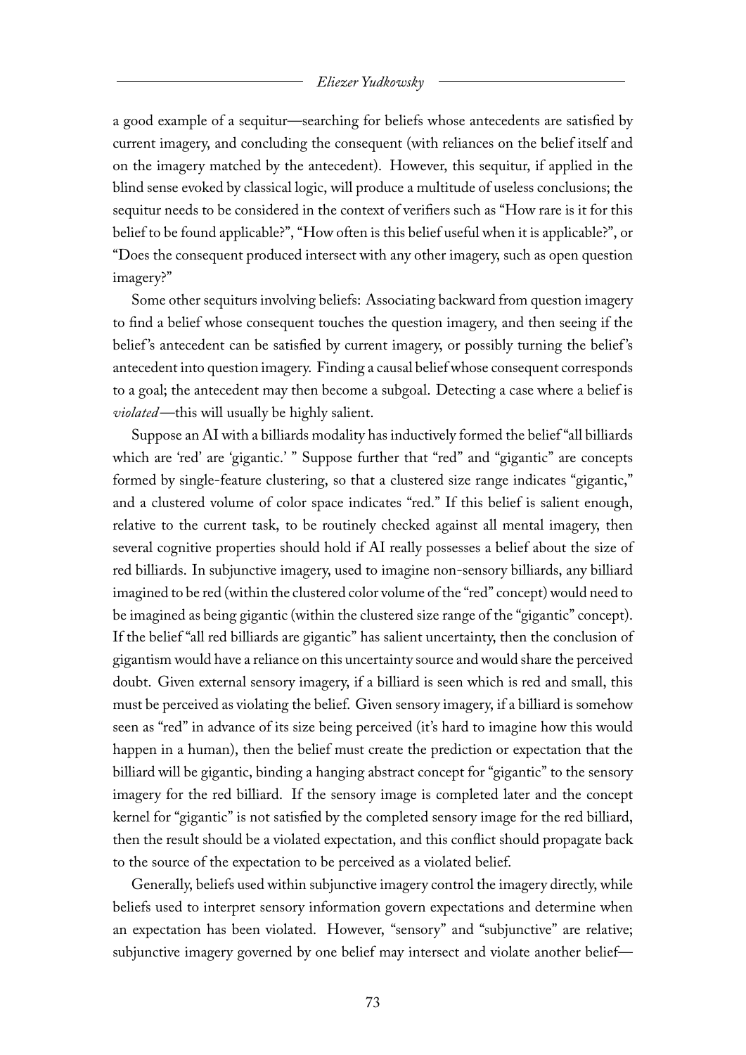a good example of a sequitur—searching for beliefs whose antecedents are satisfied by current imagery, and concluding the consequent (with reliances on the belief itself and on the imagery matched by the antecedent). However, this sequitur, if applied in the blind sense evoked by classical logic, will produce a multitude of useless conclusions; the sequitur needs to be considered in the context of verifiers such as "How rare is it for this belief to be found applicable?", "How often is this belief useful when it is applicable?", or "Does the consequent produced intersect with any other imagery, such as open question imagery?"

Some other sequiturs involving beliefs: Associating backward from question imagery to find a belief whose consequent touches the question imagery, and then seeing if the belief's antecedent can be satisfied by current imagery, or possibly turning the belief's antecedent into question imagery. Finding a causal belief whose consequent corresponds to a goal; the antecedent may then become a subgoal. Detecting a case where a belief is *violated*—this will usually be highly salient.

Suppose an AI with a billiards modality has inductively formed the belief "all billiards which are 'red' are 'gigantic.' " Suppose further that "red" and "gigantic" are concepts formed by single-feature clustering, so that a clustered size range indicates "gigantic," and a clustered volume of color space indicates "red." If this belief is salient enough, relative to the current task, to be routinely checked against all mental imagery, then several cognitive properties should hold if AI really possesses a belief about the size of red billiards. In subjunctive imagery, used to imagine non-sensory billiards, any billiard imagined to be red (within the clustered color volume of the "red" concept) would need to be imagined as being gigantic (within the clustered size range of the "gigantic" concept). If the belief "all red billiards are gigantic" has salient uncertainty, then the conclusion of gigantism would have a reliance on this uncertainty source and would share the perceived doubt. Given external sensory imagery, if a billiard is seen which is red and small, this must be perceived as violating the belief. Given sensory imagery, if a billiard is somehow seen as "red" in advance of its size being perceived (it's hard to imagine how this would happen in a human), then the belief must create the prediction or expectation that the billiard will be gigantic, binding a hanging abstract concept for "gigantic" to the sensory imagery for the red billiard. If the sensory image is completed later and the concept kernel for "gigantic" is not satisfied by the completed sensory image for the red billiard, then the result should be a violated expectation, and this conflict should propagate back to the source of the expectation to be perceived as a violated belief.

Generally, beliefs used within subjunctive imagery control the imagery directly, while beliefs used to interpret sensory information govern expectations and determine when an expectation has been violated. However, "sensory" and "subjunctive" are relative; subjunctive imagery governed by one belief may intersect and violate another belief—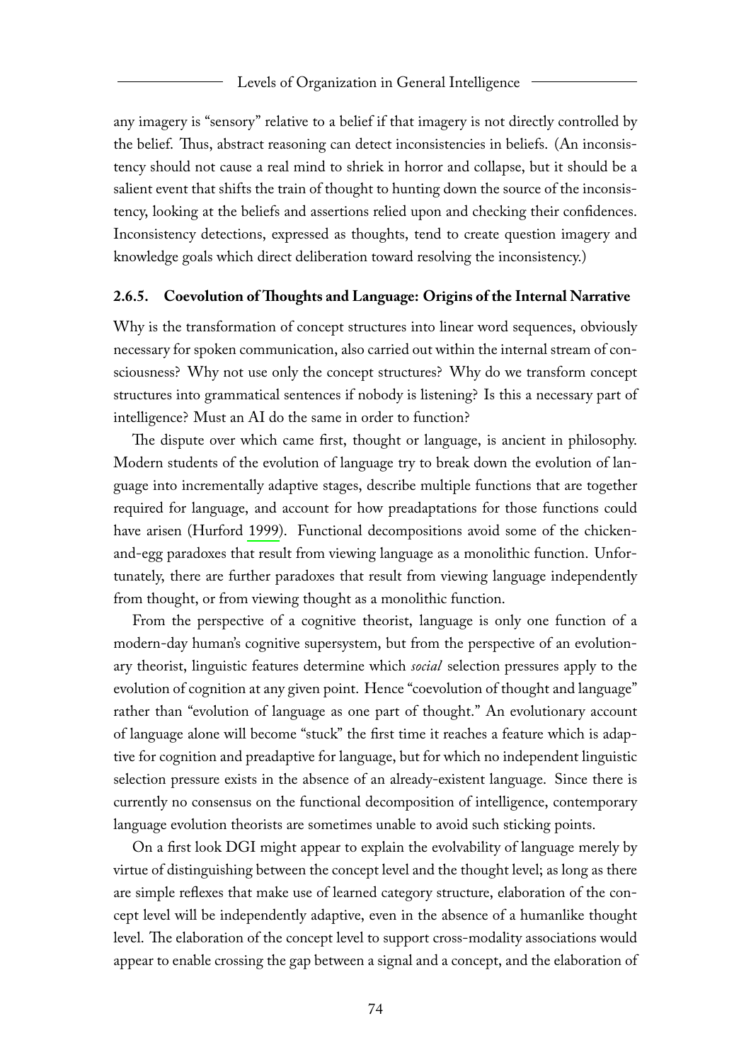any imagery is "sensory" relative to a belief if that imagery is not directly controlled by the belief. Thus, abstract reasoning can detect inconsistencies in beliefs. (An inconsistency should not cause a real mind to shriek in horror and collapse, but it should be a salient event that shifts the train of thought to hunting down the source of the inconsistency, looking at the beliefs and assertions relied upon and checking their confidences. Inconsistency detections, expressed as thoughts, tend to create question imagery and knowledge goals which direct deliberation toward resolving the inconsistency.)

### 2.6.5. Coevolution of Thoughts and Language: Origins of the Internal Narrative

Why is the transformation of concept structures into linear word sequences, obviously necessary for spoken communication, also carried out within the internal stream of consciousness? Why not use only the concept structures? Why do we transform concept structures into grammatical sentences if nobody is listening? Is this a necessary part of intelligence? Must an AI do the same in order to function?

The dispute over which came first, thought or language, is ancient in philosophy. Modern students of the evolution of language try to break down the evolution of language into incrementally adaptive stages, describe multiple functions that are together required for language, and account for how preadaptations for those functions could have arisen (Hurford 1999). Functional decompositions avoid some of the chicken-and-egg paradoxes that result from viewing language as a monolithic function. Unfortunately, there are further paradoxes that result from viewing language independently from thought, or from viewing thought as a monolithic function.

From the perspective of a cognitive theorist, language is only one function of a modern-day human's cognitive supersystem, but from the perspective of an evolutionary theorist, linguistic features determine which *social* selection pressures apply to the evolution of cognition at any given point. Hence "coevolution of thought and language" rather than "evolution of language as one part of thought." An evolutionary account of language alone will become "stuck" the first time it reaches a feature which is adaptive for cognition and preadaptive for language, but for which no independent linguistic selection pressure exists in the absence of an already-existent language. Since there is currently no consensus on the functional decomposition of intelligence, contemporary language evolution theorists are sometimes unable to avoid such sticking points.

On a first look DGI might appear to explain the evolvability of language merely by virtue of distinguishing between the concept level and the thought level; as long as there are simple reflexes that make use of learned category structure, elaboration of the concept level will be independently adaptive, even in the absence of a humanlike thought level. The elaboration of the concept level to support cross-modality associations would appear to enable crossing the gap between a signal and a concept, and the elaboration of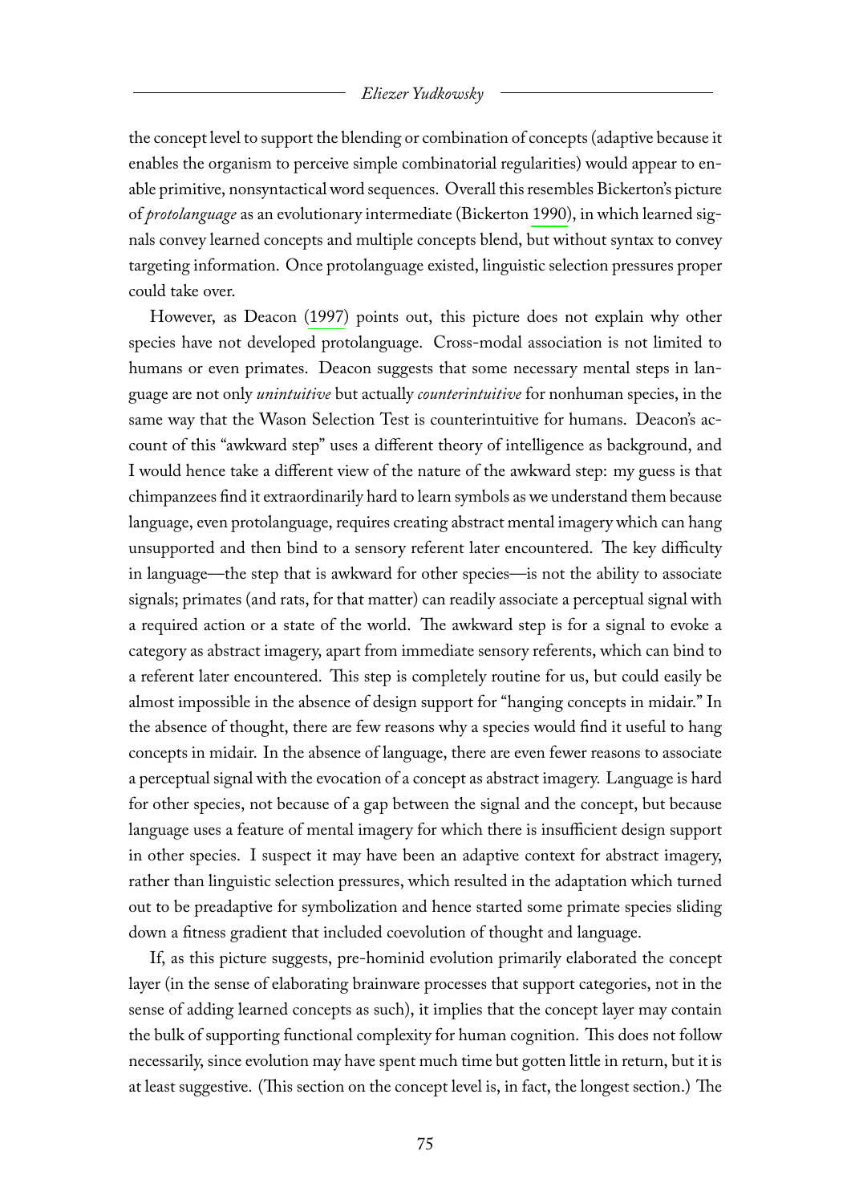the concept level to support the blending or combination of concepts (adaptive because it enables the organism to perceive simple combinatorial regularities) would appear to enable primitive, nonsyntactical word sequences. Overall this resembles Bickerton's picture of *protolanguage* as an evolutionary intermediate (Bickerton 1990), in which learned signals convey learned concepts and multiple concepts blend, but without syntax to convey targeting information. Once protolanguage existed, linguistic selection pressures proper could take over.

However, as Deacon (1997) points out, this picture does not explain why other species have not developed protolanguage. Cross-modal association is not limited to humans or even primates. Deacon suggests that some necessary mental steps in language are not only *unintuitive* but actually *counterintuitive* for nonhuman species, in the same way that the Wason Selection Test is counterintuitive for humans. Deacon's account of this "awkward step" uses a different theory of intelligence as background, and I would hence take a different view of the nature of the awkward step: my guess is that chimpanzees find it extraordinarily hard to learn symbols as we understand them because language, even protolanguage, requires creating abstract mental imagery which can hang unsupported and then bind to a sensory referent later encountered. The key difficulty in language—the step that is awkward for other species—is not the ability to associate signals; primates (and rats, for that matter) can readily associate a perceptual signal with a required action or a state of the world. The awkward step is for a signal to evoke a category as abstract imagery, apart from immediate sensory referents, which can bind to a referent later encountered. This step is completely routine for us, but could easily be almost impossible in the absence of design support for "hanging concepts in midair." In the absence of thought, there are few reasons why a species would find it useful to hang concepts in midair. In the absence of language, there are even fewer reasons to associate a perceptual signal with the evocation of a concept as abstract imagery. Language is hard for other species, not because of a gap between the signal and the concept, but because language uses a feature of mental imagery for which there is insufficient design support in other species. I suspect it may have been an adaptive context for abstract imagery, rather than linguistic selection pressures, which resulted in the adaptation which turned out to be preadaptive for symbolization and hence started some primate species sliding down a fitness gradient that included coevolution of thought and language.

If, as this picture suggests, pre-hominid evolution primarily elaborated the concept layer (in the sense of elaborating brainware processes that support categories, not in the sense of adding learned concepts as such), it implies that the concept layer may contain the bulk of supporting functional complexity for human cognition. This does not follow necessarily, since evolution may have spent much time but gotten little in return, but it is at least suggestive. (This section on the concept level is, in fact, the longest section.) The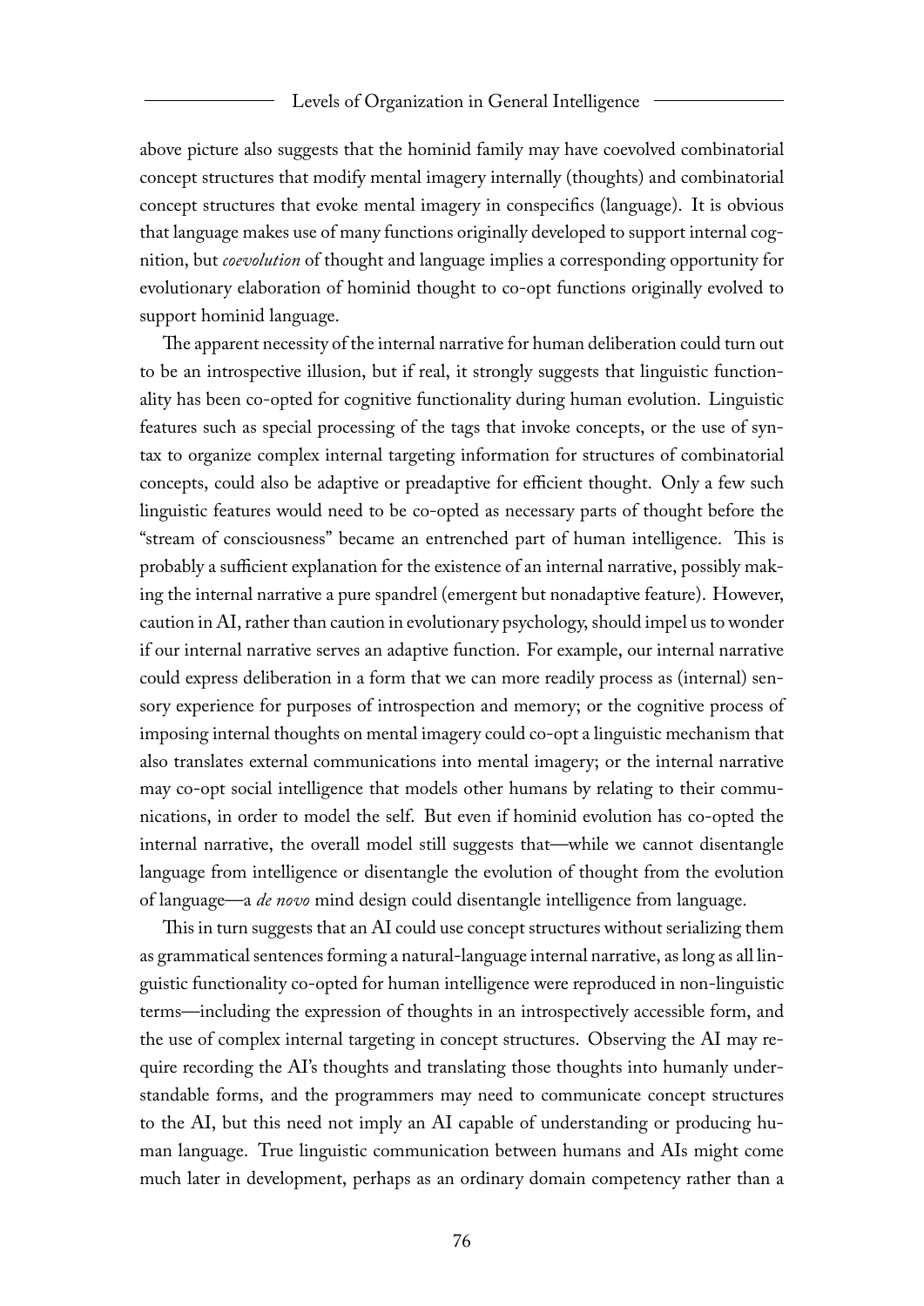above picture also suggests that the hominid family may have coevolved combinatorial concept structures that modify mental imagery internally (thoughts) and combinatorial concept structures that evoke mental imagery in conspecifics (language). It is obvious that language makes use of many functions originally developed to support internal cognition, but *coevolution* of thought and language implies a corresponding opportunity for evolutionary elaboration of hominid thought to co-opt functions originally evolved to support hominid language.

The apparent necessity of the internal narrative for human deliberation could turn out to be an introspective illusion, but if real, it strongly suggests that linguistic functionality has been co-opted for cognitive functionality during human evolution. Linguistic features such as special processing of the tags that invoke concepts, or the use of syntax to organize complex internal targeting information for structures of combinatorial concepts, could also be adaptive or preadaptive for efficient thought. Only a few such linguistic features would need to be co-opted as necessary parts of thought before the "stream of consciousness" became an entrenched part of human intelligence. This is probably a sufficient explanation for the existence of an internal narrative, possibly making the internal narrative a pure spandrel (emergent but nonadaptive feature). However, caution in AI, rather than caution in evolutionary psychology, should impel us to wonder if our internal narrative serves an adaptive function. For example, our internal narrative could express deliberation in a form that we can more readily process as (internal) sensory experience for purposes of introspection and memory; or the cognitive process of imposing internal thoughts on mental imagery could co-opt a linguistic mechanism that also translates external communications into mental imagery; or the internal narrative may co-opt social intelligence that models other humans by relating to their communications, in order to model the self. But even if hominid evolution has co-opted the internal narrative, the overall model still suggests that—while we cannot disentangle language from intelligence or disentangle the evolution of thought from the evolution of language—a *de novo* mind design could disentangle intelligence from language.

This in turn suggests that an AI could use concept structures without serializing them as grammatical sentences forming a natural-language internal narrative, as long as all linguistic functionality co-opted for human intelligence were reproduced in non-linguistic terms—including the expression of thoughts in an introspectively accessible form, and the use of complex internal targeting in concept structures. Observing the AI may require recording the AI's thoughts and translating those thoughts into humanly understandable forms, and the programmers may need to communicate concept structures to the AI, but this need not imply an AI capable of understanding or producing human language. True linguistic communication between humans and AIs might come much later in development, perhaps as an ordinary domain competency rather than a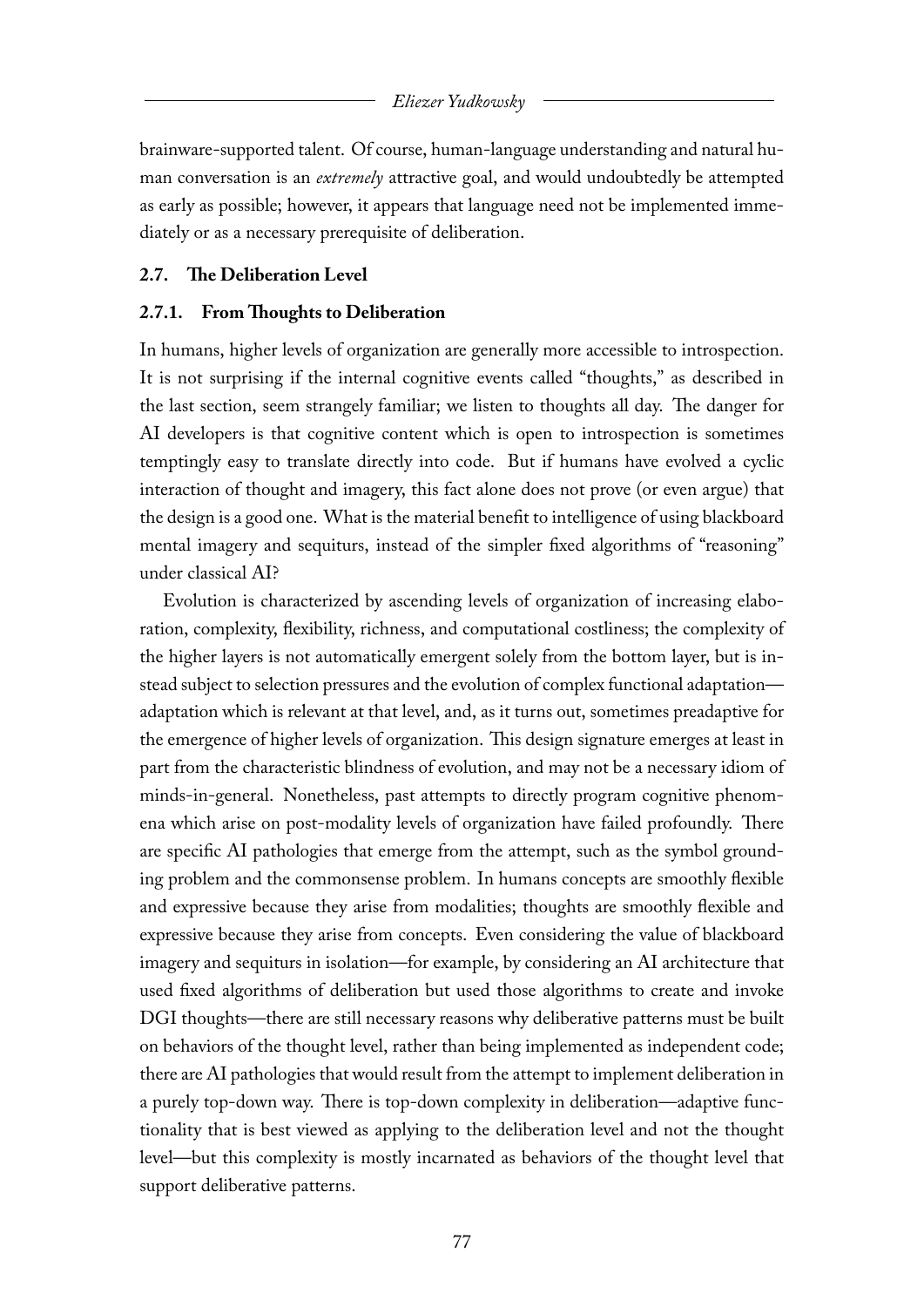brainware-supported talent. Of course, human-language understanding and natural human conversation is an *extremely* attractive goal, and would undoubtedly be attempted as early as possible; however, it appears that language need not be implemented immediately or as a necessary prerequisite of deliberation.

## 2.7. The Deliberation Level

### 2.7.1. From Thoughts to Deliberation

In humans, higher levels of organization are generally more accessible to introspection. It is not surprising if the internal cognitive events called "thoughts," as described in the last section, seem strangely familiar; we listen to thoughts all day. The danger for AI developers is that cognitive content which is open to introspection is sometimes temptingly easy to translate directly into code. But if humans have evolved a cyclic interaction of thought and imagery, this fact alone does not prove (or even argue) that the design is a good one. What is the material benefit to intelligence of using blackboard mental imagery and sequiturs, instead of the simpler fixed algorithms of "reasoning" under classical AI?

Evolution is characterized by ascending levels of organization of increasing elaboration, complexity, flexibility, richness, and computational costliness; the complexity of the higher layers is not automatically emergent solely from the bottom layer, but is instead subject to selection pressures and the evolution of complex functional adaptation—adaptation which is relevant at that level, and, as it turns out, sometimes preadaptive for the emergence of higher levels of organization. This design signature emerges at least in part from the characteristic blindness of evolution, and may not be a necessary idiom of minds-in-general. Nonetheless, past attempts to directly program cognitive phenomena which arise on post-modality levels of organization have failed profoundly. There are specific AI pathologies that emerge from the attempt, such as the symbol grounding problem and the commonsense problem. In humans concepts are smoothly flexible and expressive because they arise from modalities; thoughts are smoothly flexible and expressive because they arise from concepts. Even considering the value of blackboard imagery and sequiturs in isolation—for example, by considering an AI architecture that used fixed algorithms of deliberation but used those algorithms to create and invoke DGI thoughts—there are still necessary reasons why deliberative patterns must be built on behaviors of the thought level, rather than being implemented as independent code; there are AI pathologies that would result from the attempt to implement deliberation in a purely top-down way. There is top-down complexity in deliberation—adaptive functionality that is best viewed as applying to the deliberation level and not the thought level—but this complexity is mostly incarnated as behaviors of the thought level that support deliberative patterns.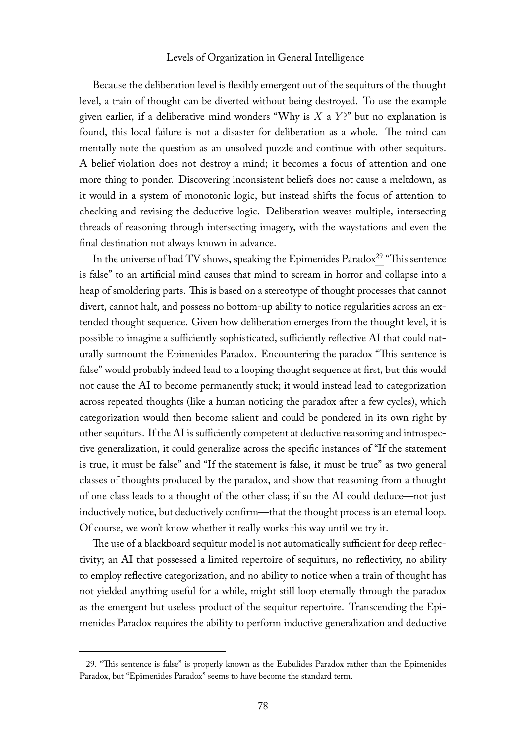Because the deliberation level is flexibly emergent out of the sequiturs of the thought level, a train of thought can be diverted without being destroyed. To use the example given earlier, if a deliberative mind wonders "Why is $X$ a $Y$?" but no explanation is found, this local failure is not a disaster for deliberation as a whole. The mind can mentally note the question as an unsolved puzzle and continue with other sequiturs. A belief violation does not destroy a mind; it becomes a focus of attention and one more thing to ponder. Discovering inconsistent beliefs does not cause a meltdown, as it would in a system of monotonic logic, but instead shifts the focus of attention to checking and revising the deductive logic. Deliberation weaves multiple, intersecting threads of reasoning through intersecting imagery, with the waystations and even the final destination not always known in advance.

In the universe of bad TV shows, speaking the Epimenides Paradox[29] "This sentence is false" to an artificial mind causes that mind to scream in horror and collapse into a heap of smoldering parts. This is based on a stereotype of thought processes that cannot divert, cannot halt, and possess no bottom-up ability to notice regularities across an extended thought sequence. Given how deliberation emerges from the thought level, it is possible to imagine a sufficiently sophisticated, sufficiently reflective AI that could naturally surmount the Epimenides Paradox. Encountering the paradox "This sentence is false" would probably indeed lead to a looping thought sequence at first, but this would not cause the AI to become permanently stuck; it would instead lead to categorization across repeated thoughts (like a human noticing the paradox after a few cycles), which categorization would then become salient and could be pondered in its own right by other sequiturs. If the AI is sufficiently competent at deductive reasoning and introspective generalization, it could generalize across the specific instances of "If the statement is true, it must be false" and "If the statement is false, it must be true" as two general classes of thoughts produced by the paradox, and show that reasoning from a thought of one class leads to a thought of the other class; if so the AI could deduce—not just inductively notice, but deductively confirm—that the thought process is an eternal loop. Of course, we won't know whether it really works this way until we try it.

The use of a blackboard sequitur model is not automatically sufficient for deep reflectivity; an AI that possessed a limited repertoire of sequiturs, no reflectivity, no ability to employ reflective categorization, and no ability to notice when a train of thought has not yielded anything useful for a while, might still loop eternally through the paradox as the emergent but useless product of the sequitur repertoire. Transcending the Epimenides Paradox requires the ability to perform inductive generalization and deductive

---

29. "This sentence is false" is properly known as the Eubulides Paradox rather than the Epimenides Paradox, but "Epimenides Paradox" seems to have become the standard term.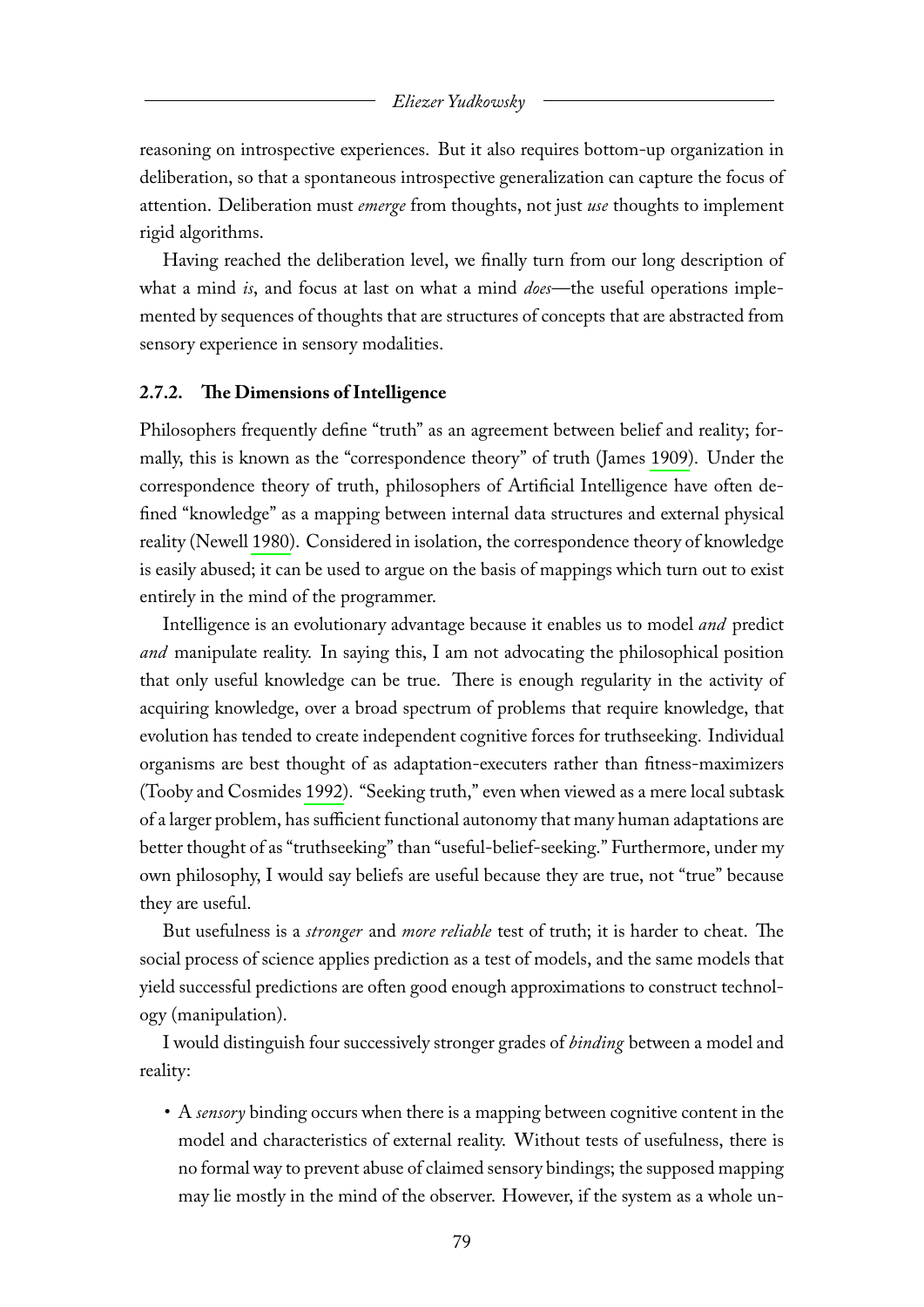reasoning on introspective experiences. But it also requires bottom-up organization in deliberation, so that a spontaneous introspective generalization can capture the focus of attention. Deliberation must *emerge* from thoughts, not just *use* thoughts to implement rigid algorithms.

Having reached the deliberation level, we finally turn from our long description of what a mind *is*, and focus at last on what a mind *does*—the useful operations implemented by sequences of thoughts that are structures of concepts that are abstracted from sensory experience in sensory modalities.

### 2.7.2. The Dimensions of Intelligence

Philosophers frequently define "truth" as an agreement between belief and reality; formally, this is known as the "correspondence theory" of truth (James 1909). Under the correspondence theory of truth, philosophers of Artificial Intelligence have often defined "knowledge" as a mapping between internal data structures and external physical reality (Newell 1980). Considered in isolation, the correspondence theory of knowledge is easily abused; it can be used to argue on the basis of mappings which turn out to exist entirely in the mind of the programmer.

Intelligence is an evolutionary advantage because it enables us to model *and* predict *and* manipulate reality. In saying this, I am not advocating the philosophical position that only useful knowledge can be true. There is enough regularity in the activity of acquiring knowledge, over a broad spectrum of problems that require knowledge, that evolution has tended to create independent cognitive forces for truthseeking. Individual organisms are best thought of as adaptation-executers rather than fitness-maximizers (Tooby and Cosmides 1992). "Seeking truth," even when viewed as a mere local subtask of a larger problem, has sufficient functional autonomy that many human adaptations are better thought of as "truthseeking" than "useful-belief-seeking." Furthermore, under my own philosophy, I would say beliefs are useful because they are true, not "true" because they are useful.

But usefulness is a *stronger* and *more reliable* test of truth; it is harder to cheat. The social process of science applies prediction as a test of models, and the same models that yield successful predictions are often good enough approximations to construct technology (manipulation).

I would distinguish four successively stronger grades of *binding* between a model and reality:

- A *sensory* binding occurs when there is a mapping between cognitive content in the model and characteristics of external reality. Without tests of usefulness, there is no formal way to prevent abuse of claimed sensory bindings; the supposed mapping may lie mostly in the mind of the observer. However, if the system as a whole un-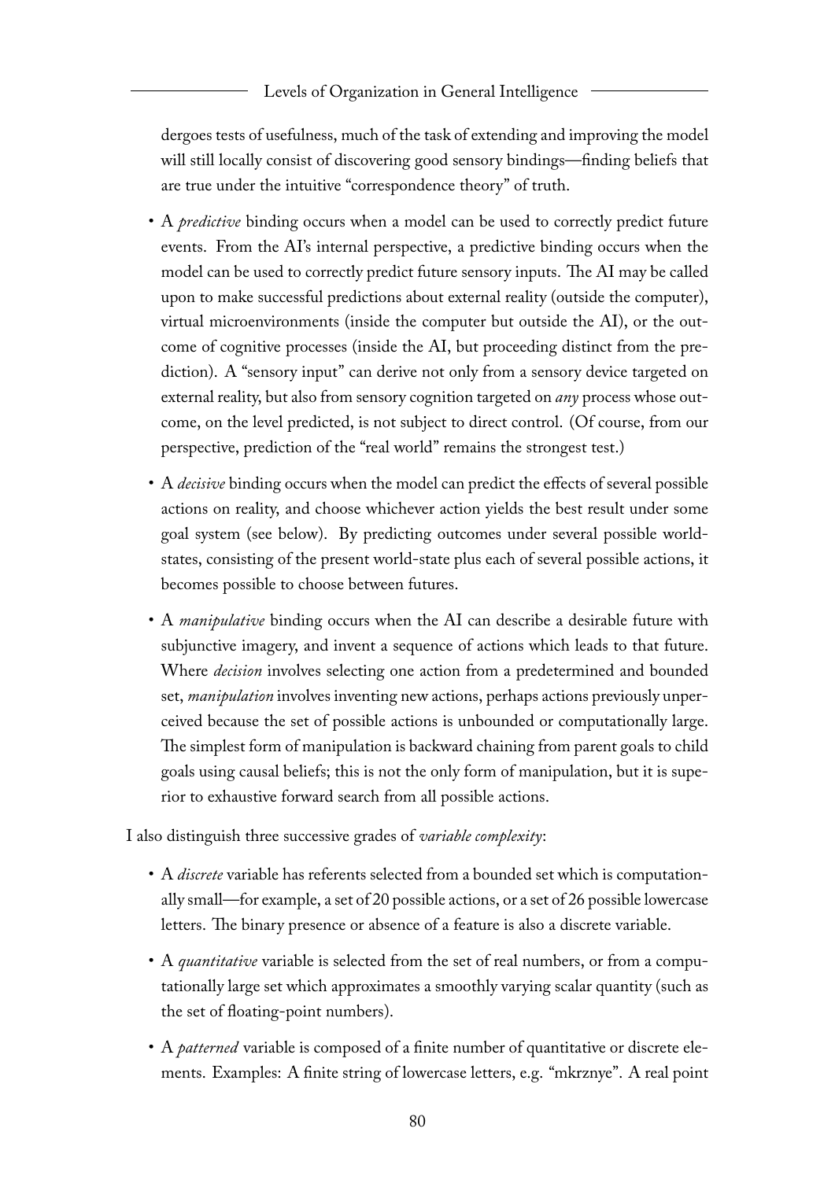dergoes tests of usefulness, much of the task of extending and improving the model will still locally consist of discovering good sensory bindings—finding beliefs that are true under the intuitive "correspondence theory" of truth.

- A *predictive* binding occurs when a model can be used to correctly predict future events. From the AI's internal perspective, a predictive binding occurs when the model can be used to correctly predict future sensory inputs. The AI may be called upon to make successful predictions about external reality (outside the computer), virtual microenvironments (inside the computer but outside the AI), or the outcome of cognitive processes (inside the AI, but proceeding distinct from the prediction). A "sensory input" can derive not only from a sensory device targeted on external reality, but also from sensory cognition targeted on *any* process whose outcome, on the level predicted, is not subject to direct control. (Of course, from our perspective, prediction of the "real world" remains the strongest test.)

- A *decisive* binding occurs when the model can predict the effects of several possible actions on reality, and choose whichever action yields the best result under some goal system (see below). By predicting outcomes under several possible world-states, consisting of the present world-state plus each of several possible actions, it becomes possible to choose between futures.

- A *manipulative* binding occurs when the AI can describe a desirable future with subjunctive imagery, and invent a sequence of actions which leads to that future. Where *decision* involves selecting one action from a predetermined and bounded set, *manipulation* involves inventing new actions, perhaps actions previously unperceived because the set of possible actions is unbounded or computationally large. The simplest form of manipulation is backward chaining from parent goals to child goals using causal beliefs; this is not the only form of manipulation, but it is superior to exhaustive forward search from all possible actions.

I also distinguish three successive grades of *variable complexity*:

- A *discrete* variable has referents selected from a bounded set which is computationally small—for example, a set of 20 possible actions, or a set of 26 possible lowercase letters. The binary presence or absence of a feature is also a discrete variable.

- A *quantitative* variable is selected from the set of real numbers, or from a computationally large set which approximates a smoothly varying scalar quantity (such as the set of floating-point numbers).

- A *patterned* variable is composed of a finite number of quantitative or discrete elements. Examples: A finite string of lowercase letters, e.g. "mkrznye". A real point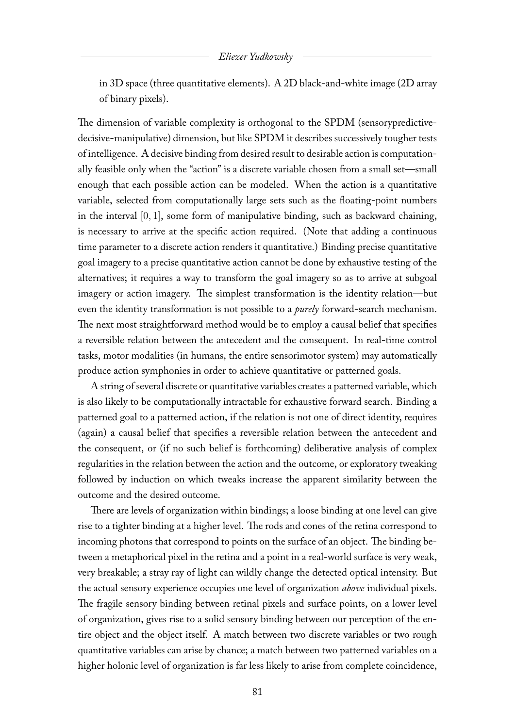in 3D space (three quantitative elements). A 2D black-and-white image (2D array of binary pixels).

The dimension of variable complexity is orthogonal to the SPDM (sensorypredictive-decisive-manipulative) dimension, but like SPDM it describes successively tougher tests of intelligence. A decisive binding from desired result to desirable action is computationally feasible only when the "action" is a discrete variable chosen from a small set—small enough that each possible action can be modeled. When the action is a quantitative variable, selected from computationally large sets such as the floating-point numbers in the interval $[0, 1]$, some form of manipulative binding, such as backward chaining, is necessary to arrive at the specific action required. (Note that adding a continuous time parameter to a discrete action renders it quantitative.) Binding precise quantitative goal imagery to a precise quantitative action cannot be done by exhaustive testing of the alternatives; it requires a way to transform the goal imagery so as to arrive at subgoal imagery or action imagery. The simplest transformation is the identity relation—but even the identity transformation is not possible to a *purely* forward-search mechanism. The next most straightforward method would be to employ a causal belief that specifies a reversible relation between the antecedent and the consequent. In real-time control tasks, motor modalities (in humans, the entire sensorimotor system) may automatically produce action symphonies in order to achieve quantitative or patterned goals.

A string of several discrete or quantitative variables creates a patterned variable, which is also likely to be computationally intractable for exhaustive forward search. Binding a patterned goal to a patterned action, if the relation is not one of direct identity, requires (again) a causal belief that specifies a reversible relation between the antecedent and the consequent, or (if no such belief is forthcoming) deliberative analysis of complex regularities in the relation between the action and the outcome, or exploratory tweaking followed by induction on which tweaks increase the apparent similarity between the outcome and the desired outcome.

There are levels of organization within bindings; a loose binding at one level can give rise to a tighter binding at a higher level. The rods and cones of the retina correspond to incoming photons that correspond to points on the surface of an object. The binding between a metaphorical pixel in the retina and a point in a real-world surface is very weak, very breakable; a stray ray of light can wildly change the detected optical intensity. But the actual sensory experience occupies one level of organization *above* individual pixels. The fragile sensory binding between retinal pixels and surface points, on a lower level of organization, gives rise to a solid sensory binding between our perception of the entire object and the object itself. A match between two discrete variables or two rough quantitative variables can arise by chance; a match between two patterned variables on a higher holonic level of organization is far less likely to arise from complete coincidence,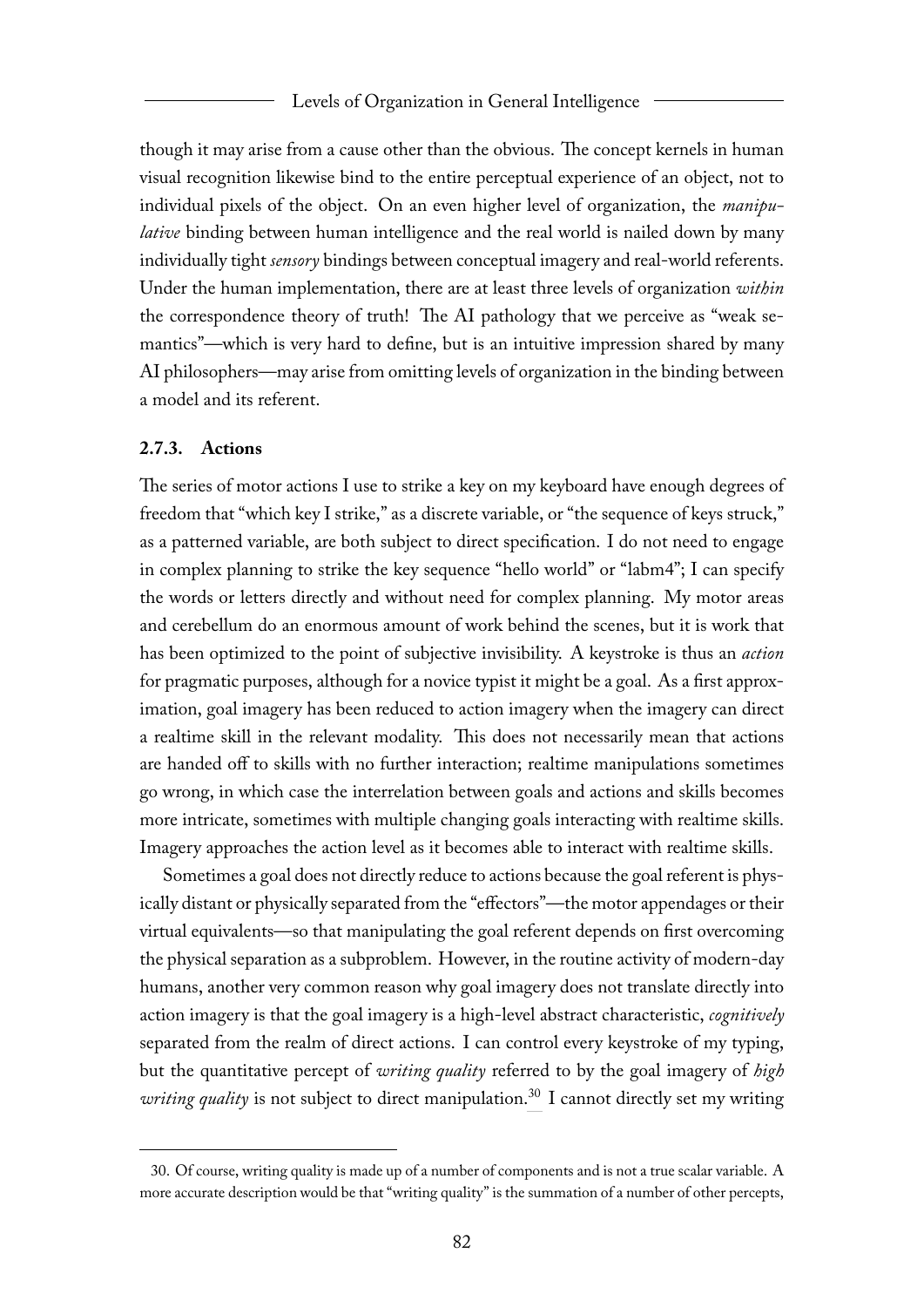though it may arise from a cause other than the obvious. The concept kernels in human visual recognition likewise bind to the entire perceptual experience of an object, not to individual pixels of the object. On an even higher level of organization, the *manipulative* binding between human intelligence and the real world is nailed down by many individually tight *sensory* bindings between conceptual imagery and real-world referents. Under the human implementation, there are at least three levels of organization *within* the correspondence theory of truth! The AI pathology that we perceive as "weak semantics"—which is very hard to define, but is an intuitive impression shared by many AI philosophers—may arise from omitting levels of organization in the binding between a model and its referent.

### 2.7.3. Actions

The series of motor actions I use to strike a key on my keyboard have enough degrees of freedom that "which key I strike," as a discrete variable, or "the sequence of keys struck," as a patterned variable, are both subject to direct specification. I do not need to engage in complex planning to strike the key sequence "hello world" or "labm4"; I can specify the words or letters directly and without need for complex planning. My motor areas and cerebellum do an enormous amount of work behind the scenes, but it is work that has been optimized to the point of subjective invisibility. A keystroke is thus an *action* for pragmatic purposes, although for a novice typist it might be a goal. As a first approximation, goal imagery has been reduced to action imagery when the imagery can direct a realtime skill in the relevant modality. This does not necessarily mean that actions are handed off to skills with no further interaction; realtime manipulations sometimes go wrong, in which case the interrelation between goals and actions and skills becomes more intricate, sometimes with multiple changing goals interacting with realtime skills. Imagery approaches the action level as it becomes able to interact with realtime skills.

Sometimes a goal does not directly reduce to actions because the goal referent is physically distant or physically separated from the "effectors"—the motor appendages or their virtual equivalents—so that manipulating the goal referent depends on first overcoming the physical separation as a subproblem. However, in the routine activity of modern-day humans, another very common reason why goal imagery does not translate directly into action imagery is that the goal imagery is a high-level abstract characteristic, *cognitively* separated from the realm of direct actions. I can control every keystroke of my typing, but the quantitative percept of *writing quality* referred to by the goal imagery of *high writing quality* is not subject to direct manipulation.[30] I cannot directly set my writing

30. Of course, writing quality is made up of a number of components and is not a true scalar variable. A more accurate description would be that "writing quality" is the summation of a number of other percepts,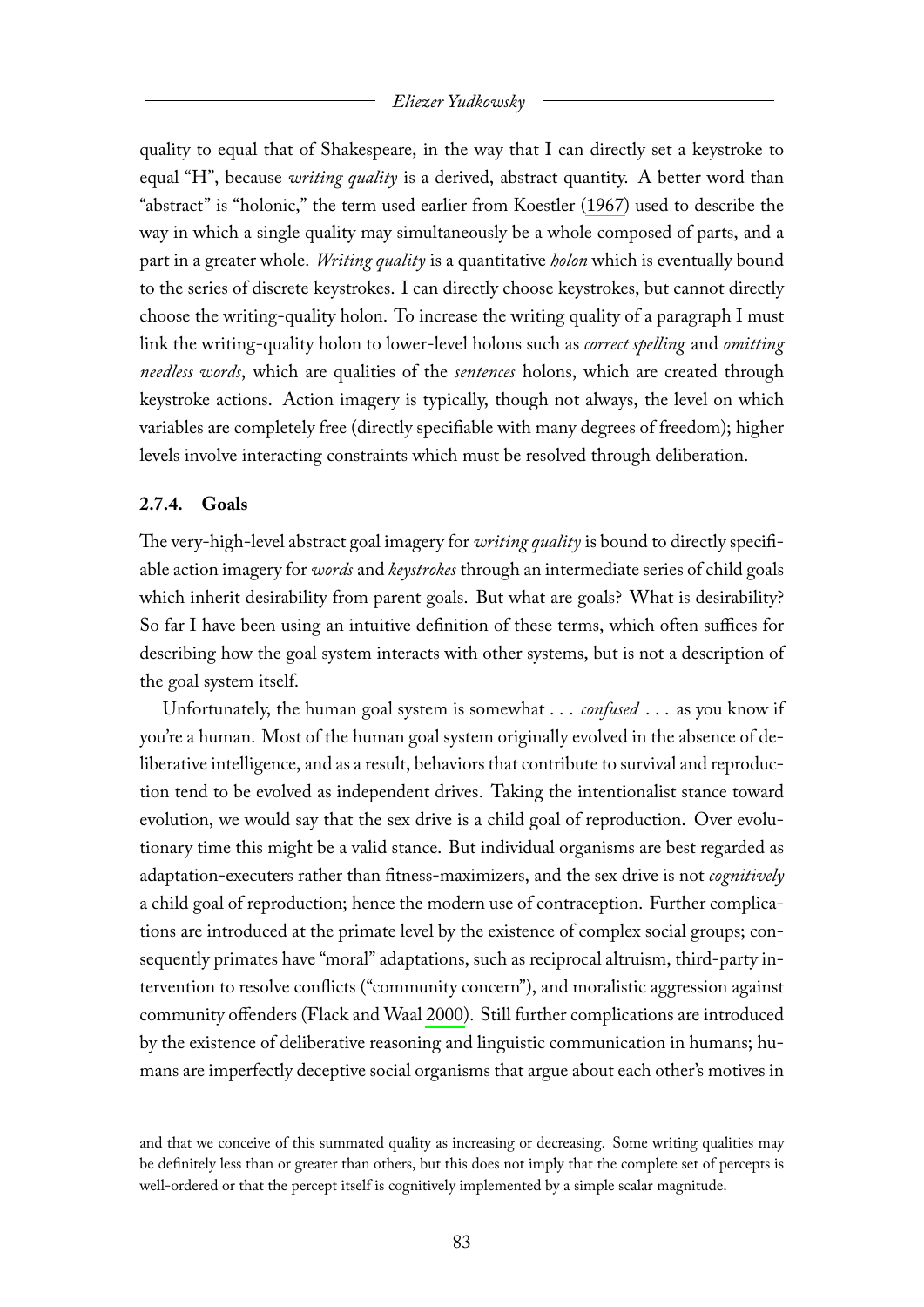quality to equal that of Shakespeare, in the way that I can directly set a keystroke to equal "H", because *writing quality* is a derived, abstract quantity. A better word than "abstract" is "holonic," the term used earlier from Koestler (1967) used to describe the way in which a single quality may simultaneously be a whole composed of parts, and a part in a greater whole. *Writing quality* is a quantitative *holon* which is eventually bound to the series of discrete keystrokes. I can directly choose keystrokes, but cannot directly choose the writing-quality holon. To increase the writing quality of a paragraph I must link the writing-quality holon to lower-level holons such as *correct spelling* and *omitting needless words*, which are qualities of the *sentences* holons, which are created through keystroke actions. Action imagery is typically, though not always, the level on which variables are completely free (directly specifiable with many degrees of freedom); higher levels involve interacting constraints which must be resolved through deliberation.

### 2.7.4. Goals

The very-high-level abstract goal imagery for *writing quality* is bound to directly specifiable action imagery for *words* and *keystrokes* through an intermediate series of child goals which inherit desirability from parent goals. But what are goals? What is desirability? So far I have been using an intuitive definition of these terms, which often suffices for describing how the goal system interacts with other systems, but is not a description of the goal system itself.

Unfortunately, the human goal system is somewhat . . . *confused* . . . as you know if you're a human. Most of the human goal system originally evolved in the absence of deliberative intelligence, and as a result, behaviors that contribute to survival and reproduction tend to be evolved as independent drives. Taking the intentionalist stance toward evolution, we would say that the sex drive is a child goal of reproduction. Over evolutionary time this might be a valid stance. But individual organisms are best regarded as adaptation-executers rather than fitness-maximizers, and the sex drive is not *cognitively* a child goal of reproduction; hence the modern use of contraception. Further complications are introduced at the primate level by the existence of complex social groups; consequently primates have "moral" adaptations, such as reciprocal altruism, third-party intervention to resolve conflicts ("community concern"), and moralistic aggression against community offenders (Flack and Waal 2000). Still further complications are introduced by the existence of deliberative reasoning and linguistic communication in humans; humans are imperfectly deceptive social organisms that argue about each other's motives in

---

and that we conceive of this summated quality as increasing or decreasing. Some writing qualities may be definitely less than or greater than others, but this does not imply that the complete set of percepts is well-ordered or that the percept itself is cognitively implemented by a simple scalar magnitude.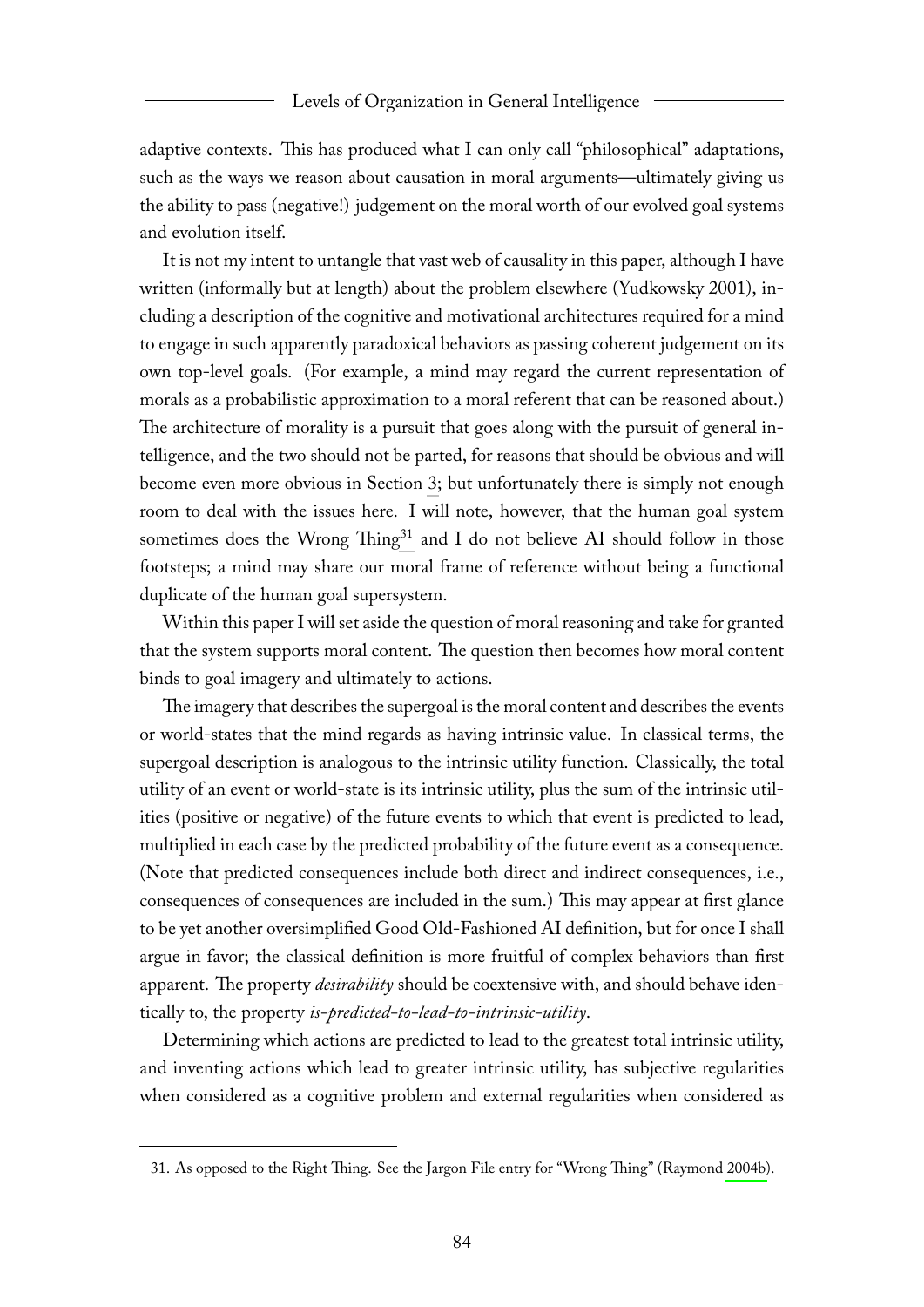adaptive contexts. This has produced what I can only call "philosophical" adaptations, such as the ways we reason about causation in moral arguments—ultimately giving us the ability to pass (negative!) judgement on the moral worth of our evolved goal systems and evolution itself.

It is not my intent to untangle that vast web of causality in this paper, although I have written (informally but at length) about the problem elsewhere (Yudkowsky 2001), including a description of the cognitive and motivational architectures required for a mind to engage in such apparently paradoxical behaviors as passing coherent judgement on its own top-level goals. (For example, a mind may regard the current representation of morals as a probabilistic approximation to a moral referent that can be reasoned about.) The architecture of morality is a pursuit that goes along with the pursuit of general intelligence, and the two should not be parted, for reasons that should be obvious and will become even more obvious in Section 3; but unfortunately there is simply not enough room to deal with the issues here. I will note, however, that the human goal system sometimes does the Wrong Thing[31] and I do not believe AI should follow in those footsteps; a mind may share our moral frame of reference without being a functional duplicate of the human goal supersystem.

Within this paper I will set aside the question of moral reasoning and take for granted that the system supports moral content. The question then becomes how moral content binds to goal imagery and ultimately to actions.

The imagery that describes the supergoal is the moral content and describes the events or world-states that the mind regards as having intrinsic value. In classical terms, the supergoal description is analogous to the intrinsic utility function. Classically, the total utility of an event or world-state is its intrinsic utility, plus the sum of the intrinsic utilities (positive or negative) of the future events to which that event is predicted to lead, multiplied in each case by the predicted probability of the future event as a consequence. (Note that predicted consequences include both direct and indirect consequences, i.e., consequences of consequences are included in the sum.) This may appear at first glance to be yet another oversimplified Good Old-Fashioned AI definition, but for once I shall argue in favor; the classical definition is more fruitful of complex behaviors than first apparent. The property *desirability* should be coextensive with, and should behave identically to, the property *is-predicted-to-lead-to-intrinsic-utility*.

Determining which actions are predicted to lead to the greatest total intrinsic utility, and inventing actions which lead to greater intrinsic utility, has subjective regularities when considered as a cognitive problem and external regularities when considered as

31. As opposed to the Right Thing. See the Jargon File entry for "Wrong Thing" (Raymond 2004b).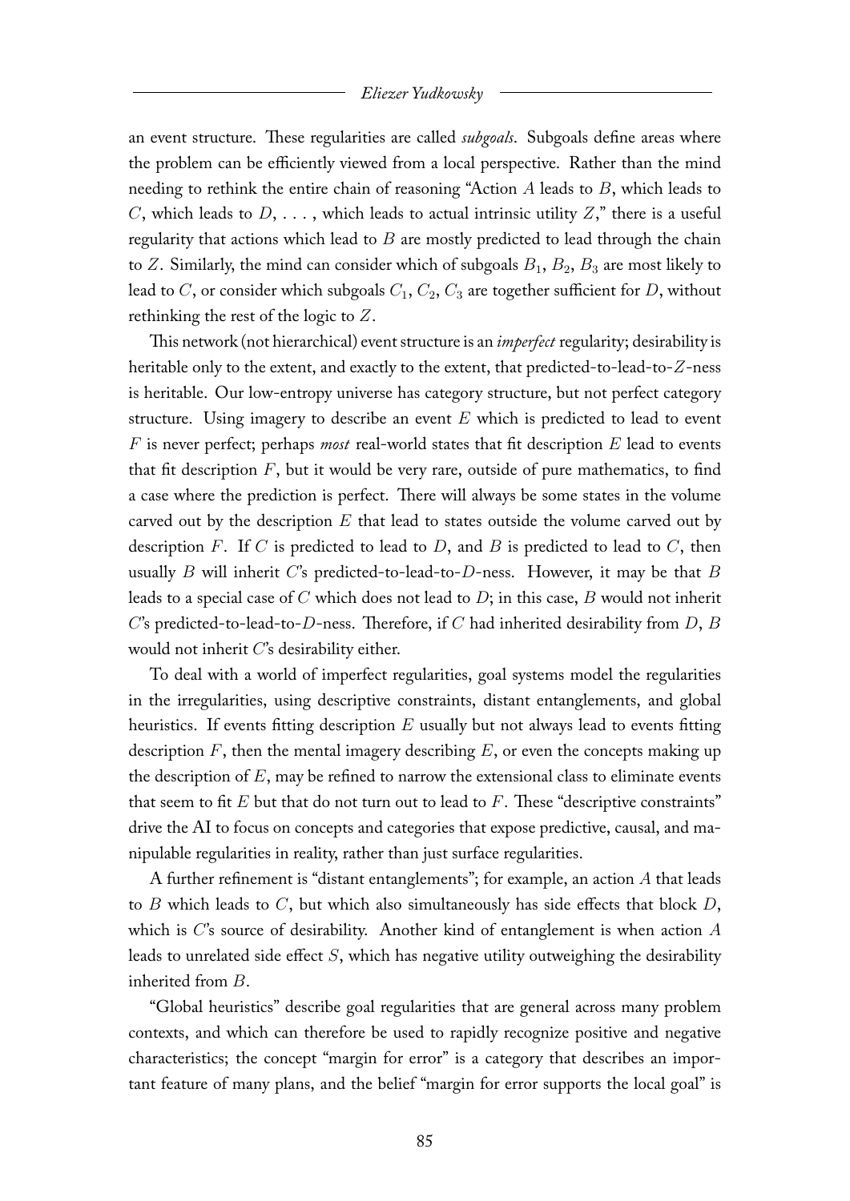an event structure. These regularities are called *subgoals*. Subgoals define areas where the problem can be efficiently viewed from a local perspective. Rather than the mind needing to rethink the entire chain of reasoning "Action $A$ leads to $B$, which leads to $C$, which leads to $D$, . . . , which leads to actual intrinsic utility $Z$," there is a useful regularity that actions which lead to $B$ are mostly predicted to lead through the chain to $Z$. Similarly, the mind can consider which of subgoals $B_1$, $B_2$, $B_3$ are most likely to lead to $C$, or consider which subgoals $C_1$, $C_2$, $C_3$ are together sufficient for $D$, without rethinking the rest of the logic to $Z$.

This network (not hierarchical) event structure is an *imperfect* regularity; desirability is heritable only to the extent, and exactly to the extent, that predicted-to-lead-to-$Z$-ness is heritable. Our low-entropy universe has category structure, but not perfect category structure. Using imagery to describe an event $E$ which is predicted to lead to event $F$ is never perfect; perhaps *most* real-world states that fit description $E$ lead to events that fit description $F$, but it would be very rare, outside of pure mathematics, to find a case where the prediction is perfect. There will always be some states in the volume carved out by the description $E$ that lead to states outside the volume carved out by description $F$. If $C$ is predicted to lead to $D$, and $B$ is predicted to lead to $C$, then usually $B$ will inherit $C$'s predicted-to-lead-to-$D$-ness. However, it may be that $B$ leads to a special case of $C$ which does not lead to $D$; in this case, $B$ would not inherit $C$'s predicted-to-lead-to-$D$-ness. Therefore, if $C$ had inherited desirability from $D$, $B$ would not inherit $C$'s desirability either.

To deal with a world of imperfect regularities, goal systems model the regularities in the irregularities, using descriptive constraints, distant entanglements, and global heuristics. If events fitting description $E$ usually but not always lead to events fitting description $F$, then the mental imagery describing $E$, or even the concepts making up the description of $E$, may be refined to narrow the extensional class to eliminate events that seem to fit $E$ but that do not turn out to lead to $F$. These "descriptive constraints" drive the AI to focus on concepts and categories that expose predictive, causal, and manipulable regularities in reality, rather than just surface regularities.

A further refinement is "distant entanglements"; for example, an action $A$ that leads to $B$ which leads to $C$, but which also simultaneously has side effects that block $D$, which is $C$'s source of desirability. Another kind of entanglement is when action $A$ leads to unrelated side effect $S$, which has negative utility outweighing the desirability inherited from $B$.

"Global heuristics" describe goal regularities that are general across many problem contexts, and which can therefore be used to rapidly recognize positive and negative characteristics; the concept "margin for error" is a category that describes an important feature of many plans, and the belief "margin for error supports the local goal" is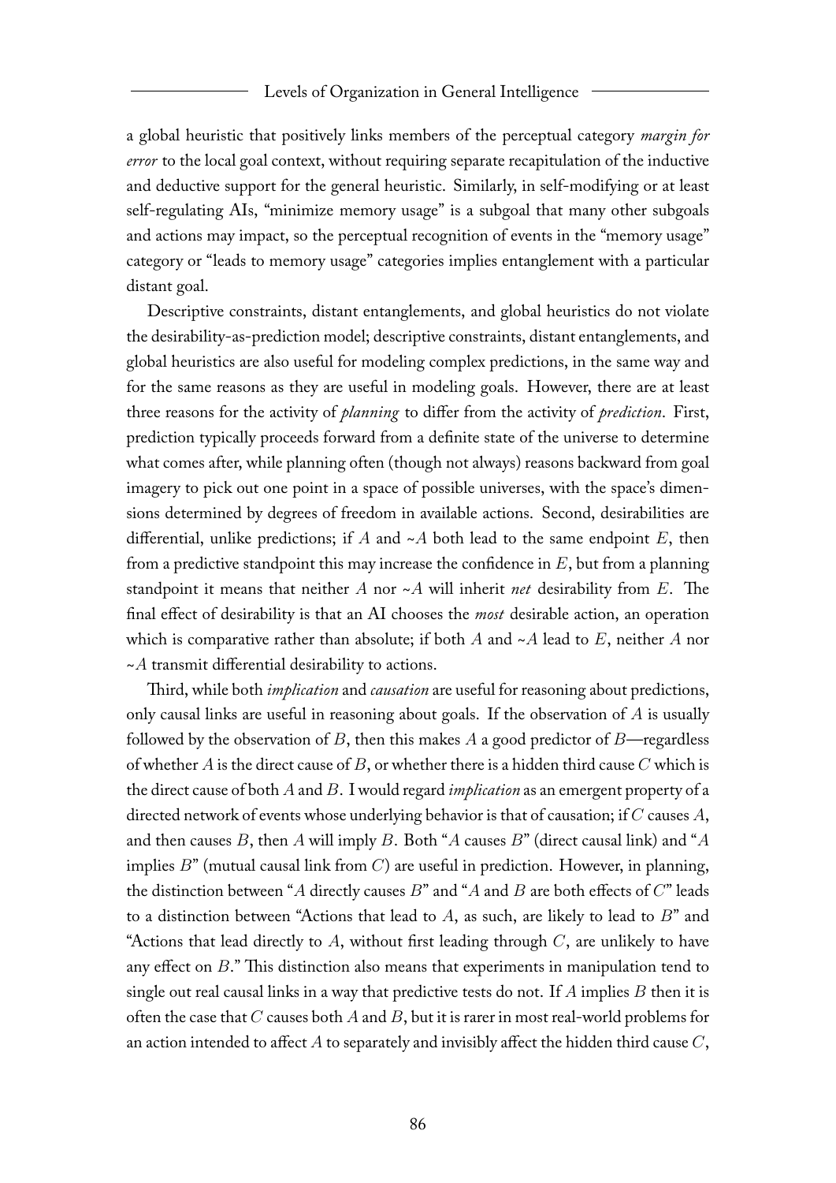a global heuristic that positively links members of the perceptual category *margin for error* to the local goal context, without requiring separate recapitulation of the inductive and deductive support for the general heuristic. Similarly, in self-modifying or at least self-regulating AIs, "minimize memory usage" is a subgoal that many other subgoals and actions may impact, so the perceptual recognition of events in the "memory usage" category or "leads to memory usage" categories implies entanglement with a particular distant goal.

Descriptive constraints, distant entanglements, and global heuristics do not violate the desirability-as-prediction model; descriptive constraints, distant entanglements, and global heuristics are also useful for modeling complex predictions, in the same way and for the same reasons as they are useful in modeling goals. However, there are at least three reasons for the activity of *planning* to differ from the activity of *prediction*. First, prediction typically proceeds forward from a definite state of the universe to determine what comes after, while planning often (though not always) reasons backward from goal imagery to pick out one point in a space of possible universes, with the space's dimensions determined by degrees of freedom in available actions. Second, desirabilities are differential, unlike predictions; if $A$ and ~$A$ both lead to the same endpoint $E$, then from a predictive standpoint this may increase the confidence in $E$, but from a planning standpoint it means that neither $A$ nor ~$A$ will inherit *net* desirability from $E$. The final effect of desirability is that an AI chooses the *most* desirable action, an operation which is comparative rather than absolute; if both $A$ and ~$A$ lead to $E$, neither $A$ nor ~$A$ transmit differential desirability to actions.

Third, while both *implication* and *causation* are useful for reasoning about predictions, only causal links are useful in reasoning about goals. If the observation of $A$ is usually followed by the observation of $B$, then this makes $A$ a good predictor of $B$—regardless of whether $A$ is the direct cause of $B$, or whether there is a hidden third cause $C$ which is the direct cause of both $A$ and $B$. I would regard *implication* as an emergent property of a directed network of events whose underlying behavior is that of causation; if $C$ causes $A$, and then causes $B$, then $A$ will imply $B$. Both "$A$ causes $B$" (direct causal link) and "$A$ implies $B$" (mutual causal link from $C$) are useful in prediction. However, in planning, the distinction between "$A$ directly causes $B$" and "$A$ and $B$ are both effects of $C$" leads to a distinction between "Actions that lead to $A$, as such, are likely to lead to $B$" and "Actions that lead directly to $A$, without first leading through $C$, are unlikely to have any effect on $B$." This distinction also means that experiments in manipulation tend to single out real causal links in a way that predictive tests do not. If $A$ implies $B$ then it is often the case that $C$ causes both $A$ and $B$, but it is rarer in most real-world problems for an action intended to affect $A$ to separately and invisibly affect the hidden third cause $C$,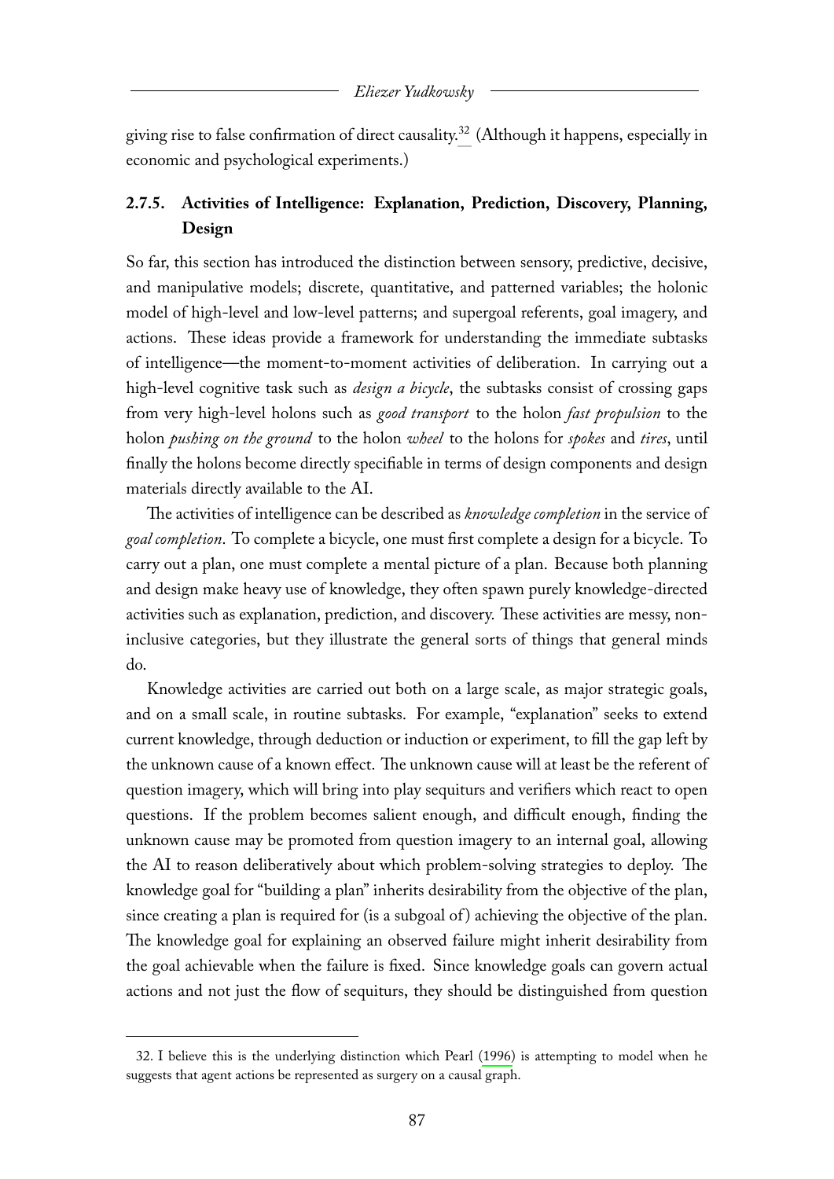giving rise to false confirmation of direct causality.[32] (Although it happens, especially in economic and psychological experiments.)

### 2.7.5. Activities of Intelligence: Explanation, Prediction, Discovery, Planning, Design

So far, this section has introduced the distinction between sensory, predictive, decisive, and manipulative models; discrete, quantitative, and patterned variables; the holonic model of high-level and low-level patterns; and supergoal referents, goal imagery, and actions. These ideas provide a framework for understanding the immediate subtasks of intelligence—the moment-to-moment activities of deliberation. In carrying out a high-level cognitive task such as *design a bicycle*, the subtasks consist of crossing gaps from very high-level holons such as *good transport* to the holon *fast propulsion* to the holon *pushing on the ground* to the holon *wheel* to the holons for *spokes* and *tires*, until finally the holons become directly specifiable in terms of design components and design materials directly available to the AI.

The activities of intelligence can be described as *knowledge completion* in the service of *goal completion*. To complete a bicycle, one must first complete a design for a bicycle. To carry out a plan, one must complete a mental picture of a plan. Because both planning and design make heavy use of knowledge, they often spawn purely knowledge-directed activities such as explanation, prediction, and discovery. These activities are messy, non-inclusive categories, but they illustrate the general sorts of things that general minds do.

Knowledge activities are carried out both on a large scale, as major strategic goals, and on a small scale, in routine subtasks. For example, "explanation" seeks to extend current knowledge, through deduction or induction or experiment, to fill the gap left by the unknown cause of a known effect. The unknown cause will at least be the referent of question imagery, which will bring into play sequiturs and verifiers which react to open questions. If the problem becomes salient enough, and difficult enough, finding the unknown cause may be promoted from question imagery to an internal goal, allowing the AI to reason deliberatively about which problem-solving strategies to deploy. The knowledge goal for "building a plan" inherits desirability from the objective of the plan, since creating a plan is required for (is a subgoal of) achieving the objective of the plan. The knowledge goal for explaining an observed failure might inherit desirability from the goal achievable when the failure is fixed. Since knowledge goals can govern actual actions and not just the flow of sequiturs, they should be distinguished from question

---

32. I believe this is the underlying distinction which Pearl (1996) is attempting to model when he suggests that agent actions be represented as surgery on a causal graph.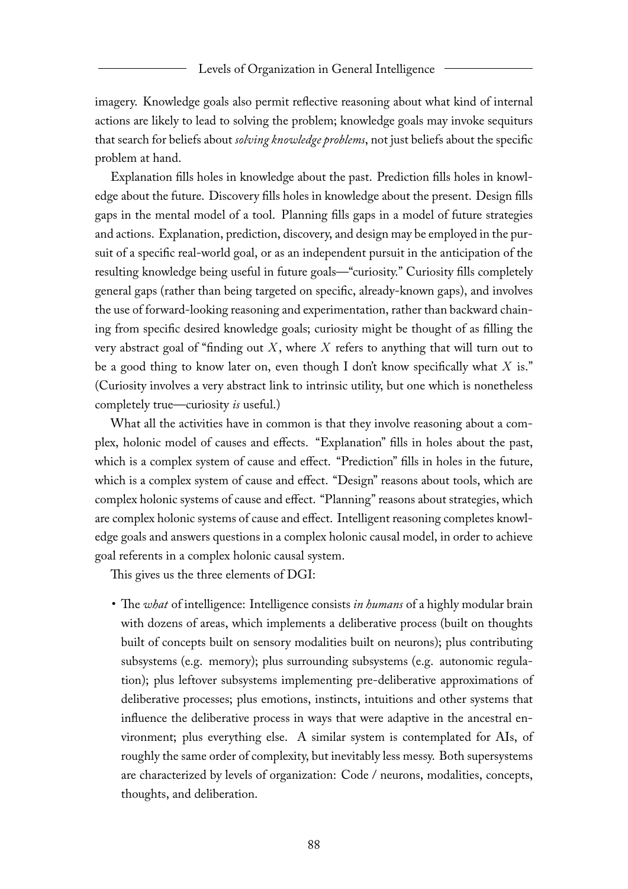imagery. Knowledge goals also permit reflective reasoning about what kind of internal actions are likely to lead to solving the problem; knowledge goals may invoke sequiturs that search for beliefs about *solving knowledge problems*, not just beliefs about the specific problem at hand.

Explanation fills holes in knowledge about the past. Prediction fills holes in knowledge about the future. Discovery fills holes in knowledge about the present. Design fills gaps in the mental model of a tool. Planning fills gaps in a model of future strategies and actions. Explanation, prediction, discovery, and design may be employed in the pursuit of a specific real-world goal, or as an independent pursuit in the anticipation of the resulting knowledge being useful in future goals—"curiosity." Curiosity fills completely general gaps (rather than being targeted on specific, already-known gaps), and involves the use of forward-looking reasoning and experimentation, rather than backward chaining from specific desired knowledge goals; curiosity might be thought of as filling the very abstract goal of "finding out $X$, where $X$ refers to anything that will turn out to be a good thing to know later on, even though I don't know specifically what $X$ is." (Curiosity involves a very abstract link to intrinsic utility, but one which is nonetheless completely true—curiosity *is* useful.)

What all the activities have in common is that they involve reasoning about a complex, holonic model of causes and effects. "Explanation" fills in holes about the past, which is a complex system of cause and effect. "Prediction" fills in holes in the future, which is a complex system of cause and effect. "Design" reasons about tools, which are complex holonic systems of cause and effect. "Planning" reasons about strategies, which are complex holonic systems of cause and effect. Intelligent reasoning completes knowledge goals and answers questions in a complex holonic causal model, in order to achieve goal referents in a complex holonic causal system.

This gives us the three elements of DGI:

- The *what* of intelligence: Intelligence consists *in humans* of a highly modular brain with dozens of areas, which implements a deliberative process (built on thoughts built of concepts built on sensory modalities built on neurons); plus contributing subsystems (e.g. memory); plus surrounding subsystems (e.g. autonomic regulation); plus leftover subsystems implementing pre-deliberative approximations of deliberative processes; plus emotions, instincts, intuitions and other systems that influence the deliberative process in ways that were adaptive in the ancestral environment; plus everything else. A similar system is contemplated for AIs, of roughly the same order of complexity, but inevitably less messy. Both supersystems are characterized by levels of organization: Code / neurons, modalities, concepts, thoughts, and deliberation.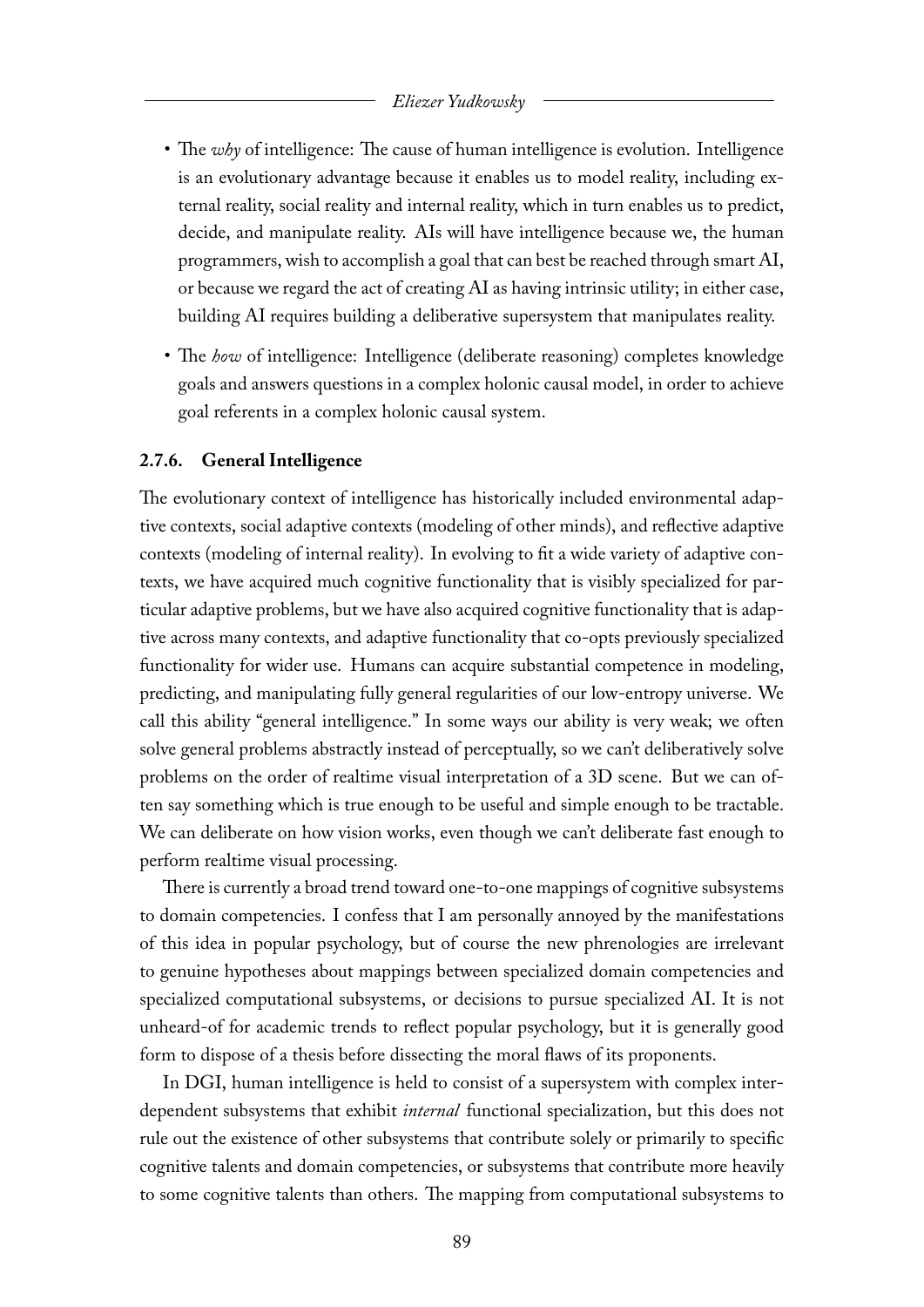- The *why* of intelligence: The cause of human intelligence is evolution. Intelligence is an evolutionary advantage because it enables us to model reality, including external reality, social reality and internal reality, which in turn enables us to predict, decide, and manipulate reality. AIs will have intelligence because we, the human programmers, wish to accomplish a goal that can best be reached through smart AI, or because we regard the act of creating AI as having intrinsic utility; in either case, building AI requires building a deliberative supersystem that manipulates reality.

- The *how* of intelligence: Intelligence (deliberate reasoning) completes knowledge goals and answers questions in a complex holonic causal model, in order to achieve goal referents in a complex holonic causal system.

### 2.7.6. General Intelligence

The evolutionary context of intelligence has historically included environmental adaptive contexts, social adaptive contexts (modeling of other minds), and reflective adaptive contexts (modeling of internal reality). In evolving to fit a wide variety of adaptive contexts, we have acquired much cognitive functionality that is visibly specialized for particular adaptive problems, but we have also acquired cognitive functionality that is adaptive across many contexts, and adaptive functionality that co-opts previously specialized functionality for wider use. Humans can acquire substantial competence in modeling, predicting, and manipulating fully general regularities of our low-entropy universe. We call this ability "general intelligence." In some ways our ability is very weak; we often solve general problems abstractly instead of perceptually, so we can't deliberatively solve problems on the order of realtime visual interpretation of a 3D scene. But we can often say something which is true enough to be useful and simple enough to be tractable. We can deliberate on how vision works, even though we can't deliberate fast enough to perform realtime visual processing.

There is currently a broad trend toward one-to-one mappings of cognitive subsystems to domain competencies. I confess that I am personally annoyed by the manifestations of this idea in popular psychology, but of course the new phrenologies are irrelevant to genuine hypotheses about mappings between specialized domain competencies and specialized computational subsystems, or decisions to pursue specialized AI. It is not unheard-of for academic trends to reflect popular psychology, but it is generally good form to dispose of a thesis before dissecting the moral flaws of its proponents.

In DGI, human intelligence is held to consist of a supersystem with complex interdependent subsystems that exhibit *internal* functional specialization, but this does not rule out the existence of other subsystems that contribute solely or primarily to specific cognitive talents and domain competencies, or subsystems that contribute more heavily to some cognitive talents than others. The mapping from computational subsystems to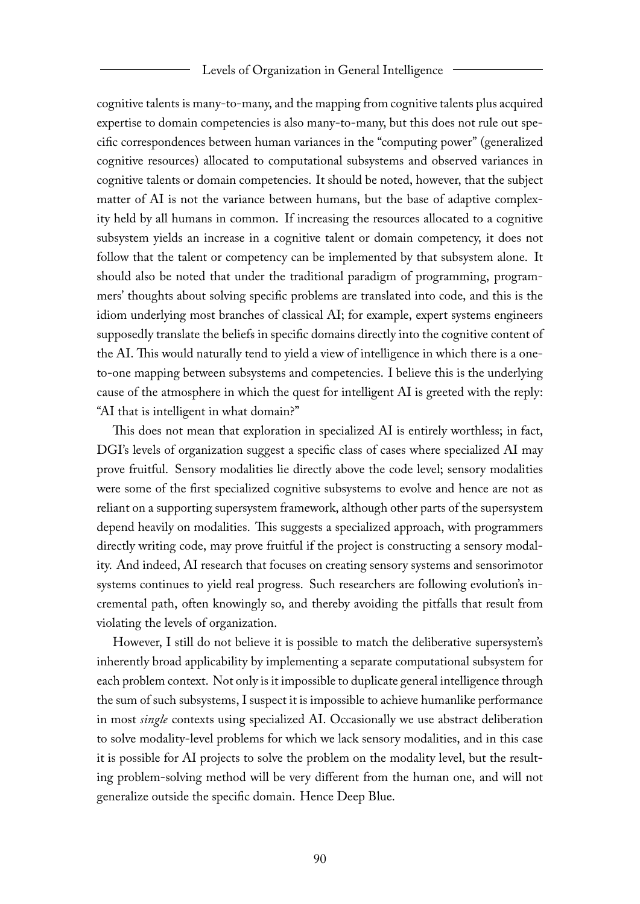cognitive talents is many-to-many, and the mapping from cognitive talents plus acquired expertise to domain competencies is also many-to-many, but this does not rule out specific correspondences between human variances in the "computing power" (generalized cognitive resources) allocated to computational subsystems and observed variances in cognitive talents or domain competencies. It should be noted, however, that the subject matter of AI is not the variance between humans, but the base of adaptive complexity held by all humans in common. If increasing the resources allocated to a cognitive subsystem yields an increase in a cognitive talent or domain competency, it does not follow that the talent or competency can be implemented by that subsystem alone. It should also be noted that under the traditional paradigm of programming, programmers' thoughts about solving specific problems are translated into code, and this is the idiom underlying most branches of classical AI; for example, expert systems engineers supposedly translate the beliefs in specific domains directly into the cognitive content of the AI. This would naturally tend to yield a view of intelligence in which there is a one-to-one mapping between subsystems and competencies. I believe this is the underlying cause of the atmosphere in which the quest for intelligent AI is greeted with the reply: "AI that is intelligent in what domain?"

This does not mean that exploration in specialized AI is entirely worthless; in fact, DGI's levels of organization suggest a specific class of cases where specialized AI may prove fruitful. Sensory modalities lie directly above the code level; sensory modalities were some of the first specialized cognitive subsystems to evolve and hence are not as reliant on a supporting supersystem framework, although other parts of the supersystem depend heavily on modalities. This suggests a specialized approach, with programmers directly writing code, may prove fruitful if the project is constructing a sensory modality. And indeed, AI research that focuses on creating sensory systems and sensorimotor systems continues to yield real progress. Such researchers are following evolution's incremental path, often knowingly so, and thereby avoiding the pitfalls that result from violating the levels of organization.

However, I still do not believe it is possible to match the deliberative supersystem's inherently broad applicability by implementing a separate computational subsystem for each problem context. Not only is it impossible to duplicate general intelligence through the sum of such subsystems, I suspect it is impossible to achieve humanlike performance in most *single* contexts using specialized AI. Occasionally we use abstract deliberation to solve modality-level problems for which we lack sensory modalities, and in this case it is possible for AI projects to solve the problem on the modality level, but the resulting problem-solving method will be very different from the human one, and will not generalize outside the specific domain. Hence Deep Blue.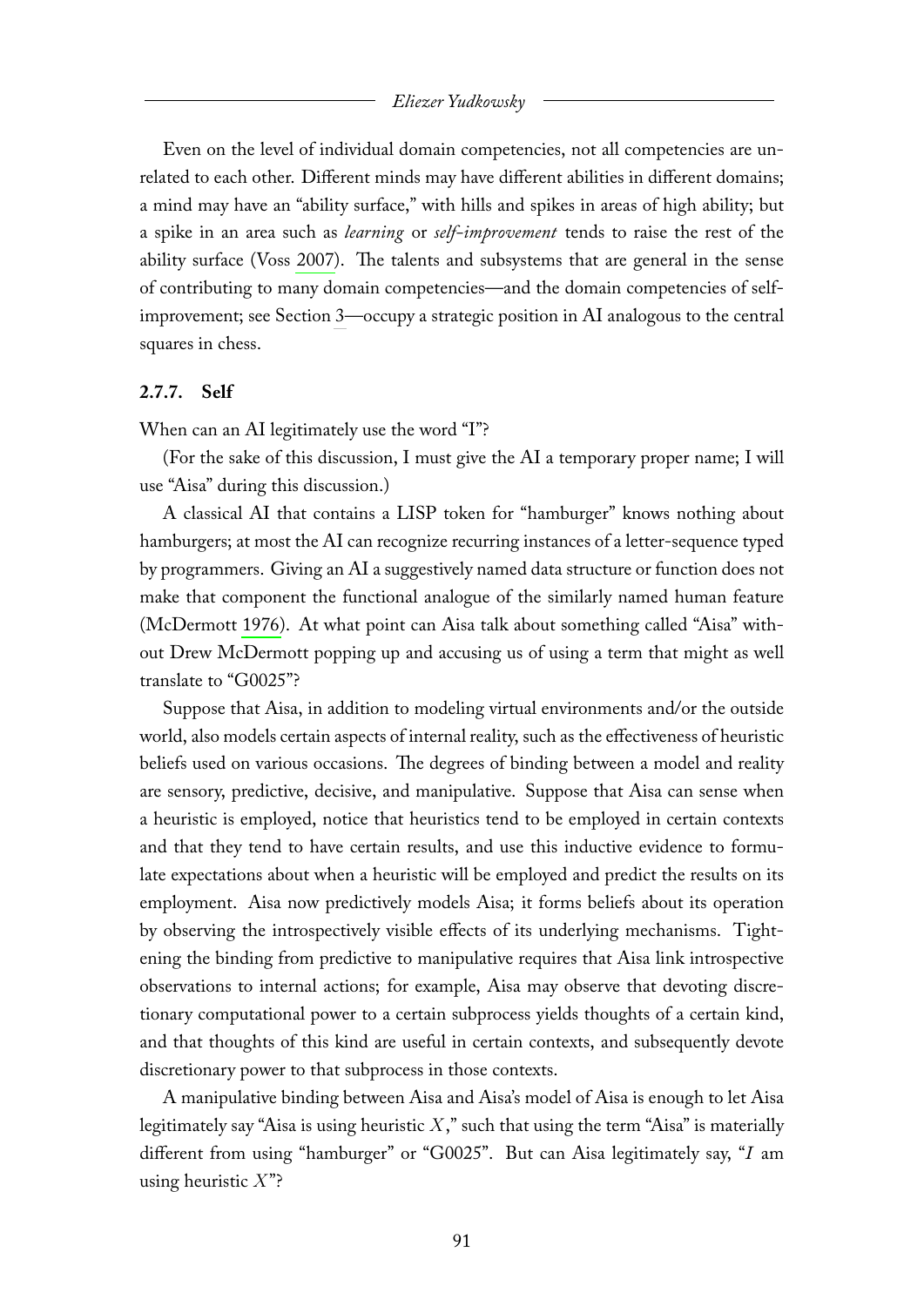Even on the level of individual domain competencies, not all competencies are unrelated to each other. Different minds may have different abilities in different domains; a mind may have an "ability surface," with hills and spikes in areas of high ability; but a spike in an area such as *learning* or *self-improvement* tends to raise the rest of the ability surface (Voss 2007). The talents and subsystems that are general in the sense of contributing to many domain competencies—and the domain competencies of self-improvement; see Section 3—occupy a strategic position in AI analogous to the central squares in chess.

#### 2.7.7. Self

When can an AI legitimately use the word "I"?

(For the sake of this discussion, I must give the AI a temporary proper name; I will use "Aisa" during this discussion.)

A classical AI that contains a LISP token for "hamburger" knows nothing about hamburgers; at most the AI can recognize recurring instances of a letter-sequence typed by programmers. Giving an AI a suggestively named data structure or function does not make that component the functional analogue of the similarly named human feature (McDermott 1976). At what point can Aisa talk about something called "Aisa" without Drew McDermott popping up and accusing us of using a term that might as well translate to "G0025"?

Suppose that Aisa, in addition to modeling virtual environments and/or the outside world, also models certain aspects of internal reality, such as the effectiveness of heuristic beliefs used on various occasions. The degrees of binding between a model and reality are sensory, predictive, decisive, and manipulative. Suppose that Aisa can sense when a heuristic is employed, notice that heuristics tend to be employed in certain contexts and that they tend to have certain results, and use this inductive evidence to formulate expectations about when a heuristic will be employed and predict the results on its employment. Aisa now predictively models Aisa; it forms beliefs about its operation by observing the introspectively visible effects of its underlying mechanisms. Tightening the binding from predictive to manipulative requires that Aisa link introspective observations to internal actions; for example, Aisa may observe that devoting discretionary computational power to a certain subprocess yields thoughts of a certain kind, and that thoughts of this kind are useful in certain contexts, and subsequently devote discretionary power to that subprocess in those contexts.

A manipulative binding between Aisa and Aisa's model of Aisa is enough to let Aisa legitimately say "Aisa is using heuristic $X$," such that using the term "Aisa" is materially different from using "hamburger" or "G0025". But can Aisa legitimately say, "*I* am using heuristic $X$"?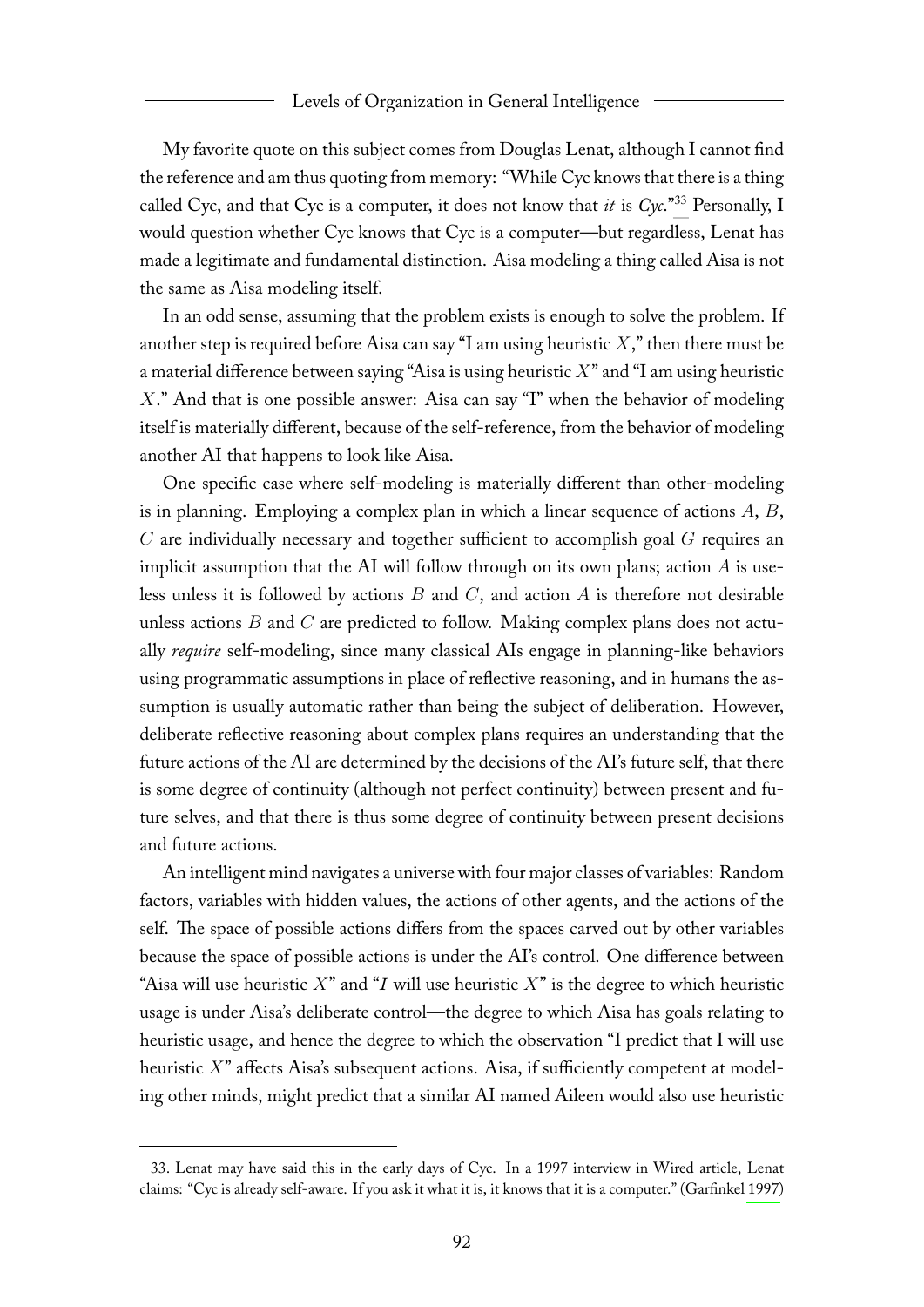My favorite quote on this subject comes from Douglas Lenat, although I cannot find the reference and am thus quoting from memory: "While Cyc knows that there is a thing called Cyc, and that Cyc is a computer, it does not know that *it* is *Cyc*."[33] Personally, I would question whether Cyc knows that Cyc is a computer—but regardless, Lenat has made a legitimate and fundamental distinction. Aisa modeling a thing called Aisa is not the same as Aisa modeling itself.

In an odd sense, assuming that the problem exists is enough to solve the problem. If another step is required before Aisa can say "I am using heuristic $X$," then there must be a material difference between saying "Aisa is using heuristic $X$" and "I am using heuristic $X$." And that is one possible answer: Aisa can say "I" when the behavior of modeling itself is materially different, because of the self-reference, from the behavior of modeling another AI that happens to look like Aisa.

One specific case where self-modeling is materially different than other-modeling is in planning. Employing a complex plan in which a linear sequence of actions $A$, $B$, $C$ are individually necessary and together sufficient to accomplish goal $G$ requires an implicit assumption that the AI will follow through on its own plans; action $A$ is useless unless it is followed by actions $B$ and $C$, and action $A$ is therefore not desirable unless actions $B$ and $C$ are predicted to follow. Making complex plans does not actually *require* self-modeling, since many classical AIs engage in planning-like behaviors using programmatic assumptions in place of reflective reasoning, and in humans the assumption is usually automatic rather than being the subject of deliberation. However, deliberate reflective reasoning about complex plans requires an understanding that the future actions of the AI are determined by the decisions of the AI's future self, that there is some degree of continuity (although not perfect continuity) between present and future selves, and that there is thus some degree of continuity between present decisions and future actions.

An intelligent mind navigates a universe with four major classes of variables: Random factors, variables with hidden values, the actions of other agents, and the actions of the self. The space of possible actions differs from the spaces carved out by other variables because the space of possible actions is under the AI's control. One difference between "Aisa will use heuristic $X$" and "*I* will use heuristic $X$" is the degree to which heuristic usage is under Aisa's deliberate control—the degree to which Aisa has goals relating to heuristic usage, and hence the degree to which the observation "I predict that I will use heuristic $X$" affects Aisa's subsequent actions. Aisa, if sufficiently competent at modeling other minds, might predict that a similar AI named Aileen would also use heuristic

33. Lenat may have said this in the early days of Cyc. In a 1997 interview in Wired article, Lenat claims: "Cyc is already self-aware. If you ask it what it is, it knows that it is a computer." (Garfinkel 1997)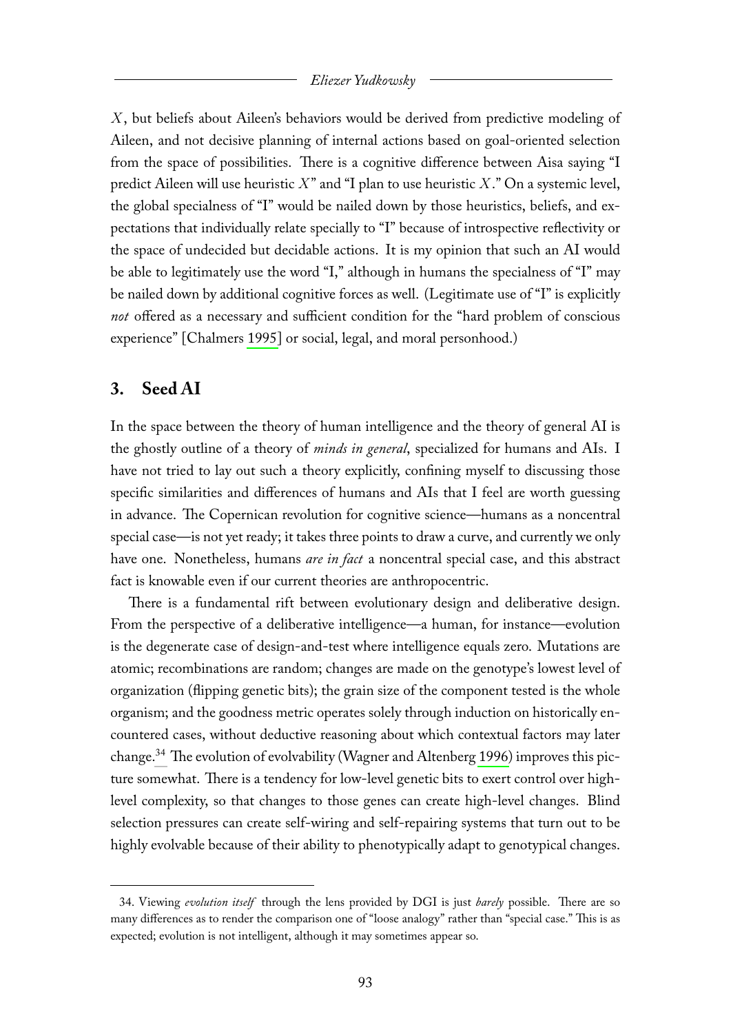$X$, but beliefs about Aileen's behaviors would be derived from predictive modeling of Aileen, and not decisive planning of internal actions based on goal-oriented selection from the space of possibilities. There is a cognitive difference between Aisa saying "I predict Aileen will use heuristic $X$" and "I plan to use heuristic $X$." On a systemic level, the global specialness of "I" would be nailed down by those heuristics, beliefs, and expectations that individually relate specially to "I" because of introspective reflectivity or the space of undecided but decidable actions. It is my opinion that such an AI would be able to legitimately use the word "I," although in humans the specialness of "I" may be nailed down by additional cognitive forces as well. (Legitimate use of "I" is explicitly *not* offered as a necessary and sufficient condition for the "hard problem of conscious experience" [Chalmers 1995] or social, legal, and moral personhood.)

## 3. Seed AI

In the space between the theory of human intelligence and the theory of general AI is the ghostly outline of a theory of *minds in general*, specialized for humans and AIs. I have not tried to lay out such a theory explicitly, confining myself to discussing those specific similarities and differences of humans and AIs that I feel are worth guessing in advance. The Copernican revolution for cognitive science—humans as a noncentral special case—is not yet ready; it takes three points to draw a curve, and currently we only have one. Nonetheless, humans *are in fact* a noncentral special case, and this abstract fact is knowable even if our current theories are anthropocentric.

There is a fundamental rift between evolutionary design and deliberative design. From the perspective of a deliberative intelligence—a human, for instance—evolution is the degenerate case of design-and-test where intelligence equals zero. Mutations are atomic; recombinations are random; changes are made on the genotype's lowest level of organization (flipping genetic bits); the grain size of the component tested is the whole organism; and the goodness metric operates solely through induction on historically encountered cases, without deductive reasoning about which contextual factors may later change.[34] The evolution of evolvability (Wagner and Altenberg 1996) improves this picture somewhat. There is a tendency for low-level genetic bits to exert control over high-level complexity, so that changes to those genes can create high-level changes. Blind selection pressures can create self-wiring and self-repairing systems that turn out to be highly evolvable because of their ability to phenotypically adapt to genotypical changes.

34. Viewing *evolution itself* through the lens provided by DGI is just *barely* possible. There are so many differences as to render the comparison one of "loose analogy" rather than "special case." This is as expected; evolution is not intelligent, although it may sometimes appear so.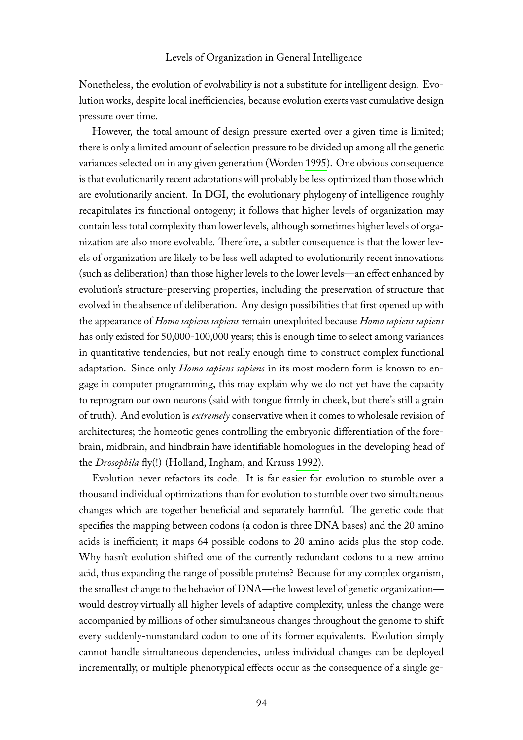Nonetheless, the evolution of evolvability is not a substitute for intelligent design. Evolution works, despite local inefficiencies, because evolution exerts vast cumulative design pressure over time.

However, the total amount of design pressure exerted over a given time is limited; there is only a limited amount of selection pressure to be divided up among all the genetic variances selected on in any given generation (Worden 1995). One obvious consequence is that evolutionarily recent adaptations will probably be less optimized than those which are evolutionarily ancient. In DGI, the evolutionary phylogeny of intelligence roughly recapitulates its functional ontogeny; it follows that higher levels of organization may contain less total complexity than lower levels, although sometimes higher levels of organization are also more evolvable. Therefore, a subtler consequence is that the lower levels of organization are likely to be less well adapted to evolutionarily recent innovations (such as deliberation) than those higher levels to the lower levels—an effect enhanced by evolution's structure-preserving properties, including the preservation of structure that evolved in the absence of deliberation. Any design possibilities that first opened up with the appearance of *Homo sapiens sapiens* remain unexploited because *Homo sapiens sapiens* has only existed for 50,000-100,000 years; this is enough time to select among variances in quantitative tendencies, but not really enough time to construct complex functional adaptation. Since only *Homo sapiens sapiens* in its most modern form is known to engage in computer programming, this may explain why we do not yet have the capacity to reprogram our own neurons (said with tongue firmly in cheek, but there's still a grain of truth). And evolution is *extremely* conservative when it comes to wholesale revision of architectures; the homeotic genes controlling the embryonic differentiation of the forebrain, midbrain, and hindbrain have identifiable homologues in the developing head of the *Drosophila* fly(!) (Holland, Ingham, and Krauss 1992).

Evolution never refactors its code. It is far easier for evolution to stumble over a thousand individual optimizations than for evolution to stumble over two simultaneous changes which are together beneficial and separately harmful. The genetic code that specifies the mapping between codons (a codon is three DNA bases) and the 20 amino acids is inefficient; it maps 64 possible codons to 20 amino acids plus the stop code. Why hasn't evolution shifted one of the currently redundant codons to a new amino acid, thus expanding the range of possible proteins? Because for any complex organism, the smallest change to the behavior of DNA—the lowest level of genetic organization—would destroy virtually all higher levels of adaptive complexity, unless the change were accompanied by millions of other simultaneous changes throughout the genome to shift every suddenly-nonstandard codon to one of its former equivalents. Evolution simply cannot handle simultaneous dependencies, unless individual changes can be deployed incrementally, or multiple phenotypical effects occur as the consequence of a single ge-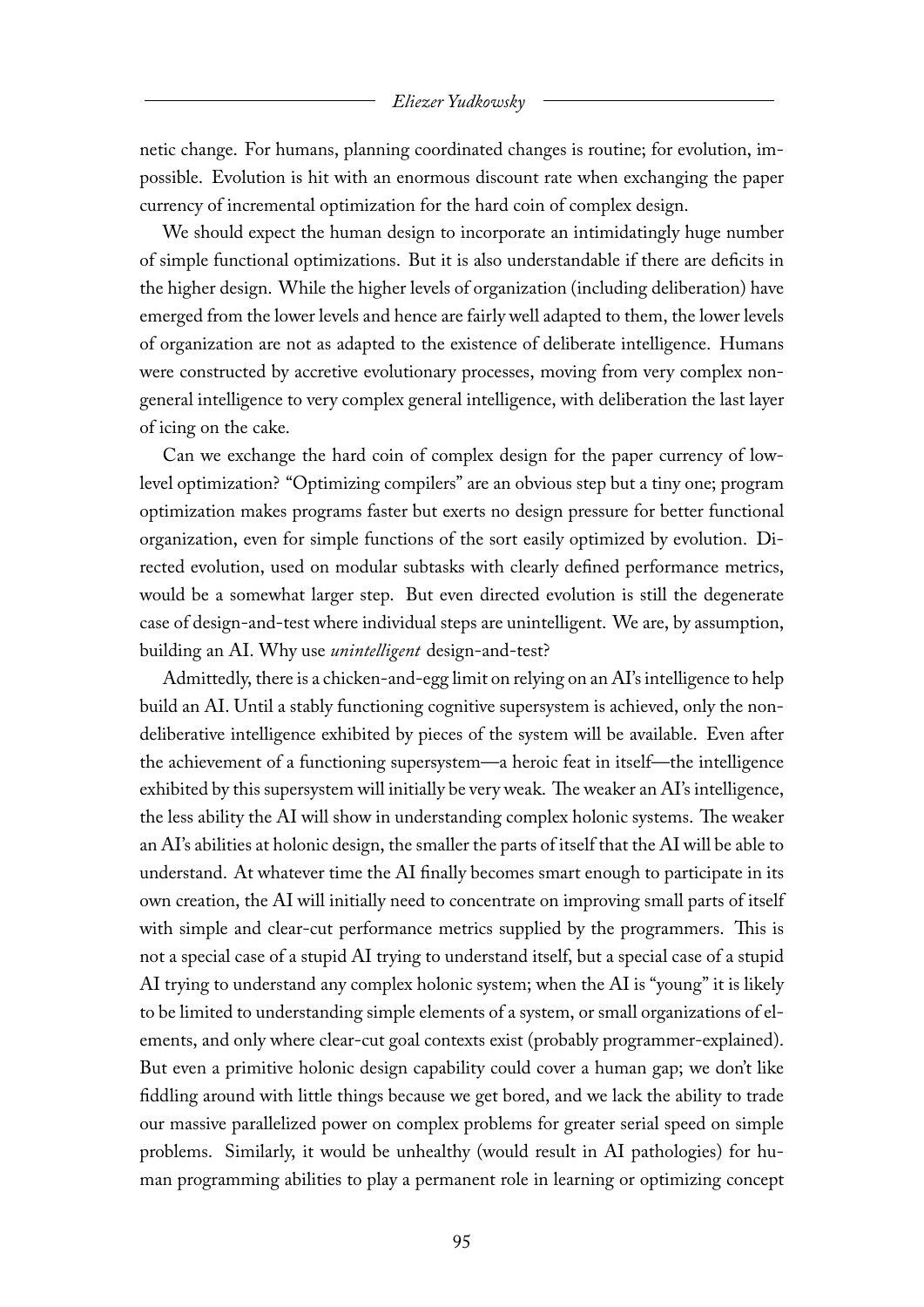netic change. For humans, planning coordinated changes is routine; for evolution, impossible. Evolution is hit with an enormous discount rate when exchanging the paper currency of incremental optimization for the hard coin of complex design.

We should expect the human design to incorporate an intimidatingly huge number of simple functional optimizations. But it is also understandable if there are deficits in the higher design. While the higher levels of organization (including deliberation) have emerged from the lower levels and hence are fairly well adapted to them, the lower levels of organization are not as adapted to the existence of deliberate intelligence. Humans were constructed by accretive evolutionary processes, moving from very complex nongeneral intelligence to very complex general intelligence, with deliberation the last layer of icing on the cake.

Can we exchange the hard coin of complex design for the paper currency of low-level optimization? "Optimizing compilers" are an obvious step but a tiny one; program optimization makes programs faster but exerts no design pressure for better functional organization, even for simple functions of the sort easily optimized by evolution. Directed evolution, used on modular subtasks with clearly defined performance metrics, would be a somewhat larger step. But even directed evolution is still the degenerate case of design-and-test where individual steps are unintelligent. We are, by assumption, building an AI. Why use *unintelligent* design-and-test?

Admittedly, there is a chicken-and-egg limit on relying on an AI's intelligence to help build an AI. Until a stably functioning cognitive supersystem is achieved, only the nondeliberative intelligence exhibited by pieces of the system will be available. Even after the achievement of a functioning supersystem—a heroic feat in itself—the intelligence exhibited by this supersystem will initially be very weak. The weaker an AI's intelligence, the less ability the AI will show in understanding complex holonic systems. The weaker an AI's abilities at holonic design, the smaller the parts of itself that the AI will be able to understand. At whatever time the AI finally becomes smart enough to participate in its own creation, the AI will initially need to concentrate on improving small parts of itself with simple and clear-cut performance metrics supplied by the programmers. This is not a special case of a stupid AI trying to understand itself, but a special case of a stupid AI trying to understand any complex holonic system; when the AI is "young" it is likely to be limited to understanding simple elements of a system, or small organizations of elements, and only where clear-cut goal contexts exist (probably programmer-explained). But even a primitive holonic design capability could cover a human gap; we don't like fiddling around with little things because we get bored, and we lack the ability to trade our massive parallelized power on complex problems for greater serial speed on simple problems. Similarly, it would be unhealthy (would result in AI pathologies) for human programming abilities to play a permanent role in learning or optimizing concept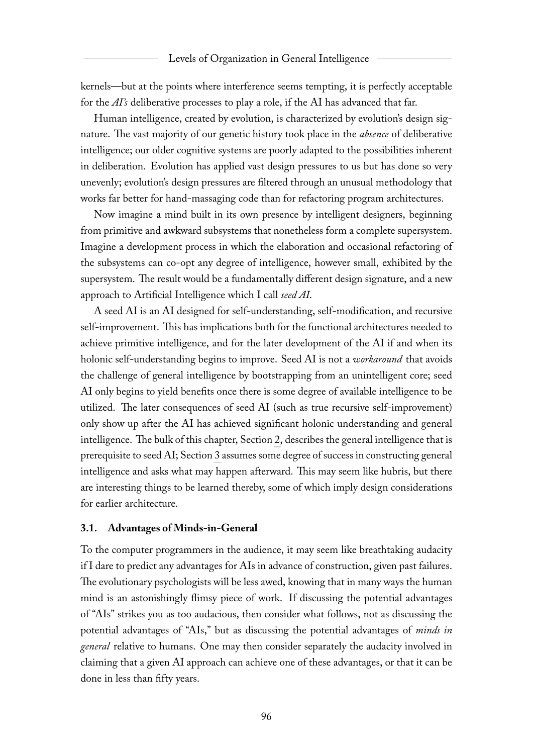kernels—but at the points where interference seems tempting, it is perfectly acceptable for the *AI's* deliberative processes to play a role, if the AI has advanced that far.

Human intelligence, created by evolution, is characterized by evolution's design signature. The vast majority of our genetic history took place in the *absence* of deliberative intelligence; our older cognitive systems are poorly adapted to the possibilities inherent in deliberation. Evolution has applied vast design pressures to us but has done so very unevenly; evolution's design pressures are filtered through an unusual methodology that works far better for hand-massaging code than for refactoring program architectures.

Now imagine a mind built in its own presence by intelligent designers, beginning from primitive and awkward subsystems that nonetheless form a complete supersystem. Imagine a development process in which the elaboration and occasional refactoring of the subsystems can co-opt any degree of intelligence, however small, exhibited by the supersystem. The result would be a fundamentally different design signature, and a new approach to Artificial Intelligence which I call *seed AI*.

A seed AI is an AI designed for self-understanding, self-modification, and recursive self-improvement. This has implications both for the functional architectures needed to achieve primitive intelligence, and for the later development of the AI if and when its holonic self-understanding begins to improve. Seed AI is not a *workaround* that avoids the challenge of general intelligence by bootstrapping from an unintelligent core; seed AI only begins to yield benefits once there is some degree of available intelligence to be utilized. The later consequences of seed AI (such as true recursive self-improvement) only show up after the AI has achieved significant holonic understanding and general intelligence. The bulk of this chapter, Section 2, describes the general intelligence that is prerequisite to seed AI; Section 3 assumes some degree of success in constructing general intelligence and asks what may happen afterward. This may seem like hubris, but there are interesting things to be learned thereby, some of which imply design considerations for earlier architecture.

### 3.1. Advantages of Minds-in-General

To the computer programmers in the audience, it may seem like breathtaking audacity if I dare to predict any advantages for AIs in advance of construction, given past failures. The evolutionary psychologists will be less awed, knowing that in many ways the human mind is an astonishingly flimsy piece of work. If discussing the potential advantages of "AIs" strikes you as too audacious, then consider what follows, not as discussing the potential advantages of "AIs," but as discussing the potential advantages of *minds in general* relative to humans. One may then consider separately the audacity involved in claiming that a given AI approach can achieve one of these advantages, or that it can be done in less than fifty years.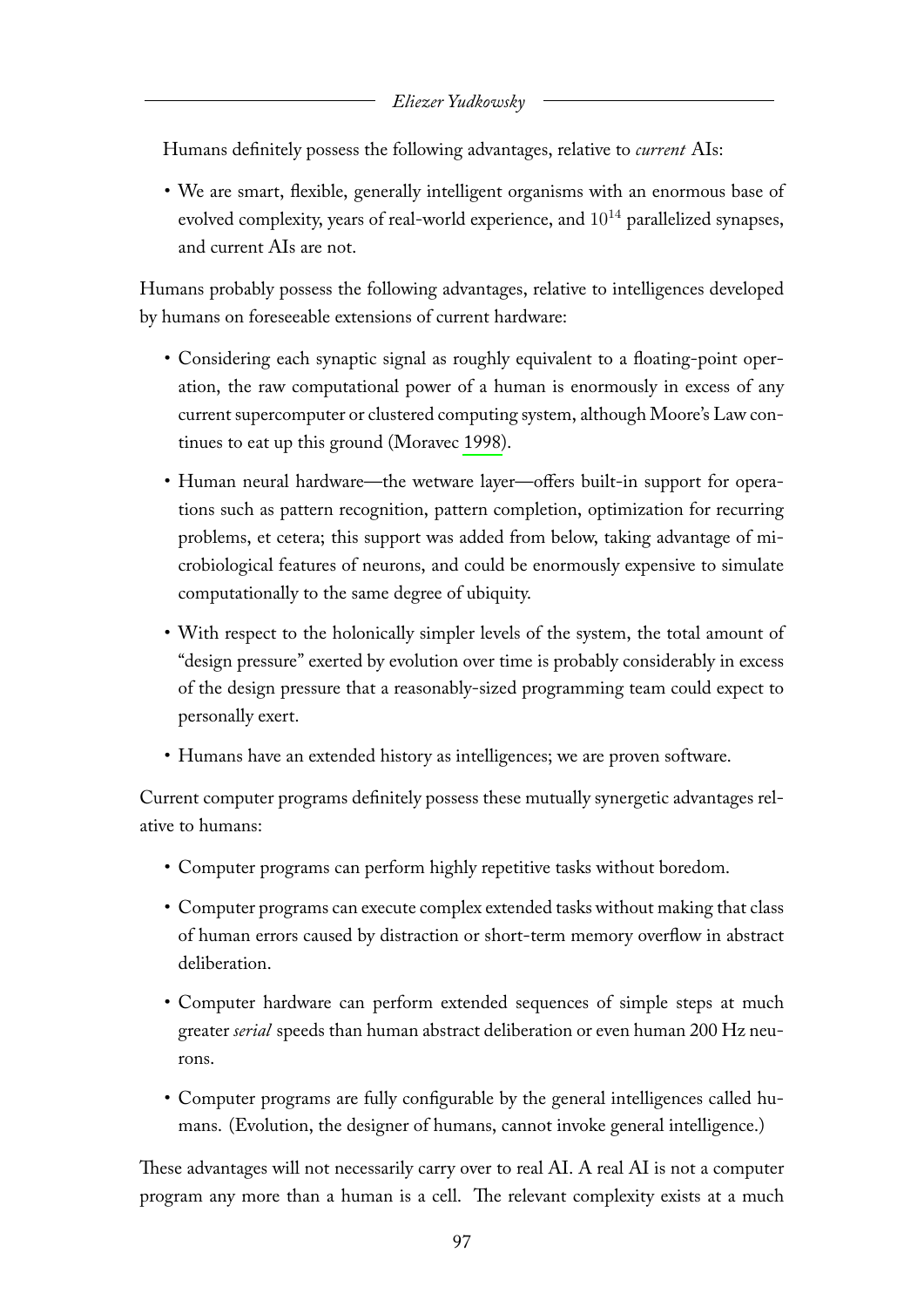Humans definitely possess the following advantages, relative to *current* AIs:

- We are smart, flexible, generally intelligent organisms with an enormous base of evolved complexity, years of real-world experience, and $10^{14}$ parallelized synapses, and current AIs are not.

Humans probably possess the following advantages, relative to intelligences developed by humans on foreseeable extensions of current hardware:

- Considering each synaptic signal as roughly equivalent to a floating-point operation, the raw computational power of a human is enormously in excess of any current supercomputer or clustered computing system, although Moore's Law continues to eat up this ground (Moravec 1998).
- Human neural hardware—the wetware layer—offers built-in support for operations such as pattern recognition, pattern completion, optimization for recurring problems, et cetera; this support was added from below, taking advantage of microbiological features of neurons, and could be enormously expensive to simulate computationally to the same degree of ubiquity.
- With respect to the holonically simpler levels of the system, the total amount of "design pressure" exerted by evolution over time is probably considerably in excess of the design pressure that a reasonably-sized programming team could expect to personally exert.
- Humans have an extended history as intelligences; we are proven software.

Current computer programs definitely possess these mutually synergetic advantages relative to humans:

- Computer programs can perform highly repetitive tasks without boredom.
- Computer programs can execute complex extended tasks without making that class of human errors caused by distraction or short-term memory overflow in abstract deliberation.
- Computer hardware can perform extended sequences of simple steps at much greater *serial* speeds than human abstract deliberation or even human 200 Hz neurons.
- Computer programs are fully configurable by the general intelligences called humans. (Evolution, the designer of humans, cannot invoke general intelligence.)

These advantages will not necessarily carry over to real AI. A real AI is not a computer program any more than a human is a cell. The relevant complexity exists at a much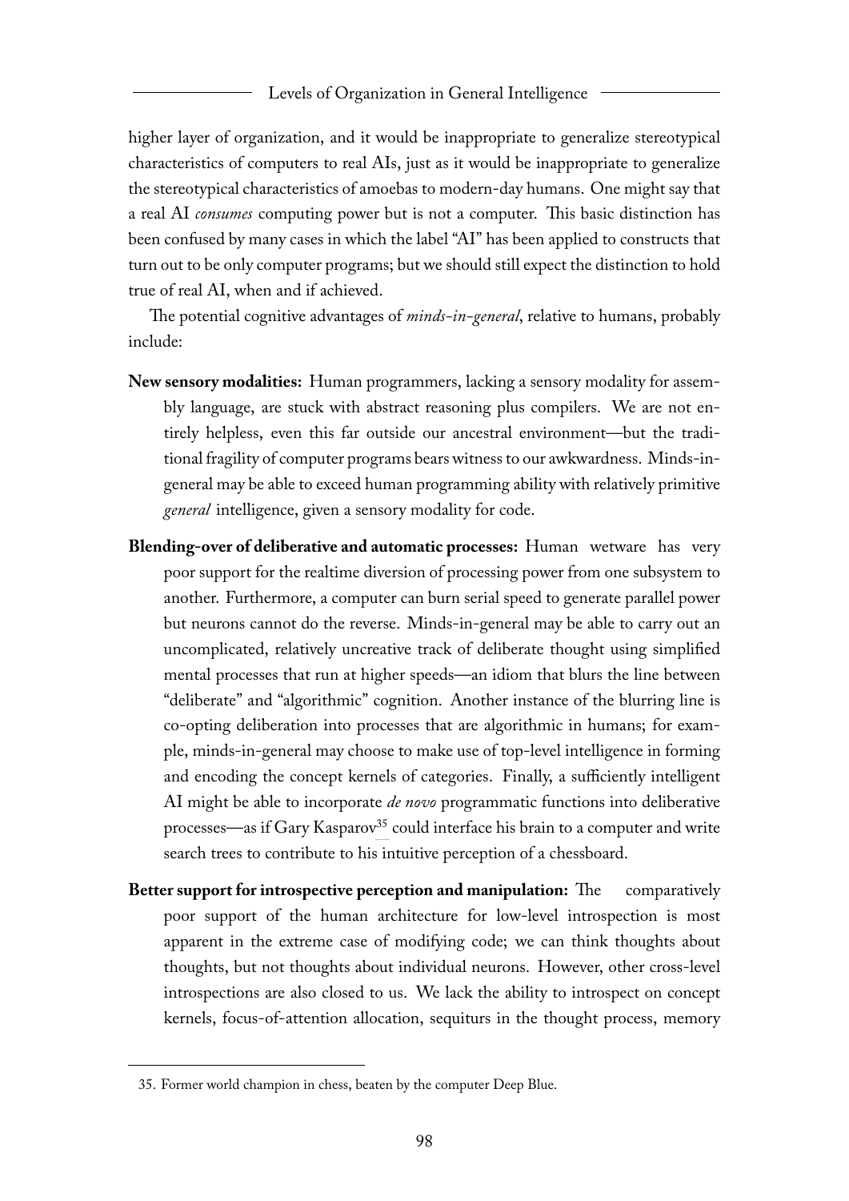higher layer of organization, and it would be inappropriate to generalize stereotypical characteristics of computers to real AIs, just as it would be inappropriate to generalize the stereotypical characteristics of amoebas to modern-day humans. One might say that a real AI *consumes* computing power but is not a computer. This basic distinction has been confused by many cases in which the label "AI" has been applied to constructs that turn out to be only computer programs; but we should still expect the distinction to hold true of real AI, when and if achieved.

The potential cognitive advantages of *minds-in-general*, relative to humans, probably include:

**New sensory modalities:** Human programmers, lacking a sensory modality for assembly language, are stuck with abstract reasoning plus compilers. We are not entirely helpless, even this far outside our ancestral environment—but the traditional fragility of computer programs bears witness to our awkwardness. Minds-in-general may be able to exceed human programming ability with relatively primitive *general* intelligence, given a sensory modality for code.

**Blending-over of deliberative and automatic processes:** Human wetware has very poor support for the realtime diversion of processing power from one subsystem to another. Furthermore, a computer can burn serial speed to generate parallel power but neurons cannot do the reverse. Minds-in-general may be able to carry out an uncomplicated, relatively uncreative track of deliberate thought using simplified mental processes that run at higher speeds—an idiom that blurs the line between "deliberate" and "algorithmic" cognition. Another instance of the blurring line is co-opting deliberation into processes that are algorithmic in humans; for example, minds-in-general may choose to make use of top-level intelligence in forming and encoding the concept kernels of categories. Finally, a sufficiently intelligent AI might be able to incorporate *de novo* programmatic functions into deliberative processes—as if Gary Kasparov[35] could interface his brain to a computer and write search trees to contribute to his intuitive perception of a chessboard.

**Better support for introspective perception and manipulation:** The comparatively poor support of the human architecture for low-level introspection is most apparent in the extreme case of modifying code; we can think thoughts about thoughts, but not thoughts about individual neurons. However, other cross-level introspections are also closed to us. We lack the ability to introspect on concept kernels, focus-of-attention allocation, sequiturs in the thought process, memory

35. Former world champion in chess, beaten by the computer Deep Blue.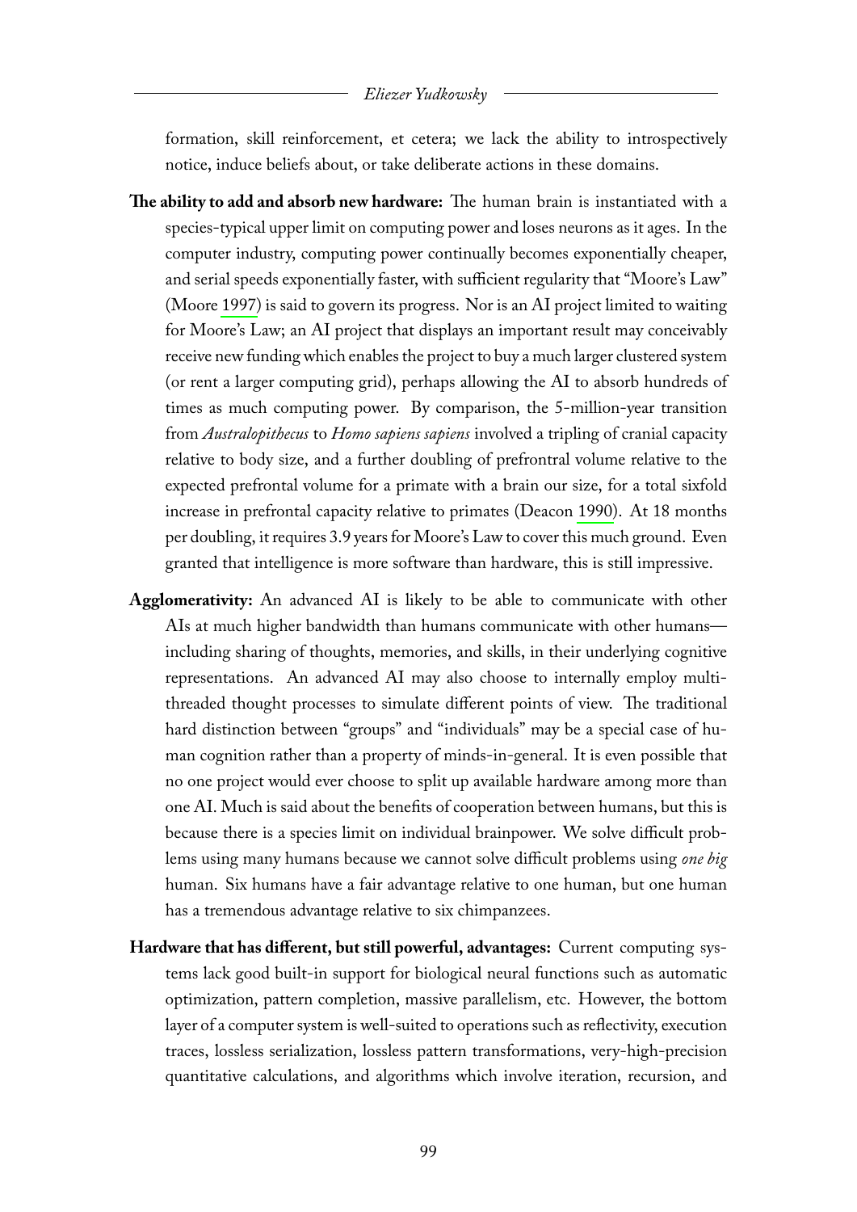formation, skill reinforcement, et cetera; we lack the ability to introspectively notice, induce beliefs about, or take deliberate actions in these domains.

**The ability to add and absorb new hardware:** The human brain is instantiated with a species-typical upper limit on computing power and loses neurons as it ages. In the computer industry, computing power continually becomes exponentially cheaper, and serial speeds exponentially faster, with sufficient regularity that "Moore's Law" (Moore 1997) is said to govern its progress. Nor is an AI project limited to waiting for Moore's Law; an AI project that displays an important result may conceivably receive new funding which enables the project to buy a much larger clustered system (or rent a larger computing grid), perhaps allowing the AI to absorb hundreds of times as much computing power. By comparison, the 5-million-year transition from *Australopithecus* to *Homo sapiens sapiens* involved a tripling of cranial capacity relative to body size, and a further doubling of prefrontral volume relative to the expected prefrontal volume for a primate with a brain our size, for a total sixfold increase in prefrontal capacity relative to primates (Deacon 1990). At 18 months per doubling, it requires 3.9 years for Moore's Law to cover this much ground. Even granted that intelligence is more software than hardware, this is still impressive.

**Agglomerativity:** An advanced AI is likely to be able to communicate with other AIs at much higher bandwidth than humans communicate with other humans—including sharing of thoughts, memories, and skills, in their underlying cognitive representations. An advanced AI may also choose to internally employ multi-threaded thought processes to simulate different points of view. The traditional hard distinction between "groups" and "individuals" may be a special case of human cognition rather than a property of minds-in-general. It is even possible that no one project would ever choose to split up available hardware among more than one AI. Much is said about the benefits of cooperation between humans, but this is because there is a species limit on individual brainpower. We solve difficult problems using many humans because we cannot solve difficult problems using *one big* human. Six humans have a fair advantage relative to one human, but one human has a tremendous advantage relative to six chimpanzees.

**Hardware that has different, but still powerful, advantages:** Current computing systems lack good built-in support for biological neural functions such as automatic optimization, pattern completion, massive parallelism, etc. However, the bottom layer of a computer system is well-suited to operations such as reflectivity, execution traces, lossless serialization, lossless pattern transformations, very-high-precision quantitative calculations, and algorithms which involve iteration, recursion, and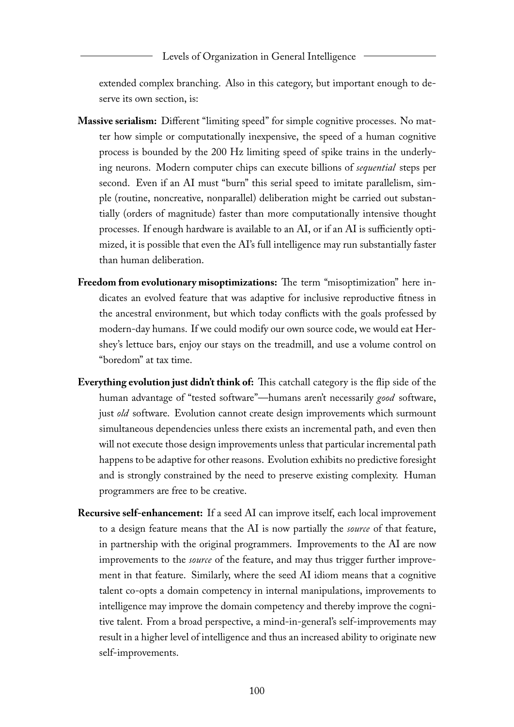extended complex branching. Also in this category, but important enough to deserve its own section, is:

**Massive serialism:** Different "limiting speed" for simple cognitive processes. No matter how simple or computationally inexpensive, the speed of a human cognitive process is bounded by the 200 Hz limiting speed of spike trains in the underlying neurons. Modern computer chips can execute billions of *sequential* steps per second. Even if an AI must "burn" this serial speed to imitate parallelism, simple (routine, noncreative, nonparallel) deliberation might be carried out substantially (orders of magnitude) faster than more computationally intensive thought processes. If enough hardware is available to an AI, or if an AI is sufficiently optimized, it is possible that even the AI's full intelligence may run substantially faster than human deliberation.

**Freedom from evolutionary misoptimizations:** The term "misoptimization" here indicates an evolved feature that was adaptive for inclusive reproductive fitness in the ancestral environment, but which today conflicts with the goals professed by modern-day humans. If we could modify our own source code, we would eat Hershey's lettuce bars, enjoy our stays on the treadmill, and use a volume control on "boredom" at tax time.

**Everything evolution just didn't think of:** This catchall category is the flip side of the human advantage of "tested software"—humans aren't necessarily *good* software, just *old* software. Evolution cannot create design improvements which surmount simultaneous dependencies unless there exists an incremental path, and even then will not execute those design improvements unless that particular incremental path happens to be adaptive for other reasons. Evolution exhibits no predictive foresight and is strongly constrained by the need to preserve existing complexity. Human programmers are free to be creative.

**Recursive self-enhancement:** If a seed AI can improve itself, each local improvement to a design feature means that the AI is now partially the *source* of that feature, in partnership with the original programmers. Improvements to the AI are now improvements to the *source* of the feature, and may thus trigger further improvement in that feature. Similarly, where the seed AI idiom means that a cognitive talent co-opts a domain competency in internal manipulations, improvements to intelligence may improve the domain competency and thereby improve the cognitive talent. From a broad perspective, a mind-in-general's self-improvements may result in a higher level of intelligence and thus an increased ability to originate new self-improvements.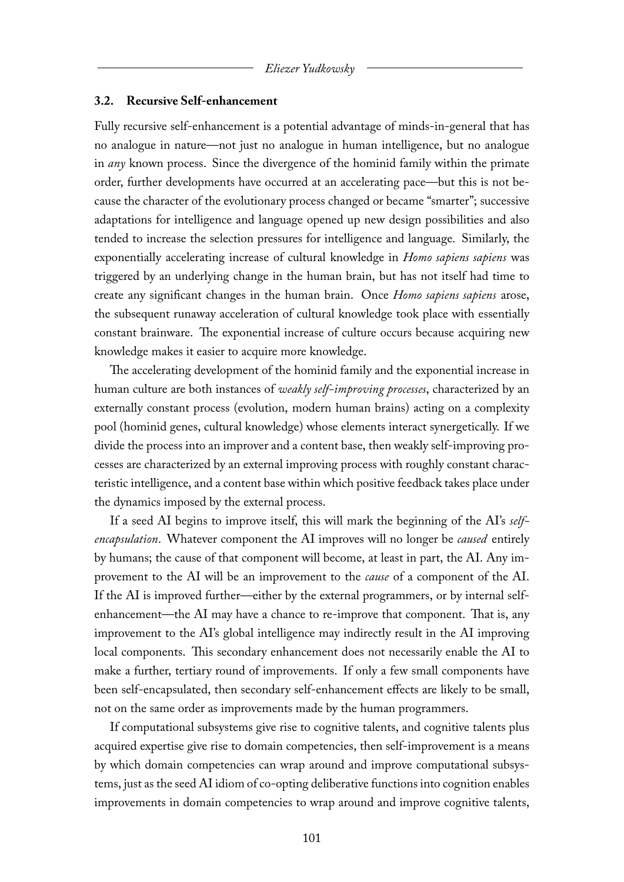### 3.2. Recursive Self-enhancement

Fully recursive self-enhancement is a potential advantage of minds-in-general that has no analogue in nature—not just no analogue in human intelligence, but no analogue in *any* known process. Since the divergence of the hominid family within the primate order, further developments have occurred at an accelerating pace—but this is not because the character of the evolutionary process changed or became "smarter"; successive adaptations for intelligence and language opened up new design possibilities and also tended to increase the selection pressures for intelligence and language. Similarly, the exponentially accelerating increase of cultural knowledge in *Homo sapiens sapiens* was triggered by an underlying change in the human brain, but has not itself had time to create any significant changes in the human brain. Once *Homo sapiens sapiens* arose, the subsequent runaway acceleration of cultural knowledge took place with essentially constant brainware. The exponential increase of culture occurs because acquiring new knowledge makes it easier to acquire more knowledge.

The accelerating development of the hominid family and the exponential increase in human culture are both instances of *weakly self-improving processes*, characterized by an externally constant process (evolution, modern human brains) acting on a complexity pool (hominid genes, cultural knowledge) whose elements interact synergetically. If we divide the process into an improver and a content base, then weakly self-improving processes are characterized by an external improving process with roughly constant characteristic intelligence, and a content base within which positive feedback takes place under the dynamics imposed by the external process.

If a seed AI begins to improve itself, this will mark the beginning of the AI's *self-encapsulation*. Whatever component the AI improves will no longer be *caused* entirely by humans; the cause of that component will become, at least in part, the AI. Any improvement to the AI will be an improvement to the *cause* of a component of the AI. If the AI is improved further—either by the external programmers, or by internal self-enhancement—the AI may have a chance to re-improve that component. That is, any improvement to the AI's global intelligence may indirectly result in the AI improving local components. This secondary enhancement does not necessarily enable the AI to make a further, tertiary round of improvements. If only a few small components have been self-encapsulated, then secondary self-enhancement effects are likely to be small, not on the same order as improvements made by the human programmers.

If computational subsystems give rise to cognitive talents, and cognitive talents plus acquired expertise give rise to domain competencies, then self-improvement is a means by which domain competencies can wrap around and improve computational subsystems, just as the seed AI idiom of co-opting deliberative functions into cognition enables improvements in domain competencies to wrap around and improve cognitive talents,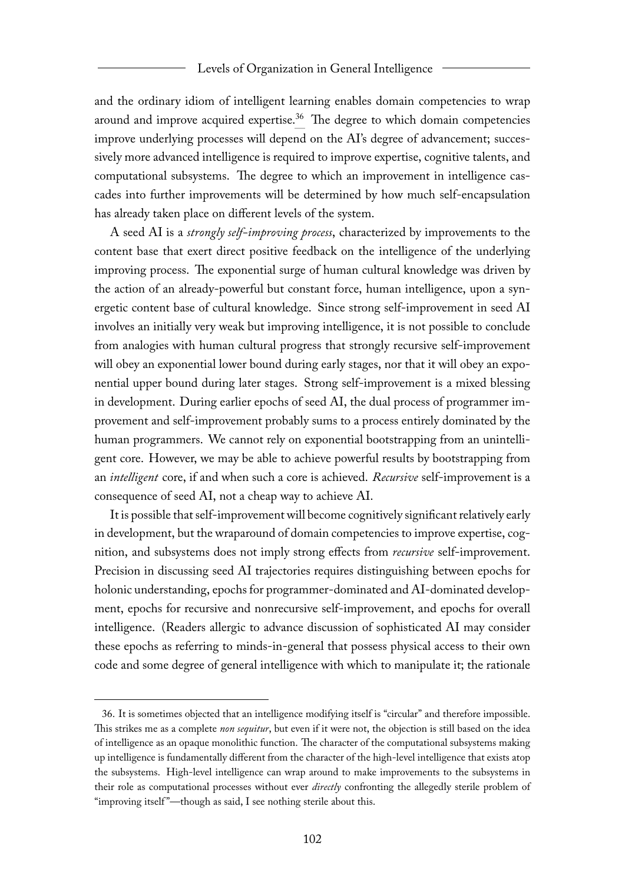and the ordinary idiom of intelligent learning enables domain competencies to wrap around and improve acquired expertise.[36] The degree to which domain competencies improve underlying processes will depend on the AI's degree of advancement; successively more advanced intelligence is required to improve expertise, cognitive talents, and computational subsystems. The degree to which an improvement in intelligence cascades into further improvements will be determined by how much self-encapsulation has already taken place on different levels of the system.

A seed AI is a *strongly self-improving process*, characterized by improvements to the content base that exert direct positive feedback on the intelligence of the underlying improving process. The exponential surge of human cultural knowledge was driven by the action of an already-powerful but constant force, human intelligence, upon a synergetic content base of cultural knowledge. Since strong self-improvement in seed AI involves an initially very weak but improving intelligence, it is not possible to conclude from analogies with human cultural progress that strongly recursive self-improvement will obey an exponential lower bound during early stages, nor that it will obey an exponential upper bound during later stages. Strong self-improvement is a mixed blessing in development. During earlier epochs of seed AI, the dual process of programmer improvement and self-improvement probably sums to a process entirely dominated by the human programmers. We cannot rely on exponential bootstrapping from an unintelligent core. However, we may be able to achieve powerful results by bootstrapping from an *intelligent* core, if and when such a core is achieved. *Recursive* self-improvement is a consequence of seed AI, not a cheap way to achieve AI.

It is possible that self-improvement will become cognitively significant relatively early in development, but the wraparound of domain competencies to improve expertise, cognition, and subsystems does not imply strong effects from *recursive* self-improvement. Precision in discussing seed AI trajectories requires distinguishing between epochs for holonic understanding, epochs for programmer-dominated and AI-dominated development, epochs for recursive and nonrecursive self-improvement, and epochs for overall intelligence. (Readers allergic to advance discussion of sophisticated AI may consider these epochs as referring to minds-in-general that possess physical access to their own code and some degree of general intelligence with which to manipulate it; the rationale

36. It is sometimes objected that an intelligence modifying itself is "circular" and therefore impossible. This strikes me as a complete *non sequitur*, but even if it were not, the objection is still based on the idea of intelligence as an opaque monolithic function. The character of the computational subsystems making up intelligence is fundamentally different from the character of the high-level intelligence that exists atop the subsystems. High-level intelligence can wrap around to make improvements to the subsystems in their role as computational processes without ever *directly* confronting the allegedly sterile problem of "improving itself"—though as said, I see nothing sterile about this.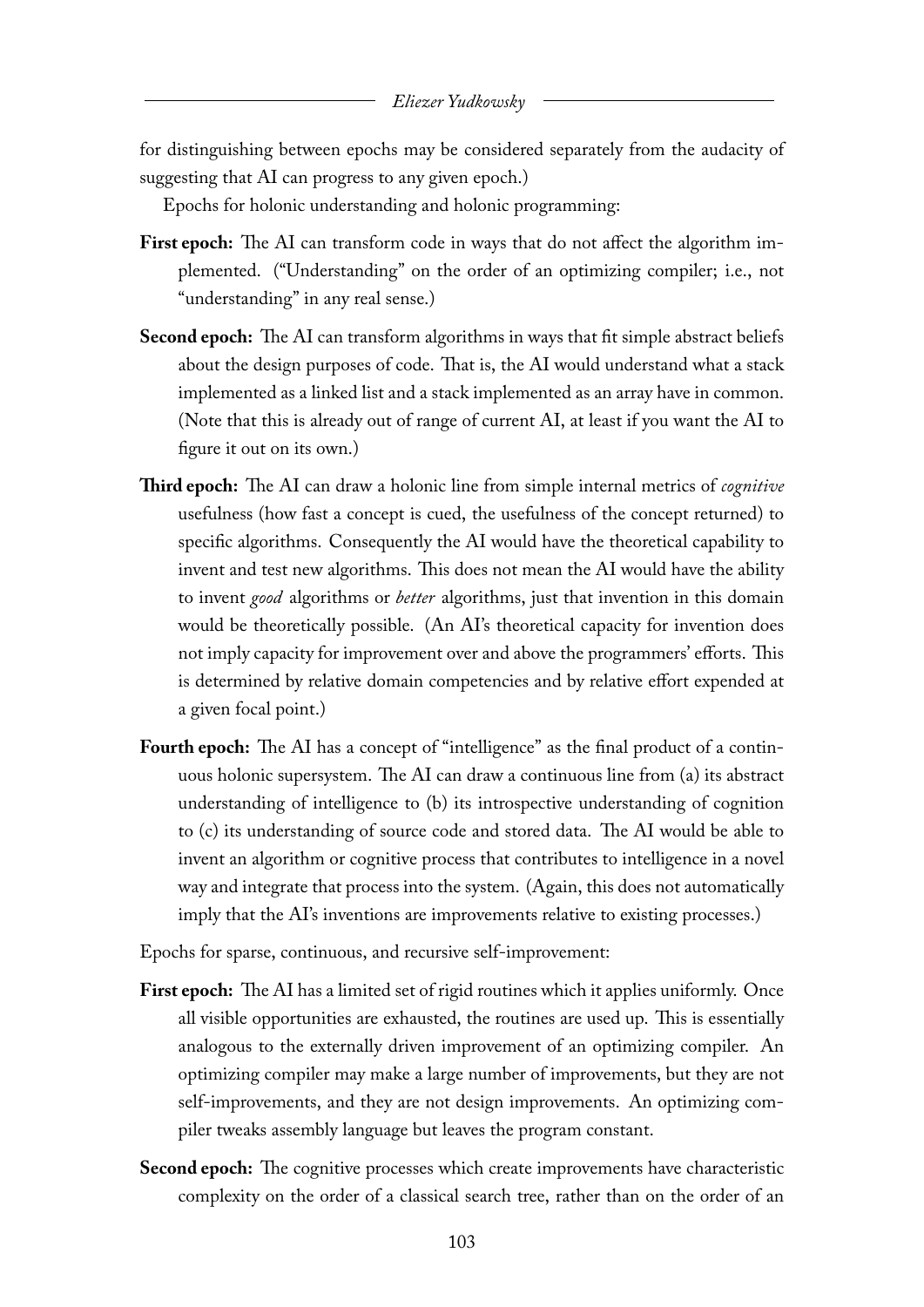for distinguishing between epochs may be considered separately from the audacity of suggesting that AI can progress to any given epoch.)

Epochs for holonic understanding and holonic programming:

**First epoch:** The AI can transform code in ways that do not affect the algorithm implemented. ("Understanding" on the order of an optimizing compiler; i.e., not "understanding" in any real sense.)

**Second epoch:** The AI can transform algorithms in ways that fit simple abstract beliefs about the design purposes of code. That is, the AI would understand what a stack implemented as a linked list and a stack implemented as an array have in common. (Note that this is already out of range of current AI, at least if you want the AI to figure it out on its own.)

**Third epoch:** The AI can draw a holonic line from simple internal metrics of *cognitive* usefulness (how fast a concept is cued, the usefulness of the concept returned) to specific algorithms. Consequently the AI would have the theoretical capability to invent and test new algorithms. This does not mean the AI would have the ability to invent *good* algorithms or *better* algorithms, just that invention in this domain would be theoretically possible. (An AI's theoretical capacity for invention does not imply capacity for improvement over and above the programmers' efforts. This is determined by relative domain competencies and by relative effort expended at a given focal point.)

**Fourth epoch:** The AI has a concept of "intelligence" as the final product of a continuous holonic supersystem. The AI can draw a continuous line from (a) its abstract understanding of intelligence to (b) its introspective understanding of cognition to (c) its understanding of source code and stored data. The AI would be able to invent an algorithm or cognitive process that contributes to intelligence in a novel way and integrate that process into the system. (Again, this does not automatically imply that the AI's inventions are improvements relative to existing processes.)

Epochs for sparse, continuous, and recursive self-improvement:

**First epoch:** The AI has a limited set of rigid routines which it applies uniformly. Once all visible opportunities are exhausted, the routines are used up. This is essentially analogous to the externally driven improvement of an optimizing compiler. An optimizing compiler may make a large number of improvements, but they are not self-improvements, and they are not design improvements. An optimizing compiler tweaks assembly language but leaves the program constant.

**Second epoch:** The cognitive processes which create improvements have characteristic complexity on the order of a classical search tree, rather than on the order of an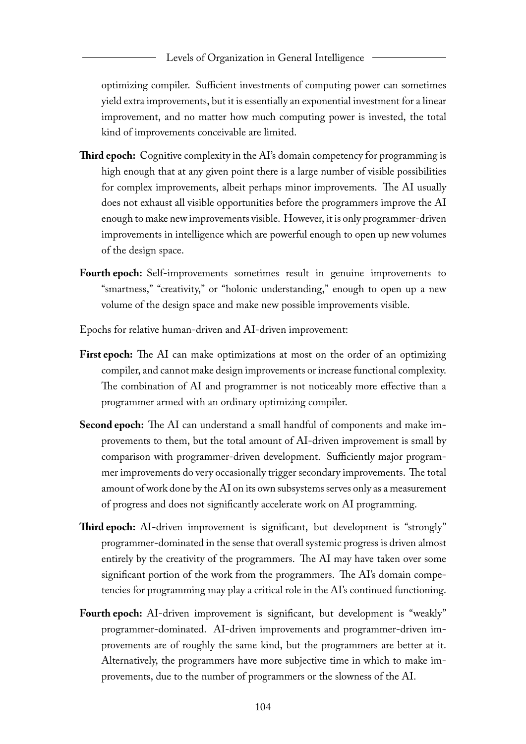optimizing compiler. Sufficient investments of computing power can sometimes yield extra improvements, but it is essentially an exponential investment for a linear improvement, and no matter how much computing power is invested, the total kind of improvements conceivable are limited.

**Third epoch:** Cognitive complexity in the AI's domain competency for programming is high enough that at any given point there is a large number of visible possibilities for complex improvements, albeit perhaps minor improvements. The AI usually does not exhaust all visible opportunities before the programmers improve the AI enough to make new improvements visible. However, it is only programmer-driven improvements in intelligence which are powerful enough to open up new volumes of the design space.

**Fourth epoch:** Self-improvements sometimes result in genuine improvements to "smartness," "creativity," or "holonic understanding," enough to open up a new volume of the design space and make new possible improvements visible.

Epochs for relative human-driven and AI-driven improvement:

**First epoch:** The AI can make optimizations at most on the order of an optimizing compiler, and cannot make design improvements or increase functional complexity. The combination of AI and programmer is not noticeably more effective than a programmer armed with an ordinary optimizing compiler.

**Second epoch:** The AI can understand a small handful of components and make improvements to them, but the total amount of AI-driven improvement is small by comparison with programmer-driven development. Sufficiently major programmer improvements do very occasionally trigger secondary improvements. The total amount of work done by the AI on its own subsystems serves only as a measurement of progress and does not significantly accelerate work on AI programming.

**Third epoch:** AI-driven improvement is significant, but development is "strongly" programmer-dominated in the sense that overall systemic progress is driven almost entirely by the creativity of the programmers. The AI may have taken over some significant portion of the work from the programmers. The AI's domain competencies for programming may play a critical role in the AI's continued functioning.

**Fourth epoch:** AI-driven improvement is significant, but development is "weakly" programmer-dominated. AI-driven improvements and programmer-driven improvements are of roughly the same kind, but the programmers are better at it. Alternatively, the programmers have more subjective time in which to make improvements, due to the number of programmers or the slowness of the AI.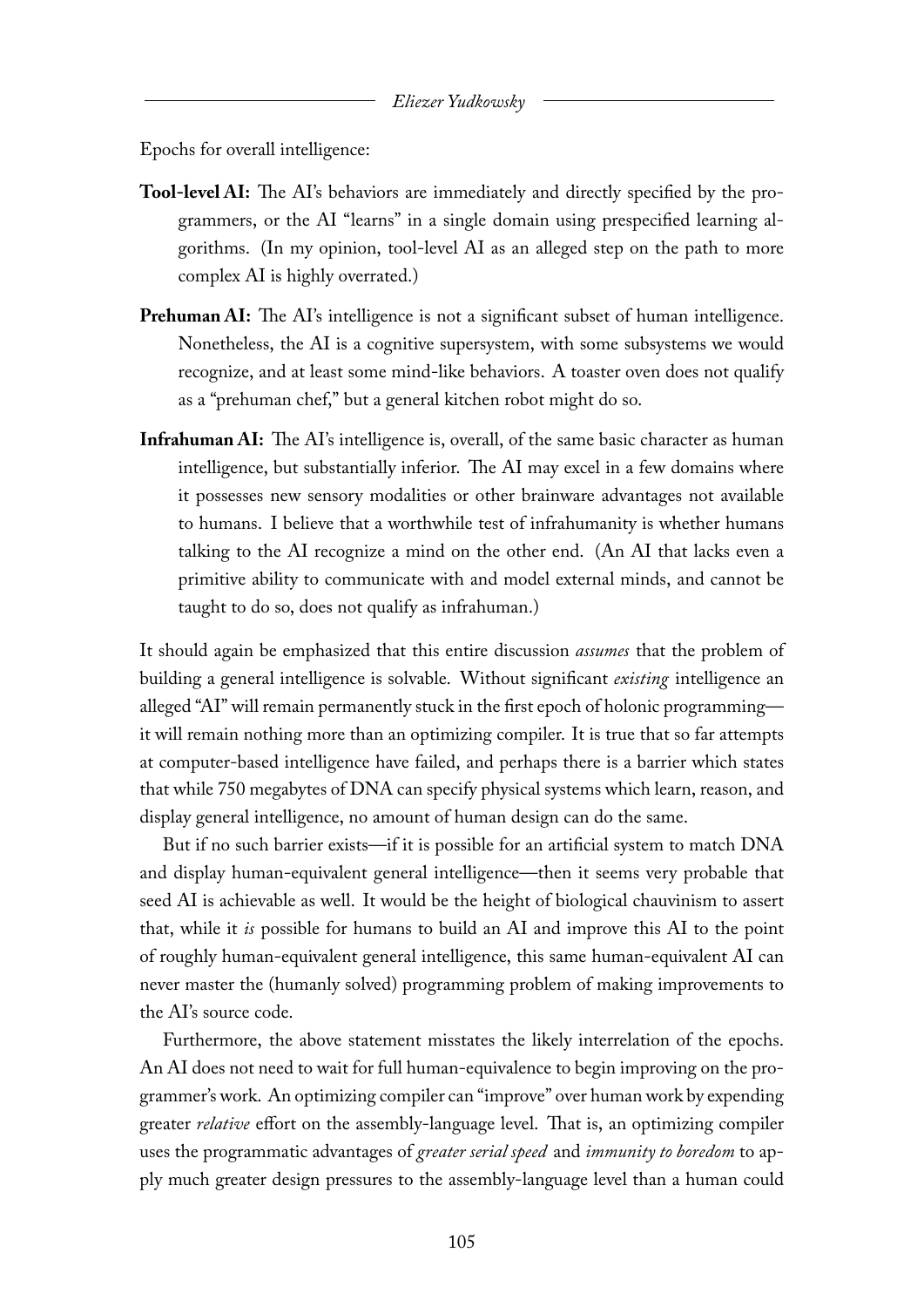Epochs for overall intelligence:

**Tool-level AI:** The AI's behaviors are immediately and directly specified by the programmers, or the AI "learns" in a single domain using prespecified learning algorithms. (In my opinion, tool-level AI as an alleged step on the path to more complex AI is highly overrated.)

**Prehuman AI:** The AI's intelligence is not a significant subset of human intelligence. Nonetheless, the AI is a cognitive supersystem, with some subsystems we would recognize, and at least some mind-like behaviors. A toaster oven does not qualify as a "prehuman chef," but a general kitchen robot might do so.

**Infrahuman AI:** The AI's intelligence is, overall, of the same basic character as human intelligence, but substantially inferior. The AI may excel in a few domains where it possesses new sensory modalities or other brainware advantages not available to humans. I believe that a worthwhile test of infrahumanity is whether humans talking to the AI recognize a mind on the other end. (An AI that lacks even a primitive ability to communicate with and model external minds, and cannot be taught to do so, does not qualify as infrahuman.)

It should again be emphasized that this entire discussion *assumes* that the problem of building a general intelligence is solvable. Without significant *existing* intelligence an alleged "AI" will remain permanently stuck in the first epoch of holonic programming—it will remain nothing more than an optimizing compiler. It is true that so far attempts at computer-based intelligence have failed, and perhaps there is a barrier which states that while 750 megabytes of DNA can specify physical systems which learn, reason, and display general intelligence, no amount of human design can do the same.

But if no such barrier exists—if it is possible for an artificial system to match DNA and display human-equivalent general intelligence—then it seems very probable that seed AI is achievable as well. It would be the height of biological chauvinism to assert that, while it *is* possible for humans to build an AI and improve this AI to the point of roughly human-equivalent general intelligence, this same human-equivalent AI can never master the (humanly solved) programming problem of making improvements to the AI's source code.

Furthermore, the above statement misstates the likely interrelation of the epochs. An AI does not need to wait for full human-equivalence to begin improving on the programmer's work. An optimizing compiler can "improve" over human work by expending greater *relative* effort on the assembly-language level. That is, an optimizing compiler uses the programmatic advantages of *greater serial speed* and *immunity to boredom* to apply much greater design pressures to the assembly-language level than a human could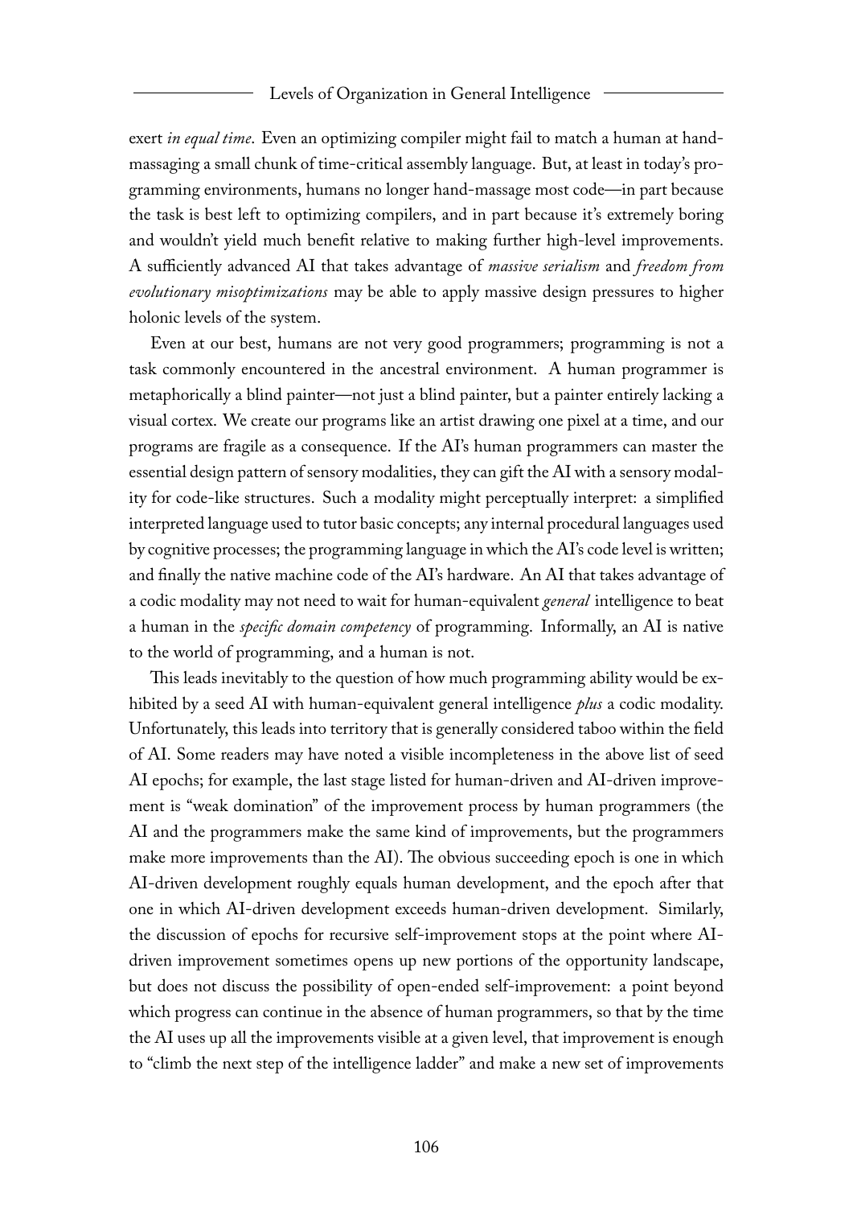exert *in equal time*. Even an optimizing compiler might fail to match a human at hand-massaging a small chunk of time-critical assembly language. But, at least in today's programming environments, humans no longer hand-massage most code—in part because the task is best left to optimizing compilers, and in part because it's extremely boring and wouldn't yield much benefit relative to making further high-level improvements. A sufficiently advanced AI that takes advantage of *massive serialism* and *freedom from evolutionary misoptimizations* may be able to apply massive design pressures to higher holonic levels of the system.

Even at our best, humans are not very good programmers; programming is not a task commonly encountered in the ancestral environment. A human programmer is metaphorically a blind painter—not just a blind painter, but a painter entirely lacking a visual cortex. We create our programs like an artist drawing one pixel at a time, and our programs are fragile as a consequence. If the AI's human programmers can master the essential design pattern of sensory modalities, they can gift the AI with a sensory modality for code-like structures. Such a modality might perceptually interpret: a simplified interpreted language used to tutor basic concepts; any internal procedural languages used by cognitive processes; the programming language in which the AI's code level is written; and finally the native machine code of the AI's hardware. An AI that takes advantage of a codic modality may not need to wait for human-equivalent *general* intelligence to beat a human in the *specific domain competency* of programming. Informally, an AI is native to the world of programming, and a human is not.

This leads inevitably to the question of how much programming ability would be exhibited by a seed AI with human-equivalent general intelligence *plus* a codic modality. Unfortunately, this leads into territory that is generally considered taboo within the field of AI. Some readers may have noted a visible incompleteness in the above list of seed AI epochs; for example, the last stage listed for human-driven and AI-driven improvement is "weak domination" of the improvement process by human programmers (the AI and the programmers make the same kind of improvements, but the programmers make more improvements than the AI). The obvious succeeding epoch is one in which AI-driven development roughly equals human development, and the epoch after that one in which AI-driven development exceeds human-driven development. Similarly, the discussion of epochs for recursive self-improvement stops at the point where AI-driven improvement sometimes opens up new portions of the opportunity landscape, but does not discuss the possibility of open-ended self-improvement: a point beyond which progress can continue in the absence of human programmers, so that by the time the AI uses up all the improvements visible at a given level, that improvement is enough to "climb the next step of the intelligence ladder" and make a new set of improvements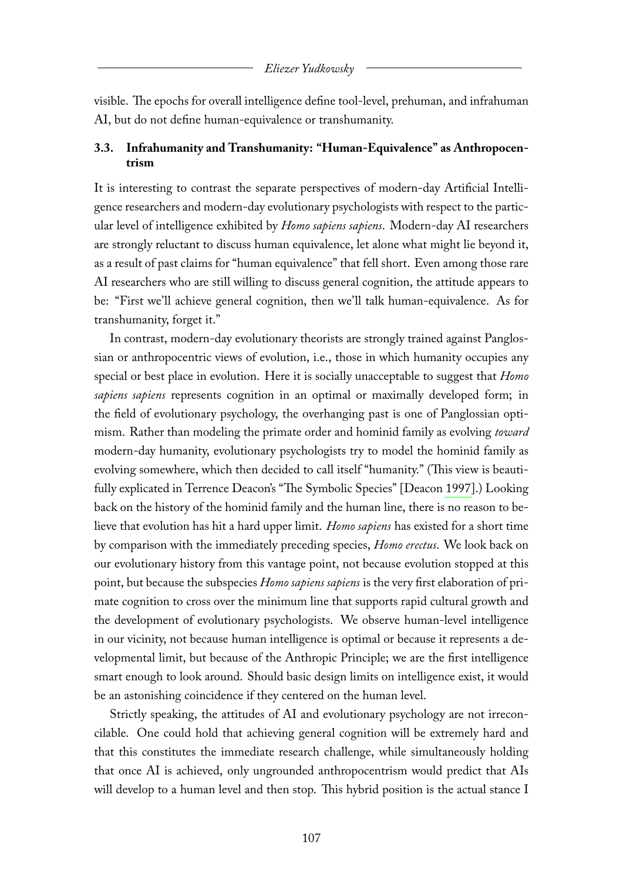visible. The epochs for overall intelligence define tool-level, prehuman, and infrahuman AI, but do not define human-equivalence or transhumanity.

### 3.3. Infrahumanity and Transhumanity: "Human-Equivalence" as Anthropocentrism

It is interesting to contrast the separate perspectives of modern-day Artificial Intelligence researchers and modern-day evolutionary psychologists with respect to the particular level of intelligence exhibited by *Homo sapiens sapiens*. Modern-day AI researchers are strongly reluctant to discuss human equivalence, let alone what might lie beyond it, as a result of past claims for "human equivalence" that fell short. Even among those rare AI researchers who are still willing to discuss general cognition, the attitude appears to be: "First we'll achieve general cognition, then we'll talk human-equivalence. As for transhumanity, forget it."

In contrast, modern-day evolutionary theorists are strongly trained against Panglossian or anthropocentric views of evolution, i.e., those in which humanity occupies any special or best place in evolution. Here it is socially unacceptable to suggest that *Homo sapiens sapiens* represents cognition in an optimal or maximally developed form; in the field of evolutionary psychology, the overhanging past is one of Panglossian optimism. Rather than modeling the primate order and hominid family as evolving *toward* modern-day humanity, evolutionary psychologists try to model the hominid family as evolving somewhere, which then decided to call itself "humanity." (This view is beautifully explicated in Terrence Deacon's "The Symbolic Species" [Deacon 1997].) Looking back on the history of the hominid family and the human line, there is no reason to believe that evolution has hit a hard upper limit. *Homo sapiens* has existed for a short time by comparison with the immediately preceding species, *Homo erectus*. We look back on our evolutionary history from this vantage point, not because evolution stopped at this point, but because the subspecies *Homo sapiens sapiens* is the very first elaboration of primate cognition to cross over the minimum line that supports rapid cultural growth and the development of evolutionary psychologists. We observe human-level intelligence in our vicinity, not because human intelligence is optimal or because it represents a developmental limit, but because of the Anthropic Principle; we are the first intelligence smart enough to look around. Should basic design limits on intelligence exist, it would be an astonishing coincidence if they centered on the human level.

Strictly speaking, the attitudes of AI and evolutionary psychology are not irreconcilable. One could hold that achieving general cognition will be extremely hard and that this constitutes the immediate research challenge, while simultaneously holding that once AI is achieved, only ungrounded anthropocentrism would predict that AIs will develop to a human level and then stop. This hybrid position is the actual stance I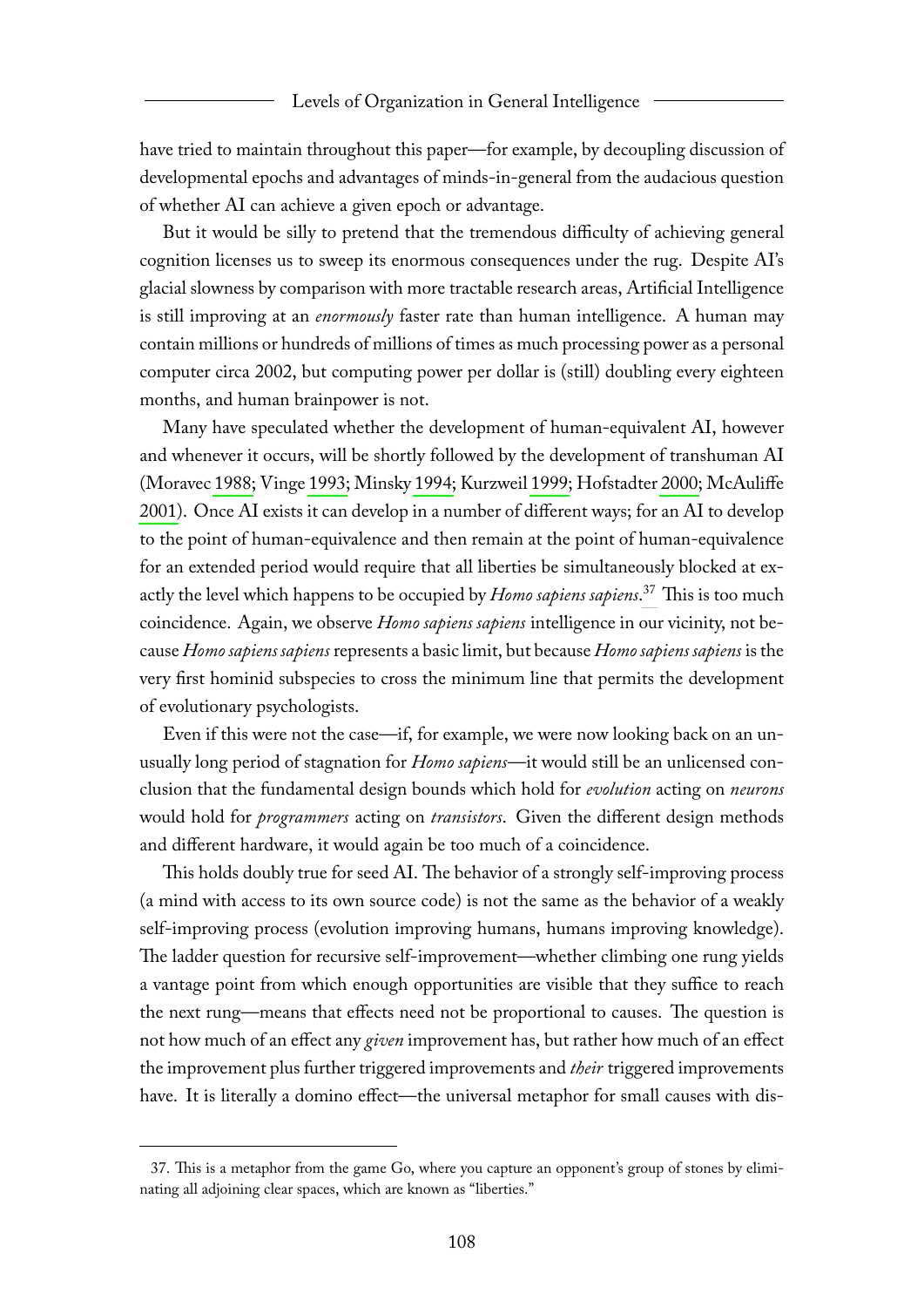have tried to maintain throughout this paper—for example, by decoupling discussion of developmental epochs and advantages of minds-in-general from the audacious question of whether AI can achieve a given epoch or advantage.

But it would be silly to pretend that the tremendous difficulty of achieving general cognition licenses us to sweep its enormous consequences under the rug. Despite AI's glacial slowness by comparison with more tractable research areas, Artificial Intelligence is still improving at an *enormously* faster rate than human intelligence. A human may contain millions or hundreds of millions of times as much processing power as a personal computer circa 2002, but computing power per dollar is (still) doubling every eighteen months, and human brainpower is not.

Many have speculated whether the development of human-equivalent AI, however and whenever it occurs, will be shortly followed by the development of transhuman AI (Moravec 1988; Vinge 1993; Minsky 1994; Kurzweil 1999; Hofstadter 2000; McAuliffe 2001). Once AI exists it can develop in a number of different ways; for an AI to develop to the point of human-equivalence and then remain at the point of human-equivalence for an extended period would require that all liberties be simultaneously blocked at exactly the level which happens to be occupied by *Homo sapiens sapiens*.[37] This is too much coincidence. Again, we observe *Homo sapiens sapiens* intelligence in our vicinity, not because *Homo sapiens sapiens* represents a basic limit, but because *Homo sapiens sapiens* is the very first hominid subspecies to cross the minimum line that permits the development of evolutionary psychologists.

Even if this were not the case—if, for example, we were now looking back on an unusually long period of stagnation for *Homo sapiens*—it would still be an unlicensed conclusion that the fundamental design bounds which hold for *evolution* acting on *neurons* would hold for *programmers* acting on *transistors*. Given the different design methods and different hardware, it would again be too much of a coincidence.

This holds doubly true for seed AI. The behavior of a strongly self-improving process (a mind with access to its own source code) is not the same as the behavior of a weakly self-improving process (evolution improving humans, humans improving knowledge). The ladder question for recursive self-improvement—whether climbing one rung yields a vantage point from which enough opportunities are visible that they suffice to reach the next rung—means that effects need not be proportional to causes. The question is not how much of an effect any *given* improvement has, but rather how much of an effect the improvement plus further triggered improvements and *their* triggered improvements have. It is literally a domino effect—the universal metaphor for small causes with dis-

37. This is a metaphor from the game Go, where you capture an opponent's group of stones by eliminating all adjoining clear spaces, which are known as "liberties."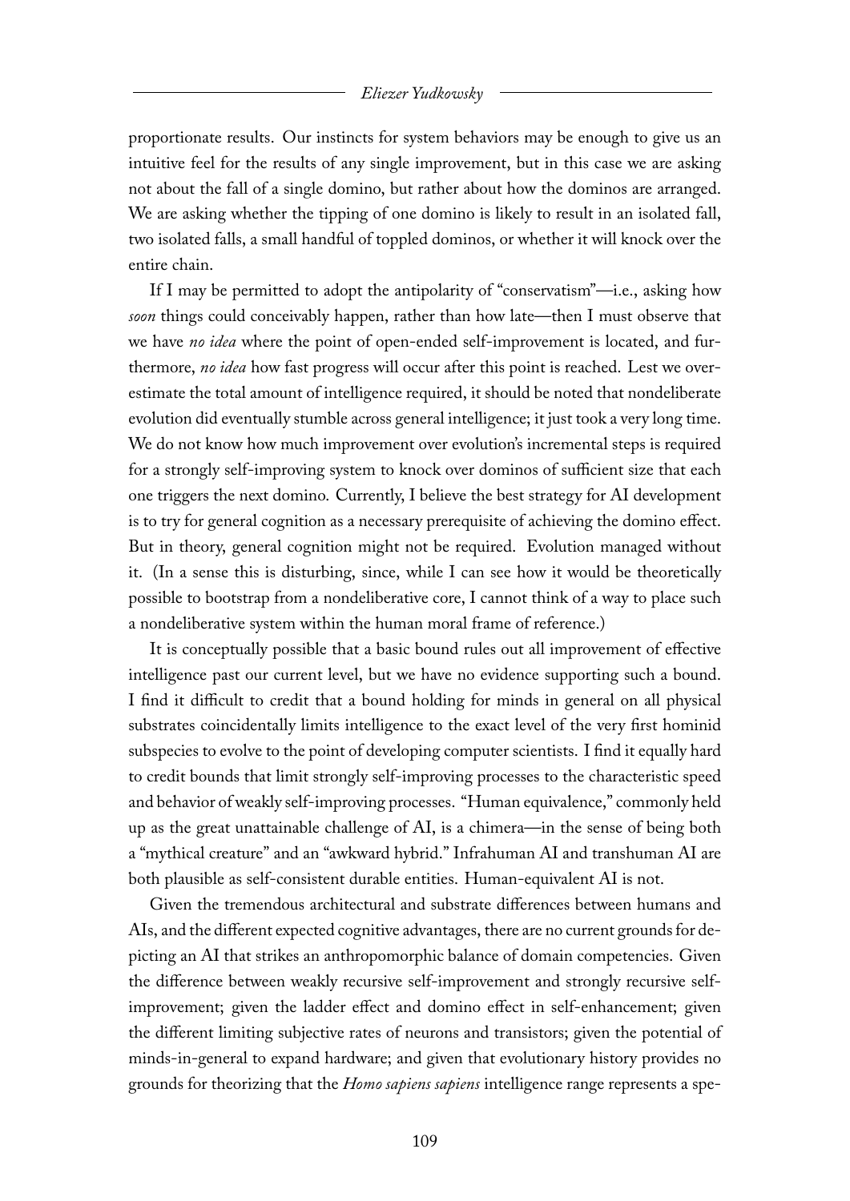proportionate results. Our instincts for system behaviors may be enough to give us an intuitive feel for the results of any single improvement, but in this case we are asking not about the fall of a single domino, but rather about how the dominos are arranged. We are asking whether the tipping of one domino is likely to result in an isolated fall, two isolated falls, a small handful of toppled dominos, or whether it will knock over the entire chain.

If I may be permitted to adopt the antipolarity of "conservatism"—i.e., asking how *soon* things could conceivably happen, rather than how late—then I must observe that we have *no idea* where the point of open-ended self-improvement is located, and furthermore, *no idea* how fast progress will occur after this point is reached. Lest we overestimate the total amount of intelligence required, it should be noted that nondeliberate evolution did eventually stumble across general intelligence; it just took a very long time. We do not know how much improvement over evolution's incremental steps is required for a strongly self-improving system to knock over dominos of sufficient size that each one triggers the next domino. Currently, I believe the best strategy for AI development is to try for general cognition as a necessary prerequisite of achieving the domino effect. But in theory, general cognition might not be required. Evolution managed without it. (In a sense this is disturbing, since, while I can see how it would be theoretically possible to bootstrap from a nondeliberative core, I cannot think of a way to place such a nondeliberative system within the human moral frame of reference.)

It is conceptually possible that a basic bound rules out all improvement of effective intelligence past our current level, but we have no evidence supporting such a bound. I find it difficult to credit that a bound holding for minds in general on all physical substrates coincidentally limits intelligence to the exact level of the very first hominid subspecies to evolve to the point of developing computer scientists. I find it equally hard to credit bounds that limit strongly self-improving processes to the characteristic speed and behavior of weakly self-improving processes. "Human equivalence," commonly held up as the great unattainable challenge of AI, is a chimera—in the sense of being both a "mythical creature" and an "awkward hybrid." Infrahuman AI and transhuman AI are both plausible as self-consistent durable entities. Human-equivalent AI is not.

Given the tremendous architectural and substrate differences between humans and AIs, and the different expected cognitive advantages, there are no current grounds for depicting an AI that strikes an anthropomorphic balance of domain competencies. Given the difference between weakly recursive self-improvement and strongly recursive self-improvement; given the ladder effect and domino effect in self-enhancement; given the different limiting subjective rates of neurons and transistors; given the potential of minds-in-general to expand hardware; and given that evolutionary history provides no grounds for theorizing that the *Homo sapiens sapiens* intelligence range represents a spe-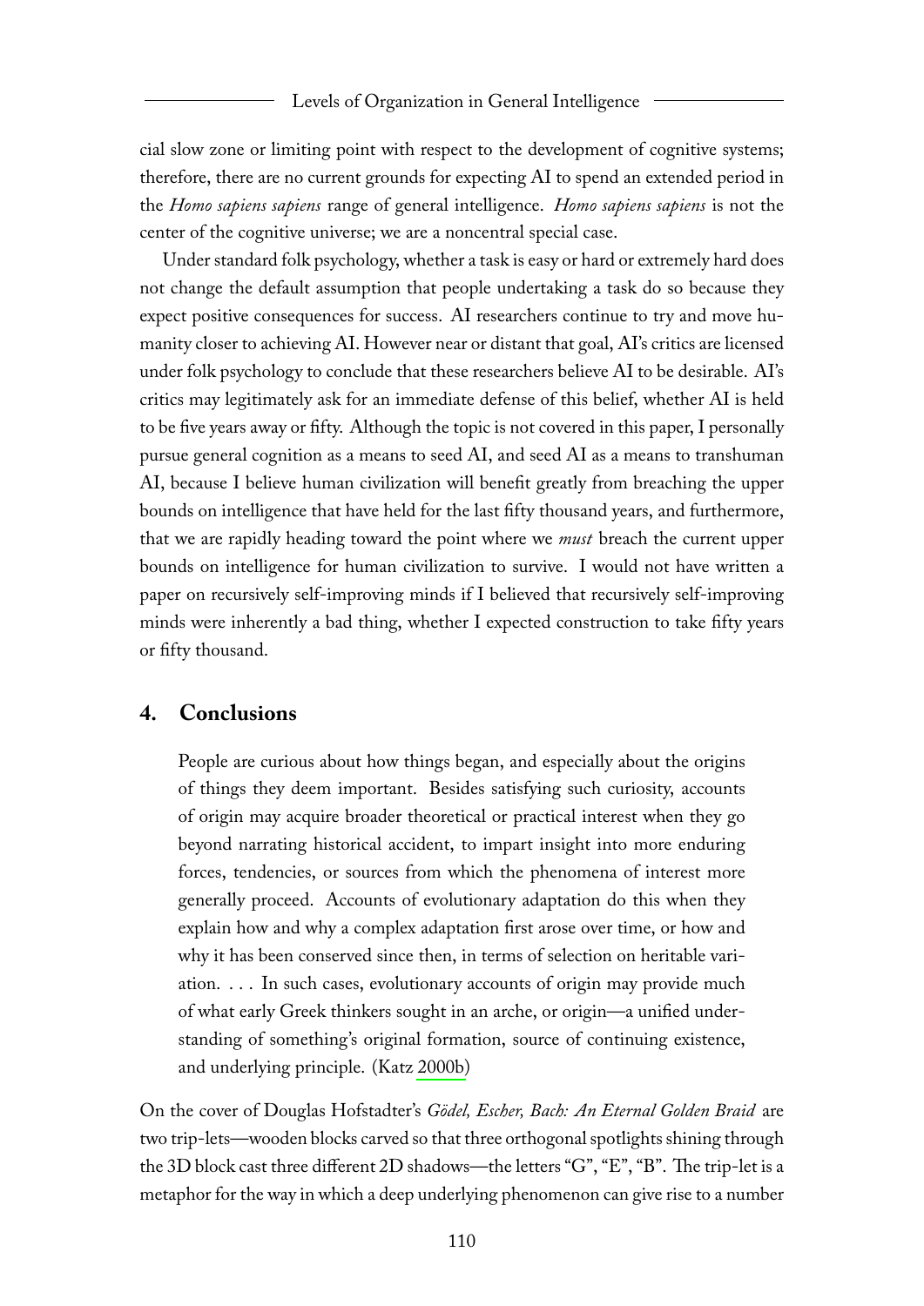cial slow zone or limiting point with respect to the development of cognitive systems; therefore, there are no current grounds for expecting AI to spend an extended period in the *Homo sapiens sapiens* range of general intelligence. *Homo sapiens sapiens* is not the center of the cognitive universe; we are a noncentral special case.

Under standard folk psychology, whether a task is easy or hard or extremely hard does not change the default assumption that people undertaking a task do so because they expect positive consequences for success. AI researchers continue to try and move humanity closer to achieving AI. However near or distant that goal, AI's critics are licensed under folk psychology to conclude that these researchers believe AI to be desirable. AI's critics may legitimately ask for an immediate defense of this belief, whether AI is held to be five years away or fifty. Although the topic is not covered in this paper, I personally pursue general cognition as a means to seed AI, and seed AI as a means to transhuman AI, because I believe human civilization will benefit greatly from breaching the upper bounds on intelligence that have held for the last fifty thousand years, and furthermore, that we are rapidly heading toward the point where we *must* breach the current upper bounds on intelligence for human civilization to survive. I would not have written a paper on recursively self-improving minds if I believed that recursively self-improving minds were inherently a bad thing, whether I expected construction to take fifty years or fifty thousand.

## 4. Conclusions

> People are curious about how things began, and especially about the origins of things they deem important. Besides satisfying such curiosity, accounts of origin may acquire broader theoretical or practical interest when they go beyond narrating historical accident, to impart insight into more enduring forces, tendencies, or sources from which the phenomena of interest more generally proceed. Accounts of evolutionary adaptation do this when they explain how and why a complex adaptation first arose over time, or how and why it has been conserved since then, in terms of selection on heritable variation. . . . In such cases, evolutionary accounts of origin may provide much of what early Greek thinkers sought in an arche, or origin—a unified understanding of something's original formation, source of continuing existence, and underlying principle. (Katz 2000b)

On the cover of Douglas Hofstadter's *Gödel, Escher, Bach: An Eternal Golden Braid* are two trip-lets—wooden blocks carved so that three orthogonal spotlights shining through the 3D block cast three different 2D shadows—the letters "G", "E", "B". The trip-let is a metaphor for the way in which a deep underlying phenomenon can give rise to a number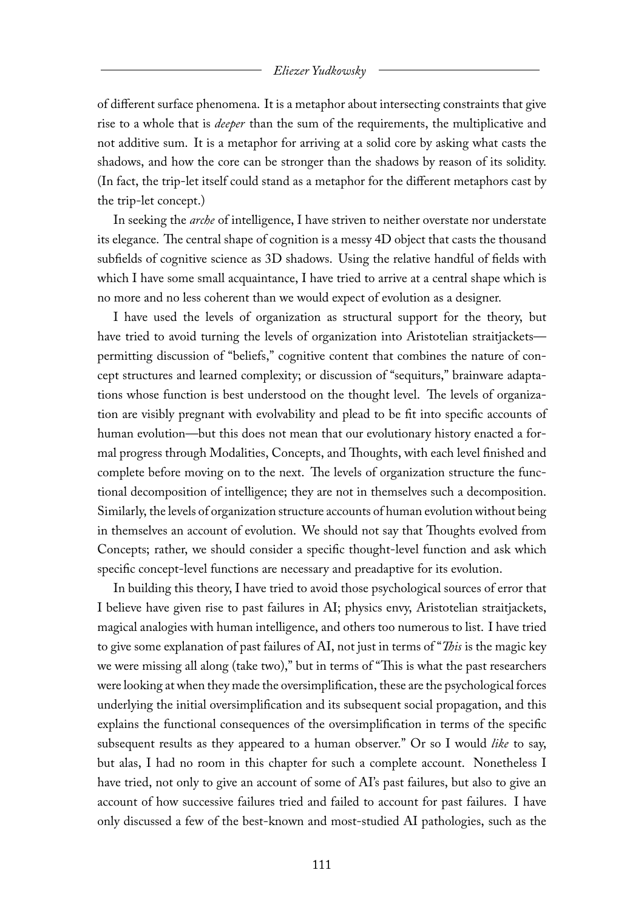of different surface phenomena. It is a metaphor about intersecting constraints that give rise to a whole that is *deeper* than the sum of the requirements, the multiplicative and not additive sum. It is a metaphor for arriving at a solid core by asking what casts the shadows, and how the core can be stronger than the shadows by reason of its solidity. (In fact, the trip-let itself could stand as a metaphor for the different metaphors cast by the trip-let concept.)

In seeking the *arche* of intelligence, I have striven to neither overstate nor understate its elegance. The central shape of cognition is a messy 4D object that casts the thousand subfields of cognitive science as 3D shadows. Using the relative handful of fields with which I have some small acquaintance, I have tried to arrive at a central shape which is no more and no less coherent than we would expect of evolution as a designer.

I have used the levels of organization as structural support for the theory, but have tried to avoid turning the levels of organization into Aristotelian straitjackets—permitting discussion of "beliefs," cognitive content that combines the nature of concept structures and learned complexity; or discussion of "sequiturs," brainware adaptations whose function is best understood on the thought level. The levels of organization are visibly pregnant with evolvability and plead to be fit into specific accounts of human evolution—but this does not mean that our evolutionary history enacted a formal progress through Modalities, Concepts, and Thoughts, with each level finished and complete before moving on to the next. The levels of organization structure the functional decomposition of intelligence; they are not in themselves such a decomposition. Similarly, the levels of organization structure accounts of human evolution without being in themselves an account of evolution. We should not say that Thoughts evolved from Concepts; rather, we should consider a specific thought-level function and ask which specific concept-level functions are necessary and preadaptive for its evolution.

In building this theory, I have tried to avoid those psychological sources of error that I believe have given rise to past failures in AI; physics envy, Aristotelian straitjackets, magical analogies with human intelligence, and others too numerous to list. I have tried to give some explanation of past failures of AI, not just in terms of "*This* is the magic key we were missing all along (take two)," but in terms of "This is what the past researchers were looking at when they made the oversimplification, these are the psychological forces underlying the initial oversimplification and its subsequent social propagation, and this explains the functional consequences of the oversimplification in terms of the specific subsequent results as they appeared to a human observer." Or so I would *like* to say, but alas, I had no room in this chapter for such a complete account. Nonetheless I have tried, not only to give an account of some of AI's past failures, but also to give an account of how successive failures tried and failed to account for past failures. I have only discussed a few of the best-known and most-studied AI pathologies, such as the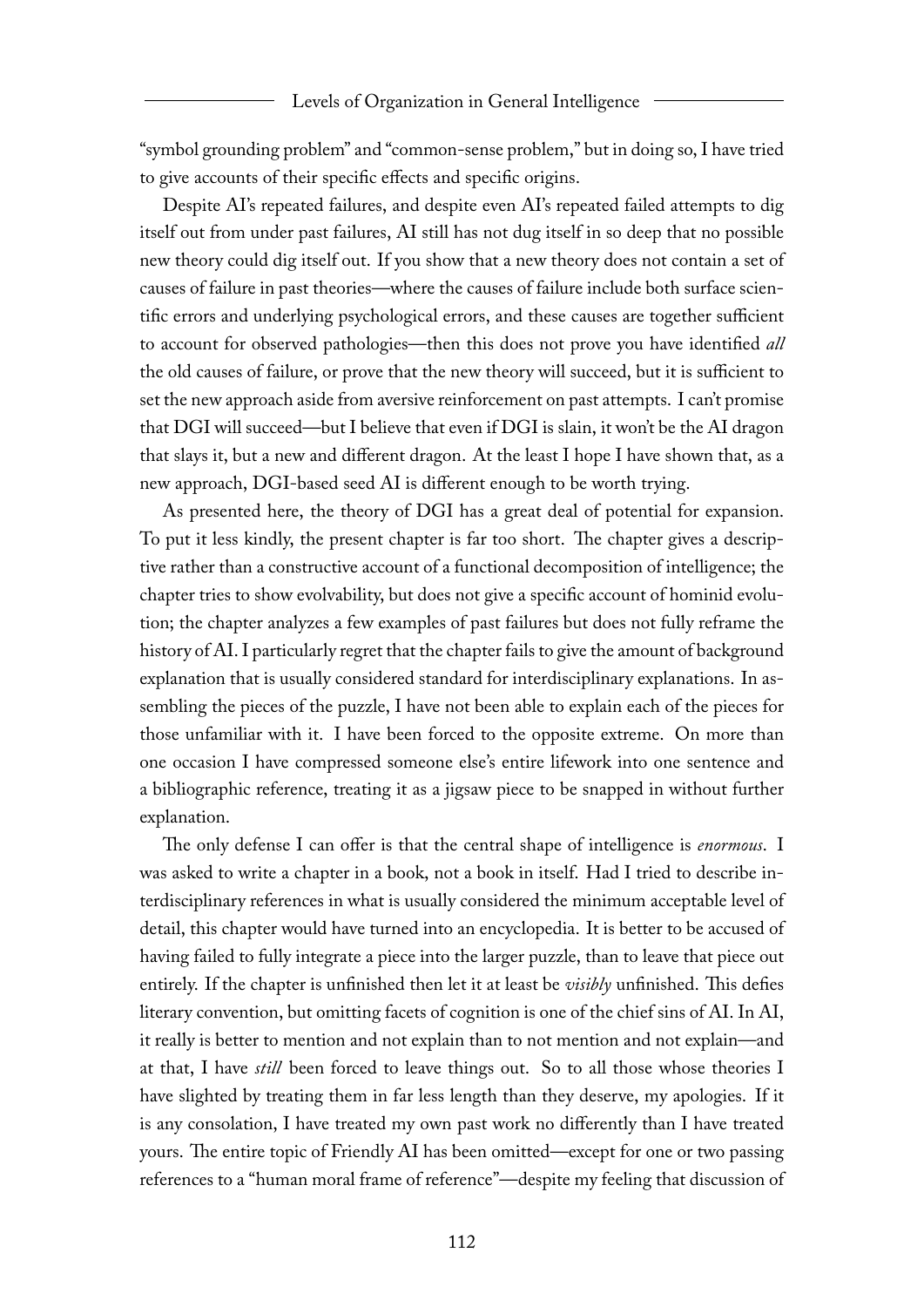"symbol grounding problem" and "common-sense problem," but in doing so, I have tried to give accounts of their specific effects and specific origins.

Despite AI's repeated failures, and despite even AI's repeated failed attempts to dig itself out from under past failures, AI still has not dug itself in so deep that no possible new theory could dig itself out. If you show that a new theory does not contain a set of causes of failure in past theories—where the causes of failure include both surface scientific errors and underlying psychological errors, and these causes are together sufficient to account for observed pathologies—then this does not prove you have identified *all* the old causes of failure, or prove that the new theory will succeed, but it is sufficient to set the new approach aside from aversive reinforcement on past attempts. I can't promise that DGI will succeed—but I believe that even if DGI is slain, it won't be the AI dragon that slays it, but a new and different dragon. At the least I hope I have shown that, as a new approach, DGI-based seed AI is different enough to be worth trying.

As presented here, the theory of DGI has a great deal of potential for expansion. To put it less kindly, the present chapter is far too short. The chapter gives a descriptive rather than a constructive account of a functional decomposition of intelligence; the chapter tries to show evolvability, but does not give a specific account of hominid evolution; the chapter analyzes a few examples of past failures but does not fully reframe the history of AI. I particularly regret that the chapter fails to give the amount of background explanation that is usually considered standard for interdisciplinary explanations. In assembling the pieces of the puzzle, I have not been able to explain each of the pieces for those unfamiliar with it. I have been forced to the opposite extreme. On more than one occasion I have compressed someone else's entire lifework into one sentence and a bibliographic reference, treating it as a jigsaw piece to be snapped in without further explanation.

The only defense I can offer is that the central shape of intelligence is *enormous*. I was asked to write a chapter in a book, not a book in itself. Had I tried to describe interdisciplinary references in what is usually considered the minimum acceptable level of detail, this chapter would have turned into an encyclopedia. It is better to be accused of having failed to fully integrate a piece into the larger puzzle, than to leave that piece out entirely. If the chapter is unfinished then let it at least be *visibly* unfinished. This defies literary convention, but omitting facets of cognition is one of the chief sins of AI. In AI, it really is better to mention and not explain than to not mention and not explain—and at that, I have *still* been forced to leave things out. So to all those whose theories I have slighted by treating them in far less length than they deserve, my apologies. If it is any consolation, I have treated my own past work no differently than I have treated yours. The entire topic of Friendly AI has been omitted—except for one or two passing references to a "human moral frame of reference"—despite my feeling that discussion of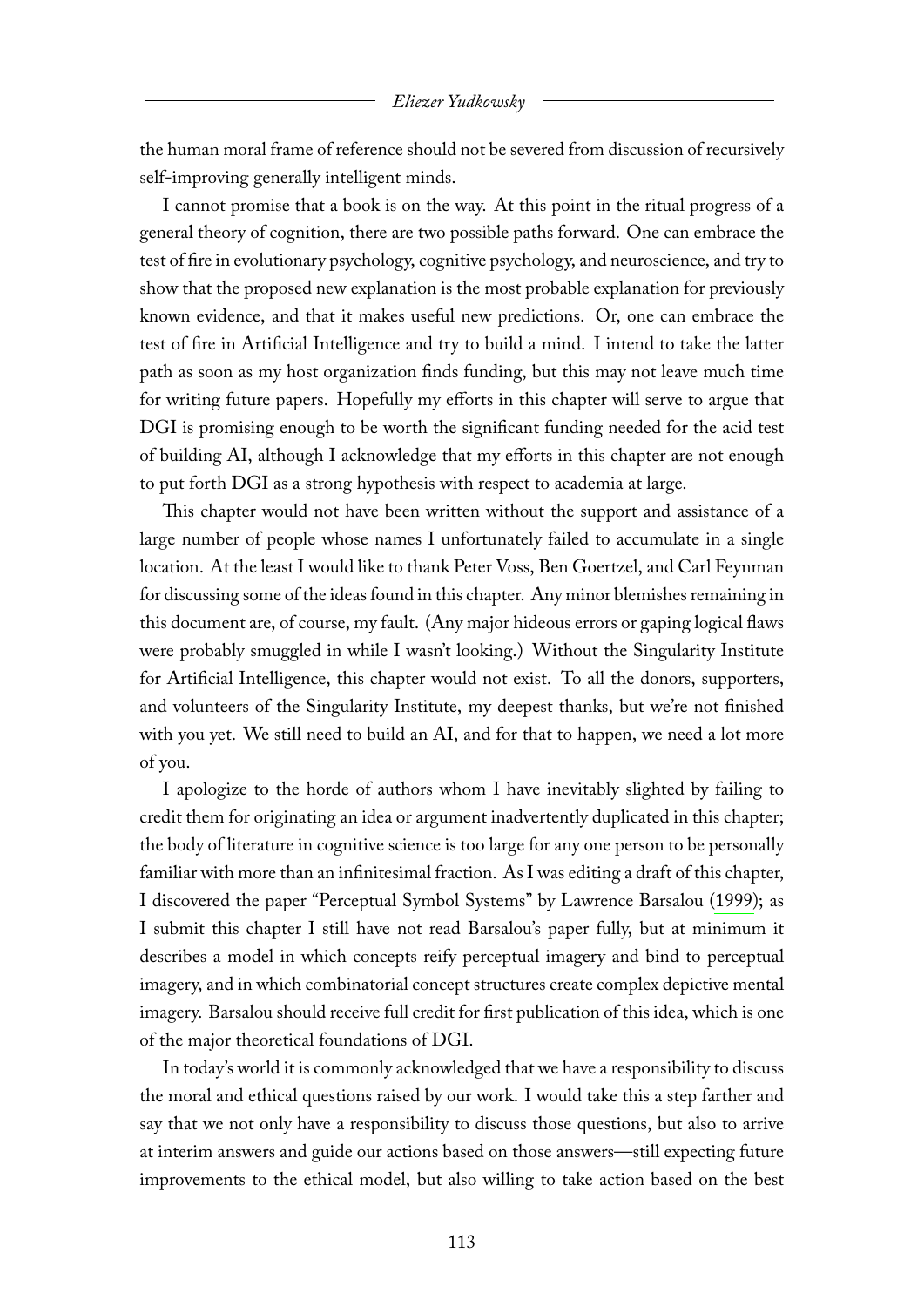the human moral frame of reference should not be severed from discussion of recursively self-improving generally intelligent minds.

I cannot promise that a book is on the way. At this point in the ritual progress of a general theory of cognition, there are two possible paths forward. One can embrace the test of fire in evolutionary psychology, cognitive psychology, and neuroscience, and try to show that the proposed new explanation is the most probable explanation for previously known evidence, and that it makes useful new predictions. Or, one can embrace the test of fire in Artificial Intelligence and try to build a mind. I intend to take the latter path as soon as my host organization finds funding, but this may not leave much time for writing future papers. Hopefully my efforts in this chapter will serve to argue that DGI is promising enough to be worth the significant funding needed for the acid test of building AI, although I acknowledge that my efforts in this chapter are not enough to put forth DGI as a strong hypothesis with respect to academia at large.

This chapter would not have been written without the support and assistance of a large number of people whose names I unfortunately failed to accumulate in a single location. At the least I would like to thank Peter Voss, Ben Goertzel, and Carl Feynman for discussing some of the ideas found in this chapter. Any minor blemishes remaining in this document are, of course, my fault. (Any major hideous errors or gaping logical flaws were probably smuggled in while I wasn't looking.) Without the Singularity Institute for Artificial Intelligence, this chapter would not exist. To all the donors, supporters, and volunteers of the Singularity Institute, my deepest thanks, but we're not finished with you yet. We still need to build an AI, and for that to happen, we need a lot more of you.

I apologize to the horde of authors whom I have inevitably slighted by failing to credit them for originating an idea or argument inadvertently duplicated in this chapter; the body of literature in cognitive science is too large for any one person to be personally familiar with more than an infinitesimal fraction. As I was editing a draft of this chapter, I discovered the paper "Perceptual Symbol Systems" by Lawrence Barsalou (1999); as I submit this chapter I still have not read Barsalou's paper fully, but at minimum it describes a model in which concepts reify perceptual imagery and bind to perceptual imagery, and in which combinatorial concept structures create complex depictive mental imagery. Barsalou should receive full credit for first publication of this idea, which is one of the major theoretical foundations of DGI.

In today's world it is commonly acknowledged that we have a responsibility to discuss the moral and ethical questions raised by our work. I would take this a step farther and say that we not only have a responsibility to discuss those questions, but also to arrive at interim answers and guide our actions based on those answers—still expecting future improvements to the ethical model, but also willing to take action based on the best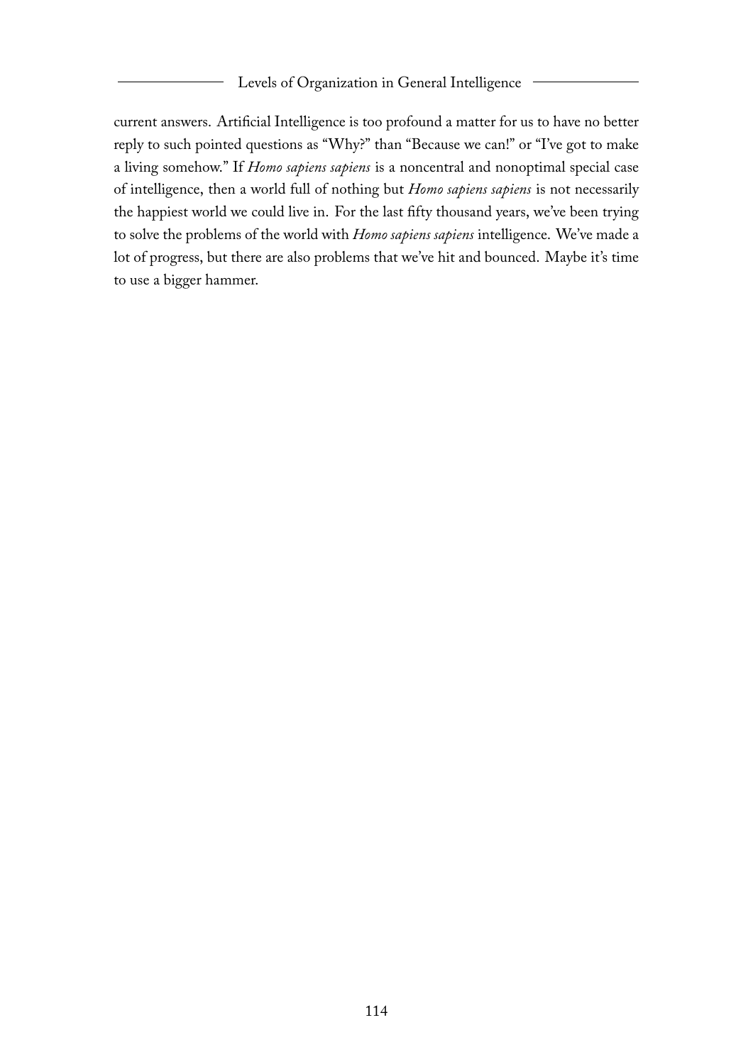current answers. Artificial Intelligence is too profound a matter for us to have no better reply to such pointed questions as "Why?" than "Because we can!" or "I've got to make a living somehow." If *Homo sapiens sapiens* is a noncentral and nonoptimal special case of intelligence, then a world full of nothing but *Homo sapiens sapiens* is not necessarily the happiest world we could live in. For the last fifty thousand years, we've been trying to solve the problems of the world with *Homo sapiens sapiens* intelligence. We've made a lot of progress, but there are also problems that we've hit and bounced. Maybe it's time to use a bigger hammer.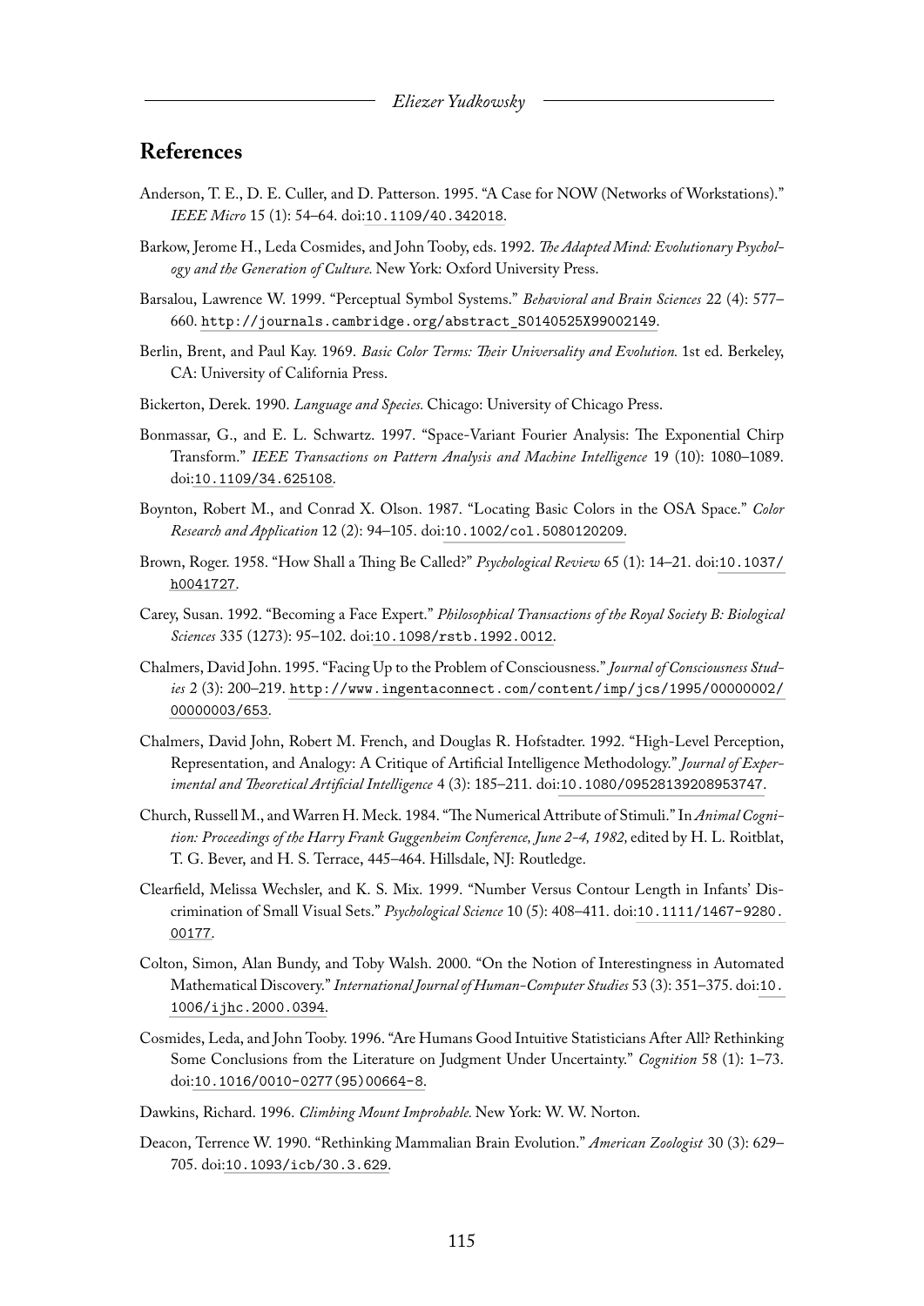## References

Anderson, T. E., D. E. Culler, and D. Patterson. 1995. "A Case for NOW (Networks of Workstations)." *IEEE Micro* 15 (1): 54–64. doi:10.1109/40.342018.

Barkow, Jerome H., Leda Cosmides, and John Tooby, eds. 1992. *The Adapted Mind: Evolutionary Psychology and the Generation of Culture.* New York: Oxford University Press.

Barsalou, Lawrence W. 1999. "Perceptual Symbol Systems." *Behavioral and Brain Sciences* 22 (4): 577–660. http://journals.cambridge.org/abstract_S0140525X99002149.

Berlin, Brent, and Paul Kay. 1969. *Basic Color Terms: Their Universality and Evolution.* 1st ed. Berkeley, CA: University of California Press.

Bickerton, Derek. 1990. *Language and Species.* Chicago: University of Chicago Press.

Bonmassar, G., and E. L. Schwartz. 1997. "Space-Variant Fourier Analysis: The Exponential Chirp Transform." *IEEE Transactions on Pattern Analysis and Machine Intelligence* 19 (10): 1080–1089. doi:10.1109/34.625108.

Boynton, Robert M., and Conrad X. Olson. 1987. "Locating Basic Colors in the OSA Space." *Color Research and Application* 12 (2): 94–105. doi:10.1002/col.5080120209.

Brown, Roger. 1958. "How Shall a Thing Be Called?" *Psychological Review* 65 (1): 14–21. doi:10.1037/h0041727.

Carey, Susan. 1992. "Becoming a Face Expert." *Philosophical Transactions of the Royal Society B: Biological Sciences* 335 (1273): 95–102. doi:10.1098/rstb.1992.0012.

Chalmers, David John. 1995. "Facing Up to the Problem of Consciousness." *Journal of Consciousness Studies* 2 (3): 200–219. http://www.ingentaconnect.com/content/imp/jcs/1995/00000002/00000003/653.

Chalmers, David John, Robert M. French, and Douglas R. Hofstadter. 1992. "High-Level Perception, Representation, and Analogy: A Critique of Artificial Intelligence Methodology." *Journal of Experimental and Theoretical Artificial Intelligence* 4 (3): 185–211. doi:10.1080/09528139208953747.

Church, Russell M., and Warren H. Meck. 1984. "The Numerical Attribute of Stimuli." In *Animal Cognition: Proceedings of the Harry Frank Guggenheim Conference, June 2-4, 1982,* edited by H. L. Roitblat, T. G. Bever, and H. S. Terrace, 445–464. Hillsdale, NJ: Routledge.

Clearfield, Melissa Wechsler, and K. S. Mix. 1999. "Number Versus Contour Length in Infants' Discrimination of Small Visual Sets." *Psychological Science* 10 (5): 408–411. doi:10.1111/1467-9280.00177.

Colton, Simon, Alan Bundy, and Toby Walsh. 2000. "On the Notion of Interestingness in Automated Mathematical Discovery." *International Journal of Human-Computer Studies* 53 (3): 351–375. doi:10.1006/ijhc.2000.0394.

Cosmides, Leda, and John Tooby. 1996. "Are Humans Good Intuitive Statisticians After All? Rethinking Some Conclusions from the Literature on Judgment Under Uncertainty." *Cognition* 58 (1): 1–73. doi:10.1016/0010-0277(95)00664-8.

Dawkins, Richard. 1996. *Climbing Mount Improbable.* New York: W. W. Norton.

Deacon, Terrence W. 1990. "Rethinking Mammalian Brain Evolution." *American Zoologist* 30 (3): 629–705. doi:10.1093/icb/30.3.629.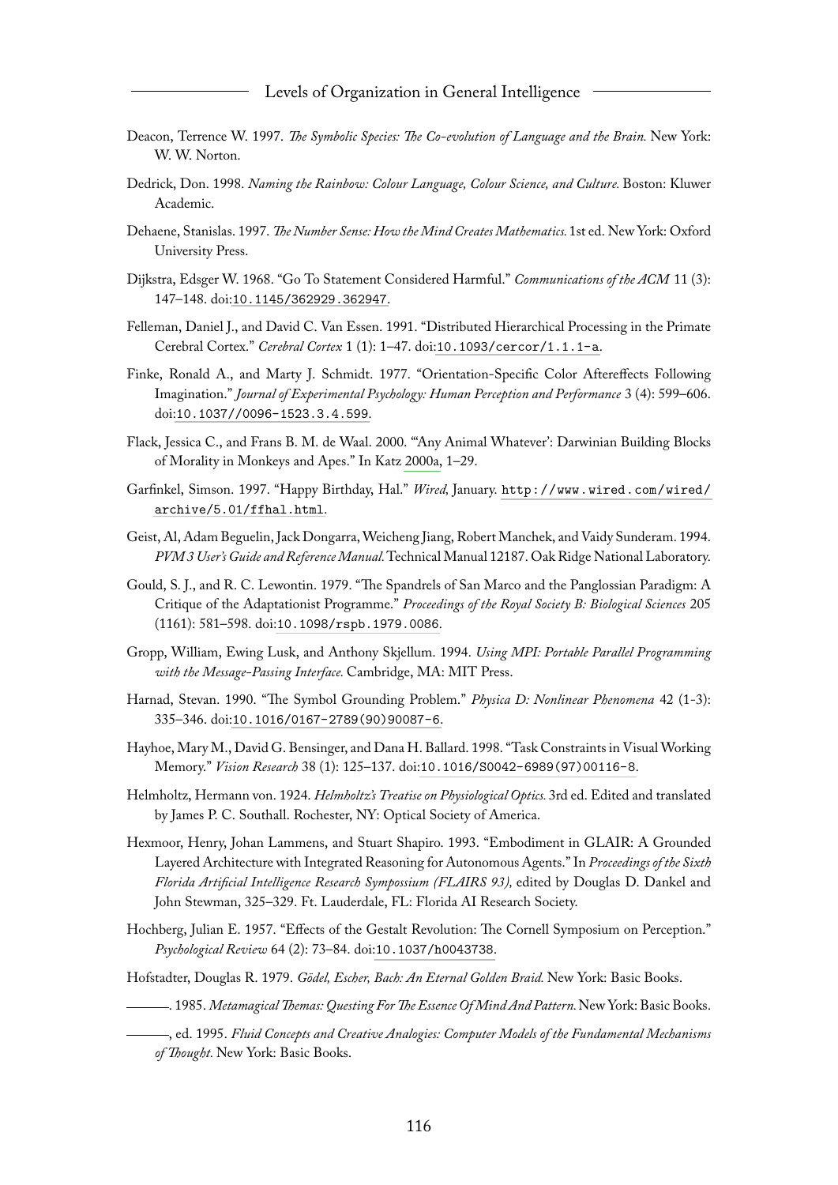Deacon, Terrence W. 1997. *The Symbolic Species: The Co-evolution of Language and the Brain.* New York: W. W. Norton.

Dedrick, Don. 1998. *Naming the Rainbow: Colour Language, Colour Science, and Culture.* Boston: Kluwer Academic.

Dehaene, Stanislas. 1997. *The Number Sense: How the Mind Creates Mathematics.* 1st ed. New York: Oxford University Press.

Dijkstra, Edsger W. 1968. "Go To Statement Considered Harmful." *Communications of the ACM* 11 (3): 147–148. doi:10.1145/362929.362947.

Felleman, Daniel J., and David C. Van Essen. 1991. "Distributed Hierarchical Processing in the Primate Cerebral Cortex." *Cerebral Cortex* 1 (1): 1–47. doi:10.1093/cercor/1.1.1-a.

Finke, Ronald A., and Marty J. Schmidt. 1977. "Orientation-Specific Color Aftereffects Following Imagination." *Journal of Experimental Psychology: Human Perception and Performance* 3 (4): 599–606. doi:10.1037//0096-1523.3.4.599.

Flack, Jessica C., and Frans B. M. de Waal. 2000. "'Any Animal Whatever': Darwinian Building Blocks of Morality in Monkeys and Apes." In Katz 2000a, 1–29.

Garfinkel, Simson. 1997. "Happy Birthday, Hal." *Wired,* January. http://www.wired.com/wired/archive/5.01/ffhal.html.

Geist, Al, Adam Beguelin, Jack Dongarra, Weicheng Jiang, Robert Manchek, and Vaidy Sunderam. 1994. *PVM 3 User's Guide and Reference Manual.* Technical Manual 12187. Oak Ridge National Laboratory.

Gould, S. J., and R. C. Lewontin. 1979. "The Spandrels of San Marco and the Panglossian Paradigm: A Critique of the Adaptationist Programme." *Proceedings of the Royal Society B: Biological Sciences* 205 (1161): 581–598. doi:10.1098/rspb.1979.0086.

Gropp, William, Ewing Lusk, and Anthony Skjellum. 1994. *Using MPI: Portable Parallel Programming with the Message-Passing Interface.* Cambridge, MA: MIT Press.

Harnad, Stevan. 1990. "The Symbol Grounding Problem." *Physica D: Nonlinear Phenomena* 42 (1-3): 335–346. doi:10.1016/0167-2789(90)90087-6.

Hayhoe, Mary M., David G. Bensinger, and Dana H. Ballard. 1998. "Task Constraints in Visual Working Memory." *Vision Research* 38 (1): 125–137. doi:10.1016/S0042-6989(97)00116-8.

Helmholtz, Hermann von. 1924. *Helmholtz's Treatise on Physiological Optics.* 3rd ed. Edited and translated by James P. C. Southall. Rochester, NY: Optical Society of America.

Hexmoor, Henry, Johan Lammens, and Stuart Shapiro. 1993. "Embodiment in GLAIR: A Grounded Layered Architecture with Integrated Reasoning for Autonomous Agents." In *Proceedings of the Sixth Florida Artificial Intelligence Research Sympossium (FLAIRS 93),* edited by Douglas D. Dankel and John Stewman, 325–329. Ft. Lauderdale, FL: Florida AI Research Society.

Hochberg, Julian E. 1957. "Effects of the Gestalt Revolution: The Cornell Symposium on Perception." *Psychological Review* 64 (2): 73–84. doi:10.1037/h0043738.

Hofstadter, Douglas R. 1979. *Gödel, Escher, Bach: An Eternal Golden Braid.* New York: Basic Books.

———. 1985. *Metamagical Themas: Questing For The Essence Of Mind And Pattern.* New York: Basic Books.

———, ed. 1995. *Fluid Concepts and Creative Analogies: Computer Models of the Fundamental Mechanisms of Thought.* New York: Basic Books.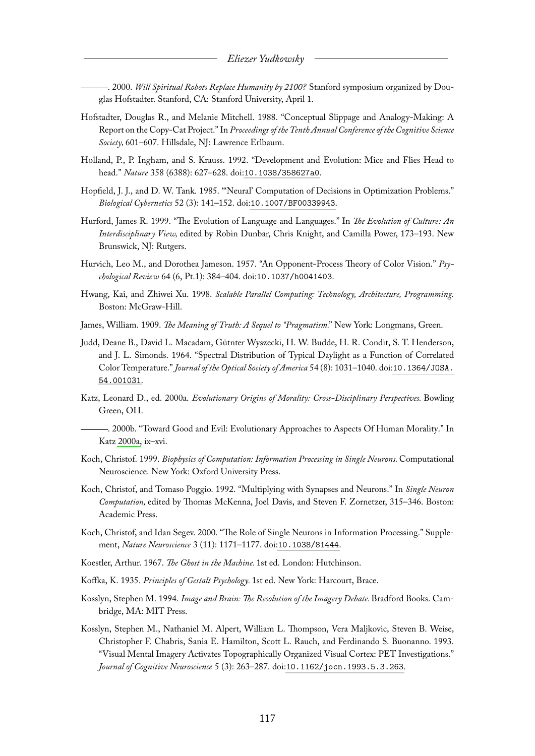———. 2000. *Will Spiritual Robots Replace Humanity by 2100?* Stanford symposium organized by Douglas Hofstadter. Stanford, CA: Stanford University, April 1.

Hofstadter, Douglas R., and Melanie Mitchell. 1988. "Conceptual Slippage and Analogy-Making: A Report on the Copy-Cat Project." In *Proceedings of the Tenth Annual Conference of the Cognitive Science Society,* 601–607. Hillsdale, NJ: Lawrence Erlbaum.

Holland, P., P. Ingham, and S. Krauss. 1992. "Development and Evolution: Mice and Flies Head to head." *Nature* 358 (6388): 627–628. doi:10.1038/358627a0.

Hopfield, J. J., and D. W. Tank. 1985. "'Neural' Computation of Decisions in Optimization Problems." *Biological Cybernetics* 52 (3): 141–152. doi:10.1007/BF00339943.

Hurford, James R. 1999. "The Evolution of Language and Languages." In *The Evolution of Culture: An Interdisciplinary View,* edited by Robin Dunbar, Chris Knight, and Camilla Power, 173–193. New Brunswick, NJ: Rutgers.

Hurvich, Leo M., and Dorothea Jameson. 1957. "An Opponent-Process Theory of Color Vision." *Psychological Review* 64 (6, Pt.1): 384–404. doi:10.1037/h0041403.

Hwang, Kai, and Zhiwei Xu. 1998. *Scalable Parallel Computing: Technology, Architecture, Programming.* Boston: McGraw-Hill.

James, William. 1909. *The Meaning of Truth: A Sequel to "Pragmatism."* New York: Longmans, Green.

Judd, Deane B., David L. Macadam, Gütnter Wyszecki, H. W. Budde, H. R. Condit, S. T. Henderson, and J. L. Simonds. 1964. "Spectral Distribution of Typical Daylight as a Function of Correlated Color Temperature." *Journal of the Optical Society of America* 54 (8): 1031–1040. doi:10.1364/JOSA.54.001031.

Katz, Leonard D., ed. 2000a. *Evolutionary Origins of Morality: Cross-Disciplinary Perspectives.* Bowling Green, OH.

———. 2000b. "Toward Good and Evil: Evolutionary Approaches to Aspects Of Human Morality." In Katz 2000a, ix–xvi.

Koch, Christof. 1999. *Biophysics of Computation: Information Processing in Single Neurons.* Computational Neuroscience. New York: Oxford University Press.

Koch, Christof, and Tomaso Poggio. 1992. "Multiplying with Synapses and Neurons." In *Single Neuron Computation,* edited by Thomas McKenna, Joel Davis, and Steven F. Zornetzer, 315–346. Boston: Academic Press.

Koch, Christof, and Idan Segev. 2000. "The Role of Single Neurons in Information Processing." Supplement, *Nature Neuroscience* 3 (11): 1171–1177. doi:10.1038/81444.

Koestler, Arthur. 1967. *The Ghost in the Machine.* 1st ed. London: Hutchinson.

Koffka, K. 1935. *Principles of Gestalt Psychology.* 1st ed. New York: Harcourt, Brace.

Kosslyn, Stephen M. 1994. *Image and Brain: The Resolution of the Imagery Debate.* Bradford Books. Cambridge, MA: MIT Press.

Kosslyn, Stephen M., Nathaniel M. Alpert, William L. Thompson, Vera Maljkovic, Steven B. Weise, Christopher F. Chabris, Sania E. Hamilton, Scott L. Rauch, and Ferdinando S. Buonanno. 1993. "Visual Mental Imagery Activates Topographically Organized Visual Cortex: PET Investigations." *Journal of Cognitive Neuroscience* 5 (3): 263–287. doi:10.1162/jocn.1993.5.3.263.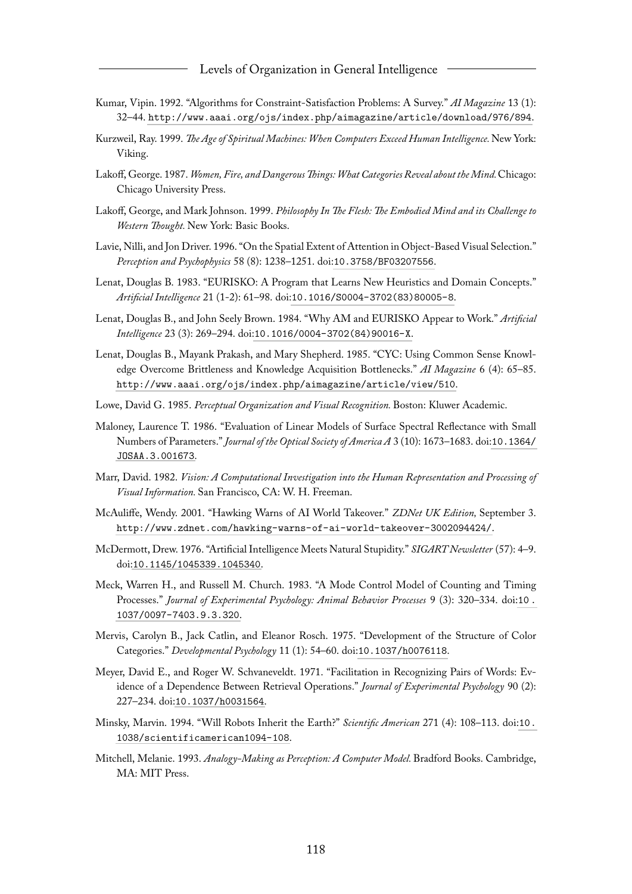Kumar, Vipin. 1992. "Algorithms for Constraint-Satisfaction Problems: A Survey." *AI Magazine* 13 (1): 32–44. http://www.aaai.org/ojs/index.php/aimagazine/article/download/976/894.

Kurzweil, Ray. 1999. *The Age of Spiritual Machines: When Computers Exceed Human Intelligence.* New York: Viking.

Lakoff, George. 1987. *Women, Fire, and Dangerous Things: What Categories Reveal about the Mind.* Chicago: Chicago University Press.

Lakoff, George, and Mark Johnson. 1999. *Philosophy In The Flesh: The Embodied Mind and its Challenge to Western Thought.* New York: Basic Books.

Lavie, Nilli, and Jon Driver. 1996. "On the Spatial Extent of Attention in Object-Based Visual Selection." *Perception and Psychophysics* 58 (8): 1238–1251. doi:10.3758/BF03207556.

Lenat, Douglas B. 1983. "EURISKO: A Program that Learns New Heuristics and Domain Concepts." *Artificial Intelligence* 21 (1-2): 61–98. doi:10.1016/S0004-3702(83)80005-8.

Lenat, Douglas B., and John Seely Brown. 1984. "Why AM and EURISKO Appear to Work." *Artificial Intelligence* 23 (3): 269–294. doi:10.1016/0004-3702(84)90016-X.

Lenat, Douglas B., Mayank Prakash, and Mary Shepherd. 1985. "CYC: Using Common Sense Knowledge Overcome Brittleness and Knowledge Acquisition Bottlenecks." *AI Magazine* 6 (4): 65–85. http://www.aaai.org/ojs/index.php/aimagazine/article/view/510.

Lowe, David G. 1985. *Perceptual Organization and Visual Recognition.* Boston: Kluwer Academic.

Maloney, Laurence T. 1986. "Evaluation of Linear Models of Surface Spectral Reflectance with Small Numbers of Parameters." *Journal of the Optical Society of America A* 3 (10): 1673–1683. doi:10.1364/JOSAA.3.001673.

Marr, David. 1982. *Vision: A Computational Investigation into the Human Representation and Processing of Visual Information.* San Francisco, CA: W. H. Freeman.

McAuliffe, Wendy. 2001. "Hawking Warns of AI World Takeover." *ZDNet UK Edition,* September 3. http://www.zdnet.com/hawking-warns-of-ai-world-takeover-3002094424/.

McDermott, Drew. 1976. "Artificial Intelligence Meets Natural Stupidity." *SIGART Newsletter* (57): 4–9. doi:10.1145/1045339.1045340.

Meck, Warren H., and Russell M. Church. 1983. "A Mode Control Model of Counting and Timing Processes." *Journal of Experimental Psychology: Animal Behavior Processes* 9 (3): 320–334. doi:10.1037/0097-7403.9.3.320.

Mervis, Carolyn B., Jack Catlin, and Eleanor Rosch. 1975. "Development of the Structure of Color Categories." *Developmental Psychology* 11 (1): 54–60. doi:10.1037/h0076118.

Meyer, David E., and Roger W. Schvaneveldt. 1971. "Facilitation in Recognizing Pairs of Words: Evidence of a Dependence Between Retrieval Operations." *Journal of Experimental Psychology* 90 (2): 227–234. doi:10.1037/h0031564.

Minsky, Marvin. 1994. "Will Robots Inherit the Earth?" *Scientific American* 271 (4): 108–113. doi:10.1038/scientificamerican1094-108.

Mitchell, Melanie. 1993. *Analogy-Making as Perception: A Computer Model.* Bradford Books. Cambridge, MA: MIT Press.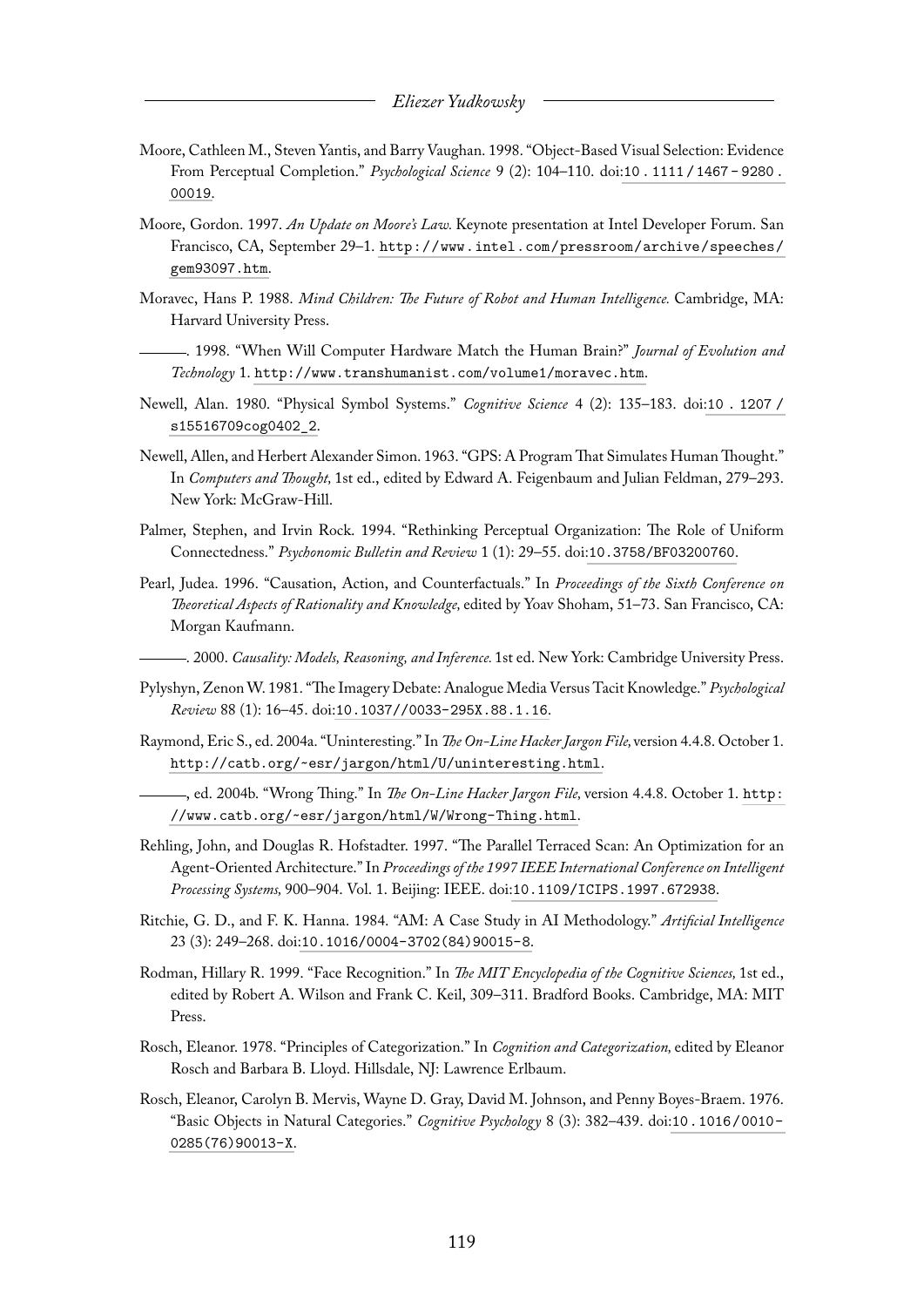Moore, Cathleen M., Steven Yantis, and Barry Vaughan. 1998. "Object-Based Visual Selection: Evidence From Perceptual Completion." *Psychological Science* 9 (2): 104–110. doi:10.1111/1467-9280.00019.

Moore, Gordon. 1997. *An Update on Moore's Law.* Keynote presentation at Intel Developer Forum. San Francisco, CA, September 29–1. http://www.intel.com/pressroom/archive/speeches/gem93097.htm.

Moravec, Hans P. 1988. *Mind Children: The Future of Robot and Human Intelligence.* Cambridge, MA: Harvard University Press.

———. 1998. "When Will Computer Hardware Match the Human Brain?" *Journal of Evolution and Technology* 1. http://www.transhumanist.com/volume1/moravec.htm.

Newell, Alan. 1980. "Physical Symbol Systems." *Cognitive Science* 4 (2): 135–183. doi:10.1207/s15516709cog0402_2.

Newell, Allen, and Herbert Alexander Simon. 1963. "GPS: A Program That Simulates Human Thought." In *Computers and Thought,* 1st ed., edited by Edward A. Feigenbaum and Julian Feldman, 279–293. New York: McGraw-Hill.

Palmer, Stephen, and Irvin Rock. 1994. "Rethinking Perceptual Organization: The Role of Uniform Connectedness." *Psychonomic Bulletin and Review* 1 (1): 29–55. doi:10.3758/BF03200760.

Pearl, Judea. 1996. "Causation, Action, and Counterfactuals." In *Proceedings of the Sixth Conference on Theoretical Aspects of Rationality and Knowledge,* edited by Yoav Shoham, 51–73. San Francisco, CA: Morgan Kaufmann.

———. 2000. *Causality: Models, Reasoning, and Inference.* 1st ed. New York: Cambridge University Press.

Pylyshyn, Zenon W. 1981. "The Imagery Debate: Analogue Media Versus Tacit Knowledge." *Psychological Review* 88 (1): 16–45. doi:10.1037//0033-295X.88.1.16.

Raymond, Eric S., ed. 2004a. "Uninteresting." In *The On-Line Hacker Jargon File,* version 4.4.8. October 1. http://catb.org/~esr/jargon/html/U/uninteresting.html.

———, ed. 2004b. "Wrong Thing." In *The On-Line Hacker Jargon File,* version 4.4.8. October 1. http://www.catb.org/~esr/jargon/html/W/Wrong-Thing.html.

Rehling, John, and Douglas R. Hofstadter. 1997. "The Parallel Terraced Scan: An Optimization for an Agent-Oriented Architecture." In *Proceedings of the 1997 IEEE International Conference on Intelligent Processing Systems,* 900–904. Vol. 1. Beijing: IEEE. doi:10.1109/ICIPS.1997.672938.

Ritchie, G. D., and F. K. Hanna. 1984. "AM: A Case Study in AI Methodology." *Artificial Intelligence* 23 (3): 249–268. doi:10.1016/0004-3702(84)90015-8.

Rodman, Hillary R. 1999. "Face Recognition." In *The MIT Encyclopedia of the Cognitive Sciences,* 1st ed., edited by Robert A. Wilson and Frank C. Keil, 309–311. Bradford Books. Cambridge, MA: MIT Press.

Rosch, Eleanor. 1978. "Principles of Categorization." In *Cognition and Categorization,* edited by Eleanor Rosch and Barbara B. Lloyd. Hillsdale, NJ: Lawrence Erlbaum.

Rosch, Eleanor, Carolyn B. Mervis, Wayne D. Gray, David M. Johnson, and Penny Boyes-Braem. 1976. "Basic Objects in Natural Categories." *Cognitive Psychology* 8 (3): 382–439. doi:10.1016/0010-0285(76)90013-X.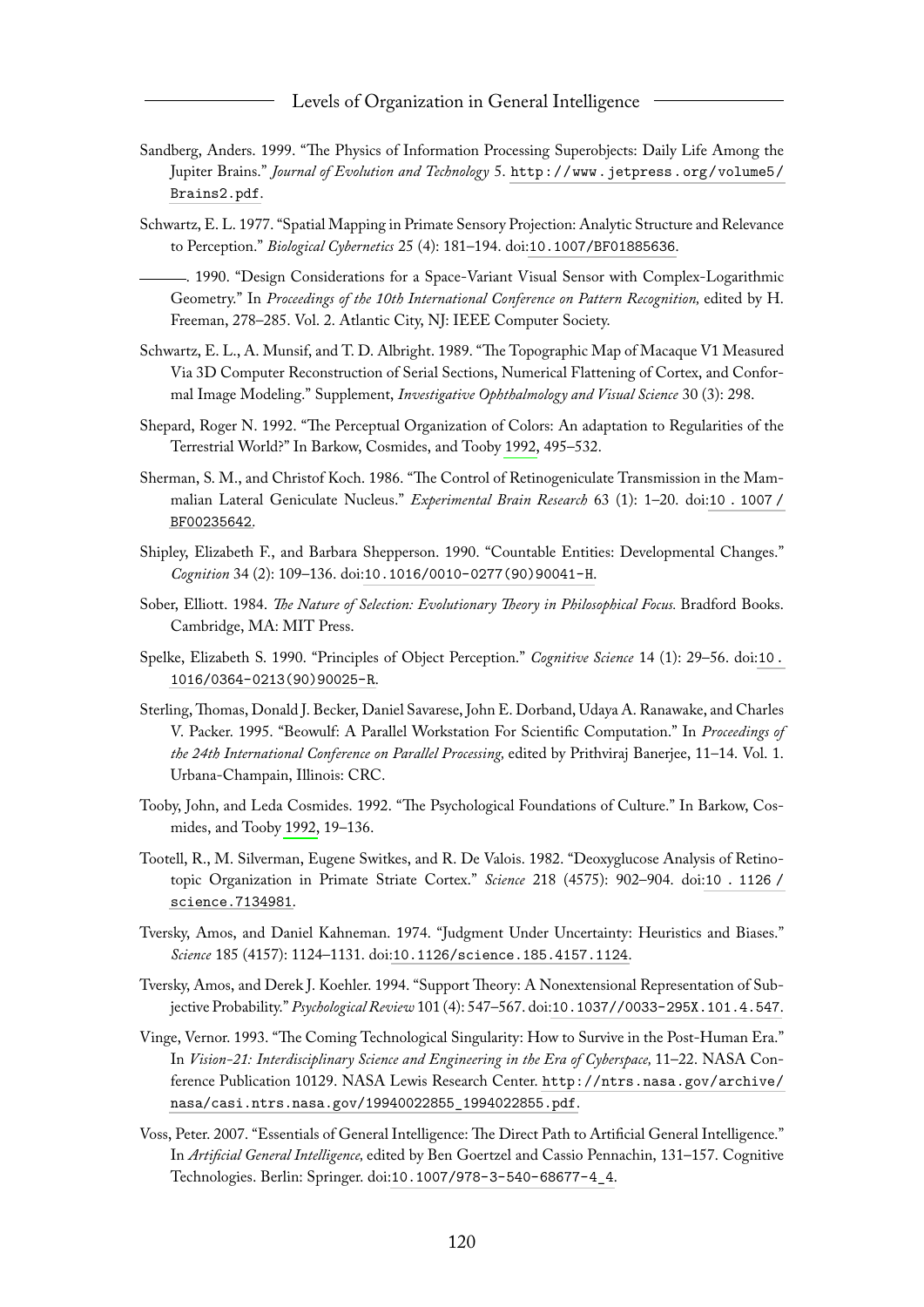Sandberg, Anders. 1999. "The Physics of Information Processing Superobjects: Daily Life Among the Jupiter Brains." *Journal of Evolution and Technology* 5. `http://www.jetpress.org/volume5/Brains2.pdf`.

Schwartz, E. L. 1977. "Spatial Mapping in Primate Sensory Projection: Analytic Structure and Relevance to Perception." *Biological Cybernetics* 25 (4): 181–194. doi:`10.1007/BF01885636`.

———. 1990. "Design Considerations for a Space-Variant Visual Sensor with Complex-Logarithmic Geometry." In *Proceedings of the 10th International Conference on Pattern Recognition,* edited by H. Freeman, 278–285. Vol. 2. Atlantic City, NJ: IEEE Computer Society.

Schwartz, E. L., A. Munsif, and T. D. Albright. 1989. "The Topographic Map of Macaque V1 Measured Via 3D Computer Reconstruction of Serial Sections, Numerical Flattening of Cortex, and Conformal Image Modeling." Supplement, *Investigative Ophthalmology and Visual Science* 30 (3): 298.

Shepard, Roger N. 1992. "The Perceptual Organization of Colors: An adaptation to Regularities of the Terrestrial World?" In Barkow, Cosmides, and Tooby 1992, 495–532.

Sherman, S. M., and Christof Koch. 1986. "The Control of Retinogeniculate Transmission in the Mammalian Lateral Geniculate Nucleus." *Experimental Brain Research* 63 (1): 1–20. doi:`10.1007/BF00235642`.

Shipley, Elizabeth F., and Barbara Shepperson. 1990. "Countable Entities: Developmental Changes." *Cognition* 34 (2): 109–136. doi:`10.1016/0010-0277(90)90041-H`.

Sober, Elliott. 1984. *The Nature of Selection: Evolutionary Theory in Philosophical Focus.* Bradford Books. Cambridge, MA: MIT Press.

Spelke, Elizabeth S. 1990. "Principles of Object Perception." *Cognitive Science* 14 (1): 29–56. doi:`10.1016/0364-0213(90)90025-R`.

Sterling, Thomas, Donald J. Becker, Daniel Savarese, John E. Dorband, Udaya A. Ranawake, and Charles V. Packer. 1995. "Beowulf: A Parallel Workstation For Scientific Computation." In *Proceedings of the 24th International Conference on Parallel Processing,* edited by Prithviraj Banerjee, 11–14. Vol. 1. Urbana-Champain, Illinois: CRC.

Tooby, John, and Leda Cosmides. 1992. "The Psychological Foundations of Culture." In Barkow, Cosmides, and Tooby 1992, 19–136.

Tootell, R., M. Silverman, Eugene Switkes, and R. De Valois. 1982. "Deoxyglucose Analysis of Retinotopic Organization in Primate Striate Cortex." *Science* 218 (4575): 902–904. doi:`10.1126/science.7134981`.

Tversky, Amos, and Daniel Kahneman. 1974. "Judgment Under Uncertainty: Heuristics and Biases." *Science* 185 (4157): 1124–1131. doi:`10.1126/science.185.4157.1124`.

Tversky, Amos, and Derek J. Koehler. 1994. "Support Theory: A Nonextensional Representation of Subjective Probability." *Psychological Review* 101 (4): 547–567. doi:`10.1037//0033-295X.101.4.547`.

Vinge, Vernor. 1993. "The Coming Technological Singularity: How to Survive in the Post-Human Era." In *Vision-21: Interdisciplinary Science and Engineering in the Era of Cyberspace,* 11–22. NASA Conference Publication 10129. NASA Lewis Research Center. `http://ntrs.nasa.gov/archive/nasa/casi.ntrs.nasa.gov/19940022855_1994022855.pdf`.

Voss, Peter. 2007. "Essentials of General Intelligence: The Direct Path to Artificial General Intelligence." In *Artificial General Intelligence,* edited by Ben Goertzel and Cassio Pennachin, 131–157. Cognitive Technologies. Berlin: Springer. doi:`10.1007/978-3-540-68677-4_4`.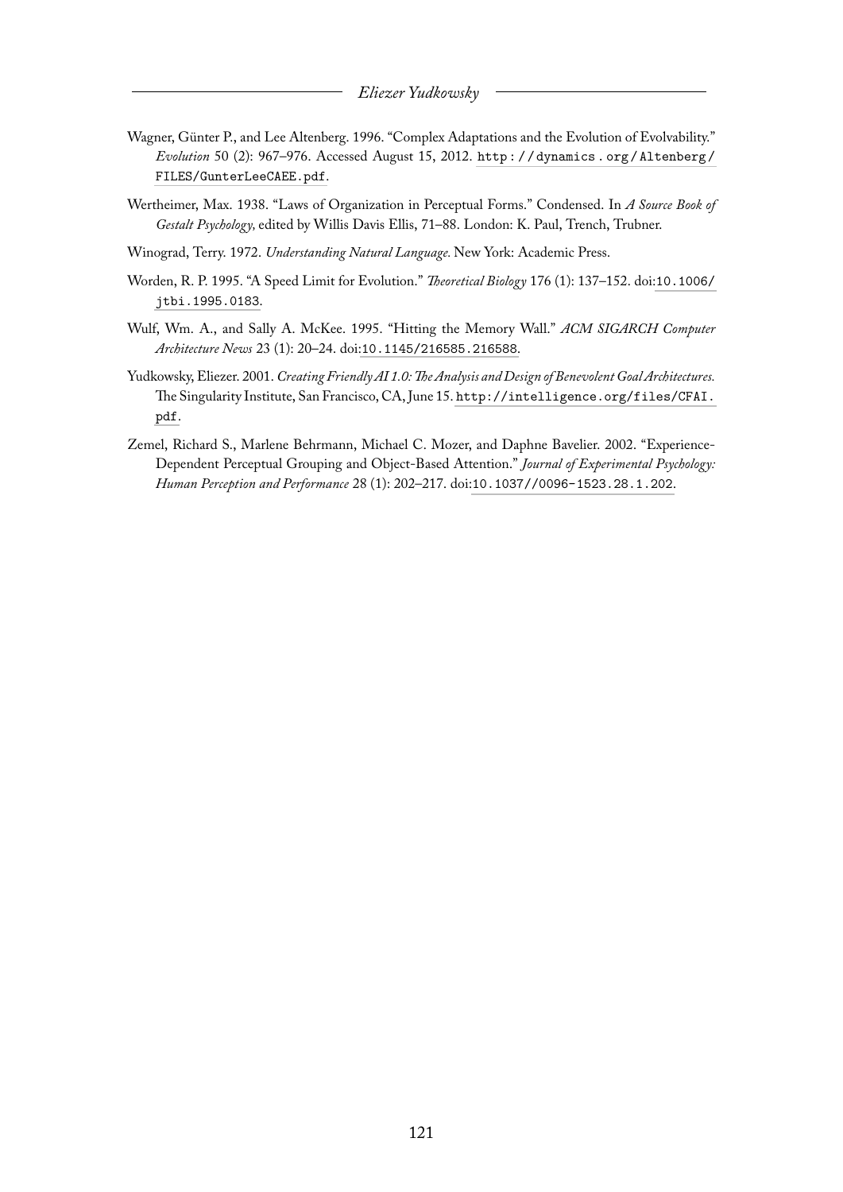Wagner, Günter P., and Lee Altenberg. 1996. "Complex Adaptations and the Evolution of Evolvability." *Evolution* 50 (2): 967–976. Accessed August 15, 2012. http://dynamics.org/Altenberg/FILES/GunterLeeCAEE.pdf.

Wertheimer, Max. 1938. "Laws of Organization in Perceptual Forms." Condensed. In *A Source Book of Gestalt Psychology,* edited by Willis Davis Ellis, 71–88. London: K. Paul, Trench, Trubner.

Winograd, Terry. 1972. *Understanding Natural Language.* New York: Academic Press.

Worden, R. P. 1995. "A Speed Limit for Evolution." *Theoretical Biology* 176 (1): 137–152. doi:10.1006/jtbi.1995.0183.

Wulf, Wm. A., and Sally A. McKee. 1995. "Hitting the Memory Wall." *ACM SIGARCH Computer Architecture News* 23 (1): 20–24. doi:10.1145/216585.216588.

Yudkowsky, Eliezer. 2001. *Creating Friendly AI 1.0: The Analysis and Design of Benevolent Goal Architectures.* The Singularity Institute, San Francisco, CA, June 15. http://intelligence.org/files/CFAI.pdf.

Zemel, Richard S., Marlene Behrmann, Michael C. Mozer, and Daphne Bavelier. 2002. "Experience-Dependent Perceptual Grouping and Object-Based Attention." *Journal of Experimental Psychology: Human Perception and Performance* 28 (1): 202–217. doi:10.1037//0096-1523.28.1.202.